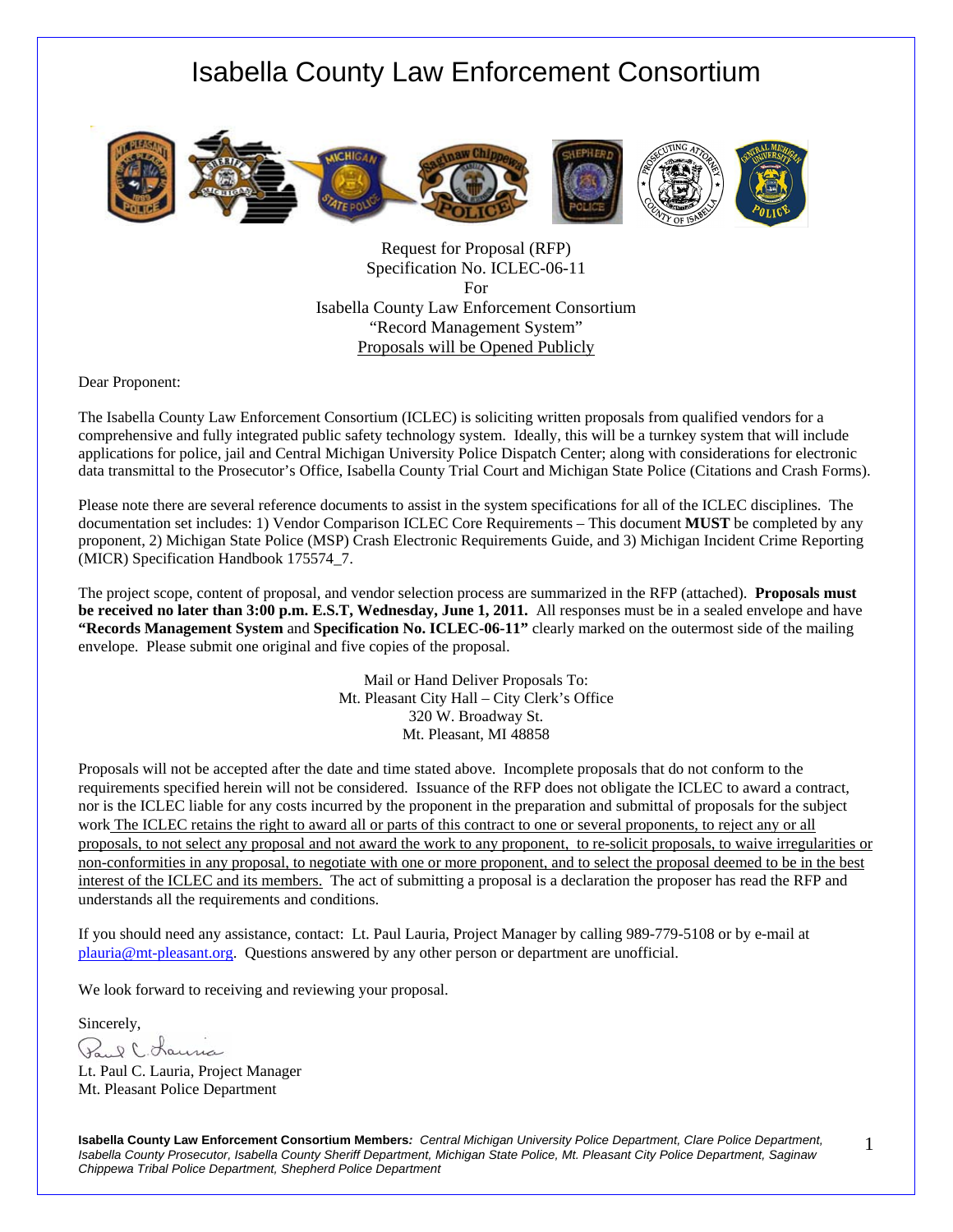# Isabella County Law Enforcement Consortium

Request for Proposal (RFP)
Specification No. ICLEC-06-11
For
Isabella County Law Enforcement Consortium
"Record Management System"
Proposals will be Opened Publicly

Dear Proponent:

The Isabella County Law Enforcement Consortium (ICLEC) is soliciting written proposals from qualified vendors for a comprehensive and fully integrated public safety technology system. Ideally, this will be a turnkey system that will include applications for police, jail and Central Michigan University Police Dispatch Center; along with considerations for electronic data transmittal to the Prosecutor's Office, Isabella County Trial Court and Michigan State Police (Citations and Crash Forms).

Please note there are several reference documents to assist in the system specifications for all of the ICLEC disciplines. The documentation set includes: 1) Vendor Comparison ICLEC Core Requirements – This document **MUST** be completed by any proponent, 2) Michigan State Police (MSP) Crash Electronic Requirements Guide, and 3) Michigan Incident Crime Reporting (MICR) Specification Handbook 175574_7.

The project scope, content of proposal, and vendor selection process are summarized in the RFP (attached). **Proposals must be received no later than 3:00 p.m. E.S.T, Wednesday, June 1, 2011.** All responses must be in a sealed envelope and have **"Records Management System** and **Specification No. ICLEC-06-11"** clearly marked on the outermost side of the mailing envelope. Please submit one original and five copies of the proposal.

Mail or Hand Deliver Proposals To:
Mt. Pleasant City Hall – City Clerk's Office
320 W. Broadway St.
Mt. Pleasant, MI 48858

Proposals will not be accepted after the date and time stated above. Incomplete proposals that do not conform to the requirements specified herein will not be considered. Issuance of the RFP does not obligate the ICLEC to award a contract, nor is the ICLEC liable for any costs incurred by the proponent in the preparation and submittal of proposals for the subject work The ICLEC retains the right to award all or parts of this contract to one or several proponents, to reject any or all proposals, to not select any proposal and not award the work to any proponent, to re-solicit proposals, to waive irregularities or non-conformities in any proposal, to negotiate with one or more proponent, and to select the proposal deemed to be in the best interest of the ICLEC and its members. The act of submitting a proposal is a declaration the proposer has read the RFP and understands all the requirements and conditions.

If you should need any assistance, contact: Lt. Paul Lauria, Project Manager by calling 989-779-5108 or by e-mail at plauria@mt-pleasant.org. Questions answered by any other person or department are unofficial.

We look forward to receiving and reviewing your proposal.

Sincerely,

Lt. Paul C. Lauria, Project Manager
Mt. Pleasant Police Department

**Isabella County Law Enforcement Consortium Members***: Central Michigan University Police Department, Clare Police Department, Isabella County Prosecutor, Isabella County Sheriff Department, Michigan State Police, Mt. Pleasant City Police Department, Saginaw Chippewa Tribal Police Department, Shepherd Police Department*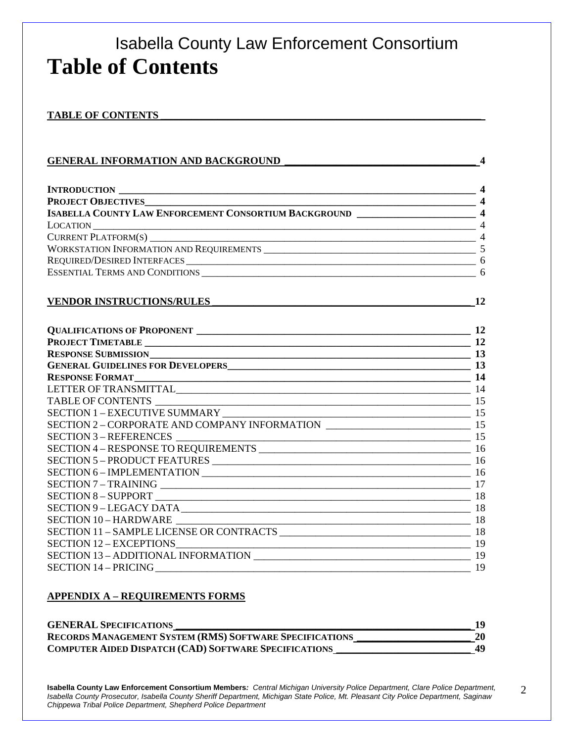# Isabella County Law Enforcement Consortium

# Table of Contents

**TABLE OF CONTENTS**

**GENERAL INFORMATION AND BACKGROUND** 4

**INTRODUCTION** 4
**PROJECT OBJECTIVES** 4
**ISABELLA COUNTY LAW ENFORCEMENT CONSORTIUM BACKGROUND** 4
LOCATION 4
CURRENT PLATFORM(S) 4
WORKSTATION INFORMATION AND REQUIREMENTS 5
REQUIRED/DESIRED INTERFACES 6
ESSENTIAL TERMS AND CONDITIONS 6

**VENDOR INSTRUCTIONS/RULES** 12

**QUALIFICATIONS OF PROPONENT** 12
**PROJECT TIMETABLE** 12
**RESPONSE SUBMISSION** 13
**GENERAL GUIDELINES FOR DEVELOPERS** 13
**RESPONSE FORMAT** 14
LETTER OF TRANSMITTAL 14
TABLE OF CONTENTS 15
SECTION 1 – EXECUTIVE SUMMARY 15
SECTION 2 – CORPORATE AND COMPANY INFORMATION 15
SECTION 3 – REFERENCES 15
SECTION 4 – RESPONSE TO REQUIREMENTS 16
SECTION 5 – PRODUCT FEATURES 16
SECTION 6 – IMPLEMENTATION 16
SECTION 7 – TRAINING 17
SECTION 8 – SUPPORT 18
SECTION 9 – LEGACY DATA 18
SECTION 10 – HARDWARE 18
SECTION 11 – SAMPLE LICENSE OR CONTRACTS 18
SECTION 12 – EXCEPTIONS 19
SECTION 13 – ADDITIONAL INFORMATION 19
SECTION 14 – PRICING 19

**APPENDIX A – REQUIREMENTS FORMS**

**GENERAL SPECIFICATIONS** 19
**RECORDS MANAGEMENT SYSTEM (RMS) SOFTWARE SPECIFICATIONS** 20
**COMPUTER AIDED DISPATCH (CAD) SOFTWARE SPECIFICATIONS** 49

**Isabella County Law Enforcement Consortium Members:** *Central Michigan University Police Department, Clare Police Department, Isabella County Prosecutor, Isabella County Sheriff Department, Michigan State Police, Mt. Pleasant City Police Department, Saginaw Chippewa Tribal Police Department, Shepherd Police Department*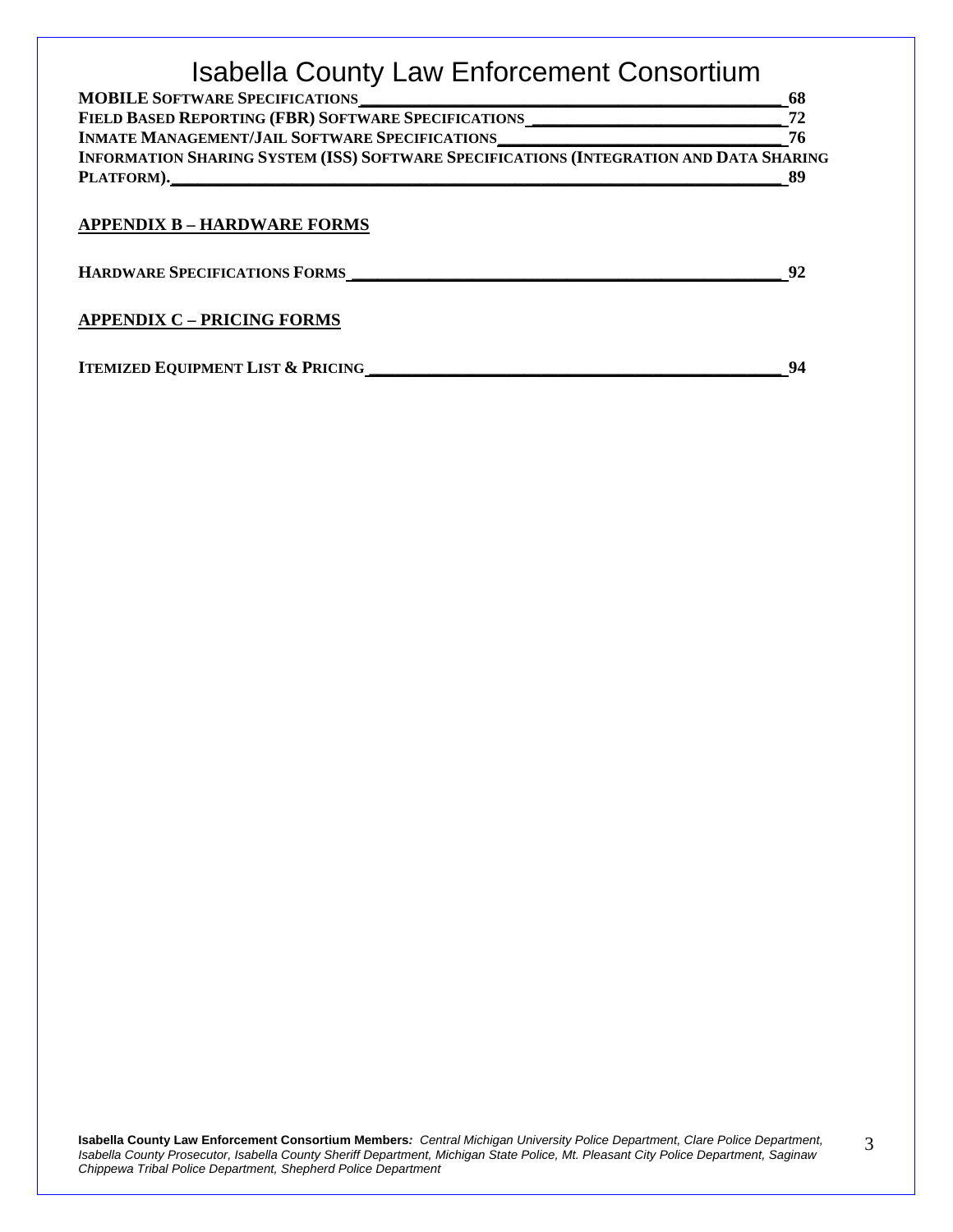**MOBILE SOFTWARE SPECIFICATIONS** 68
**FIELD BASED REPORTING (FBR) SOFTWARE SPECIFICATIONS** 72
**INMATE MANAGEMENT/JAIL SOFTWARE SPECIFICATIONS** 76
**INFORMATION SHARING SYSTEM (ISS) SOFTWARE SPECIFICATIONS (INTEGRATION AND DATA SHARING PLATFORM).** 89

## APPENDIX B – HARDWARE FORMS

**HARDWARE SPECIFICATIONS FORMS** 92

## APPENDIX C – PRICING FORMS

**ITEMIZED EQUIPMENT LIST & PRICING** 94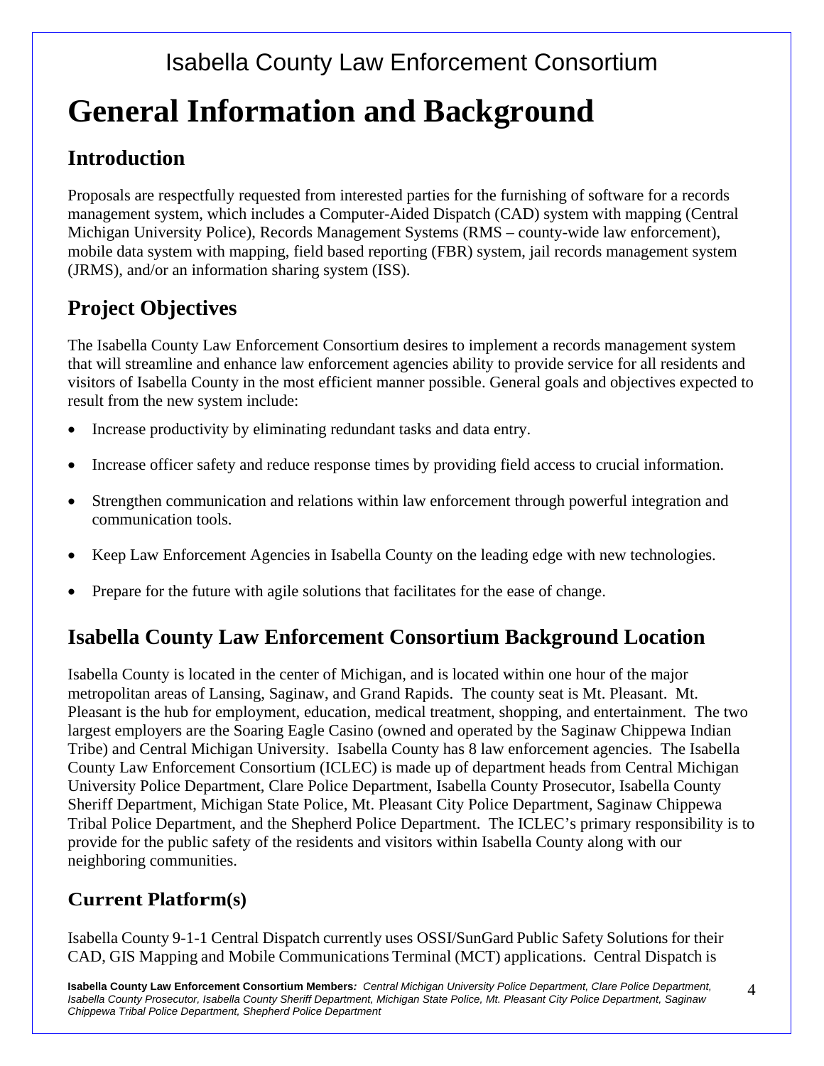# General Information and Background

## Introduction

Proposals are respectfully requested from interested parties for the furnishing of software for a records management system, which includes a Computer-Aided Dispatch (CAD) system with mapping (Central Michigan University Police), Records Management Systems (RMS – county-wide law enforcement), mobile data system with mapping, field based reporting (FBR) system, jail records management system (JRMS), and/or an information sharing system (ISS).

## Project Objectives

The Isabella County Law Enforcement Consortium desires to implement a records management system that will streamline and enhance law enforcement agencies ability to provide service for all residents and visitors of Isabella County in the most efficient manner possible. General goals and objectives expected to result from the new system include:

- Increase productivity by eliminating redundant tasks and data entry.
- Increase officer safety and reduce response times by providing field access to crucial information.
- Strengthen communication and relations within law enforcement through powerful integration and communication tools.
- Keep Law Enforcement Agencies in Isabella County on the leading edge with new technologies.
- Prepare for the future with agile solutions that facilitates for the ease of change.

## Isabella County Law Enforcement Consortium Background Location

Isabella County is located in the center of Michigan, and is located within one hour of the major metropolitan areas of Lansing, Saginaw, and Grand Rapids. The county seat is Mt. Pleasant. Mt. Pleasant is the hub for employment, education, medical treatment, shopping, and entertainment. The two largest employers are the Soaring Eagle Casino (owned and operated by the Saginaw Chippewa Indian Tribe) and Central Michigan University. Isabella County has 8 law enforcement agencies. The Isabella County Law Enforcement Consortium (ICLEC) is made up of department heads from Central Michigan University Police Department, Clare Police Department, Isabella County Prosecutor, Isabella County Sheriff Department, Michigan State Police, Mt. Pleasant City Police Department, Saginaw Chippewa Tribal Police Department, and the Shepherd Police Department. The ICLEC's primary responsibility is to provide for the public safety of the residents and visitors within Isabella County along with our neighboring communities.

### Current Platform(s)

Isabella County 9-1-1 Central Dispatch currently uses OSSI/SunGard Public Safety Solutions for their CAD, GIS Mapping and Mobile Communications Terminal (MCT) applications. Central Dispatch is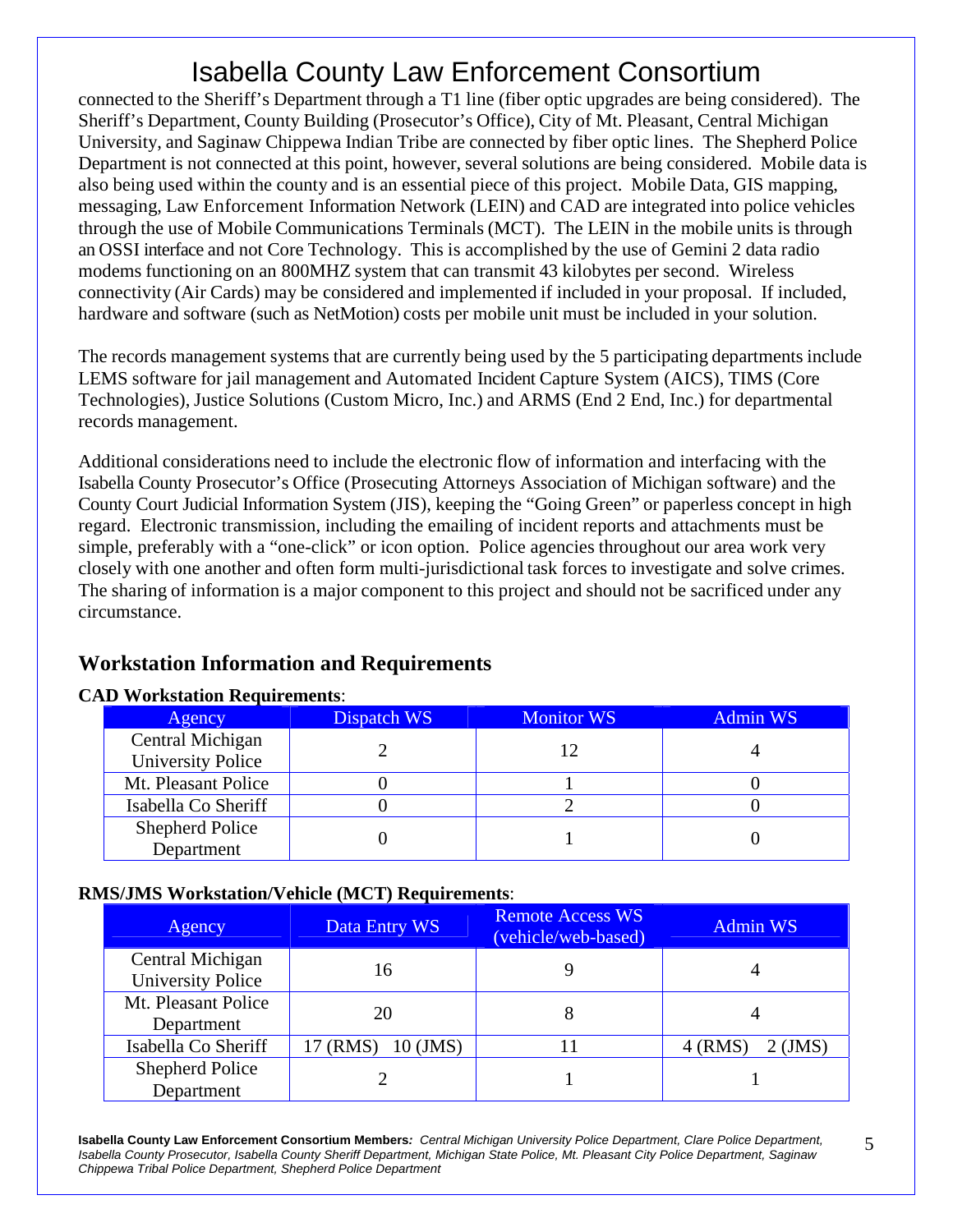connected to the Sheriff's Department through a T1 line (fiber optic upgrades are being considered). The Sheriff's Department, County Building (Prosecutor's Office), City of Mt. Pleasant, Central Michigan University, and Saginaw Chippewa Indian Tribe are connected by fiber optic lines. The Shepherd Police Department is not connected at this point, however, several solutions are being considered. Mobile data is also being used within the county and is an essential piece of this project. Mobile Data, GIS mapping, messaging, Law Enforcement Information Network (LEIN) and CAD are integrated into police vehicles through the use of Mobile Communications Terminals (MCT). The LEIN in the mobile units is through an OSSI interface and not Core Technology. This is accomplished by the use of Gemini 2 data radio modems functioning on an 800MHZ system that can transmit 43 kilobytes per second. Wireless connectivity (Air Cards) may be considered and implemented if included in your proposal. If included, hardware and software (such as NetMotion) costs per mobile unit must be included in your solution.

The records management systems that are currently being used by the 5 participating departments include LEMS software for jail management and Automated Incident Capture System (AICS), TIMS (Core Technologies), Justice Solutions (Custom Micro, Inc.) and ARMS (End 2 End, Inc.) for departmental records management.

Additional considerations need to include the electronic flow of information and interfacing with the Isabella County Prosecutor's Office (Prosecuting Attorneys Association of Michigan software) and the County Court Judicial Information System (JIS), keeping the "Going Green" or paperless concept in high regard. Electronic transmission, including the emailing of incident reports and attachments must be simple, preferably with a "one-click" or icon option. Police agencies throughout our area work very closely with one another and often form multi-jurisdictional task forces to investigate and solve crimes. The sharing of information is a major component to this project and should not be sacrificed under any circumstance.

## Workstation Information and Requirements

**CAD Workstation Requirements**:

| Agency | Dispatch WS | Monitor WS | Admin WS |
|---|---|---|---|
| Central Michigan University Police | 2 | 12 | 4 |
| Mt. Pleasant Police | 0 | 1 | 0 |
| Isabella Co Sheriff | 0 | 2 | 0 |
| Shepherd Police Department | 0 | 1 | 0 |

**RMS/JMS Workstation/Vehicle (MCT) Requirements**:

| Agency | Data Entry WS | Remote Access WS (vehicle/web-based) | Admin WS |
|---|---|---|---|
| Central Michigan University Police | 16 | 9 | 4 |
| Mt. Pleasant Police Department | 20 | 8 | 4 |
| Isabella Co Sheriff | 17 (RMS) 10 (JMS) | 11 | 4 (RMS) 2 (JMS) |
| Shepherd Police Department | 2 | 1 | 1 |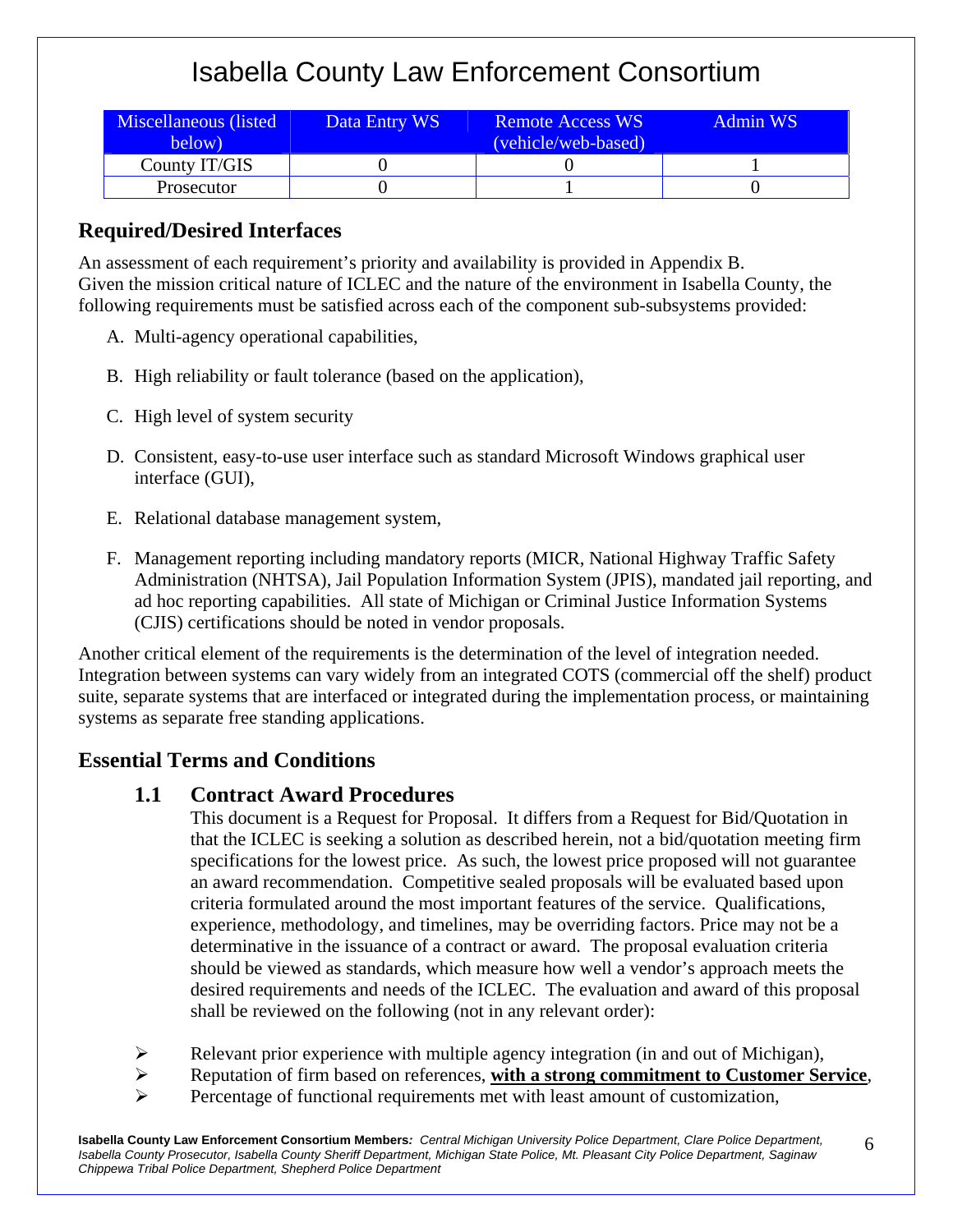| Miscellaneous (listed below) | Data Entry WS | Remote Access WS (vehicle/web-based) | Admin WS |
|---|---|---|---|
| County IT/GIS | 0 | 0 | 1 |
| Prosecutor | 0 | 1 | 0 |

## Required/Desired Interfaces

An assessment of each requirement's priority and availability is provided in Appendix B. Given the mission critical nature of ICLEC and the nature of the environment in Isabella County, the following requirements must be satisfied across each of the component sub-subsystems provided:

A. Multi-agency operational capabilities,

B. High reliability or fault tolerance (based on the application),

C. High level of system security

D. Consistent, easy-to-use user interface such as standard Microsoft Windows graphical user interface (GUI),

E. Relational database management system,

F. Management reporting including mandatory reports (MICR, National Highway Traffic Safety Administration (NHTSA), Jail Population Information System (JPIS), mandated jail reporting, and ad hoc reporting capabilities. All state of Michigan or Criminal Justice Information Systems (CJIS) certifications should be noted in vendor proposals.

Another critical element of the requirements is the determination of the level of integration needed. Integration between systems can vary widely from an integrated COTS (commercial off the shelf) product suite, separate systems that are interfaced or integrated during the implementation process, or maintaining systems as separate free standing applications.

## Essential Terms and Conditions

### 1.1 Contract Award Procedures

This document is a Request for Proposal. It differs from a Request for Bid/Quotation in that the ICLEC is seeking a solution as described herein, not a bid/quotation meeting firm specifications for the lowest price. As such, the lowest price proposed will not guarantee an award recommendation. Competitive sealed proposals will be evaluated based upon criteria formulated around the most important features of the service. Qualifications, experience, methodology, and timelines, may be overriding factors. Price may not be a determinative in the issuance of a contract or award. The proposal evaluation criteria should be viewed as standards, which measure how well a vendor's approach meets the desired requirements and needs of the ICLEC. The evaluation and award of this proposal shall be reviewed on the following (not in any relevant order):

- Relevant prior experience with multiple agency integration (in and out of Michigan),
- Reputation of firm based on references, **with a strong commitment to Customer Service**,
- Percentage of functional requirements met with least amount of customization,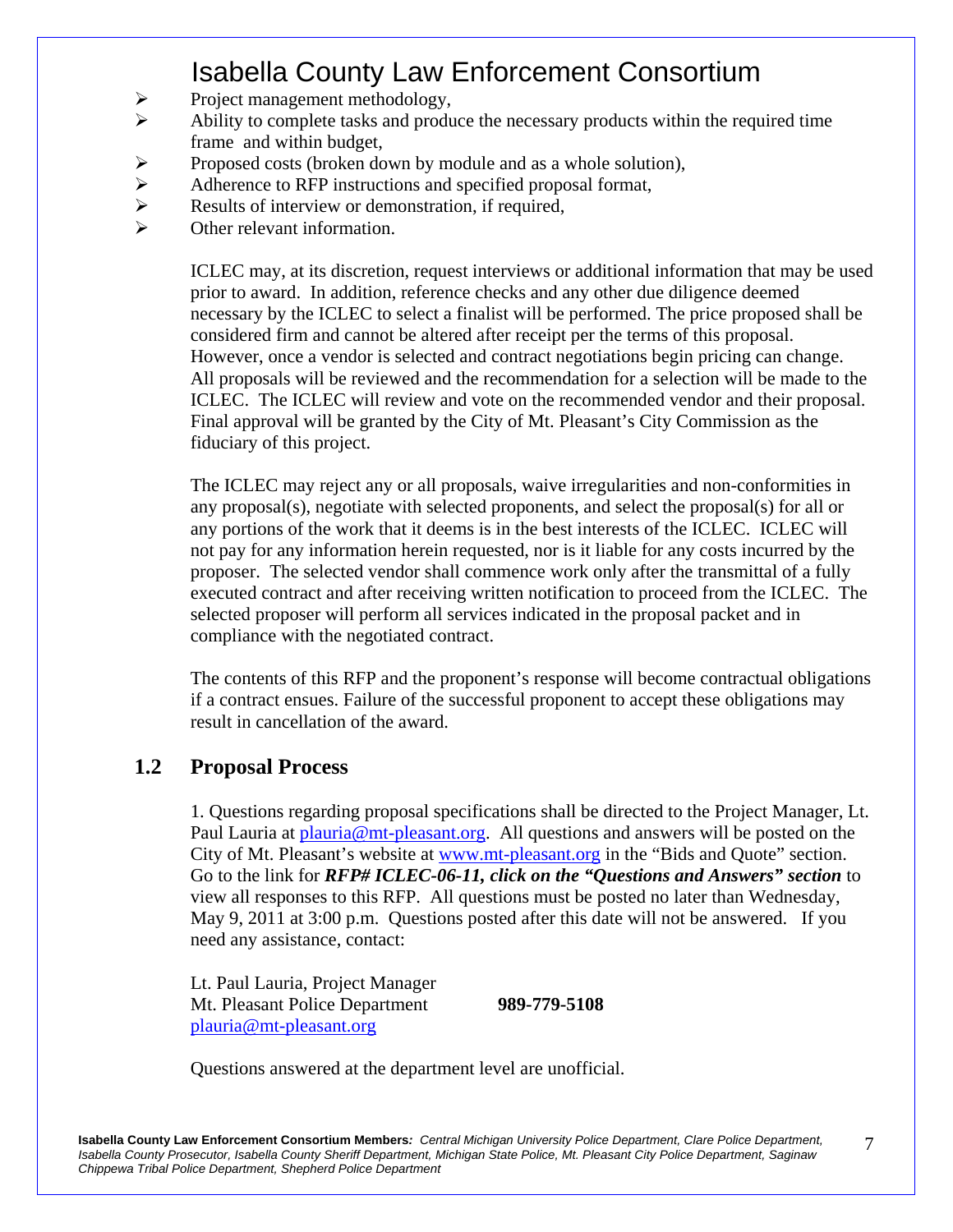- Project management methodology,
- Ability to complete tasks and produce the necessary products within the required time frame and within budget,
- Proposed costs (broken down by module and as a whole solution),
- Adherence to RFP instructions and specified proposal format,
- Results of interview or demonstration, if required,
- Other relevant information.

ICLEC may, at its discretion, request interviews or additional information that may be used prior to award. In addition, reference checks and any other due diligence deemed necessary by the ICLEC to select a finalist will be performed. The price proposed shall be considered firm and cannot be altered after receipt per the terms of this proposal. However, once a vendor is selected and contract negotiations begin pricing can change. All proposals will be reviewed and the recommendation for a selection will be made to the ICLEC. The ICLEC will review and vote on the recommended vendor and their proposal. Final approval will be granted by the City of Mt. Pleasant's City Commission as the fiduciary of this project.

The ICLEC may reject any or all proposals, waive irregularities and non-conformities in any proposal(s), negotiate with selected proponents, and select the proposal(s) for all or any portions of the work that it deems is in the best interests of the ICLEC. ICLEC will not pay for any information herein requested, nor is it liable for any costs incurred by the proposer. The selected vendor shall commence work only after the transmittal of a fully executed contract and after receiving written notification to proceed from the ICLEC. The selected proposer will perform all services indicated in the proposal packet and in compliance with the negotiated contract.

The contents of this RFP and the proponent's response will become contractual obligations if a contract ensues. Failure of the successful proponent to accept these obligations may result in cancellation of the award.

## 1.2 Proposal Process

1. Questions regarding proposal specifications shall be directed to the Project Manager, Lt. Paul Lauria at plauria@mt-pleasant.org. All questions and answers will be posted on the City of Mt. Pleasant's website at www.mt-pleasant.org in the "Bids and Quote" section. Go to the link for ***RFP# ICLEC-06-11, click on the "Questions and Answers" section*** to view all responses to this RFP. All questions must be posted no later than Wednesday, May 9, 2011 at 3:00 p.m. Questions posted after this date will not be answered. If you need any assistance, contact:

Lt. Paul Lauria, Project Manager
Mt. Pleasant Police Department **989-779-5108**
plauria@mt-pleasant.org

Questions answered at the department level are unofficial.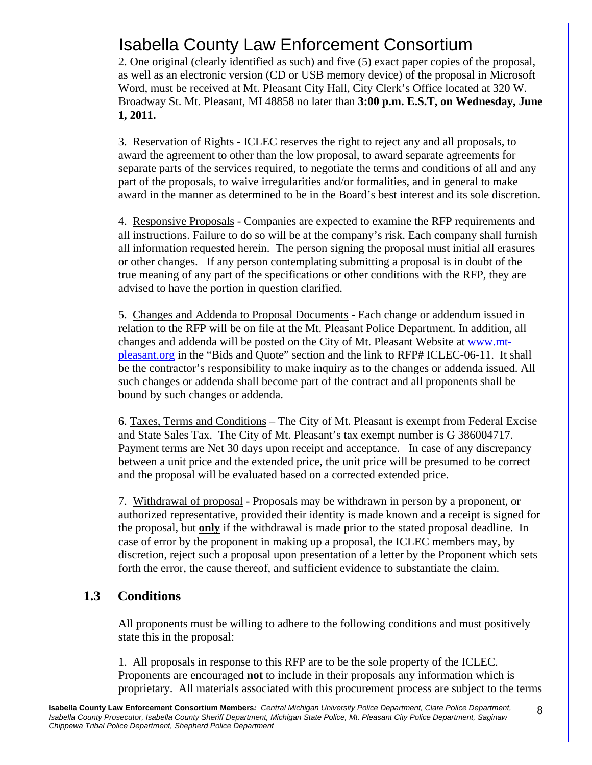2. One original (clearly identified as such) and five (5) exact paper copies of the proposal, as well as an electronic version (CD or USB memory device) of the proposal in Microsoft Word, must be received at Mt. Pleasant City Hall, City Clerk's Office located at 320 W. Broadway St. Mt. Pleasant, MI 48858 no later than **3:00 p.m. E.S.T, on Wednesday, June 1, 2011.**

3. Reservation of Rights - ICLEC reserves the right to reject any and all proposals, to award the agreement to other than the low proposal, to award separate agreements for separate parts of the services required, to negotiate the terms and conditions of all and any part of the proposals, to waive irregularities and/or formalities, and in general to make award in the manner as determined to be in the Board's best interest and its sole discretion.

4. Responsive Proposals - Companies are expected to examine the RFP requirements and all instructions. Failure to do so will be at the company's risk. Each company shall furnish all information requested herein. The person signing the proposal must initial all erasures or other changes. If any person contemplating submitting a proposal is in doubt of the true meaning of any part of the specifications or other conditions with the RFP, they are advised to have the portion in question clarified.

5. Changes and Addenda to Proposal Documents - Each change or addendum issued in relation to the RFP will be on file at the Mt. Pleasant Police Department. In addition, all changes and addenda will be posted on the City of Mt. Pleasant Website at www.mt-pleasant.org in the "Bids and Quote" section and the link to RFP# ICLEC-06-11. It shall be the contractor's responsibility to make inquiry as to the changes or addenda issued. All such changes or addenda shall become part of the contract and all proponents shall be bound by such changes or addenda.

6. Taxes, Terms and Conditions – The City of Mt. Pleasant is exempt from Federal Excise and State Sales Tax. The City of Mt. Pleasant's tax exempt number is G 386004717. Payment terms are Net 30 days upon receipt and acceptance. In case of any discrepancy between a unit price and the extended price, the unit price will be presumed to be correct and the proposal will be evaluated based on a corrected extended price.

7. Withdrawal of proposal - Proposals may be withdrawn in person by a proponent, or authorized representative, provided their identity is made known and a receipt is signed for the proposal, but **only** if the withdrawal is made prior to the stated proposal deadline. In case of error by the proponent in making up a proposal, the ICLEC members may, by discretion, reject such a proposal upon presentation of a letter by the Proponent which sets forth the error, the cause thereof, and sufficient evidence to substantiate the claim.

## 1.3 Conditions

All proponents must be willing to adhere to the following conditions and must positively state this in the proposal:

1. All proposals in response to this RFP are to be the sole property of the ICLEC. Proponents are encouraged **not** to include in their proposals any information which is proprietary. All materials associated with this procurement process are subject to the terms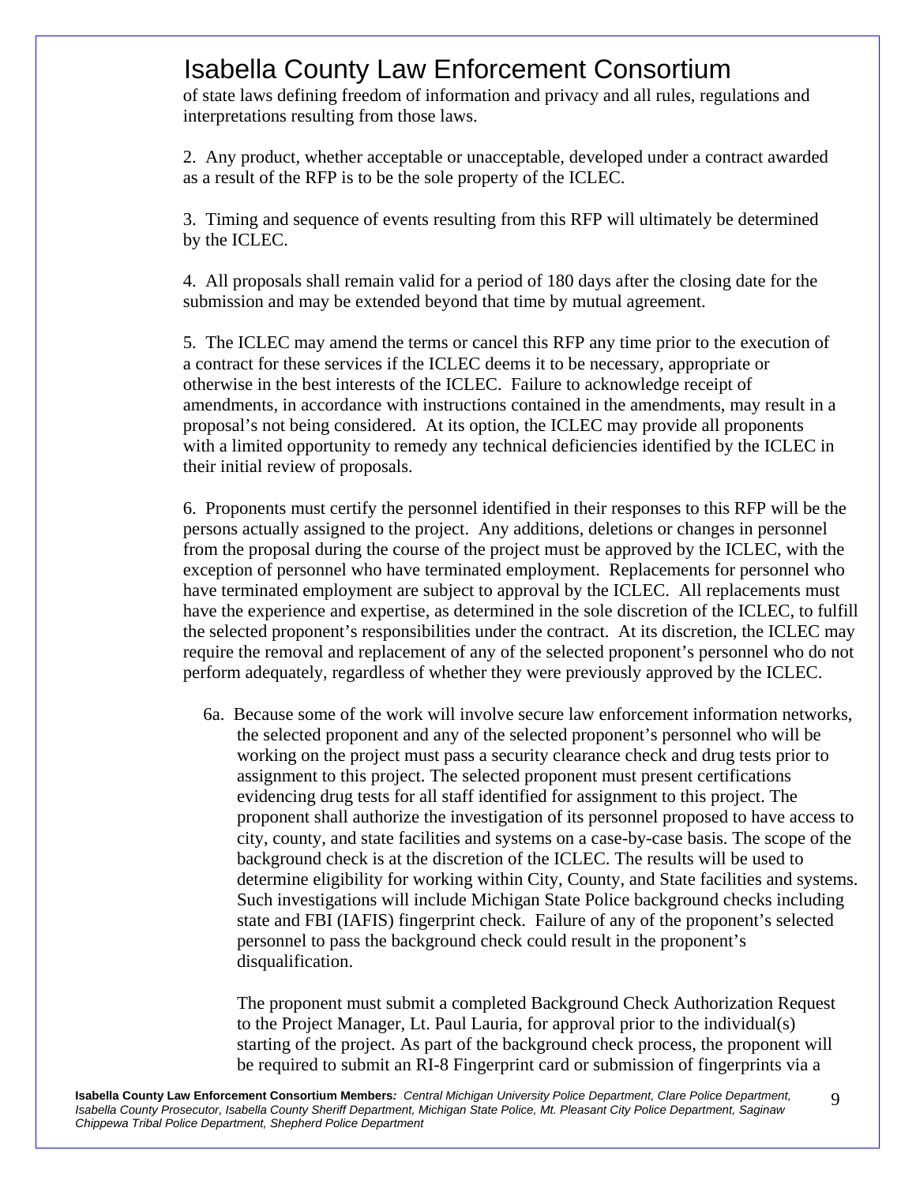of state laws defining freedom of information and privacy and all rules, regulations and interpretations resulting from those laws.

2. Any product, whether acceptable or unacceptable, developed under a contract awarded as a result of the RFP is to be the sole property of the ICLEC.

3. Timing and sequence of events resulting from this RFP will ultimately be determined by the ICLEC.

4. All proposals shall remain valid for a period of 180 days after the closing date for the submission and may be extended beyond that time by mutual agreement.

5. The ICLEC may amend the terms or cancel this RFP any time prior to the execution of a contract for these services if the ICLEC deems it to be necessary, appropriate or otherwise in the best interests of the ICLEC. Failure to acknowledge receipt of amendments, in accordance with instructions contained in the amendments, may result in a proposal's not being considered. At its option, the ICLEC may provide all proponents with a limited opportunity to remedy any technical deficiencies identified by the ICLEC in their initial review of proposals.

6. Proponents must certify the personnel identified in their responses to this RFP will be the persons actually assigned to the project. Any additions, deletions or changes in personnel from the proposal during the course of the project must be approved by the ICLEC, with the exception of personnel who have terminated employment. Replacements for personnel who have terminated employment are subject to approval by the ICLEC. All replacements must have the experience and expertise, as determined in the sole discretion of the ICLEC, to fulfill the selected proponent's responsibilities under the contract. At its discretion, the ICLEC may require the removal and replacement of any of the selected proponent's personnel who do not perform adequately, regardless of whether they were previously approved by the ICLEC.

6a. Because some of the work will involve secure law enforcement information networks, the selected proponent and any of the selected proponent's personnel who will be working on the project must pass a security clearance check and drug tests prior to assignment to this project. The selected proponent must present certifications evidencing drug tests for all staff identified for assignment to this project. The proponent shall authorize the investigation of its personnel proposed to have access to city, county, and state facilities and systems on a case-by-case basis. The scope of the background check is at the discretion of the ICLEC. The results will be used to determine eligibility for working within City, County, and State facilities and systems. Such investigations will include Michigan State Police background checks including state and FBI (IAFIS) fingerprint check. Failure of any of the proponent's selected personnel to pass the background check could result in the proponent's disqualification.

The proponent must submit a completed Background Check Authorization Request to the Project Manager, Lt. Paul Lauria, for approval prior to the individual(s) starting of the project. As part of the background check process, the proponent will be required to submit an RI-8 Fingerprint card or submission of fingerprints via a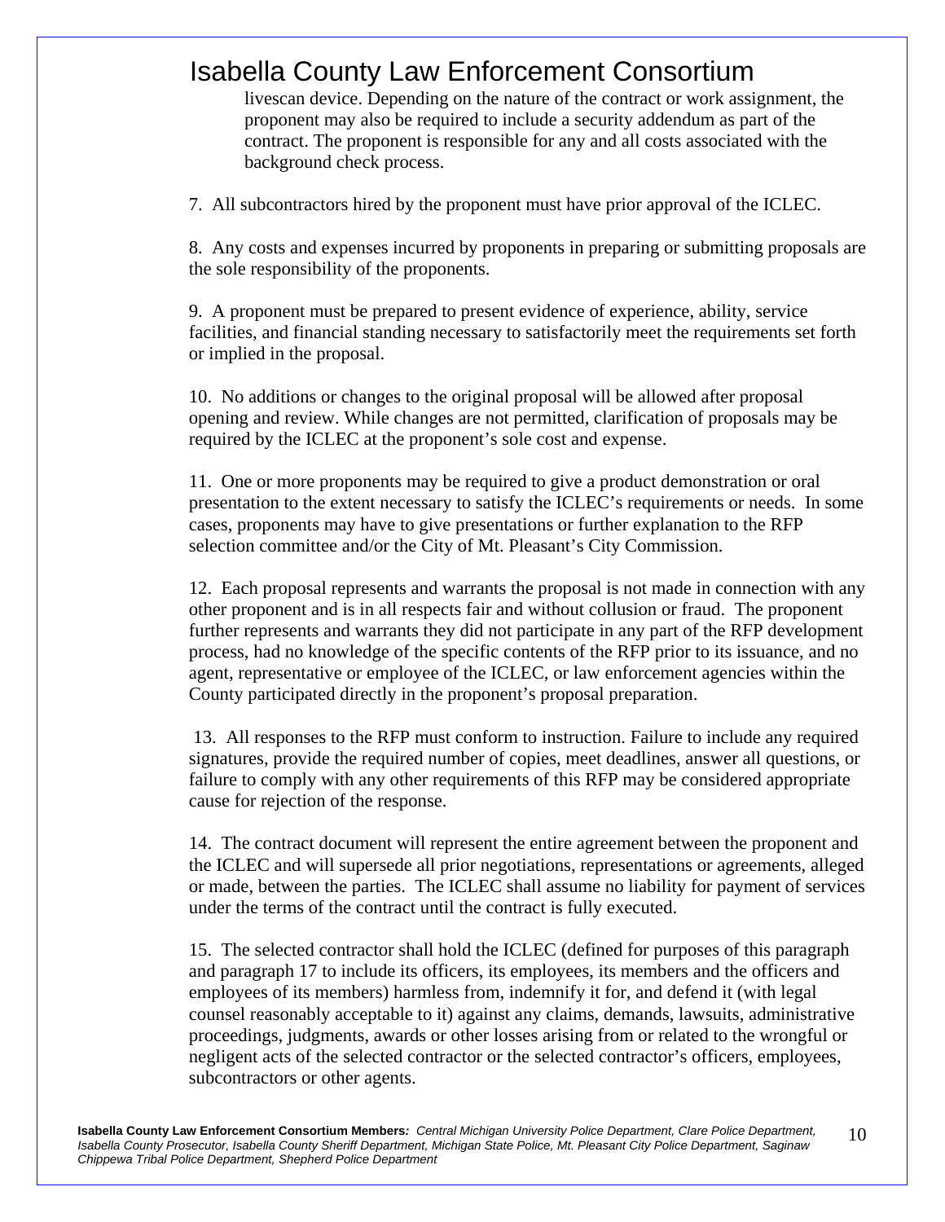livescan device. Depending on the nature of the contract or work assignment, the proponent may also be required to include a security addendum as part of the contract. The proponent is responsible for any and all costs associated with the background check process.

7. All subcontractors hired by the proponent must have prior approval of the ICLEC.

8. Any costs and expenses incurred by proponents in preparing or submitting proposals are the sole responsibility of the proponents.

9. A proponent must be prepared to present evidence of experience, ability, service facilities, and financial standing necessary to satisfactorily meet the requirements set forth or implied in the proposal.

10. No additions or changes to the original proposal will be allowed after proposal opening and review. While changes are not permitted, clarification of proposals may be required by the ICLEC at the proponent's sole cost and expense.

11. One or more proponents may be required to give a product demonstration or oral presentation to the extent necessary to satisfy the ICLEC's requirements or needs. In some cases, proponents may have to give presentations or further explanation to the RFP selection committee and/or the City of Mt. Pleasant's City Commission.

12. Each proposal represents and warrants the proposal is not made in connection with any other proponent and is in all respects fair and without collusion or fraud. The proponent further represents and warrants they did not participate in any part of the RFP development process, had no knowledge of the specific contents of the RFP prior to its issuance, and no agent, representative or employee of the ICLEC, or law enforcement agencies within the County participated directly in the proponent's proposal preparation.

13. All responses to the RFP must conform to instruction. Failure to include any required signatures, provide the required number of copies, meet deadlines, answer all questions, or failure to comply with any other requirements of this RFP may be considered appropriate cause for rejection of the response.

14. The contract document will represent the entire agreement between the proponent and the ICLEC and will supersede all prior negotiations, representations or agreements, alleged or made, between the parties. The ICLEC shall assume no liability for payment of services under the terms of the contract until the contract is fully executed.

15. The selected contractor shall hold the ICLEC (defined for purposes of this paragraph and paragraph 17 to include its officers, its employees, its members and the officers and employees of its members) harmless from, indemnify it for, and defend it (with legal counsel reasonably acceptable to it) against any claims, demands, lawsuits, administrative proceedings, judgments, awards or other losses arising from or related to the wrongful or negligent acts of the selected contractor or the selected contractor's officers, employees, subcontractors or other agents.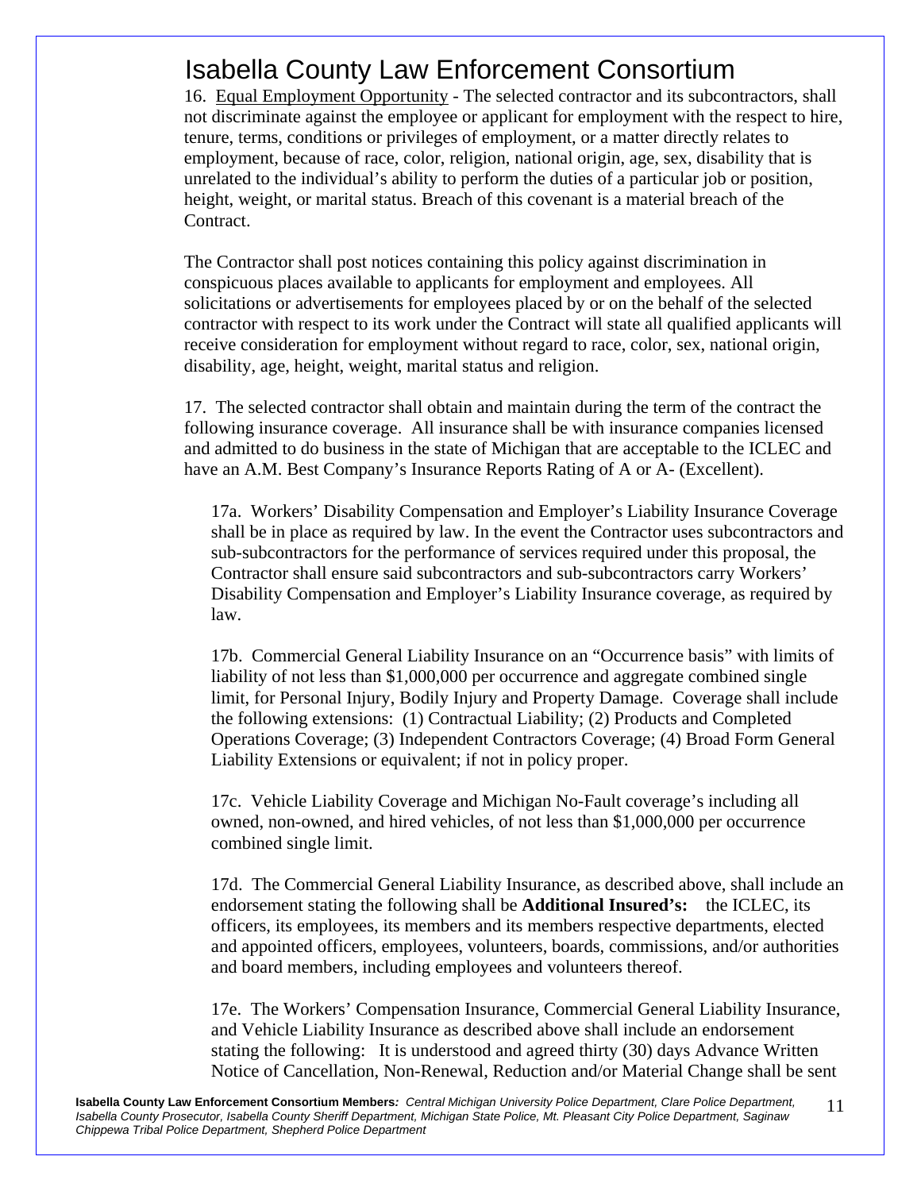16. Equal Employment Opportunity - The selected contractor and its subcontractors, shall not discriminate against the employee or applicant for employment with the respect to hire, tenure, terms, conditions or privileges of employment, or a matter directly relates to employment, because of race, color, religion, national origin, age, sex, disability that is unrelated to the individual's ability to perform the duties of a particular job or position, height, weight, or marital status. Breach of this covenant is a material breach of the Contract.

The Contractor shall post notices containing this policy against discrimination in conspicuous places available to applicants for employment and employees. All solicitations or advertisements for employees placed by or on the behalf of the selected contractor with respect to its work under the Contract will state all qualified applicants will receive consideration for employment without regard to race, color, sex, national origin, disability, age, height, weight, marital status and religion.

17. The selected contractor shall obtain and maintain during the term of the contract the following insurance coverage. All insurance shall be with insurance companies licensed and admitted to do business in the state of Michigan that are acceptable to the ICLEC and have an A.M. Best Company's Insurance Reports Rating of A or A- (Excellent).

17a. Workers' Disability Compensation and Employer's Liability Insurance Coverage shall be in place as required by law. In the event the Contractor uses subcontractors and sub-subcontractors for the performance of services required under this proposal, the Contractor shall ensure said subcontractors and sub-subcontractors carry Workers' Disability Compensation and Employer's Liability Insurance coverage, as required by law.

17b. Commercial General Liability Insurance on an "Occurrence basis" with limits of liability of not less than $1,000,000 per occurrence and aggregate combined single limit, for Personal Injury, Bodily Injury and Property Damage. Coverage shall include the following extensions: (1) Contractual Liability; (2) Products and Completed Operations Coverage; (3) Independent Contractors Coverage; (4) Broad Form General Liability Extensions or equivalent; if not in policy proper.

17c. Vehicle Liability Coverage and Michigan No-Fault coverage's including all owned, non-owned, and hired vehicles, of not less than $1,000,000 per occurrence combined single limit.

17d. The Commercial General Liability Insurance, as described above, shall include an endorsement stating the following shall be **Additional Insured's:** the ICLEC, its officers, its employees, its members and its members respective departments, elected and appointed officers, employees, volunteers, boards, commissions, and/or authorities and board members, including employees and volunteers thereof.

17e. The Workers' Compensation Insurance, Commercial General Liability Insurance, and Vehicle Liability Insurance as described above shall include an endorsement stating the following: It is understood and agreed thirty (30) days Advance Written Notice of Cancellation, Non-Renewal, Reduction and/or Material Change shall be sent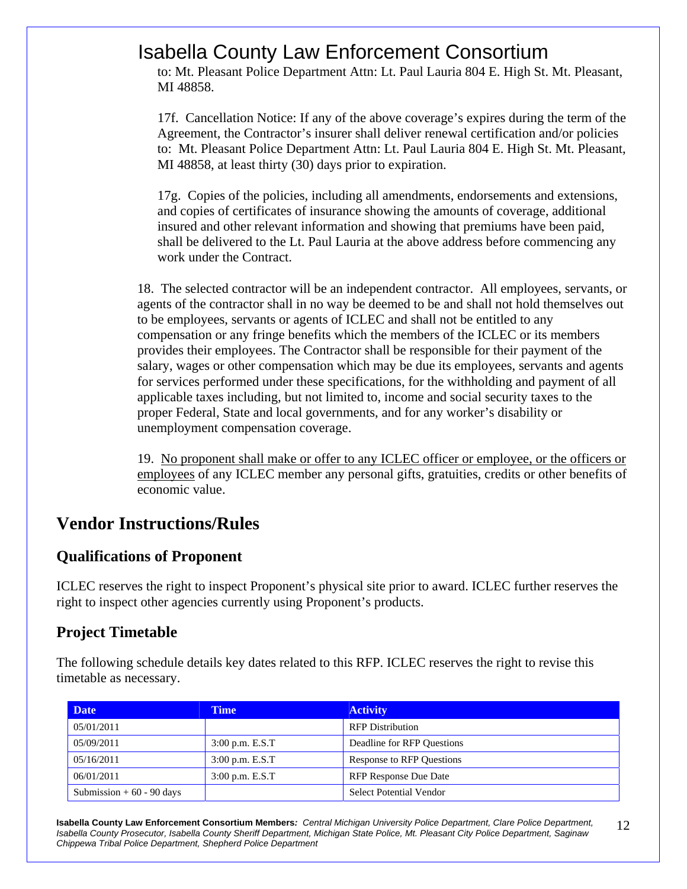to: Mt. Pleasant Police Department Attn: Lt. Paul Lauria 804 E. High St. Mt. Pleasant, MI 48858.

17f. Cancellation Notice: If any of the above coverage's expires during the term of the Agreement, the Contractor's insurer shall deliver renewal certification and/or policies to: Mt. Pleasant Police Department Attn: Lt. Paul Lauria 804 E. High St. Mt. Pleasant, MI 48858, at least thirty (30) days prior to expiration.

17g. Copies of the policies, including all amendments, endorsements and extensions, and copies of certificates of insurance showing the amounts of coverage, additional insured and other relevant information and showing that premiums have been paid, shall be delivered to the Lt. Paul Lauria at the above address before commencing any work under the Contract.

18. The selected contractor will be an independent contractor. All employees, servants, or agents of the contractor shall in no way be deemed to be and shall not hold themselves out to be employees, servants or agents of ICLEC and shall not be entitled to any compensation or any fringe benefits which the members of the ICLEC or its members provides their employees. The Contractor shall be responsible for their payment of the salary, wages or other compensation which may be due its employees, servants and agents for services performed under these specifications, for the withholding and payment of all applicable taxes including, but not limited to, income and social security taxes to the proper Federal, State and local governments, and for any worker's disability or unemployment compensation coverage.

19. <u>No proponent shall make or offer to any ICLEC officer or employee, or the officers or employees</u> of any ICLEC member any personal gifts, gratuities, credits or other benefits of economic value.

# Vendor Instructions/Rules

## Qualifications of Proponent

ICLEC reserves the right to inspect Proponent's physical site prior to award. ICLEC further reserves the right to inspect other agencies currently using Proponent's products.

## Project Timetable

The following schedule details key dates related to this RFP. ICLEC reserves the right to revise this timetable as necessary.

| Date | Time | Activity |
|---|---|---|
| 05/01/2011 | | RFP Distribution |
| 05/09/2011 | 3:00 p.m. E.S.T | Deadline for RFP Questions |
| 05/16/2011 | 3:00 p.m. E.S.T | Response to RFP Questions |
| 06/01/2011 | 3:00 p.m. E.S.T | RFP Response Due Date |
| Submission + 60 - 90 days | | Select Potential Vendor |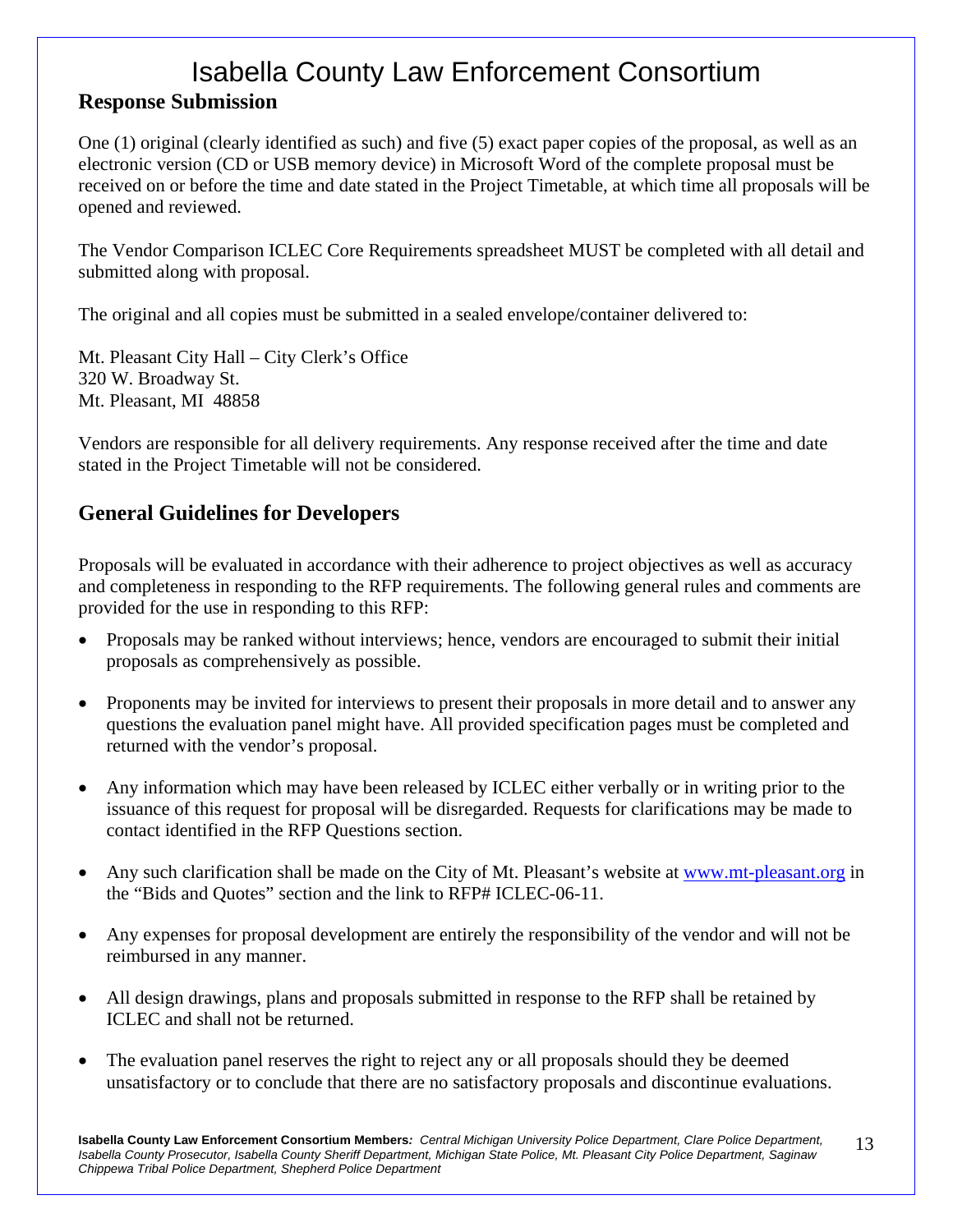## Response Submission

One (1) original (clearly identified as such) and five (5) exact paper copies of the proposal, as well as an electronic version (CD or USB memory device) in Microsoft Word of the complete proposal must be received on or before the time and date stated in the Project Timetable, at which time all proposals will be opened and reviewed.

The Vendor Comparison ICLEC Core Requirements spreadsheet MUST be completed with all detail and submitted along with proposal.

The original and all copies must be submitted in a sealed envelope/container delivered to:

Mt. Pleasant City Hall – City Clerk's Office
320 W. Broadway St.
Mt. Pleasant, MI 48858

Vendors are responsible for all delivery requirements. Any response received after the time and date stated in the Project Timetable will not be considered.

## General Guidelines for Developers

Proposals will be evaluated in accordance with their adherence to project objectives as well as accuracy and completeness in responding to the RFP requirements. The following general rules and comments are provided for the use in responding to this RFP:

- Proposals may be ranked without interviews; hence, vendors are encouraged to submit their initial proposals as comprehensively as possible.
- Proponents may be invited for interviews to present their proposals in more detail and to answer any questions the evaluation panel might have. All provided specification pages must be completed and returned with the vendor's proposal.
- Any information which may have been released by ICLEC either verbally or in writing prior to the issuance of this request for proposal will be disregarded. Requests for clarifications may be made to contact identified in the RFP Questions section.
- Any such clarification shall be made on the City of Mt. Pleasant's website at www.mt-pleasant.org in the "Bids and Quotes" section and the link to RFP# ICLEC-06-11.
- Any expenses for proposal development are entirely the responsibility of the vendor and will not be reimbursed in any manner.
- All design drawings, plans and proposals submitted in response to the RFP shall be retained by ICLEC and shall not be returned.
- The evaluation panel reserves the right to reject any or all proposals should they be deemed unsatisfactory or to conclude that there are no satisfactory proposals and discontinue evaluations.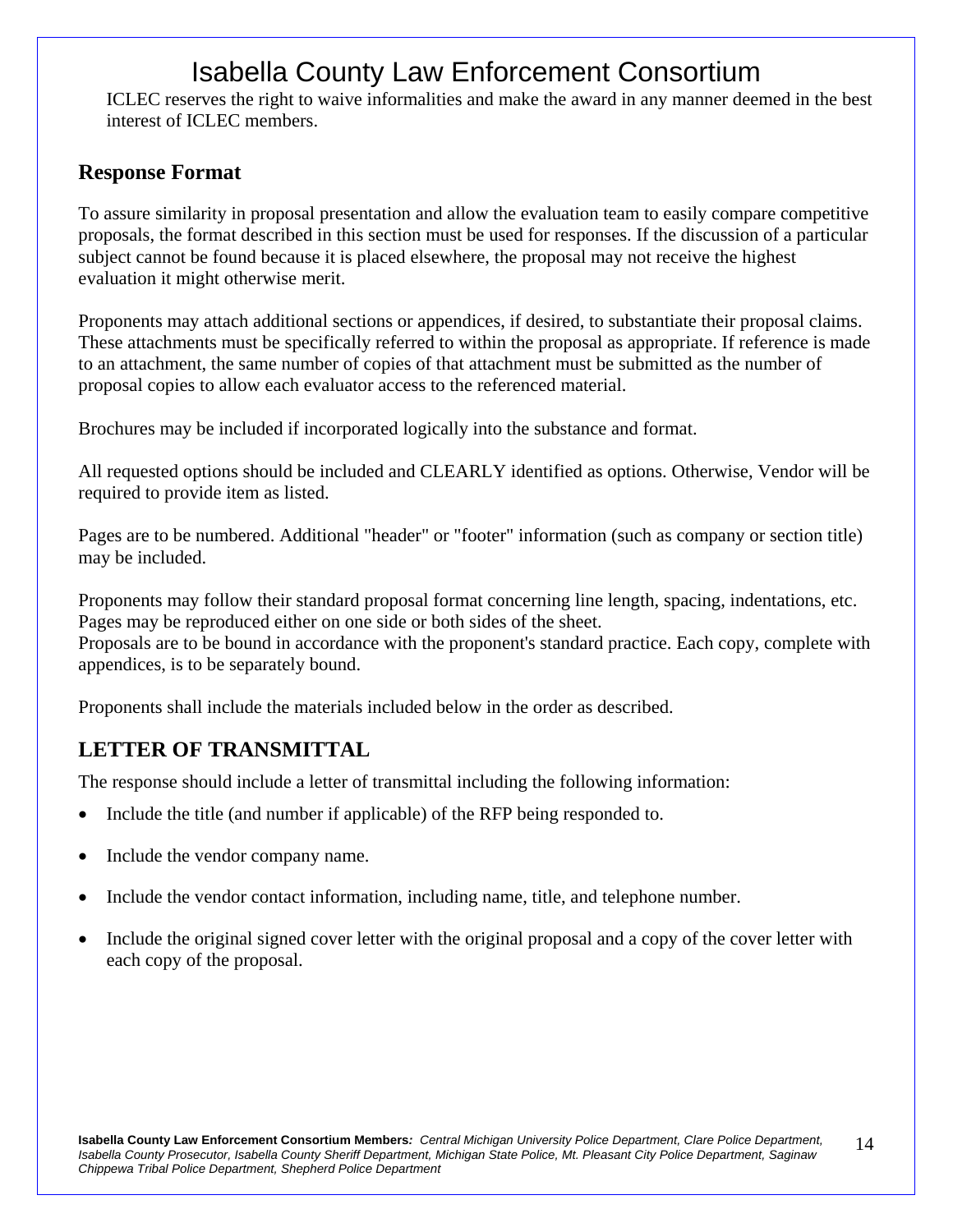ICLEC reserves the right to waive informalities and make the award in any manner deemed in the best interest of ICLEC members.

## Response Format

To assure similarity in proposal presentation and allow the evaluation team to easily compare competitive proposals, the format described in this section must be used for responses. If the discussion of a particular subject cannot be found because it is placed elsewhere, the proposal may not receive the highest evaluation it might otherwise merit.

Proponents may attach additional sections or appendices, if desired, to substantiate their proposal claims. These attachments must be specifically referred to within the proposal as appropriate. If reference is made to an attachment, the same number of copies of that attachment must be submitted as the number of proposal copies to allow each evaluator access to the referenced material.

Brochures may be included if incorporated logically into the substance and format.

All requested options should be included and CLEARLY identified as options. Otherwise, Vendor will be required to provide item as listed.

Pages are to be numbered. Additional "header" or "footer" information (such as company or section title) may be included.

Proponents may follow their standard proposal format concerning line length, spacing, indentations, etc. Pages may be reproduced either on one side or both sides of the sheet.
Proposals are to be bound in accordance with the proponent's standard practice. Each copy, complete with appendices, is to be separately bound.

Proponents shall include the materials included below in the order as described.

## LETTER OF TRANSMITTAL

The response should include a letter of transmittal including the following information:

- Include the title (and number if applicable) of the RFP being responded to.
- Include the vendor company name.
- Include the vendor contact information, including name, title, and telephone number.
- Include the original signed cover letter with the original proposal and a copy of the cover letter with each copy of the proposal.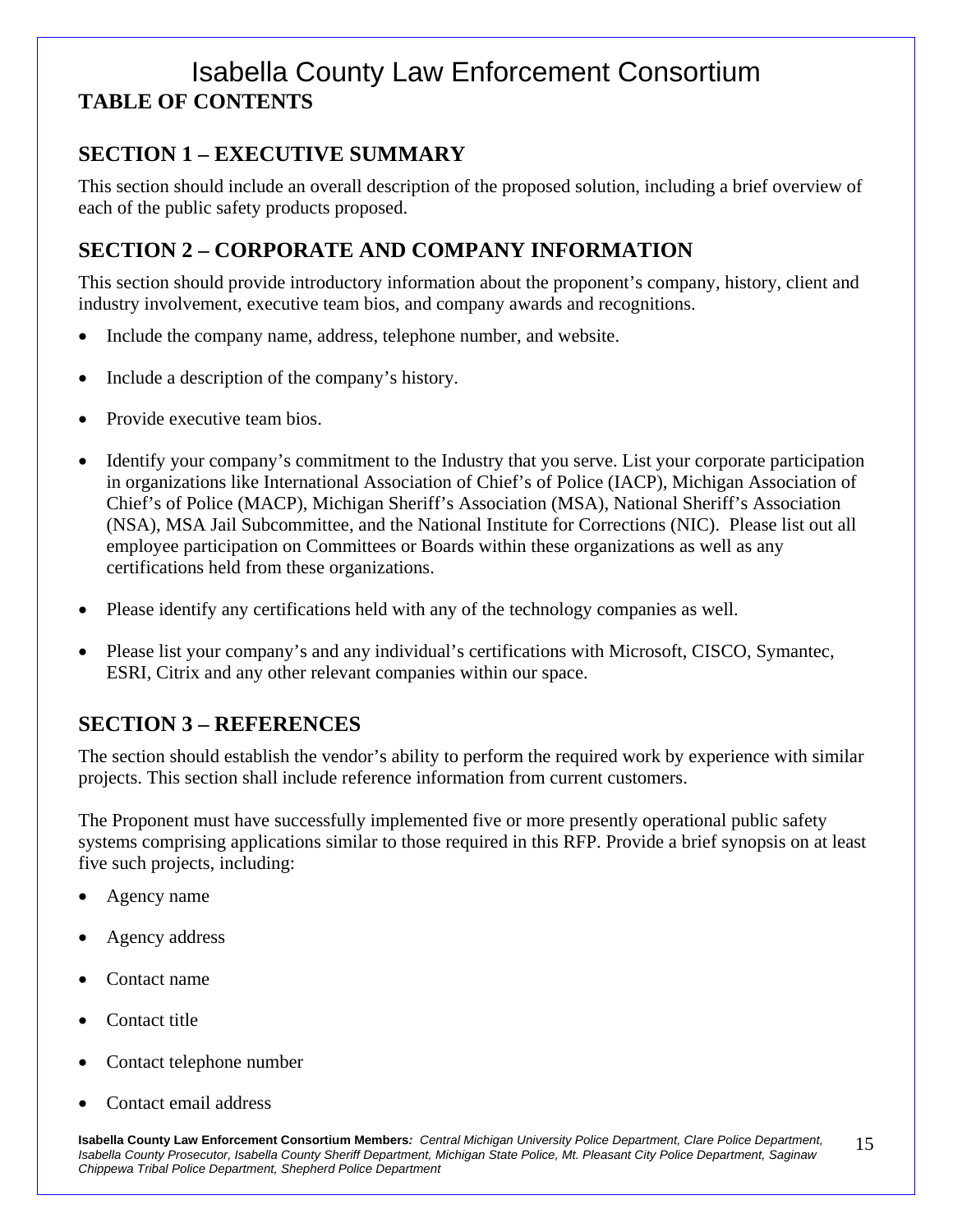# Isabella County Law Enforcement Consortium

## TABLE OF CONTENTS

### SECTION 1 – EXECUTIVE SUMMARY

This section should include an overall description of the proposed solution, including a brief overview of each of the public safety products proposed.

### SECTION 2 – CORPORATE AND COMPANY INFORMATION

This section should provide introductory information about the proponent's company, history, client and industry involvement, executive team bios, and company awards and recognitions.

- Include the company name, address, telephone number, and website.
- Include a description of the company's history.
- Provide executive team bios.
- Identify your company's commitment to the Industry that you serve. List your corporate participation in organizations like International Association of Chief's of Police (IACP), Michigan Association of Chief's of Police (MACP), Michigan Sheriff's Association (MSA), National Sheriff's Association (NSA), MSA Jail Subcommittee, and the National Institute for Corrections (NIC). Please list out all employee participation on Committees or Boards within these organizations as well as any certifications held from these organizations.
- Please identify any certifications held with any of the technology companies as well.
- Please list your company's and any individual's certifications with Microsoft, CISCO, Symantec, ESRI, Citrix and any other relevant companies within our space.

### SECTION 3 – REFERENCES

The section should establish the vendor's ability to perform the required work by experience with similar projects. This section shall include reference information from current customers.

The Proponent must have successfully implemented five or more presently operational public safety systems comprising applications similar to those required in this RFP. Provide a brief synopsis on at least five such projects, including:

- Agency name
- Agency address
- Contact name
- Contact title
- Contact telephone number
- Contact email address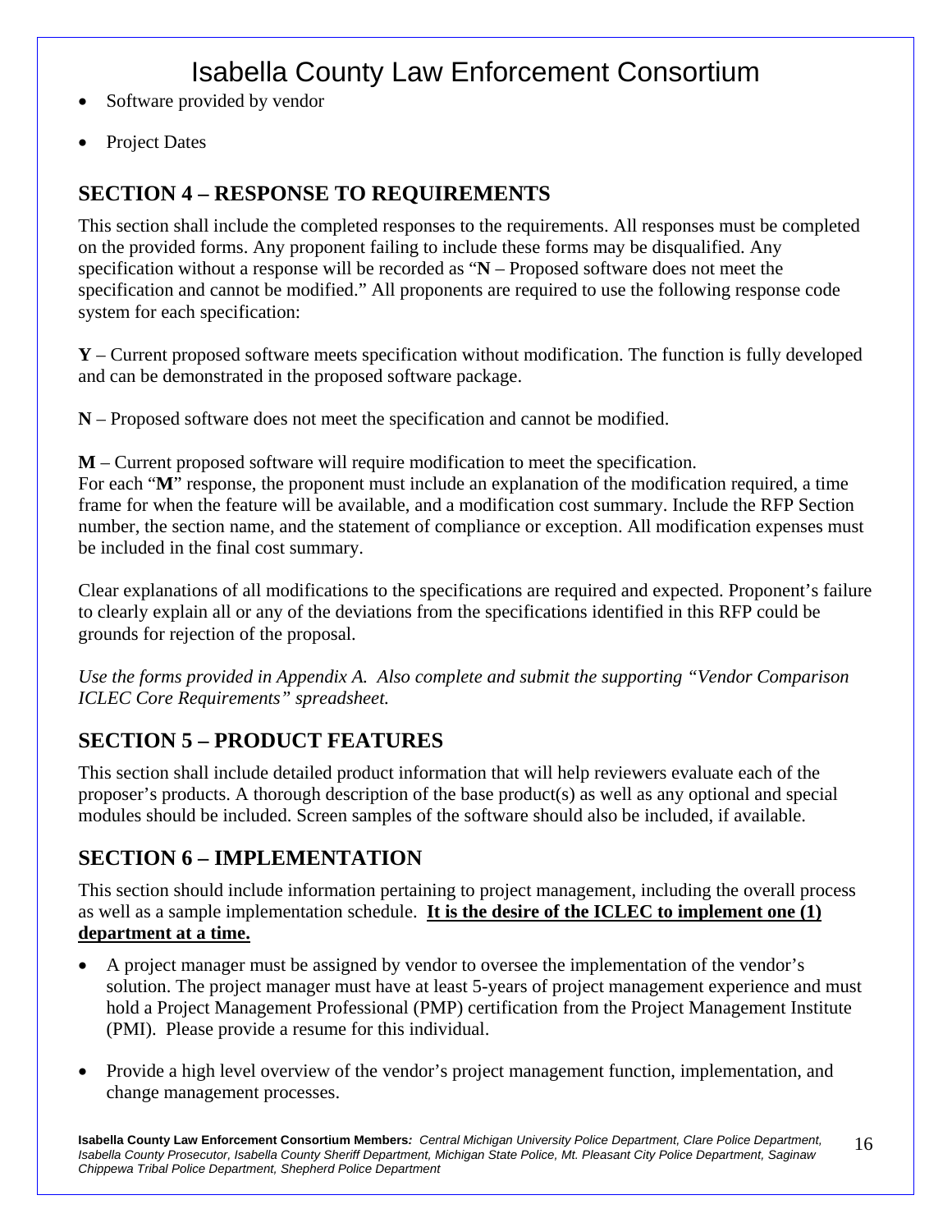- Software provided by vendor
- Project Dates

## SECTION 4 – RESPONSE TO REQUIREMENTS

This section shall include the completed responses to the requirements. All responses must be completed on the provided forms. Any proponent failing to include these forms may be disqualified. Any specification without a response will be recorded as "**N** – Proposed software does not meet the specification and cannot be modified." All proponents are required to use the following response code system for each specification:

**Y** – Current proposed software meets specification without modification. The function is fully developed and can be demonstrated in the proposed software package.

**N** – Proposed software does not meet the specification and cannot be modified.

**M** – Current proposed software will require modification to meet the specification.
For each "**M**" response, the proponent must include an explanation of the modification required, a time frame for when the feature will be available, and a modification cost summary. Include the RFP Section number, the section name, and the statement of compliance or exception. All modification expenses must be included in the final cost summary.

Clear explanations of all modifications to the specifications are required and expected. Proponent's failure to clearly explain all or any of the deviations from the specifications identified in this RFP could be grounds for rejection of the proposal.

*Use the forms provided in Appendix A. Also complete and submit the supporting "Vendor Comparison ICLEC Core Requirements" spreadsheet.*

## SECTION 5 – PRODUCT FEATURES

This section shall include detailed product information that will help reviewers evaluate each of the proposer's products. A thorough description of the base product(s) as well as any optional and special modules should be included. Screen samples of the software should also be included, if available.

## SECTION 6 – IMPLEMENTATION

This section should include information pertaining to project management, including the overall process as well as a sample implementation schedule. **<u>It is the desire of the ICLEC to implement one (1) department at a time.</u>**

- A project manager must be assigned by vendor to oversee the implementation of the vendor's solution. The project manager must have at least 5-years of project management experience and must hold a Project Management Professional (PMP) certification from the Project Management Institute (PMI). Please provide a resume for this individual.
- Provide a high level overview of the vendor's project management function, implementation, and change management processes.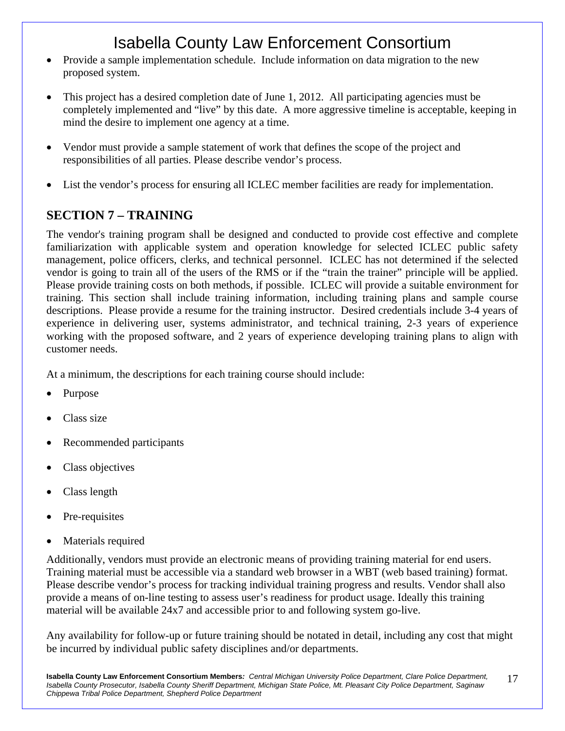- Provide a sample implementation schedule. Include information on data migration to the new proposed system.

- This project has a desired completion date of June 1, 2012. All participating agencies must be completely implemented and "live" by this date. A more aggressive timeline is acceptable, keeping in mind the desire to implement one agency at a time.

- Vendor must provide a sample statement of work that defines the scope of the project and responsibilities of all parties. Please describe vendor's process.

- List the vendor's process for ensuring all ICLEC member facilities are ready for implementation.

## SECTION 7 – TRAINING

The vendor's training program shall be designed and conducted to provide cost effective and complete familiarization with applicable system and operation knowledge for selected ICLEC public safety management, police officers, clerks, and technical personnel. ICLEC has not determined if the selected vendor is going to train all of the users of the RMS or if the "train the trainer" principle will be applied. Please provide training costs on both methods, if possible. ICLEC will provide a suitable environment for training. This section shall include training information, including training plans and sample course descriptions. Please provide a resume for the training instructor. Desired credentials include 3-4 years of experience in delivering user, systems administrator, and technical training, 2-3 years of experience working with the proposed software, and 2 years of experience developing training plans to align with customer needs.

At a minimum, the descriptions for each training course should include:

- Purpose
- Class size
- Recommended participants
- Class objectives
- Class length
- Pre-requisites
- Materials required

Additionally, vendors must provide an electronic means of providing training material for end users. Training material must be accessible via a standard web browser in a WBT (web based training) format. Please describe vendor's process for tracking individual training progress and results. Vendor shall also provide a means of on-line testing to assess user's readiness for product usage. Ideally this training material will be available 24x7 and accessible prior to and following system go-live.

Any availability for follow-up or future training should be notated in detail, including any cost that might be incurred by individual public safety disciplines and/or departments.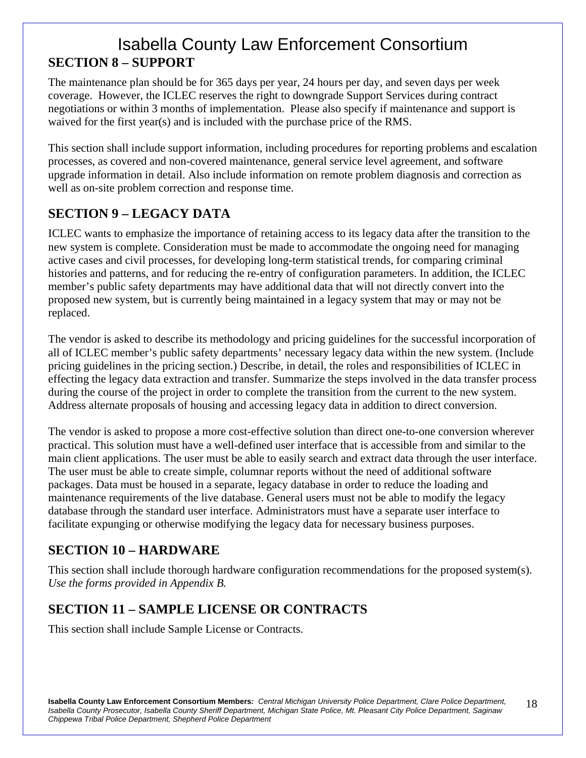## SECTION 8 – SUPPORT

The maintenance plan should be for 365 days per year, 24 hours per day, and seven days per week coverage. However, the ICLEC reserves the right to downgrade Support Services during contract negotiations or within 3 months of implementation. Please also specify if maintenance and support is waived for the first year(s) and is included with the purchase price of the RMS.

This section shall include support information, including procedures for reporting problems and escalation processes, as covered and non-covered maintenance, general service level agreement, and software upgrade information in detail. Also include information on remote problem diagnosis and correction as well as on-site problem correction and response time.

## SECTION 9 – LEGACY DATA

ICLEC wants to emphasize the importance of retaining access to its legacy data after the transition to the new system is complete. Consideration must be made to accommodate the ongoing need for managing active cases and civil processes, for developing long-term statistical trends, for comparing criminal histories and patterns, and for reducing the re-entry of configuration parameters. In addition, the ICLEC member's public safety departments may have additional data that will not directly convert into the proposed new system, but is currently being maintained in a legacy system that may or may not be replaced.

The vendor is asked to describe its methodology and pricing guidelines for the successful incorporation of all of ICLEC member's public safety departments' necessary legacy data within the new system. (Include pricing guidelines in the pricing section.) Describe, in detail, the roles and responsibilities of ICLEC in effecting the legacy data extraction and transfer. Summarize the steps involved in the data transfer process during the course of the project in order to complete the transition from the current to the new system. Address alternate proposals of housing and accessing legacy data in addition to direct conversion.

The vendor is asked to propose a more cost-effective solution than direct one-to-one conversion wherever practical. This solution must have a well-defined user interface that is accessible from and similar to the main client applications. The user must be able to easily search and extract data through the user interface. The user must be able to create simple, columnar reports without the need of additional software packages. Data must be housed in a separate, legacy database in order to reduce the loading and maintenance requirements of the live database. General users must not be able to modify the legacy database through the standard user interface. Administrators must have a separate user interface to facilitate expunging or otherwise modifying the legacy data for necessary business purposes.

## SECTION 10 – HARDWARE

This section shall include thorough hardware configuration recommendations for the proposed system(s). *Use the forms provided in Appendix B.*

## SECTION 11 – SAMPLE LICENSE OR CONTRACTS

This section shall include Sample License or Contracts.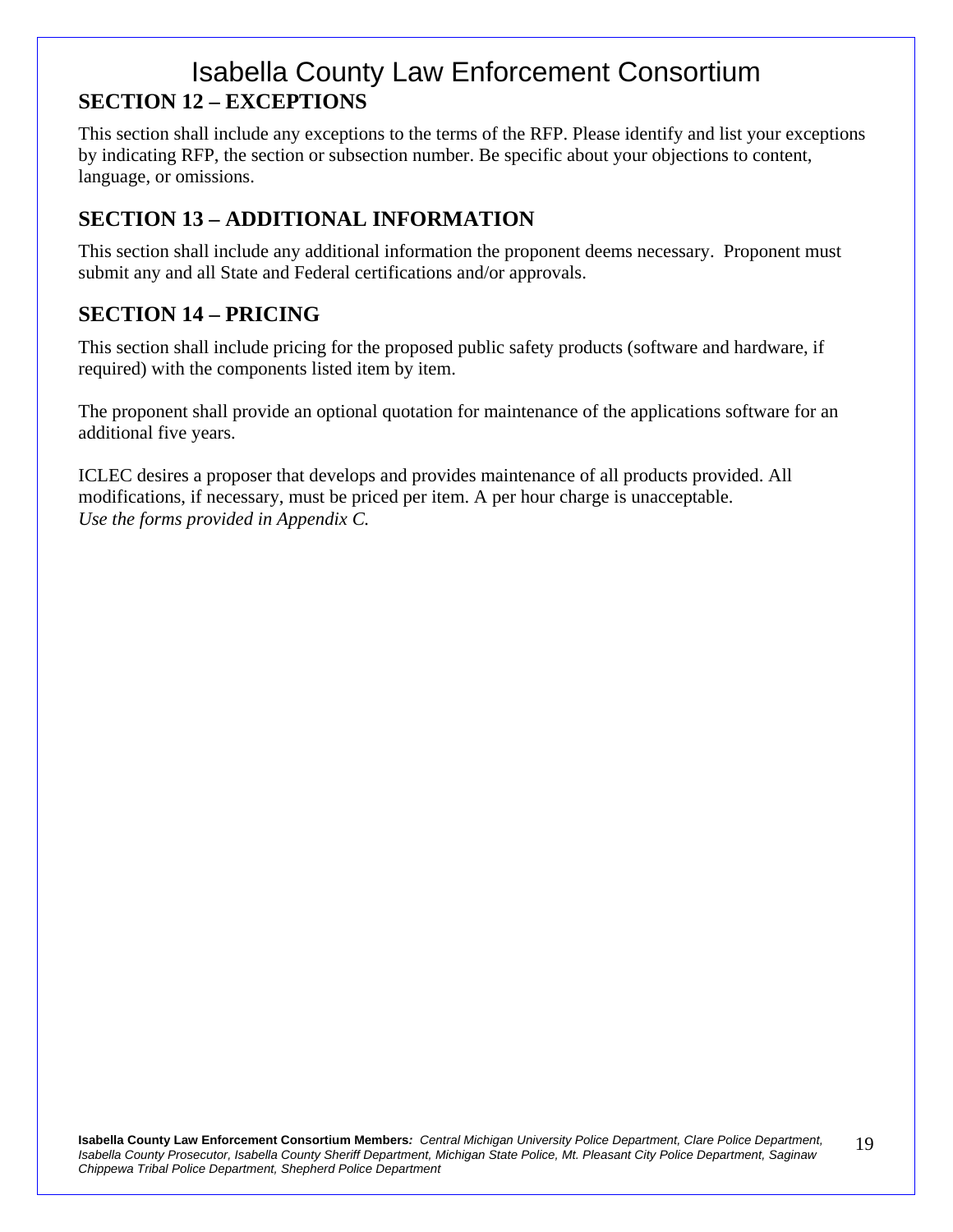## SECTION 12 – EXCEPTIONS

This section shall include any exceptions to the terms of the RFP. Please identify and list your exceptions by indicating RFP, the section or subsection number. Be specific about your objections to content, language, or omissions.

## SECTION 13 – ADDITIONAL INFORMATION

This section shall include any additional information the proponent deems necessary. Proponent must submit any and all State and Federal certifications and/or approvals.

## SECTION 14 – PRICING

This section shall include pricing for the proposed public safety products (software and hardware, if required) with the components listed item by item.

The proponent shall provide an optional quotation for maintenance of the applications software for an additional five years.

ICLEC desires a proposer that develops and provides maintenance of all products provided. All modifications, if necessary, must be priced per item. A per hour charge is unacceptable.
*Use the forms provided in Appendix C.*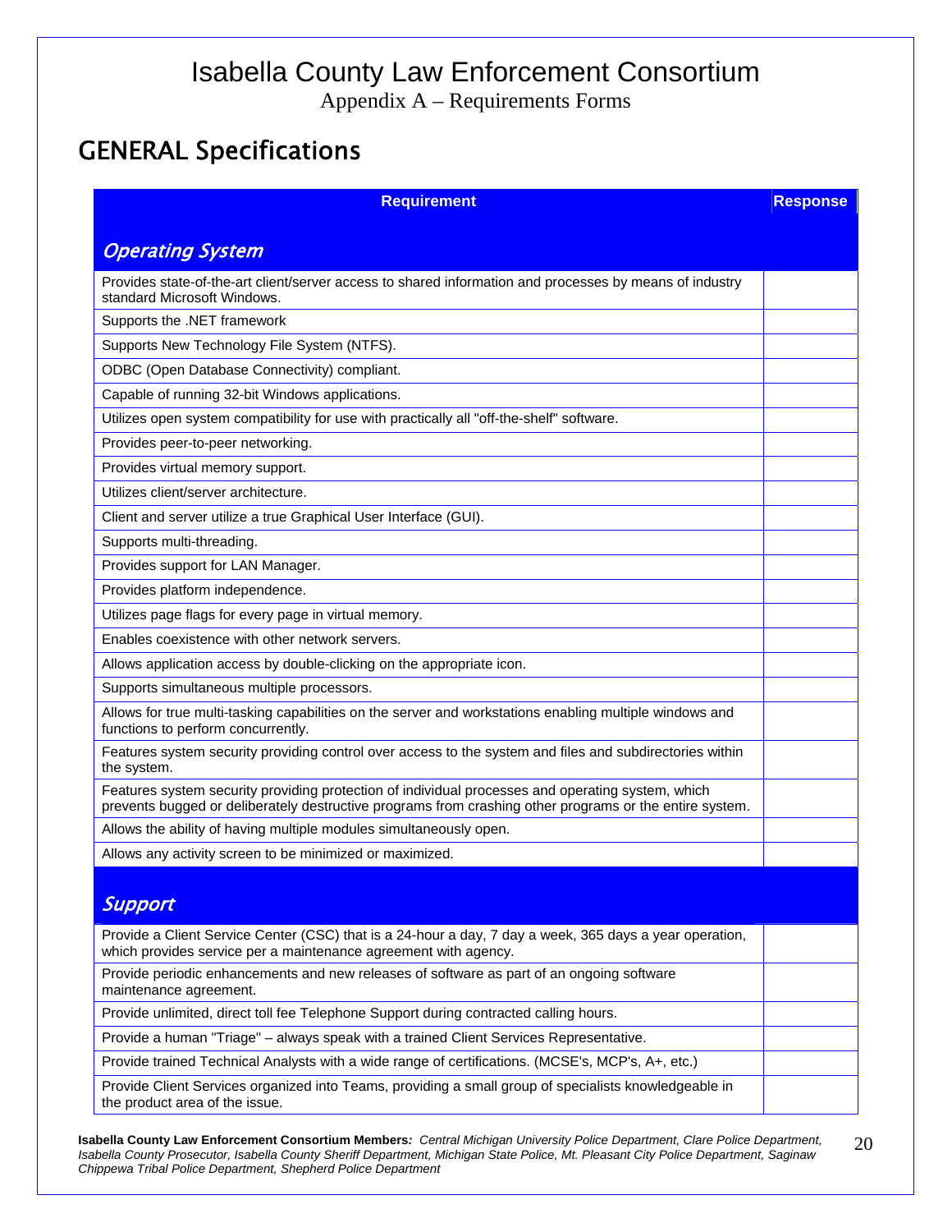# Isabella County Law Enforcement Consortium

Appendix A – Requirements Forms

## GENERAL Specifications

| Requirement | Response |
|---|---|
| ***Operating System*** | |
| Provides state-of-the-art client/server access to shared information and processes by means of industry standard Microsoft Windows. | |
| Supports the .NET framework | |
| Supports New Technology File System (NTFS). | |
| ODBC (Open Database Connectivity) compliant. | |
| Capable of running 32-bit Windows applications. | |
| Utilizes open system compatibility for use with practically all "off-the-shelf" software. | |
| Provides peer-to-peer networking. | |
| Provides virtual memory support. | |
| Utilizes client/server architecture. | |
| Client and server utilize a true Graphical User Interface (GUI). | |
| Supports multi-threading. | |
| Provides support for LAN Manager. | |
| Provides platform independence. | |
| Utilizes page flags for every page in virtual memory. | |
| Enables coexistence with other network servers. | |
| Allows application access by double-clicking on the appropriate icon. | |
| Supports simultaneous multiple processors. | |
| Allows for true multi-tasking capabilities on the server and workstations enabling multiple windows and functions to perform concurrently. | |
| Features system security providing control over access to the system and files and subdirectories within the system. | |
| Features system security providing protection of individual processes and operating system, which prevents bugged or deliberately destructive programs from crashing other programs or the entire system. | |
| Allows the ability of having multiple modules simultaneously open. | |
| Allows any activity screen to be minimized or maximized. | |
| ***Support*** | |
| Provide a Client Service Center (CSC) that is a 24-hour a day, 7 day a week, 365 days a year operation, which provides service per a maintenance agreement with agency. | |
| Provide periodic enhancements and new releases of software as part of an ongoing software maintenance agreement. | |
| Provide unlimited, direct toll fee Telephone Support during contracted calling hours. | |
| Provide a human "Triage" – always speak with a trained Client Services Representative. | |
| Provide trained Technical Analysts with a wide range of certifications. (MCSE's, MCP's, A+, etc.) | |
| Provide Client Services organized into Teams, providing a small group of specialists knowledgeable in the product area of the issue. | |

**Isabella County Law Enforcement Consortium Members:** *Central Michigan University Police Department, Clare Police Department, Isabella County Prosecutor, Isabella County Sheriff Department, Michigan State Police, Mt. Pleasant City Police Department, Saginaw Chippewa Tribal Police Department, Shepherd Police Department*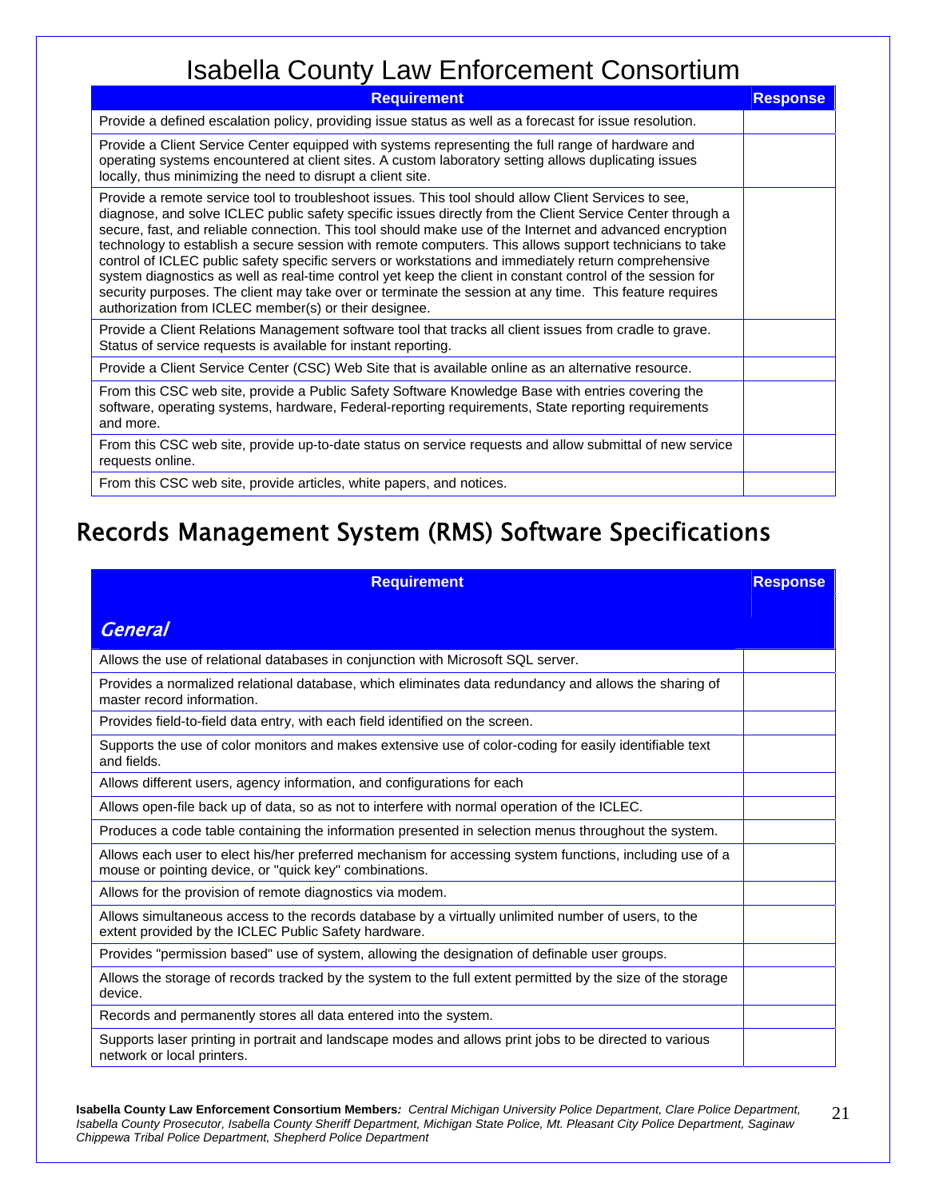# Isabella County Law Enforcement Consortium

| Requirement | Response |
|---|---|
| Provide a defined escalation policy, providing issue status as well as a forecast for issue resolution. | |
| Provide a Client Service Center equipped with systems representing the full range of hardware and operating systems encountered at client sites. A custom laboratory setting allows duplicating issues locally, thus minimizing the need to disrupt a client site. | |
| Provide a remote service tool to troubleshoot issues. This tool should allow Client Services to see, diagnose, and solve ICLEC public safety specific issues directly from the Client Service Center through a secure, fast, and reliable connection. This tool should make use of the Internet and advanced encryption technology to establish a secure session with remote computers. This allows support technicians to take control of ICLEC public safety specific servers or workstations and immediately return comprehensive system diagnostics as well as real-time control yet keep the client in constant control of the session for security purposes. The client may take over or terminate the session at any time. This feature requires authorization from ICLEC member(s) or their designee. | |
| Provide a Client Relations Management software tool that tracks all client issues from cradle to grave. Status of service requests is available for instant reporting. | |
| Provide a Client Service Center (CSC) Web Site that is available online as an alternative resource. | |
| From this CSC web site, provide a Public Safety Software Knowledge Base with entries covering the software, operating systems, hardware, Federal-reporting requirements, State reporting requirements and more. | |
| From this CSC web site, provide up-to-date status on service requests and allow submittal of new service requests online. | |
| From this CSC web site, provide articles, white papers, and notices. | |

## Records Management System (RMS) Software Specifications

| Requirement | Response |
|---|---|
| ***General*** | |
| Allows the use of relational databases in conjunction with Microsoft SQL server. | |
| Provides a normalized relational database, which eliminates data redundancy and allows the sharing of master record information. | |
| Provides field-to-field data entry, with each field identified on the screen. | |
| Supports the use of color monitors and makes extensive use of color-coding for easily identifiable text and fields. | |
| Allows different users, agency information, and configurations for each | |
| Allows open-file back up of data, so as not to interfere with normal operation of the ICLEC. | |
| Produces a code table containing the information presented in selection menus throughout the system. | |
| Allows each user to elect his/her preferred mechanism for accessing system functions, including use of a mouse or pointing device, or "quick key" combinations. | |
| Allows for the provision of remote diagnostics via modem. | |
| Allows simultaneous access to the records database by a virtually unlimited number of users, to the extent provided by the ICLEC Public Safety hardware. | |
| Provides "permission based" use of system, allowing the designation of definable user groups. | |
| Allows the storage of records tracked by the system to the full extent permitted by the size of the storage device. | |
| Records and permanently stores all data entered into the system. | |
| Supports laser printing in portrait and landscape modes and allows print jobs to be directed to various network or local printers. | |

**Isabella County Law Enforcement Consortium Members***: Central Michigan University Police Department, Clare Police Department, Isabella County Prosecutor, Isabella County Sheriff Department, Michigan State Police, Mt. Pleasant City Police Department, Saginaw Chippewa Tribal Police Department, Shepherd Police Department*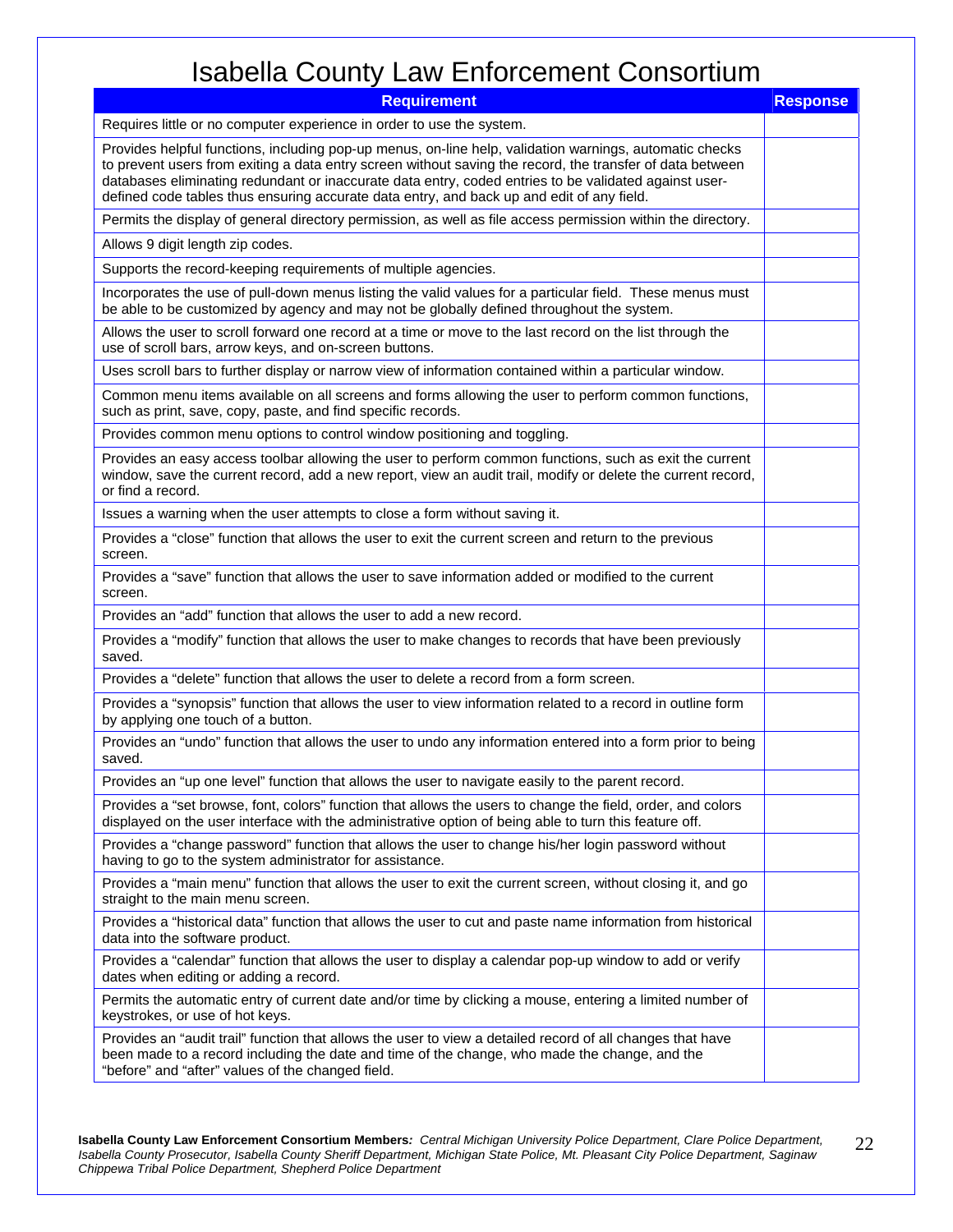# Isabella County Law Enforcement Consortium

| Requirement | Response |
|---|---|
| Requires little or no computer experience in order to use the system. | |
| Provides helpful functions, including pop-up menus, on-line help, validation warnings, automatic checks to prevent users from exiting a data entry screen without saving the record, the transfer of data between databases eliminating redundant or inaccurate data entry, coded entries to be validated against user-defined code tables thus ensuring accurate data entry, and back up and edit of any field. | |
| Permits the display of general directory permission, as well as file access permission within the directory. | |
| Allows 9 digit length zip codes. | |
| Supports the record-keeping requirements of multiple agencies. | |
| Incorporates the use of pull-down menus listing the valid values for a particular field. These menus must be able to be customized by agency and may not be globally defined throughout the system. | |
| Allows the user to scroll forward one record at a time or move to the last record on the list through the use of scroll bars, arrow keys, and on-screen buttons. | |
| Uses scroll bars to further display or narrow view of information contained within a particular window. | |
| Common menu items available on all screens and forms allowing the user to perform common functions, such as print, save, copy, paste, and find specific records. | |
| Provides common menu options to control window positioning and toggling. | |
| Provides an easy access toolbar allowing the user to perform common functions, such as exit the current window, save the current record, add a new report, view an audit trail, modify or delete the current record, or find a record. | |
| Issues a warning when the user attempts to close a form without saving it. | |
| Provides a "close" function that allows the user to exit the current screen and return to the previous screen. | |
| Provides a "save" function that allows the user to save information added or modified to the current screen. | |
| Provides an "add" function that allows the user to add a new record. | |
| Provides a "modify" function that allows the user to make changes to records that have been previously saved. | |
| Provides a "delete" function that allows the user to delete a record from a form screen. | |
| Provides a "synopsis" function that allows the user to view information related to a record in outline form by applying one touch of a button. | |
| Provides an "undo" function that allows the user to undo any information entered into a form prior to being saved. | |
| Provides an "up one level" function that allows the user to navigate easily to the parent record. | |
| Provides a "set browse, font, colors" function that allows the users to change the field, order, and colors displayed on the user interface with the administrative option of being able to turn this feature off. | |
| Provides a "change password" function that allows the user to change his/her login password without having to go to the system administrator for assistance. | |
| Provides a "main menu" function that allows the user to exit the current screen, without closing it, and go straight to the main menu screen. | |
| Provides a "historical data" function that allows the user to cut and paste name information from historical data into the software product. | |
| Provides a "calendar" function that allows the user to display a calendar pop-up window to add or verify dates when editing or adding a record. | |
| Permits the automatic entry of current date and/or time by clicking a mouse, entering a limited number of keystrokes, or use of hot keys. | |
| Provides an "audit trail" function that allows the user to view a detailed record of all changes that have been made to a record including the date and time of the change, who made the change, and the "before" and "after" values of the changed field. | |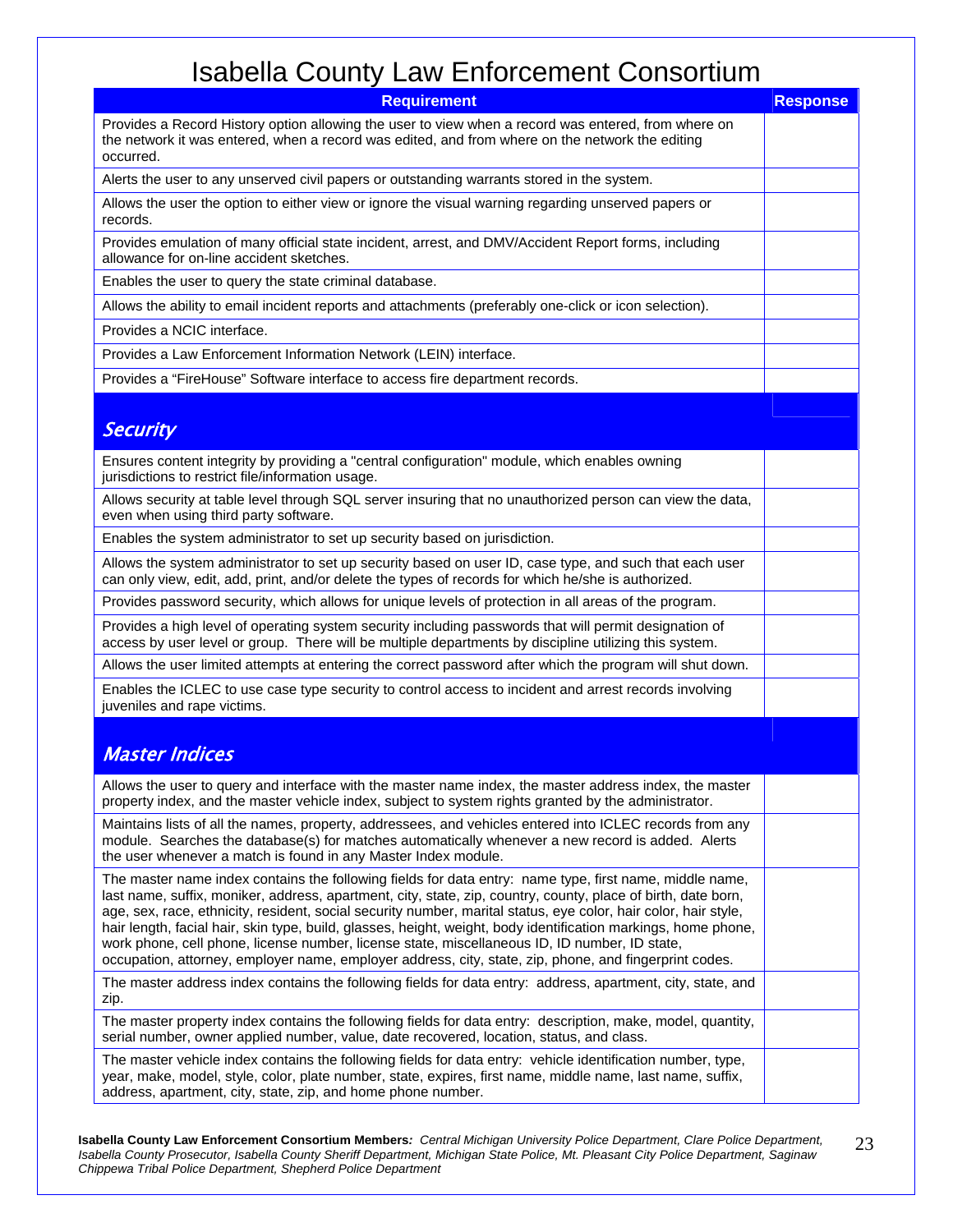# Isabella County Law Enforcement Consortium

| Requirement | Response |
|---|---|
| Provides a Record History option allowing the user to view when a record was entered, from where on the network it was entered, when a record was edited, and from where on the network the editing occurred. | |
| Alerts the user to any unserved civil papers or outstanding warrants stored in the system. | |
| Allows the user the option to either view or ignore the visual warning regarding unserved papers or records. | |
| Provides emulation of many official state incident, arrest, and DMV/Accident Report forms, including allowance for on-line accident sketches. | |
| Enables the user to query the state criminal database. | |
| Allows the ability to email incident reports and attachments (preferably one-click or icon selection). | |
| Provides a NCIC interface. | |
| Provides a Law Enforcement Information Network (LEIN) interface. | |
| Provides a "FireHouse" Software interface to access fire department records. | |
| ***Security*** | |
| Ensures content integrity by providing a "central configuration" module, which enables owning jurisdictions to restrict file/information usage. | |
| Allows security at table level through SQL server insuring that no unauthorized person can view the data, even when using third party software. | |
| Enables the system administrator to set up security based on jurisdiction. | |
| Allows the system administrator to set up security based on user ID, case type, and such that each user can only view, edit, add, print, and/or delete the types of records for which he/she is authorized. | |
| Provides password security, which allows for unique levels of protection in all areas of the program. | |
| Provides a high level of operating system security including passwords that will permit designation of access by user level or group. There will be multiple departments by discipline utilizing this system. | |
| Allows the user limited attempts at entering the correct password after which the program will shut down. | |
| Enables the ICLEC to use case type security to control access to incident and arrest records involving juveniles and rape victims. | |
| ***Master Indices*** | |
| Allows the user to query and interface with the master name index, the master address index, the master property index, and the master vehicle index, subject to system rights granted by the administrator. | |
| Maintains lists of all the names, property, addressees, and vehicles entered into ICLEC records from any module. Searches the database(s) for matches automatically whenever a new record is added. Alerts the user whenever a match is found in any Master Index module. | |
| The master name index contains the following fields for data entry: name type, first name, middle name, last name, suffix, moniker, address, apartment, city, state, zip, country, county, place of birth, date born, age, sex, race, ethnicity, resident, social security number, marital status, eye color, hair color, hair style, hair length, facial hair, skin type, build, glasses, height, weight, body identification markings, home phone, work phone, cell phone, license number, license state, miscellaneous ID, ID number, ID state, occupation, attorney, employer name, employer address, city, state, zip, phone, and fingerprint codes. | |
| The master address index contains the following fields for data entry: address, apartment, city, state, and zip. | |
| The master property index contains the following fields for data entry: description, make, model, quantity, serial number, owner applied number, value, date recovered, location, status, and class. | |
| The master vehicle index contains the following fields for data entry: vehicle identification number, type, year, make, model, style, color, plate number, state, expires, first name, middle name, last name, suffix, address, apartment, city, state, zip, and home phone number. | |

**Isabella County Law Enforcement Consortium Members***: Central Michigan University Police Department, Clare Police Department, Isabella County Prosecutor, Isabella County Sheriff Department, Michigan State Police, Mt. Pleasant City Police Department, Saginaw Chippewa Tribal Police Department, Shepherd Police Department*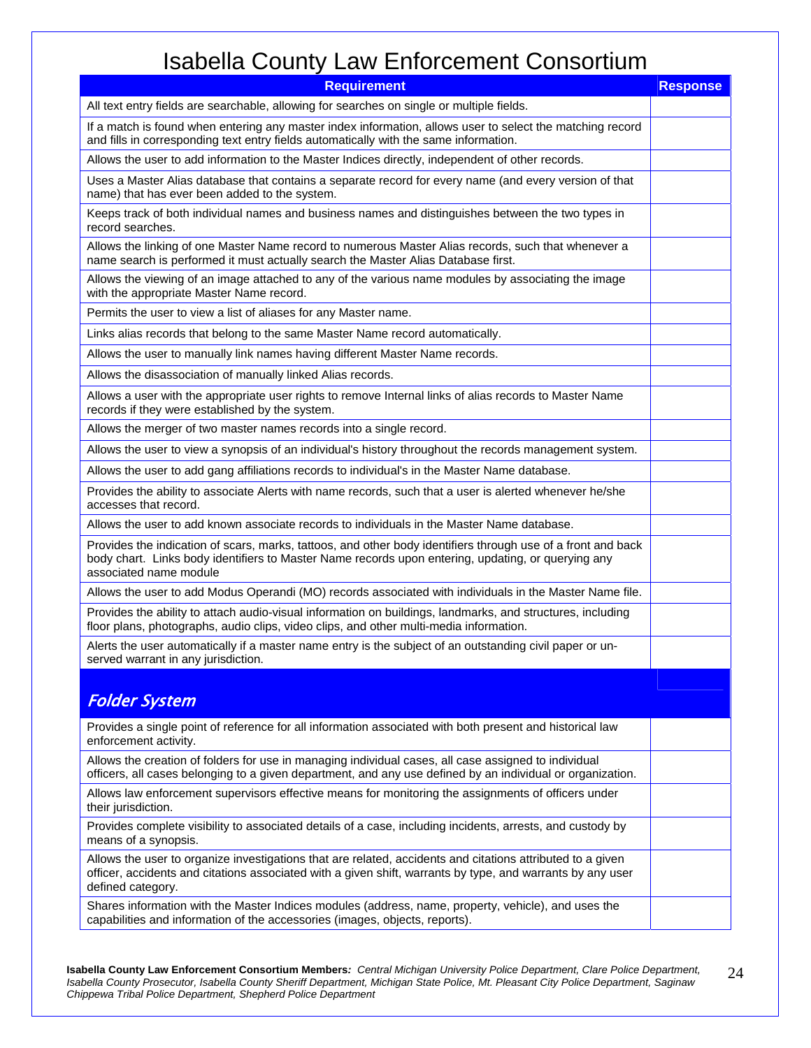# Isabella County Law Enforcement Consortium

| Requirement | Response |
| --- | --- |
| All text entry fields are searchable, allowing for searches on single or multiple fields. | |
| If a match is found when entering any master index information, allows user to select the matching record and fills in corresponding text entry fields automatically with the same information. | |
| Allows the user to add information to the Master Indices directly, independent of other records. | |
| Uses a Master Alias database that contains a separate record for every name (and every version of that name) that has ever been added to the system. | |
| Keeps track of both individual names and business names and distinguishes between the two types in record searches. | |
| Allows the linking of one Master Name record to numerous Master Alias records, such that whenever a name search is performed it must actually search the Master Alias Database first. | |
| Allows the viewing of an image attached to any of the various name modules by associating the image with the appropriate Master Name record. | |
| Permits the user to view a list of aliases for any Master name. | |
| Links alias records that belong to the same Master Name record automatically. | |
| Allows the user to manually link names having different Master Name records. | |
| Allows the disassociation of manually linked Alias records. | |
| Allows a user with the appropriate user rights to remove Internal links of alias records to Master Name records if they were established by the system. | |
| Allows the merger of two master names records into a single record. | |
| Allows the user to view a synopsis of an individual's history throughout the records management system. | |
| Allows the user to add gang affiliations records to individual's in the Master Name database. | |
| Provides the ability to associate Alerts with name records, such that a user is alerted whenever he/she accesses that record. | |
| Allows the user to add known associate records to individuals in the Master Name database. | |
| Provides the indication of scars, marks, tattoos, and other body identifiers through use of a front and back body chart. Links body identifiers to Master Name records upon entering, updating, or querying any associated name module | |
| Allows the user to add Modus Operandi (MO) records associated with individuals in the Master Name file. | |
| Provides the ability to attach audio-visual information on buildings, landmarks, and structures, including floor plans, photographs, audio clips, video clips, and other multi-media information. | |
| Alerts the user automatically if a master name entry is the subject of an outstanding civil paper or un-served warrant in any jurisdiction. | |
| ***Folder System*** | |
| Provides a single point of reference for all information associated with both present and historical law enforcement activity. | |
| Allows the creation of folders for use in managing individual cases, all case assigned to individual officers, all cases belonging to a given department, and any use defined by an individual or organization. | |
| Allows law enforcement supervisors effective means for monitoring the assignments of officers under their jurisdiction. | |
| Provides complete visibility to associated details of a case, including incidents, arrests, and custody by means of a synopsis. | |
| Allows the user to organize investigations that are related, accidents and citations attributed to a given officer, accidents and citations associated with a given shift, warrants by type, and warrants by any user defined category. | |
| Shares information with the Master Indices modules (address, name, property, vehicle), and uses the capabilities and information of the accessories (images, objects, reports). | |

**Isabella County Law Enforcement Consortium Members***: Central Michigan University Police Department, Clare Police Department, Isabella County Prosecutor, Isabella County Sheriff Department, Michigan State Police, Mt. Pleasant City Police Department, Saginaw Chippewa Tribal Police Department, Shepherd Police Department*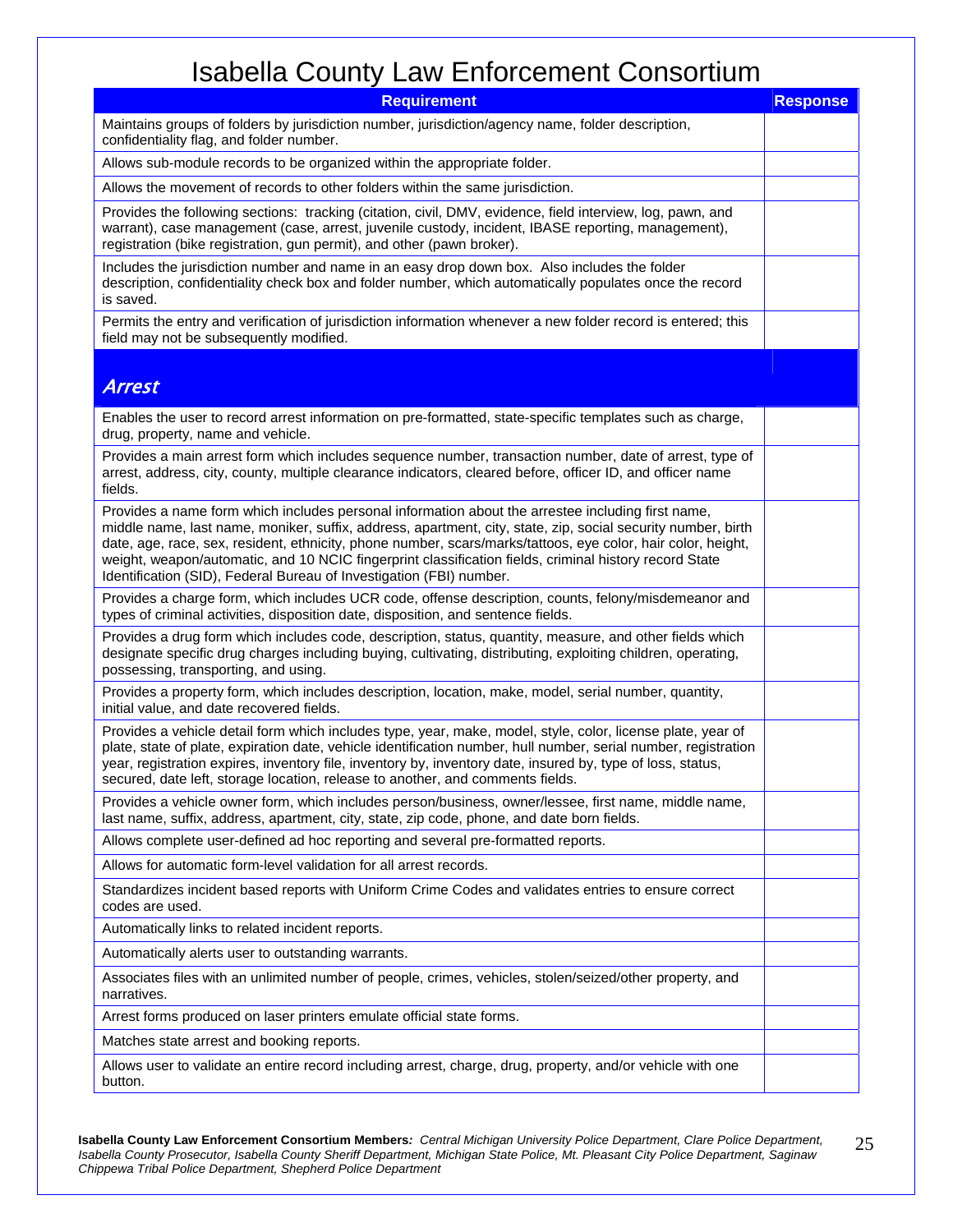# Isabella County Law Enforcement Consortium

| Requirement | Response |
|---|---|
| Maintains groups of folders by jurisdiction number, jurisdiction/agency name, folder description, confidentiality flag, and folder number. | |
| Allows sub-module records to be organized within the appropriate folder. | |
| Allows the movement of records to other folders within the same jurisdiction. | |
| Provides the following sections: tracking (citation, civil, DMV, evidence, field interview, log, pawn, and warrant), case management (case, arrest, juvenile custody, incident, IBASE reporting, management), registration (bike registration, gun permit), and other (pawn broker). | |
| Includes the jurisdiction number and name in an easy drop down box. Also includes the folder description, confidentiality check box and folder number, which automatically populates once the record is saved. | |
| Permits the entry and verification of jurisdiction information whenever a new folder record is entered; this field may not be subsequently modified. | |
| ***Arrest*** | |
| Enables the user to record arrest information on pre-formatted, state-specific templates such as charge, drug, property, name and vehicle. | |
| Provides a main arrest form which includes sequence number, transaction number, date of arrest, type of arrest, address, city, county, multiple clearance indicators, cleared before, officer ID, and officer name fields. | |
| Provides a name form which includes personal information about the arrestee including first name, middle name, last name, moniker, suffix, address, apartment, city, state, zip, social security number, birth date, age, race, sex, resident, ethnicity, phone number, scars/marks/tattoos, eye color, hair color, height, weight, weapon/automatic, and 10 NCIC fingerprint classification fields, criminal history record State Identification (SID), Federal Bureau of Investigation (FBI) number. | |
| Provides a charge form, which includes UCR code, offense description, counts, felony/misdemeanor and types of criminal activities, disposition date, disposition, and sentence fields. | |
| Provides a drug form which includes code, description, status, quantity, measure, and other fields which designate specific drug charges including buying, cultivating, distributing, exploiting children, operating, possessing, transporting, and using. | |
| Provides a property form, which includes description, location, make, model, serial number, quantity, initial value, and date recovered fields. | |
| Provides a vehicle detail form which includes type, year, make, model, style, color, license plate, year of plate, state of plate, expiration date, vehicle identification number, hull number, serial number, registration year, registration expires, inventory file, inventory by, inventory date, insured by, type of loss, status, secured, date left, storage location, release to another, and comments fields. | |
| Provides a vehicle owner form, which includes person/business, owner/lessee, first name, middle name, last name, suffix, address, apartment, city, state, zip code, phone, and date born fields. | |
| Allows complete user-defined ad hoc reporting and several pre-formatted reports. | |
| Allows for automatic form-level validation for all arrest records. | |
| Standardizes incident based reports with Uniform Crime Codes and validates entries to ensure correct codes are used. | |
| Automatically links to related incident reports. | |
| Automatically alerts user to outstanding warrants. | |
| Associates files with an unlimited number of people, crimes, vehicles, stolen/seized/other property, and narratives. | |
| Arrest forms produced on laser printers emulate official state forms. | |
| Matches state arrest and booking reports. | |
| Allows user to validate an entire record including arrest, charge, drug, property, and/or vehicle with one button. | |

**Isabella County Law Enforcement Consortium Members***: Central Michigan University Police Department, Clare Police Department, Isabella County Prosecutor, Isabella County Sheriff Department, Michigan State Police, Mt. Pleasant City Police Department, Saginaw Chippewa Tribal Police Department, Shepherd Police Department*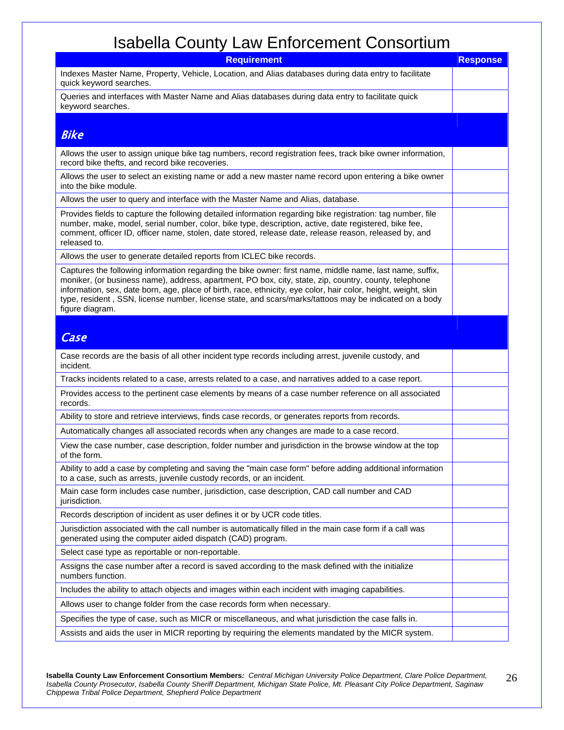# Isabella County Law Enforcement Consortium

| Requirement | Response |
|---|---|
| Indexes Master Name, Property, Vehicle, Location, and Alias databases during data entry to facilitate quick keyword searches. | |
| Queries and interfaces with Master Name and Alias databases during data entry to facilitate quick keyword searches. | |
| ***Bike*** | |
| Allows the user to assign unique bike tag numbers, record registration fees, track bike owner information, record bike thefts, and record bike recoveries. | |
| Allows the user to select an existing name or add a new master name record upon entering a bike owner into the bike module. | |
| Allows the user to query and interface with the Master Name and Alias, database. | |
| Provides fields to capture the following detailed information regarding bike registration: tag number, file number, make, model, serial number, color, bike type, description, active, date registered, bike fee, comment, officer ID, officer name, stolen, date stored, release date, release reason, released by, and released to. | |
| Allows the user to generate detailed reports from ICLEC bike records. | |
| Captures the following information regarding the bike owner: first name, middle name, last name, suffix, moniker, (or business name), address, apartment, PO box, city, state, zip, country, county, telephone information, sex, date born, age, place of birth, race, ethnicity, eye color, hair color, height, weight, skin type, resident , SSN, license number, license state, and scars/marks/tattoos may be indicated on a body figure diagram. | |
| ***Case*** | |
| Case records are the basis of all other incident type records including arrest, juvenile custody, and incident. | |
| Tracks incidents related to a case, arrests related to a case, and narratives added to a case report. | |
| Provides access to the pertinent case elements by means of a case number reference on all associated records. | |
| Ability to store and retrieve interviews, finds case records, or generates reports from records. | |
| Automatically changes all associated records when any changes are made to a case record. | |
| View the case number, case description, folder number and jurisdiction in the browse window at the top of the form. | |
| Ability to add a case by completing and saving the "main case form" before adding additional information to a case, such as arrests, juvenile custody records, or an incident. | |
| Main case form includes case number, jurisdiction, case description, CAD call number and CAD jurisdiction. | |
| Records description of incident as user defines it or by UCR code titles. | |
| Jurisdiction associated with the call number is automatically filled in the main case form if a call was generated using the computer aided dispatch (CAD) program. | |
| Select case type as reportable or non-reportable. | |
| Assigns the case number after a record is saved according to the mask defined with the initialize numbers function. | |
| Includes the ability to attach objects and images within each incident with imaging capabilities. | |
| Allows user to change folder from the case records form when necessary. | |
| Specifies the type of case, such as MICR or miscellaneous, and what jurisdiction the case falls in. | |
| Assists and aids the user in MICR reporting by requiring the elements mandated by the MICR system. | |

**Isabella County Law Enforcement Consortium Members***: Central Michigan University Police Department, Clare Police Department, Isabella County Prosecutor, Isabella County Sheriff Department, Michigan State Police, Mt. Pleasant City Police Department, Saginaw Chippewa Tribal Police Department, Shepherd Police Department*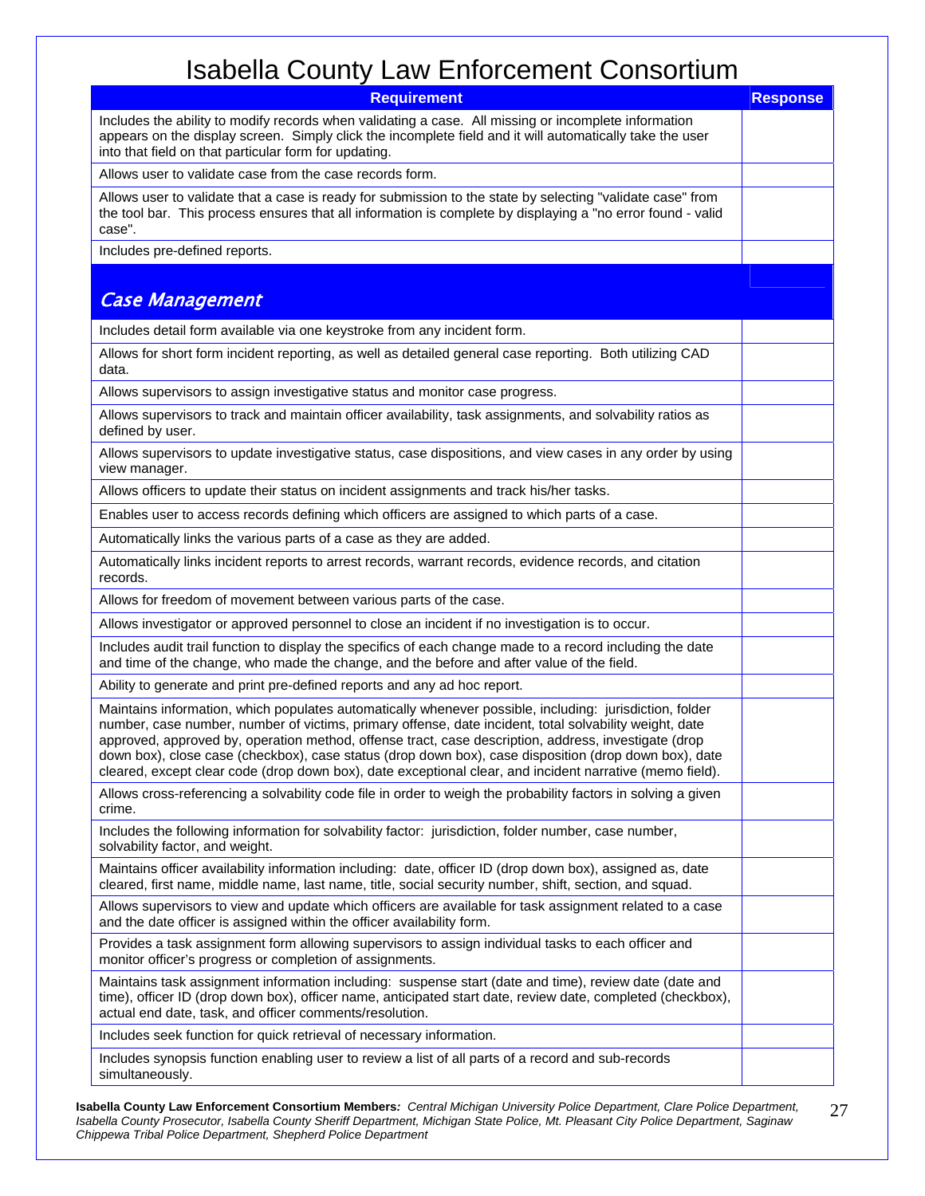# Isabella County Law Enforcement Consortium

| Requirement | Response |
|---|---|
| Includes the ability to modify records when validating a case. All missing or incomplete information appears on the display screen. Simply click the incomplete field and it will automatically take the user into that field on that particular form for updating. | |
| Allows user to validate case from the case records form. | |
| Allows user to validate that a case is ready for submission to the state by selecting "validate case" from the tool bar. This process ensures that all information is complete by displaying a "no error found - valid case". | |
| Includes pre-defined reports. | |
| ***Case Management*** | |
| Includes detail form available via one keystroke from any incident form. | |
| Allows for short form incident reporting, as well as detailed general case reporting. Both utilizing CAD data. | |
| Allows supervisors to assign investigative status and monitor case progress. | |
| Allows supervisors to track and maintain officer availability, task assignments, and solvability ratios as defined by user. | |
| Allows supervisors to update investigative status, case dispositions, and view cases in any order by using view manager. | |
| Allows officers to update their status on incident assignments and track his/her tasks. | |
| Enables user to access records defining which officers are assigned to which parts of a case. | |
| Automatically links the various parts of a case as they are added. | |
| Automatically links incident reports to arrest records, warrant records, evidence records, and citation records. | |
| Allows for freedom of movement between various parts of the case. | |
| Allows investigator or approved personnel to close an incident if no investigation is to occur. | |
| Includes audit trail function to display the specifics of each change made to a record including the date and time of the change, who made the change, and the before and after value of the field. | |
| Ability to generate and print pre-defined reports and any ad hoc report. | |
| Maintains information, which populates automatically whenever possible, including: jurisdiction, folder number, case number, number of victims, primary offense, date incident, total solvability weight, date approved, approved by, operation method, offense tract, case description, address, investigate (drop down box), close case (checkbox), case status (drop down box), case disposition (drop down box), date cleared, except clear code (drop down box), date exceptional clear, and incident narrative (memo field). | |
| Allows cross-referencing a solvability code file in order to weigh the probability factors in solving a given crime. | |
| Includes the following information for solvability factor: jurisdiction, folder number, case number, solvability factor, and weight. | |
| Maintains officer availability information including: date, officer ID (drop down box), assigned as, date cleared, first name, middle name, last name, title, social security number, shift, section, and squad. | |
| Allows supervisors to view and update which officers are available for task assignment related to a case and the date officer is assigned within the officer availability form. | |
| Provides a task assignment form allowing supervisors to assign individual tasks to each officer and monitor officer's progress or completion of assignments. | |
| Maintains task assignment information including: suspense start (date and time), review date (date and time), officer ID (drop down box), officer name, anticipated start date, review date, completed (checkbox), actual end date, task, and officer comments/resolution. | |
| Includes seek function for quick retrieval of necessary information. | |
| Includes synopsis function enabling user to review a list of all parts of a record and sub-records simultaneously. | |

**Isabella County Law Enforcement Consortium Members***: Central Michigan University Police Department, Clare Police Department, Isabella County Prosecutor, Isabella County Sheriff Department, Michigan State Police, Mt. Pleasant City Police Department, Saginaw Chippewa Tribal Police Department, Shepherd Police Department*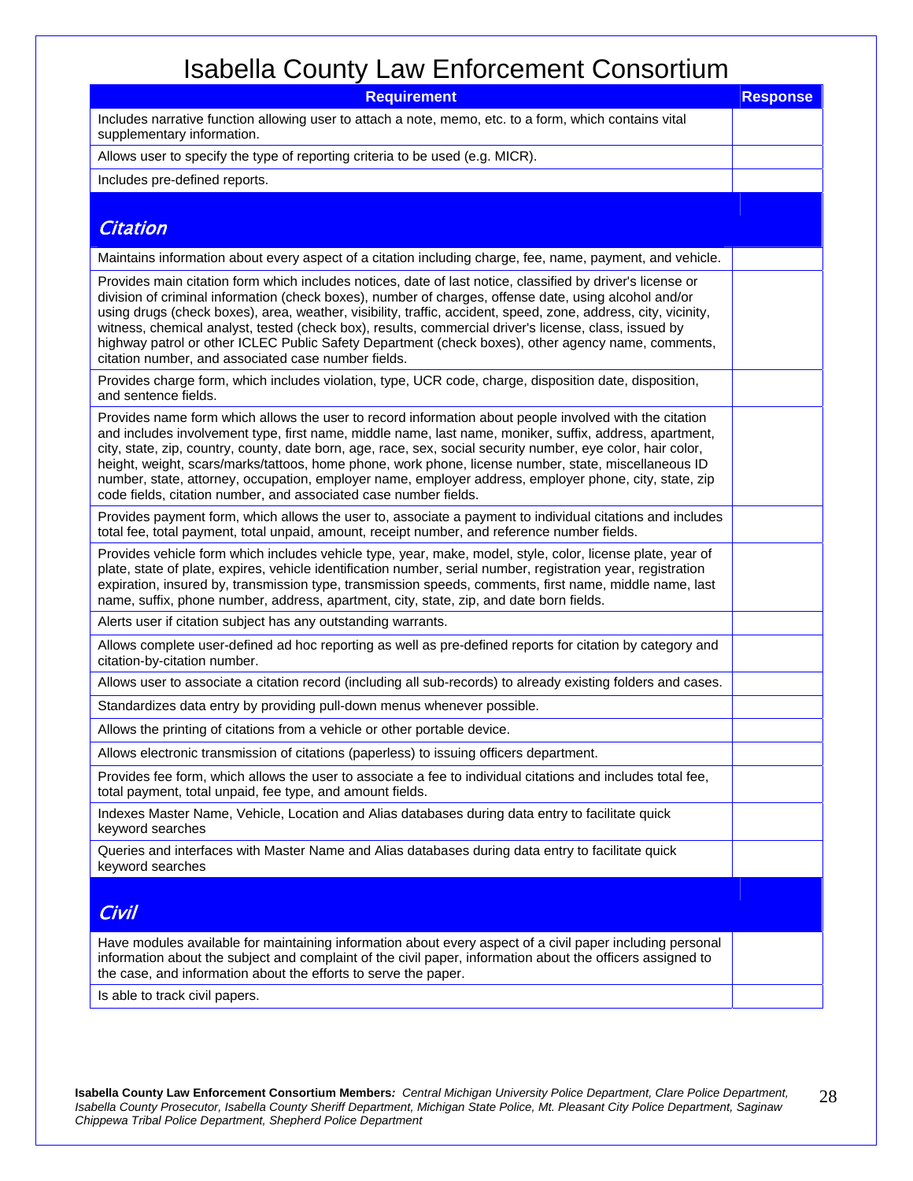# Isabella County Law Enforcement Consortium

| Requirement | Response |
|---|---|
| Includes narrative function allowing user to attach a note, memo, etc. to a form, which contains vital supplementary information. | |
| Allows user to specify the type of reporting criteria to be used (e.g. MICR). | |
| Includes pre-defined reports. | |
| ***Citation*** | |
| Maintains information about every aspect of a citation including charge, fee, name, payment, and vehicle. | |
| Provides main citation form which includes notices, date of last notice, classified by driver's license or division of criminal information (check boxes), number of charges, offense date, using alcohol and/or using drugs (check boxes), area, weather, visibility, traffic, accident, speed, zone, address, city, vicinity, witness, chemical analyst, tested (check box), results, commercial driver's license, class, issued by highway patrol or other ICLEC Public Safety Department (check boxes), other agency name, comments, citation number, and associated case number fields. | |
| Provides charge form, which includes violation, type, UCR code, charge, disposition date, disposition, and sentence fields. | |
| Provides name form which allows the user to record information about people involved with the citation and includes involvement type, first name, middle name, last name, moniker, suffix, address, apartment, city, state, zip, country, county, date born, age, race, sex, social security number, eye color, hair color, height, weight, scars/marks/tattoos, home phone, work phone, license number, state, miscellaneous ID number, state, attorney, occupation, employer name, employer address, employer phone, city, state, zip code fields, citation number, and associated case number fields. | |
| Provides payment form, which allows the user to, associate a payment to individual citations and includes total fee, total payment, total unpaid, amount, receipt number, and reference number fields. | |
| Provides vehicle form which includes vehicle type, year, make, model, style, color, license plate, year of plate, state of plate, expires, vehicle identification number, serial number, registration year, registration expiration, insured by, transmission type, transmission speeds, comments, first name, middle name, last name, suffix, phone number, address, apartment, city, state, zip, and date born fields. | |
| Alerts user if citation subject has any outstanding warrants. | |
| Allows complete user-defined ad hoc reporting as well as pre-defined reports for citation by category and citation-by-citation number. | |
| Allows user to associate a citation record (including all sub-records) to already existing folders and cases. | |
| Standardizes data entry by providing pull-down menus whenever possible. | |
| Allows the printing of citations from a vehicle or other portable device. | |
| Allows electronic transmission of citations (paperless) to issuing officers department. | |
| Provides fee form, which allows the user to associate a fee to individual citations and includes total fee, total payment, total unpaid, fee type, and amount fields. | |
| Indexes Master Name, Vehicle, Location and Alias databases during data entry to facilitate quick keyword searches | |
| Queries and interfaces with Master Name and Alias databases during data entry to facilitate quick keyword searches | |
| ***Civil*** | |
| Have modules available for maintaining information about every aspect of a civil paper including personal information about the subject and complaint of the civil paper, information about the officers assigned to the case, and information about the efforts to serve the paper. | |
| Is able to track civil papers. | |

**Isabella County Law Enforcement Consortium Members***: Central Michigan University Police Department, Clare Police Department, Isabella County Prosecutor, Isabella County Sheriff Department, Michigan State Police, Mt. Pleasant City Police Department, Saginaw Chippewa Tribal Police Department, Shepherd Police Department*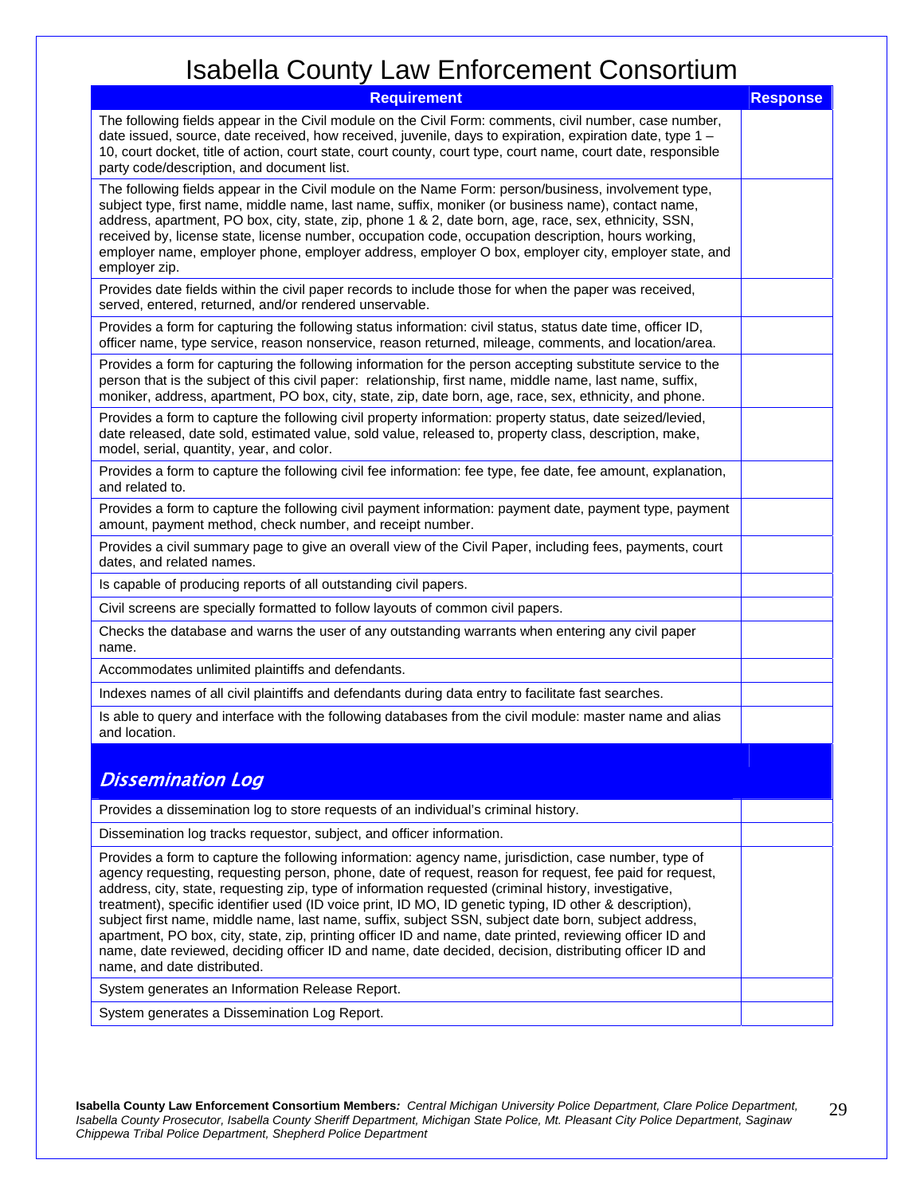# Isabella County Law Enforcement Consortium

| Requirement | Response |
|---|---|
| The following fields appear in the Civil module on the Civil Form: comments, civil number, case number, date issued, source, date received, how received, juvenile, days to expiration, expiration date, type 1 – 10, court docket, title of action, court state, court county, court type, court name, court date, responsible party code/description, and document list. | |
| The following fields appear in the Civil module on the Name Form: person/business, involvement type, subject type, first name, middle name, last name, suffix, moniker (or business name), contact name, address, apartment, PO box, city, state, zip, phone 1 & 2, date born, age, race, sex, ethnicity, SSN, received by, license state, license number, occupation code, occupation description, hours working, employer name, employer phone, employer address, employer O box, employer city, employer state, and employer zip. | |
| Provides date fields within the civil paper records to include those for when the paper was received, served, entered, returned, and/or rendered unservable. | |
| Provides a form for capturing the following status information: civil status, status date time, officer ID, officer name, type service, reason nonservice, reason returned, mileage, comments, and location/area. | |
| Provides a form for capturing the following information for the person accepting substitute service to the person that is the subject of this civil paper: relationship, first name, middle name, last name, suffix, moniker, address, apartment, PO box, city, state, zip, date born, age, race, sex, ethnicity, and phone. | |
| Provides a form to capture the following civil property information: property status, date seized/levied, date released, date sold, estimated value, sold value, released to, property class, description, make, model, serial, quantity, year, and color. | |
| Provides a form to capture the following civil fee information: fee type, fee date, fee amount, explanation, and related to. | |
| Provides a form to capture the following civil payment information: payment date, payment type, payment amount, payment method, check number, and receipt number. | |
| Provides a civil summary page to give an overall view of the Civil Paper, including fees, payments, court dates, and related names. | |
| Is capable of producing reports of all outstanding civil papers. | |
| Civil screens are specially formatted to follow layouts of common civil papers. | |
| Checks the database and warns the user of any outstanding warrants when entering any civil paper name. | |
| Accommodates unlimited plaintiffs and defendants. | |
| Indexes names of all civil plaintiffs and defendants during data entry to facilitate fast searches. | |
| Is able to query and interface with the following databases from the civil module: master name and alias and location. | |
| ***Dissemination Log*** | |
| Provides a dissemination log to store requests of an individual's criminal history. | |
| Dissemination log tracks requestor, subject, and officer information. | |
| Provides a form to capture the following information: agency name, jurisdiction, case number, type of agency requesting, requesting person, phone, date of request, reason for request, fee paid for request, address, city, state, requesting zip, type of information requested (criminal history, investigative, treatment), specific identifier used (ID voice print, ID MO, ID genetic typing, ID other & description), subject first name, middle name, last name, suffix, subject SSN, subject date born, subject address, apartment, PO box, city, state, zip, printing officer ID and name, date printed, reviewing officer ID and name, date reviewed, deciding officer ID and name, date decided, decision, distributing officer ID and name, and date distributed. | |
| System generates an Information Release Report. | |
| System generates a Dissemination Log Report. | |

**Isabella County Law Enforcement Consortium Members***: Central Michigan University Police Department, Clare Police Department, Isabella County Prosecutor, Isabella County Sheriff Department, Michigan State Police, Mt. Pleasant City Police Department, Saginaw Chippewa Tribal Police Department, Shepherd Police Department*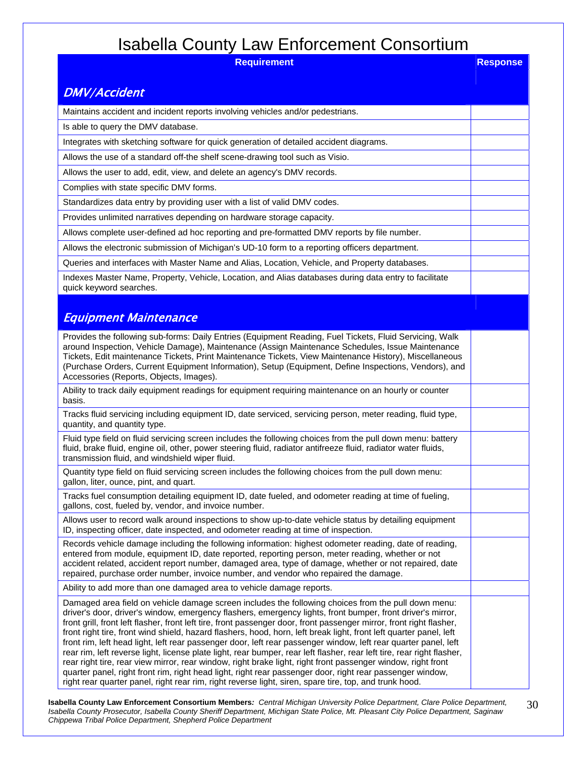# Isabella County Law Enforcement Consortium

| Requirement | Response |
|---|---|
| ***DMV/Accident*** | |
| Maintains accident and incident reports involving vehicles and/or pedestrians. | |
| Is able to query the DMV database. | |
| Integrates with sketching software for quick generation of detailed accident diagrams. | |
| Allows the use of a standard off-the shelf scene-drawing tool such as Visio. | |
| Allows the user to add, edit, view, and delete an agency's DMV records. | |
| Complies with state specific DMV forms. | |
| Standardizes data entry by providing user with a list of valid DMV codes. | |
| Provides unlimited narratives depending on hardware storage capacity. | |
| Allows complete user-defined ad hoc reporting and pre-formatted DMV reports by file number. | |
| Allows the electronic submission of Michigan's UD-10 form to a reporting officers department. | |
| Queries and interfaces with Master Name and Alias, Location, Vehicle, and Property databases. | |
| Indexes Master Name, Property, Vehicle, Location, and Alias databases during data entry to facilitate quick keyword searches. | |
| ***Equipment Maintenance*** | |
| Provides the following sub-forms: Daily Entries (Equipment Reading, Fuel Tickets, Fluid Servicing, Walk around Inspection, Vehicle Damage), Maintenance (Assign Maintenance Schedules, Issue Maintenance Tickets, Edit maintenance Tickets, Print Maintenance Tickets, View Maintenance History), Miscellaneous (Purchase Orders, Current Equipment Information), Setup (Equipment, Define Inspections, Vendors), and Accessories (Reports, Objects, Images). | |
| Ability to track daily equipment readings for equipment requiring maintenance on an hourly or counter basis. | |
| Tracks fluid servicing including equipment ID, date serviced, servicing person, meter reading, fluid type, quantity, and quantity type. | |
| Fluid type field on fluid servicing screen includes the following choices from the pull down menu: battery fluid, brake fluid, engine oil, other, power steering fluid, radiator antifreeze fluid, radiator water fluids, transmission fluid, and windshield wiper fluid. | |
| Quantity type field on fluid servicing screen includes the following choices from the pull down menu: gallon, liter, ounce, pint, and quart. | |
| Tracks fuel consumption detailing equipment ID, date fueled, and odometer reading at time of fueling, gallons, cost, fueled by, vendor, and invoice number. | |
| Allows user to record walk around inspections to show up-to-date vehicle status by detailing equipment ID, inspecting officer, date inspected, and odometer reading at time of inspection. | |
| Records vehicle damage including the following information: highest odometer reading, date of reading, entered from module, equipment ID, date reported, reporting person, meter reading, whether or not accident related, accident report number, damaged area, type of damage, whether or not repaired, date repaired, purchase order number, invoice number, and vendor who repaired the damage. | |
| Ability to add more than one damaged area to vehicle damage reports. | |
| Damaged area field on vehicle damage screen includes the following choices from the pull down menu: driver's door, driver's window, emergency flashers, emergency lights, front bumper, front driver's mirror, front grill, front left flasher, front left tire, front passenger door, front passenger mirror, front right flasher, front right tire, front wind shield, hazard flashers, hood, horn, left break light, front left quarter panel, left front rim, left head light, left rear passenger door, left rear passenger window, left rear quarter panel, left rear rim, left reverse light, license plate light, rear bumper, rear left flasher, rear left tire, rear right flasher, rear right tire, rear view mirror, rear window, right brake light, right front passenger window, right front quarter panel, right front rim, right head light, right rear passenger door, right rear passenger window, right rear quarter panel, right rear rim, right reverse light, siren, spare tire, top, and trunk hood. | |

**Isabella County Law Enforcement Consortium Members***: Central Michigan University Police Department, Clare Police Department, Isabella County Prosecutor, Isabella County Sheriff Department, Michigan State Police, Mt. Pleasant City Police Department, Saginaw Chippewa Tribal Police Department, Shepherd Police Department*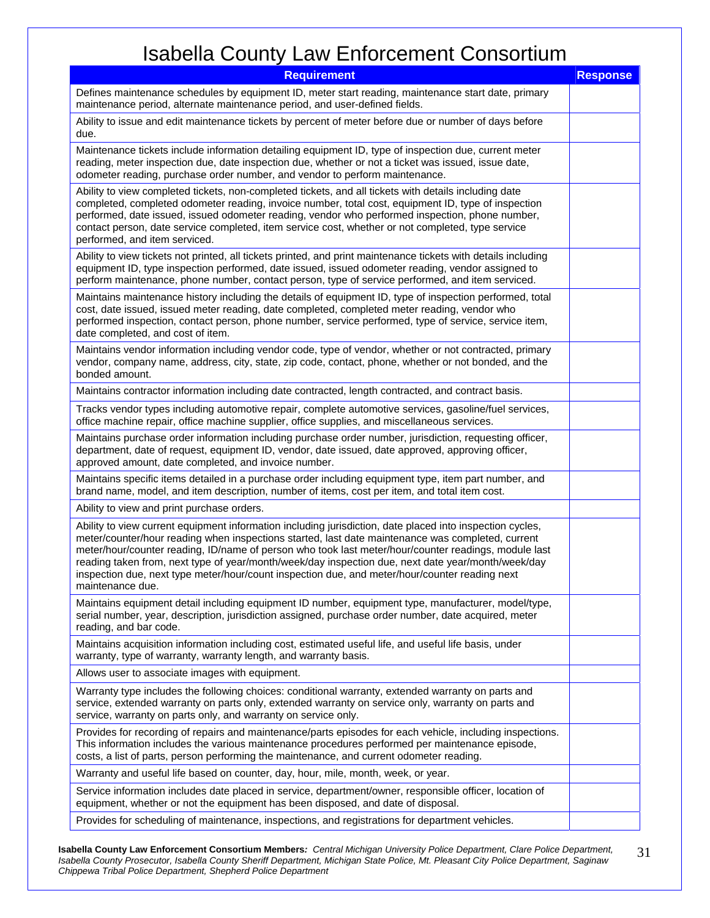# Isabella County Law Enforcement Consortium

| Requirement | Response |
|---|---|
| Defines maintenance schedules by equipment ID, meter start reading, maintenance start date, primary maintenance period, alternate maintenance period, and user-defined fields. | |
| Ability to issue and edit maintenance tickets by percent of meter before due or number of days before due. | |
| Maintenance tickets include information detailing equipment ID, type of inspection due, current meter reading, meter inspection due, date inspection due, whether or not a ticket was issued, issue date, odometer reading, purchase order number, and vendor to perform maintenance. | |
| Ability to view completed tickets, non-completed tickets, and all tickets with details including date completed, completed odometer reading, invoice number, total cost, equipment ID, type of inspection performed, date issued, issued odometer reading, vendor who performed inspection, phone number, contact person, date service completed, item service cost, whether or not completed, type service performed, and item serviced. | |
| Ability to view tickets not printed, all tickets printed, and print maintenance tickets with details including equipment ID, type inspection performed, date issued, issued odometer reading, vendor assigned to perform maintenance, phone number, contact person, type of service performed, and item serviced. | |
| Maintains maintenance history including the details of equipment ID, type of inspection performed, total cost, date issued, issued meter reading, date completed, completed meter reading, vendor who performed inspection, contact person, phone number, service performed, type of service, service item, date completed, and cost of item. | |
| Maintains vendor information including vendor code, type of vendor, whether or not contracted, primary vendor, company name, address, city, state, zip code, contact, phone, whether or not bonded, and the bonded amount. | |
| Maintains contractor information including date contracted, length contracted, and contract basis. | |
| Tracks vendor types including automotive repair, complete automotive services, gasoline/fuel services, office machine repair, office machine supplier, office supplies, and miscellaneous services. | |
| Maintains purchase order information including purchase order number, jurisdiction, requesting officer, department, date of request, equipment ID, vendor, date issued, date approved, approving officer, approved amount, date completed, and invoice number. | |
| Maintains specific items detailed in a purchase order including equipment type, item part number, and brand name, model, and item description, number of items, cost per item, and total item cost. | |
| Ability to view and print purchase orders. | |
| Ability to view current equipment information including jurisdiction, date placed into inspection cycles, meter/counter/hour reading when inspections started, last date maintenance was completed, current meter/hour/counter reading, ID/name of person who took last meter/hour/counter readings, module last reading taken from, next type of year/month/week/day inspection due, next date year/month/week/day inspection due, next type meter/hour/count inspection due, and meter/hour/counter reading next maintenance due. | |
| Maintains equipment detail including equipment ID number, equipment type, manufacturer, model/type, serial number, year, description, jurisdiction assigned, purchase order number, date acquired, meter reading, and bar code. | |
| Maintains acquisition information including cost, estimated useful life, and useful life basis, under warranty, type of warranty, warranty length, and warranty basis. | |
| Allows user to associate images with equipment. | |
| Warranty type includes the following choices: conditional warranty, extended warranty on parts and service, extended warranty on parts only, extended warranty on service only, warranty on parts and service, warranty on parts only, and warranty on service only. | |
| Provides for recording of repairs and maintenance/parts episodes for each vehicle, including inspections. This information includes the various maintenance procedures performed per maintenance episode, costs, a list of parts, person performing the maintenance, and current odometer reading. | |
| Warranty and useful life based on counter, day, hour, mile, month, week, or year. | |
| Service information includes date placed in service, department/owner, responsible officer, location of equipment, whether or not the equipment has been disposed, and date of disposal. | |
| Provides for scheduling of maintenance, inspections, and registrations for department vehicles. | |

**Isabella County Law Enforcement Consortium Members***: Central Michigan University Police Department, Clare Police Department, Isabella County Prosecutor, Isabella County Sheriff Department, Michigan State Police, Mt. Pleasant City Police Department, Saginaw Chippewa Tribal Police Department, Shepherd Police Department*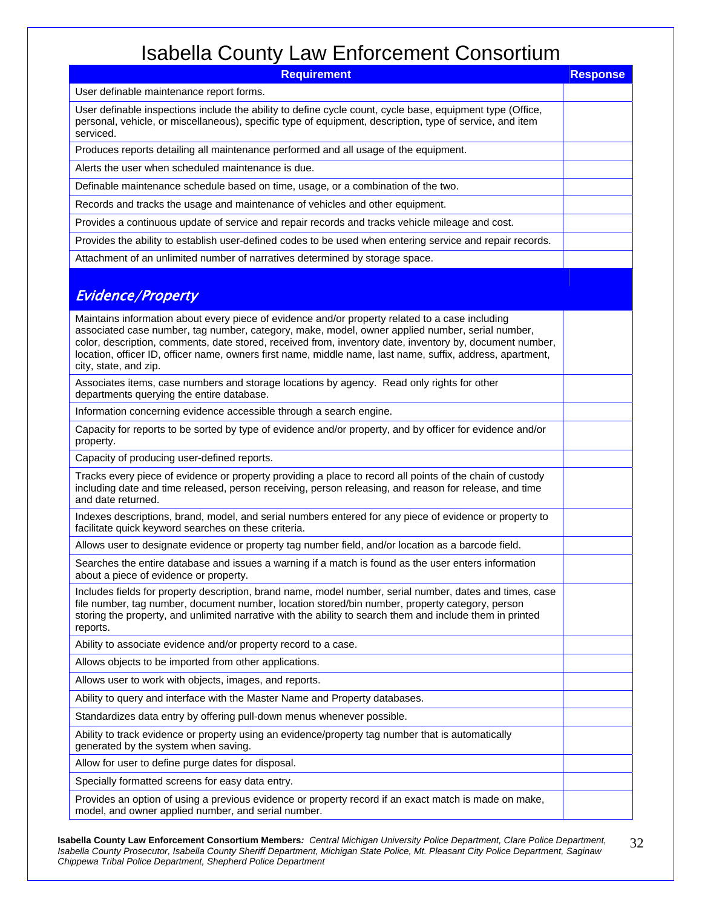# Isabella County Law Enforcement Consortium

| Requirement | Response |
|---|---|
| User definable maintenance report forms. | |
| User definable inspections include the ability to define cycle count, cycle base, equipment type (Office, personal, vehicle, or miscellaneous), specific type of equipment, description, type of service, and item serviced. | |
| Produces reports detailing all maintenance performed and all usage of the equipment. | |
| Alerts the user when scheduled maintenance is due. | |
| Definable maintenance schedule based on time, usage, or a combination of the two. | |
| Records and tracks the usage and maintenance of vehicles and other equipment. | |
| Provides a continuous update of service and repair records and tracks vehicle mileage and cost. | |
| Provides the ability to establish user-defined codes to be used when entering service and repair records. | |
| Attachment of an unlimited number of narratives determined by storage space. | |
| ***Evidence/Property*** | |
| Maintains information about every piece of evidence and/or property related to a case including associated case number, tag number, category, make, model, owner applied number, serial number, color, description, comments, date stored, received from, inventory date, inventory by, document number, location, officer ID, officer name, owners first name, middle name, last name, suffix, address, apartment, city, state, and zip. | |
| Associates items, case numbers and storage locations by agency. Read only rights for other departments querying the entire database. | |
| Information concerning evidence accessible through a search engine. | |
| Capacity for reports to be sorted by type of evidence and/or property, and by officer for evidence and/or property. | |
| Capacity of producing user-defined reports. | |
| Tracks every piece of evidence or property providing a place to record all points of the chain of custody including date and time released, person receiving, person releasing, and reason for release, and time and date returned. | |
| Indexes descriptions, brand, model, and serial numbers entered for any piece of evidence or property to facilitate quick keyword searches on these criteria. | |
| Allows user to designate evidence or property tag number field, and/or location as a barcode field. | |
| Searches the entire database and issues a warning if a match is found as the user enters information about a piece of evidence or property. | |
| Includes fields for property description, brand name, model number, serial number, dates and times, case file number, tag number, document number, location stored/bin number, property category, person storing the property, and unlimited narrative with the ability to search them and include them in printed reports. | |
| Ability to associate evidence and/or property record to a case. | |
| Allows objects to be imported from other applications. | |
| Allows user to work with objects, images, and reports. | |
| Ability to query and interface with the Master Name and Property databases. | |
| Standardizes data entry by offering pull-down menus whenever possible. | |
| Ability to track evidence or property using an evidence/property tag number that is automatically generated by the system when saving. | |
| Allow for user to define purge dates for disposal. | |
| Specially formatted screens for easy data entry. | |
| Provides an option of using a previous evidence or property record if an exact match is made on make, model, and owner applied number, and serial number. | |

**Isabella County Law Enforcement Consortium Members***: Central Michigan University Police Department, Clare Police Department, Isabella County Prosecutor, Isabella County Sheriff Department, Michigan State Police, Mt. Pleasant City Police Department, Saginaw Chippewa Tribal Police Department, Shepherd Police Department*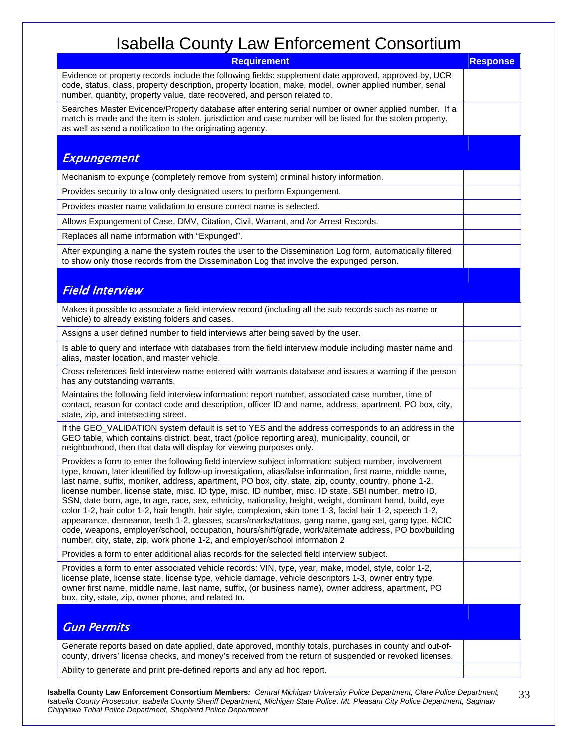# Isabella County Law Enforcement Consortium

| Requirement | Response |
|---|---|
| Evidence or property records include the following fields: supplement date approved, approved by, UCR code, status, class, property description, property location, make, model, owner applied number, serial number, quantity, property value, date recovered, and person related to. | |
| Searches Master Evidence/Property database after entering serial number or owner applied number. If a match is made and the item is stolen, jurisdiction and case number will be listed for the stolen property, as well as send a notification to the originating agency. | |
| ***Expungement*** | |
| Mechanism to expunge (completely remove from system) criminal history information. | |
| Provides security to allow only designated users to perform Expungement. | |
| Provides master name validation to ensure correct name is selected. | |
| Allows Expungement of Case, DMV, Citation, Civil, Warrant, and /or Arrest Records. | |
| Replaces all name information with "Expunged". | |
| After expunging a name the system routes the user to the Dissemination Log form, automatically filtered to show only those records from the Dissemination Log that involve the expunged person. | |
| ***Field Interview*** | |
| Makes it possible to associate a field interview record (including all the sub records such as name or vehicle) to already existing folders and cases. | |
| Assigns a user defined number to field interviews after being saved by the user. | |
| Is able to query and interface with databases from the field interview module including master name and alias, master location, and master vehicle. | |
| Cross references field interview name entered with warrants database and issues a warning if the person has any outstanding warrants. | |
| Maintains the following field interview information: report number, associated case number, time of contact, reason for contact code and description, officer ID and name, address, apartment, PO box, city, state, zip, and intersecting street. | |
| If the GEO_VALIDATION system default is set to YES and the address corresponds to an address in the GEO table, which contains district, beat, tract (police reporting area), municipality, council, or neighborhood, then that data will display for viewing purposes only. | |
| Provides a form to enter the following field interview subject information: subject number, involvement type, known, later identified by follow-up investigation, alias/false information, first name, middle name, last name, suffix, moniker, address, apartment, PO box, city, state, zip, county, country, phone 1-2, license number, license state, misc. ID type, misc. ID number, misc. ID state, SBI number, metro ID, SSN, date born, age, to age, race, sex, ethnicity, nationality, height, weight, dominant hand, build, eye color 1-2, hair color 1-2, hair length, hair style, complexion, skin tone 1-3, facial hair 1-2, speech 1-2, appearance, demeanor, teeth 1-2, glasses, scars/marks/tattoos, gang name, gang set, gang type, NCIC code, weapons, employer/school, occupation, hours/shift/grade, work/alternate address, PO box/building number, city, state, zip, work phone 1-2, and employer/school information 2 | |
| Provides a form to enter additional alias records for the selected field interview subject. | |
| Provides a form to enter associated vehicle records: VIN, type, year, make, model, style, color 1-2, license plate, license state, license type, vehicle damage, vehicle descriptors 1-3, owner entry type, owner first name, middle name, last name, suffix, (or business name), owner address, apartment, PO box, city, state, zip, owner phone, and related to. | |
| ***Gun Permits*** | |
| Generate reports based on date applied, date approved, monthly totals, purchases in county and out-of-county, drivers' license checks, and money's received from the return of suspended or revoked licenses. | |
| Ability to generate and print pre-defined reports and any ad hoc report. | |

**Isabella County Law Enforcement Consortium Members***: Central Michigan University Police Department, Clare Police Department, Isabella County Prosecutor, Isabella County Sheriff Department, Michigan State Police, Mt. Pleasant City Police Department, Saginaw Chippewa Tribal Police Department, Shepherd Police Department*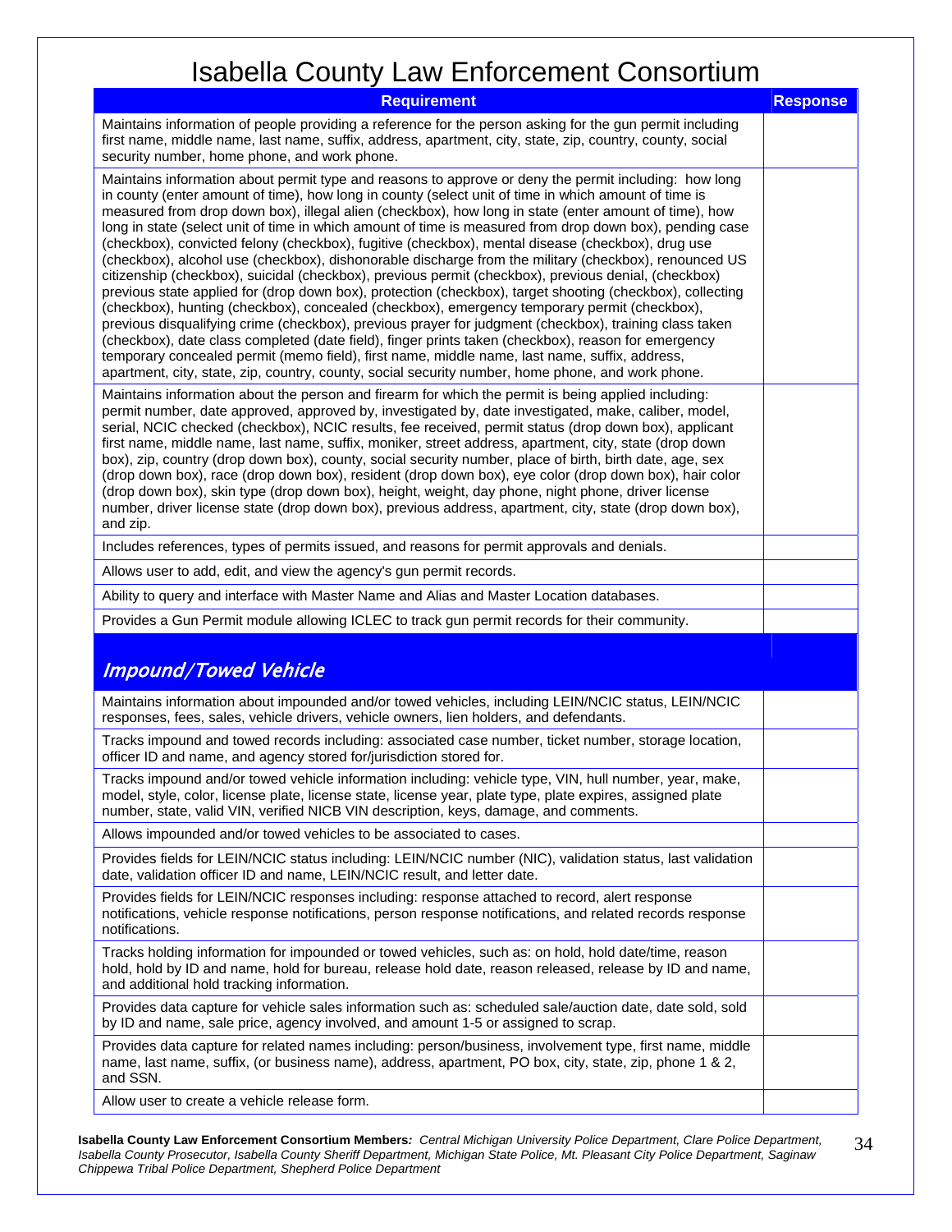# Isabella County Law Enforcement Consortium

| Requirement | Response |
|---|---|
| Maintains information of people providing a reference for the person asking for the gun permit including first name, middle name, last name, suffix, address, apartment, city, state, zip, country, county, social security number, home phone, and work phone. | |
| Maintains information about permit type and reasons to approve or deny the permit including: how long in county (enter amount of time), how long in county (select unit of time in which amount of time is measured from drop down box), illegal alien (checkbox), how long in state (enter amount of time), how long in state (select unit of time in which amount of time is measured from drop down box), pending case (checkbox), convicted felony (checkbox), fugitive (checkbox), mental disease (checkbox), drug use (checkbox), alcohol use (checkbox), dishonorable discharge from the military (checkbox), renounced US citizenship (checkbox), suicidal (checkbox), previous permit (checkbox), previous denial, (checkbox) previous state applied for (drop down box), protection (checkbox), target shooting (checkbox), collecting (checkbox), hunting (checkbox), concealed (checkbox), emergency temporary permit (checkbox), previous disqualifying crime (checkbox), previous prayer for judgment (checkbox), training class taken (checkbox), date class completed (date field), finger prints taken (checkbox), reason for emergency temporary concealed permit (memo field), first name, middle name, last name, suffix, address, apartment, city, state, zip, country, county, social security number, home phone, and work phone. | |
| Maintains information about the person and firearm for which the permit is being applied including: permit number, date approved, approved by, investigated by, date investigated, make, caliber, model, serial, NCIC checked (checkbox), NCIC results, fee received, permit status (drop down box), applicant first name, middle name, last name, suffix, moniker, street address, apartment, city, state (drop down box), zip, country (drop down box), county, social security number, place of birth, birth date, age, sex (drop down box), race (drop down box), resident (drop down box), eye color (drop down box), hair color (drop down box), skin type (drop down box), height, weight, day phone, night phone, driver license number, driver license state (drop down box), previous address, apartment, city, state (drop down box), and zip. | |
| Includes references, types of permits issued, and reasons for permit approvals and denials. | |
| Allows user to add, edit, and view the agency's gun permit records. | |
| Ability to query and interface with Master Name and Alias and Master Location databases. | |
| Provides a Gun Permit module allowing ICLEC to track gun permit records for their community. | |
| ***Impound/Towed Vehicle*** | |
| Maintains information about impounded and/or towed vehicles, including LEIN/NCIC status, LEIN/NCIC responses, fees, sales, vehicle drivers, vehicle owners, lien holders, and defendants. | |
| Tracks impound and towed records including: associated case number, ticket number, storage location, officer ID and name, and agency stored for/jurisdiction stored for. | |
| Tracks impound and/or towed vehicle information including: vehicle type, VIN, hull number, year, make, model, style, color, license plate, license state, license year, plate type, plate expires, assigned plate number, state, valid VIN, verified NICB VIN description, keys, damage, and comments. | |
| Allows impounded and/or towed vehicles to be associated to cases. | |
| Provides fields for LEIN/NCIC status including: LEIN/NCIC number (NIC), validation status, last validation date, validation officer ID and name, LEIN/NCIC result, and letter date. | |
| Provides fields for LEIN/NCIC responses including: response attached to record, alert response notifications, vehicle response notifications, person response notifications, and related records response notifications. | |
| Tracks holding information for impounded or towed vehicles, such as: on hold, hold date/time, reason hold, hold by ID and name, hold for bureau, release hold date, reason released, release by ID and name, and additional hold tracking information. | |
| Provides data capture for vehicle sales information such as: scheduled sale/auction date, date sold, sold by ID and name, sale price, agency involved, and amount 1-5 or assigned to scrap. | |
| Provides data capture for related names including: person/business, involvement type, first name, middle name, last name, suffix, (or business name), address, apartment, PO box, city, state, zip, phone 1 & 2, and SSN. | |
| Allow user to create a vehicle release form. | |

**Isabella County Law Enforcement Consortium Members***: Central Michigan University Police Department, Clare Police Department, Isabella County Prosecutor, Isabella County Sheriff Department, Michigan State Police, Mt. Pleasant City Police Department, Saginaw Chippewa Tribal Police Department, Shepherd Police Department*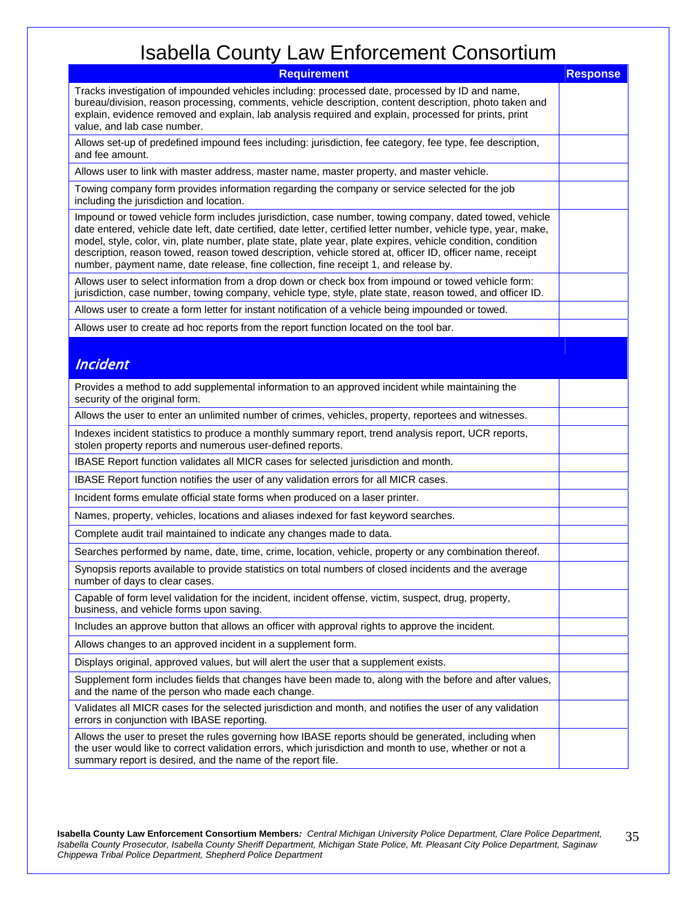# Isabella County Law Enforcement Consortium

| Requirement | Response |
| --- | --- |
| Tracks investigation of impounded vehicles including: processed date, processed by ID and name, bureau/division, reason processing, comments, vehicle description, content description, photo taken and explain, evidence removed and explain, lab analysis required and explain, processed for prints, print value, and lab case number. | |
| Allows set-up of predefined impound fees including: jurisdiction, fee category, fee type, fee description, and fee amount. | |
| Allows user to link with master address, master name, master property, and master vehicle. | |
| Towing company form provides information regarding the company or service selected for the job including the jurisdiction and location. | |
| Impound or towed vehicle form includes jurisdiction, case number, towing company, dated towed, vehicle date entered, vehicle date left, date certified, date letter, certified letter number, vehicle type, year, make, model, style, color, vin, plate number, plate state, plate year, plate expires, vehicle condition, condition description, reason towed, reason towed description, vehicle stored at, officer ID, officer name, receipt number, payment name, date release, fine collection, fine receipt 1, and release by. | |
| Allows user to select information from a drop down or check box from impound or towed vehicle form: jurisdiction, case number, towing company, vehicle type, style, plate state, reason towed, and officer ID. | |
| Allows user to create a form letter for instant notification of a vehicle being impounded or towed. | |
| Allows user to create ad hoc reports from the report function located on the tool bar. | |
| ***Incident*** | |
| Provides a method to add supplemental information to an approved incident while maintaining the security of the original form. | |
| Allows the user to enter an unlimited number of crimes, vehicles, property, reportees and witnesses. | |
| Indexes incident statistics to produce a monthly summary report, trend analysis report, UCR reports, stolen property reports and numerous user-defined reports. | |
| IBASE Report function validates all MICR cases for selected jurisdiction and month. | |
| IBASE Report function notifies the user of any validation errors for all MICR cases. | |
| Incident forms emulate official state forms when produced on a laser printer. | |
| Names, property, vehicles, locations and aliases indexed for fast keyword searches. | |
| Complete audit trail maintained to indicate any changes made to data. | |
| Searches performed by name, date, time, crime, location, vehicle, property or any combination thereof. | |
| Synopsis reports available to provide statistics on total numbers of closed incidents and the average number of days to clear cases. | |
| Capable of form level validation for the incident, incident offense, victim, suspect, drug, property, business, and vehicle forms upon saving. | |
| Includes an approve button that allows an officer with approval rights to approve the incident. | |
| Allows changes to an approved incident in a supplement form. | |
| Displays original, approved values, but will alert the user that a supplement exists. | |
| Supplement form includes fields that changes have been made to, along with the before and after values, and the name of the person who made each change. | |
| Validates all MICR cases for the selected jurisdiction and month, and notifies the user of any validation errors in conjunction with IBASE reporting. | |
| Allows the user to preset the rules governing how IBASE reports should be generated, including when the user would like to correct validation errors, which jurisdiction and month to use, whether or not a summary report is desired, and the name of the report file. | |

**Isabella County Law Enforcement Consortium Members***: Central Michigan University Police Department, Clare Police Department, Isabella County Prosecutor, Isabella County Sheriff Department, Michigan State Police, Mt. Pleasant City Police Department, Saginaw Chippewa Tribal Police Department, Shepherd Police Department*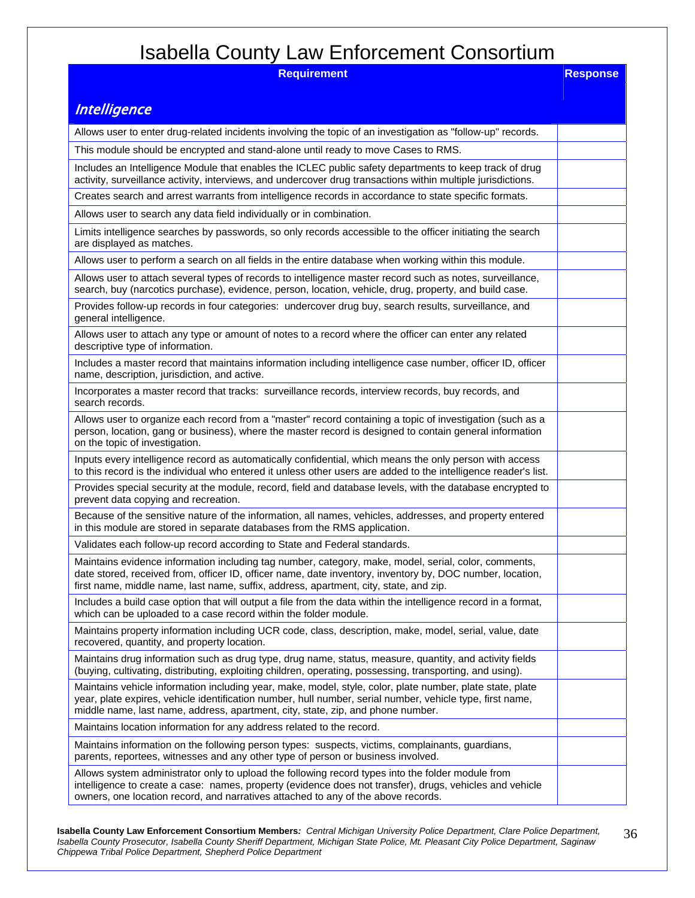# Isabella County Law Enforcement Consortium

| Requirement | Response |
|---|---|
| ***Intelligence*** | |
| Allows user to enter drug-related incidents involving the topic of an investigation as "follow-up" records. | |
| This module should be encrypted and stand-alone until ready to move Cases to RMS. | |
| Includes an Intelligence Module that enables the ICLEC public safety departments to keep track of drug activity, surveillance activity, interviews, and undercover drug transactions within multiple jurisdictions. | |
| Creates search and arrest warrants from intelligence records in accordance to state specific formats. | |
| Allows user to search any data field individually or in combination. | |
| Limits intelligence searches by passwords, so only records accessible to the officer initiating the search are displayed as matches. | |
| Allows user to perform a search on all fields in the entire database when working within this module. | |
| Allows user to attach several types of records to intelligence master record such as notes, surveillance, search, buy (narcotics purchase), evidence, person, location, vehicle, drug, property, and build case. | |
| Provides follow-up records in four categories: undercover drug buy, search results, surveillance, and general intelligence. | |
| Allows user to attach any type or amount of notes to a record where the officer can enter any related descriptive type of information. | |
| Includes a master record that maintains information including intelligence case number, officer ID, officer name, description, jurisdiction, and active. | |
| Incorporates a master record that tracks: surveillance records, interview records, buy records, and search records. | |
| Allows user to organize each record from a "master" record containing a topic of investigation (such as a person, location, gang or business), where the master record is designed to contain general information on the topic of investigation. | |
| Inputs every intelligence record as automatically confidential, which means the only person with access to this record is the individual who entered it unless other users are added to the intelligence reader's list. | |
| Provides special security at the module, record, field and database levels, with the database encrypted to prevent data copying and recreation. | |
| Because of the sensitive nature of the information, all names, vehicles, addresses, and property entered in this module are stored in separate databases from the RMS application. | |
| Validates each follow-up record according to State and Federal standards. | |
| Maintains evidence information including tag number, category, make, model, serial, color, comments, date stored, received from, officer ID, officer name, date inventory, inventory by, DOC number, location, first name, middle name, last name, suffix, address, apartment, city, state, and zip. | |
| Includes a build case option that will output a file from the data within the intelligence record in a format, which can be uploaded to a case record within the folder module. | |
| Maintains property information including UCR code, class, description, make, model, serial, value, date recovered, quantity, and property location. | |
| Maintains drug information such as drug type, drug name, status, measure, quantity, and activity fields (buying, cultivating, distributing, exploiting children, operating, possessing, transporting, and using). | |
| Maintains vehicle information including year, make, model, style, color, plate number, plate state, plate year, plate expires, vehicle identification number, hull number, serial number, vehicle type, first name, middle name, last name, address, apartment, city, state, zip, and phone number. | |
| Maintains location information for any address related to the record. | |
| Maintains information on the following person types: suspects, victims, complainants, guardians, parents, reportees, witnesses and any other type of person or business involved. | |
| Allows system administrator only to upload the following record types into the folder module from intelligence to create a case: names, property (evidence does not transfer), drugs, vehicles and vehicle owners, one location record, and narratives attached to any of the above records. | |

**Isabella County Law Enforcement Consortium Members***: Central Michigan University Police Department, Clare Police Department, Isabella County Prosecutor, Isabella County Sheriff Department, Michigan State Police, Mt. Pleasant City Police Department, Saginaw Chippewa Tribal Police Department, Shepherd Police Department*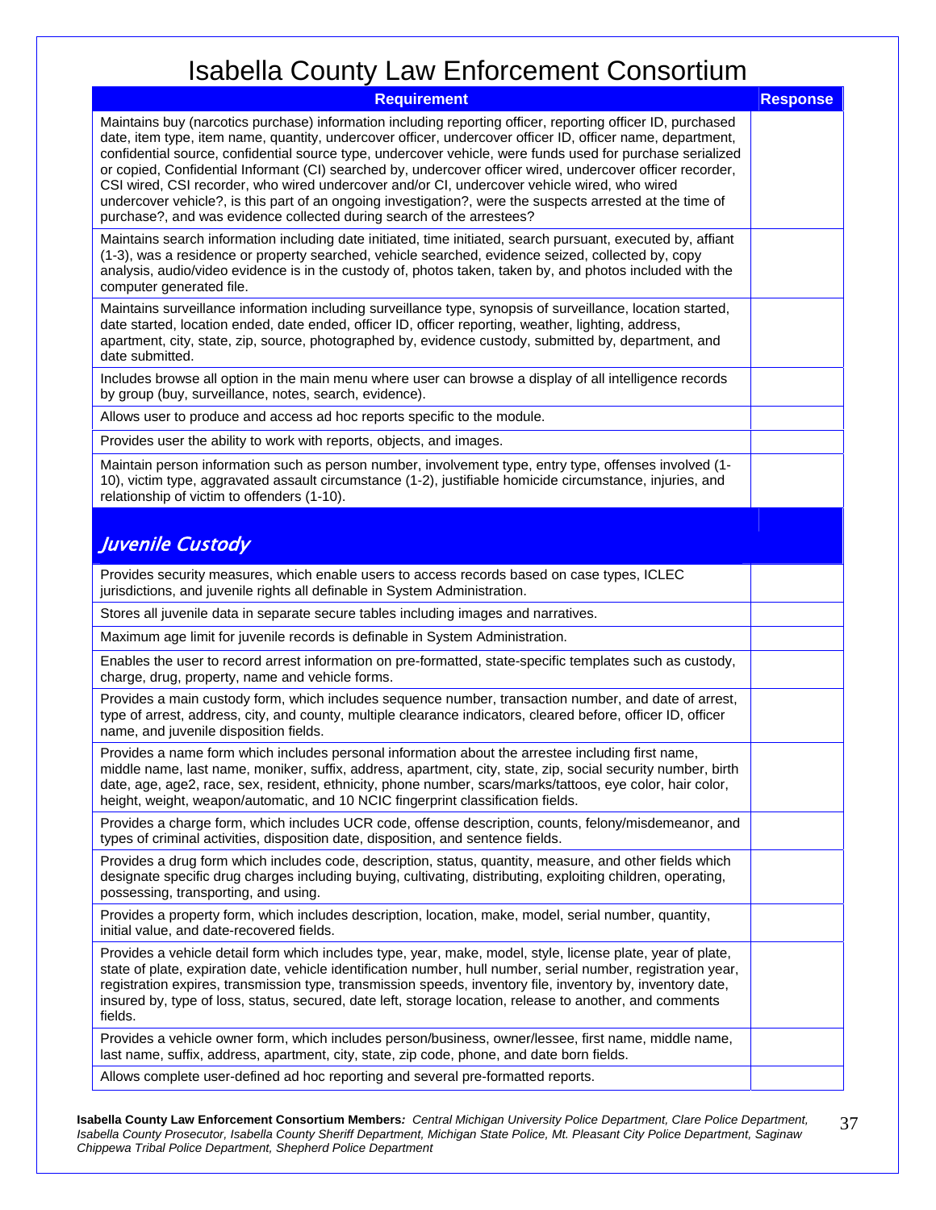# Isabella County Law Enforcement Consortium

| Requirement | Response |
|---|---|
| Maintains buy (narcotics purchase) information including reporting officer, reporting officer ID, purchased date, item type, item name, quantity, undercover officer, undercover officer ID, officer name, department, confidential source, confidential source type, undercover vehicle, were funds used for purchase serialized or copied, Confidential Informant (CI) searched by, undercover officer wired, undercover officer recorder, CSI wired, CSI recorder, who wired undercover and/or CI, undercover vehicle wired, who wired undercover vehicle?, is this part of an ongoing investigation?, were the suspects arrested at the time of purchase?, and was evidence collected during search of the arrestees? | |
| Maintains search information including date initiated, time initiated, search pursuant, executed by, affiant (1-3), was a residence or property searched, vehicle searched, evidence seized, collected by, copy analysis, audio/video evidence is in the custody of, photos taken, taken by, and photos included with the computer generated file. | |
| Maintains surveillance information including surveillance type, synopsis of surveillance, location started, date started, location ended, date ended, officer ID, officer reporting, weather, lighting, address, apartment, city, state, zip, source, photographed by, evidence custody, submitted by, department, and date submitted. | |
| Includes browse all option in the main menu where user can browse a display of all intelligence records by group (buy, surveillance, notes, search, evidence). | |
| Allows user to produce and access ad hoc reports specific to the module. | |
| Provides user the ability to work with reports, objects, and images. | |
| Maintain person information such as person number, involvement type, entry type, offenses involved (1-10), victim type, aggravated assault circumstance (1-2), justifiable homicide circumstance, injuries, and relationship of victim to offenders (1-10). | |
| ***Juvenile Custody*** | |
| Provides security measures, which enable users to access records based on case types, ICLEC jurisdictions, and juvenile rights all definable in System Administration. | |
| Stores all juvenile data in separate secure tables including images and narratives. | |
| Maximum age limit for juvenile records is definable in System Administration. | |
| Enables the user to record arrest information on pre-formatted, state-specific templates such as custody, charge, drug, property, name and vehicle forms. | |
| Provides a main custody form, which includes sequence number, transaction number, and date of arrest, type of arrest, address, city, and county, multiple clearance indicators, cleared before, officer ID, officer name, and juvenile disposition fields. | |
| Provides a name form which includes personal information about the arrestee including first name, middle name, last name, moniker, suffix, address, apartment, city, state, zip, social security number, birth date, age, age2, race, sex, resident, ethnicity, phone number, scars/marks/tattoos, eye color, hair color, height, weight, weapon/automatic, and 10 NCIC fingerprint classification fields. | |
| Provides a charge form, which includes UCR code, offense description, counts, felony/misdemeanor, and types of criminal activities, disposition date, disposition, and sentence fields. | |
| Provides a drug form which includes code, description, status, quantity, measure, and other fields which designate specific drug charges including buying, cultivating, distributing, exploiting children, operating, possessing, transporting, and using. | |
| Provides a property form, which includes description, location, make, model, serial number, quantity, initial value, and date-recovered fields. | |
| Provides a vehicle detail form which includes type, year, make, model, style, license plate, year of plate, state of plate, expiration date, vehicle identification number, hull number, serial number, registration year, registration expires, transmission type, transmission speeds, inventory file, inventory by, inventory date, insured by, type of loss, status, secured, date left, storage location, release to another, and comments fields. | |
| Provides a vehicle owner form, which includes person/business, owner/lessee, first name, middle name, last name, suffix, address, apartment, city, state, zip code, phone, and date born fields. | |
| Allows complete user-defined ad hoc reporting and several pre-formatted reports. | |

**Isabella County Law Enforcement Consortium Members***: Central Michigan University Police Department, Clare Police Department, Isabella County Prosecutor, Isabella County Sheriff Department, Michigan State Police, Mt. Pleasant City Police Department, Saginaw Chippewa Tribal Police Department, Shepherd Police Department*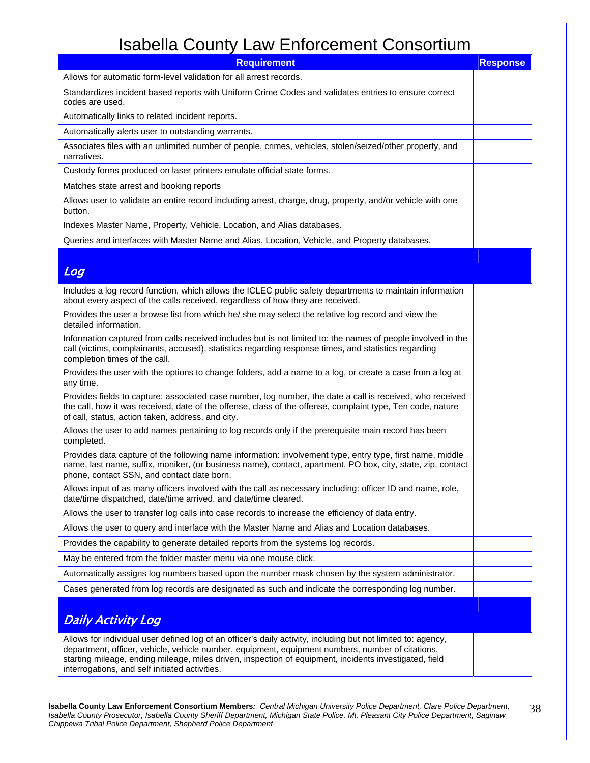# Isabella County Law Enforcement Consortium

| Requirement | Response |
|---|---|
| Allows for automatic form-level validation for all arrest records. | |
| Standardizes incident based reports with Uniform Crime Codes and validates entries to ensure correct codes are used. | |
| Automatically links to related incident reports. | |
| Automatically alerts user to outstanding warrants. | |
| Associates files with an unlimited number of people, crimes, vehicles, stolen/seized/other property, and narratives. | |
| Custody forms produced on laser printers emulate official state forms. | |
| Matches state arrest and booking reports | |
| Allows user to validate an entire record including arrest, charge, drug, property, and/or vehicle with one button. | |
| Indexes Master Name, Property, Vehicle, Location, and Alias databases. | |
| Queries and interfaces with Master Name and Alias, Location, Vehicle, and Property databases. | |
| ***Log*** | |
| Includes a log record function, which allows the ICLEC public safety departments to maintain information about every aspect of the calls received, regardless of how they are received. | |
| Provides the user a browse list from which he/ she may select the relative log record and view the detailed information. | |
| Information captured from calls received includes but is not limited to: the names of people involved in the call (victims, complainants, accused), statistics regarding response times, and statistics regarding completion times of the call. | |
| Provides the user with the options to change folders, add a name to a log, or create a case from a log at any time. | |
| Provides fields to capture: associated case number, log number, the date a call is received, who received the call, how it was received, date of the offense, class of the offense, complaint type, Ten code, nature of call, status, action taken, address, and city. | |
| Allows the user to add names pertaining to log records only if the prerequisite main record has been completed. | |
| Provides data capture of the following name information: involvement type, entry type, first name, middle name, last name, suffix, moniker, (or business name), contact, apartment, PO box, city, state, zip, contact phone, contact SSN, and contact date born. | |
| Allows input of as many officers involved with the call as necessary including: officer ID and name, role, date/time dispatched, date/time arrived, and date/time cleared. | |
| Allows the user to transfer log calls into case records to increase the efficiency of data entry. | |
| Allows the user to query and interface with the Master Name and Alias and Location databases. | |
| Provides the capability to generate detailed reports from the systems log records. | |
| May be entered from the folder master menu via one mouse click. | |
| Automatically assigns log numbers based upon the number mask chosen by the system administrator. | |
| Cases generated from log records are designated as such and indicate the corresponding log number. | |
| ***Daily Activity Log*** | |
| Allows for individual user defined log of an officer's daily activity, including but not limited to: agency, department, officer, vehicle, vehicle number, equipment, equipment numbers, number of citations, starting mileage, ending mileage, miles driven, inspection of equipment, incidents investigated, field interrogations, and self initiated activities. | |

**Isabella County Law Enforcement Consortium Members***: Central Michigan University Police Department, Clare Police Department, Isabella County Prosecutor, Isabella County Sheriff Department, Michigan State Police, Mt. Pleasant City Police Department, Saginaw Chippewa Tribal Police Department, Shepherd Police Department*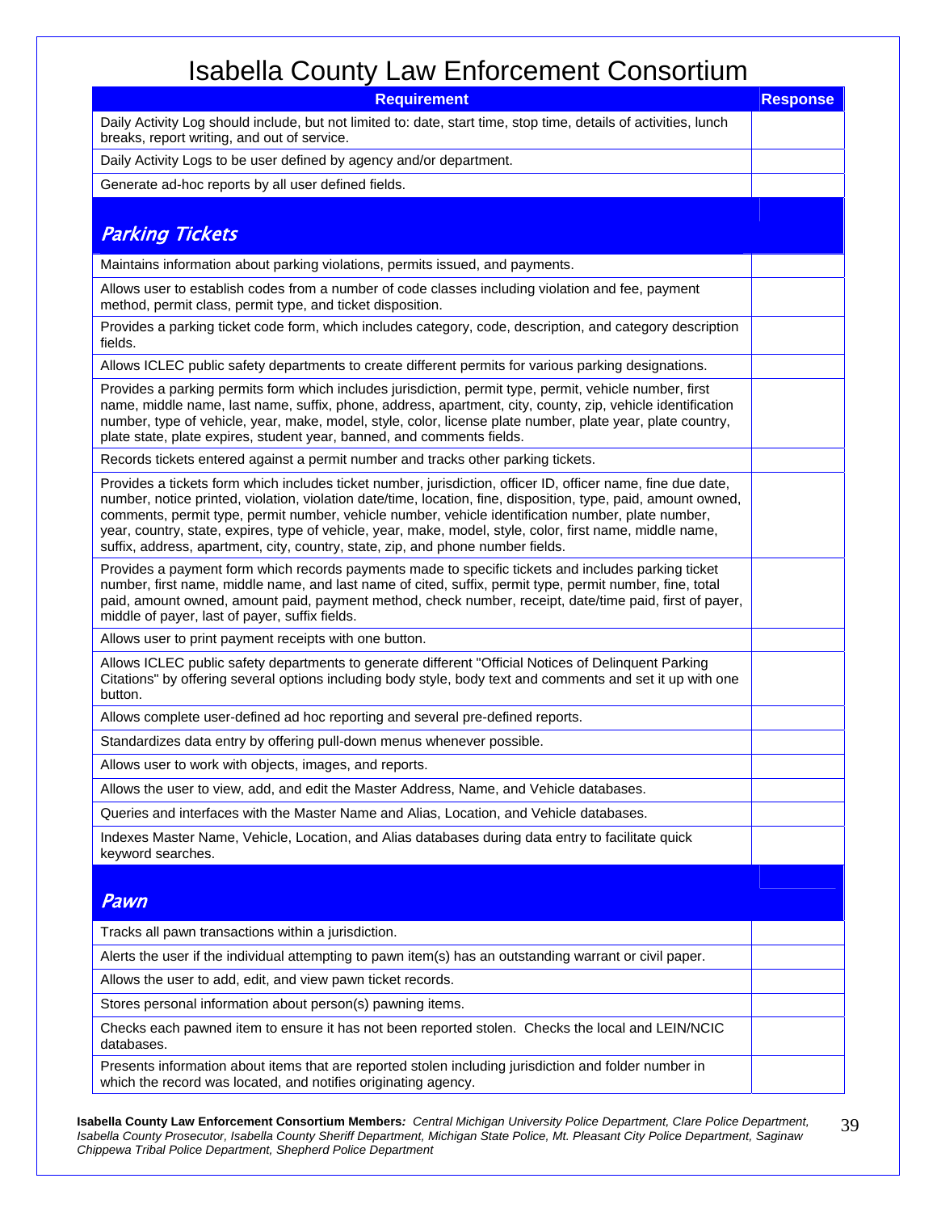# Isabella County Law Enforcement Consortium

| Requirement | Response |
|---|---|
| Daily Activity Log should include, but not limited to: date, start time, stop time, details of activities, lunch breaks, report writing, and out of service. | |
| Daily Activity Logs to be user defined by agency and/or department. | |
| Generate ad-hoc reports by all user defined fields. | |
| ***Parking Tickets*** | |
| Maintains information about parking violations, permits issued, and payments. | |
| Allows user to establish codes from a number of code classes including violation and fee, payment method, permit class, permit type, and ticket disposition. | |
| Provides a parking ticket code form, which includes category, code, description, and category description fields. | |
| Allows ICLEC public safety departments to create different permits for various parking designations. | |
| Provides a parking permits form which includes jurisdiction, permit type, permit, vehicle number, first name, middle name, last name, suffix, phone, address, apartment, city, county, zip, vehicle identification number, type of vehicle, year, make, model, style, color, license plate number, plate year, plate country, plate state, plate expires, student year, banned, and comments fields. | |
| Records tickets entered against a permit number and tracks other parking tickets. | |
| Provides a tickets form which includes ticket number, jurisdiction, officer ID, officer name, fine due date, number, notice printed, violation, violation date/time, location, fine, disposition, type, paid, amount owned, comments, permit type, permit number, vehicle number, vehicle identification number, plate number, year, country, state, expires, type of vehicle, year, make, model, style, color, first name, middle name, suffix, address, apartment, city, country, state, zip, and phone number fields. | |
| Provides a payment form which records payments made to specific tickets and includes parking ticket number, first name, middle name, and last name of cited, suffix, permit type, permit number, fine, total paid, amount owned, amount paid, payment method, check number, receipt, date/time paid, first of payer, middle of payer, last of payer, suffix fields. | |
| Allows user to print payment receipts with one button. | |
| Allows ICLEC public safety departments to generate different "Official Notices of Delinquent Parking Citations" by offering several options including body style, body text and comments and set it up with one button. | |
| Allows complete user-defined ad hoc reporting and several pre-defined reports. | |
| Standardizes data entry by offering pull-down menus whenever possible. | |
| Allows user to work with objects, images, and reports. | |
| Allows the user to view, add, and edit the Master Address, Name, and Vehicle databases. | |
| Queries and interfaces with the Master Name and Alias, Location, and Vehicle databases. | |
| Indexes Master Name, Vehicle, Location, and Alias databases during data entry to facilitate quick keyword searches. | |
| ***Pawn*** | |
| Tracks all pawn transactions within a jurisdiction. | |
| Alerts the user if the individual attempting to pawn item(s) has an outstanding warrant or civil paper. | |
| Allows the user to add, edit, and view pawn ticket records. | |
| Stores personal information about person(s) pawning items. | |
| Checks each pawned item to ensure it has not been reported stolen. Checks the local and LEIN/NCIC databases. | |
| Presents information about items that are reported stolen including jurisdiction and folder number in which the record was located, and notifies originating agency. | |

**Isabella County Law Enforcement Consortium Members***: Central Michigan University Police Department, Clare Police Department, Isabella County Prosecutor, Isabella County Sheriff Department, Michigan State Police, Mt. Pleasant City Police Department, Saginaw Chippewa Tribal Police Department, Shepherd Police Department*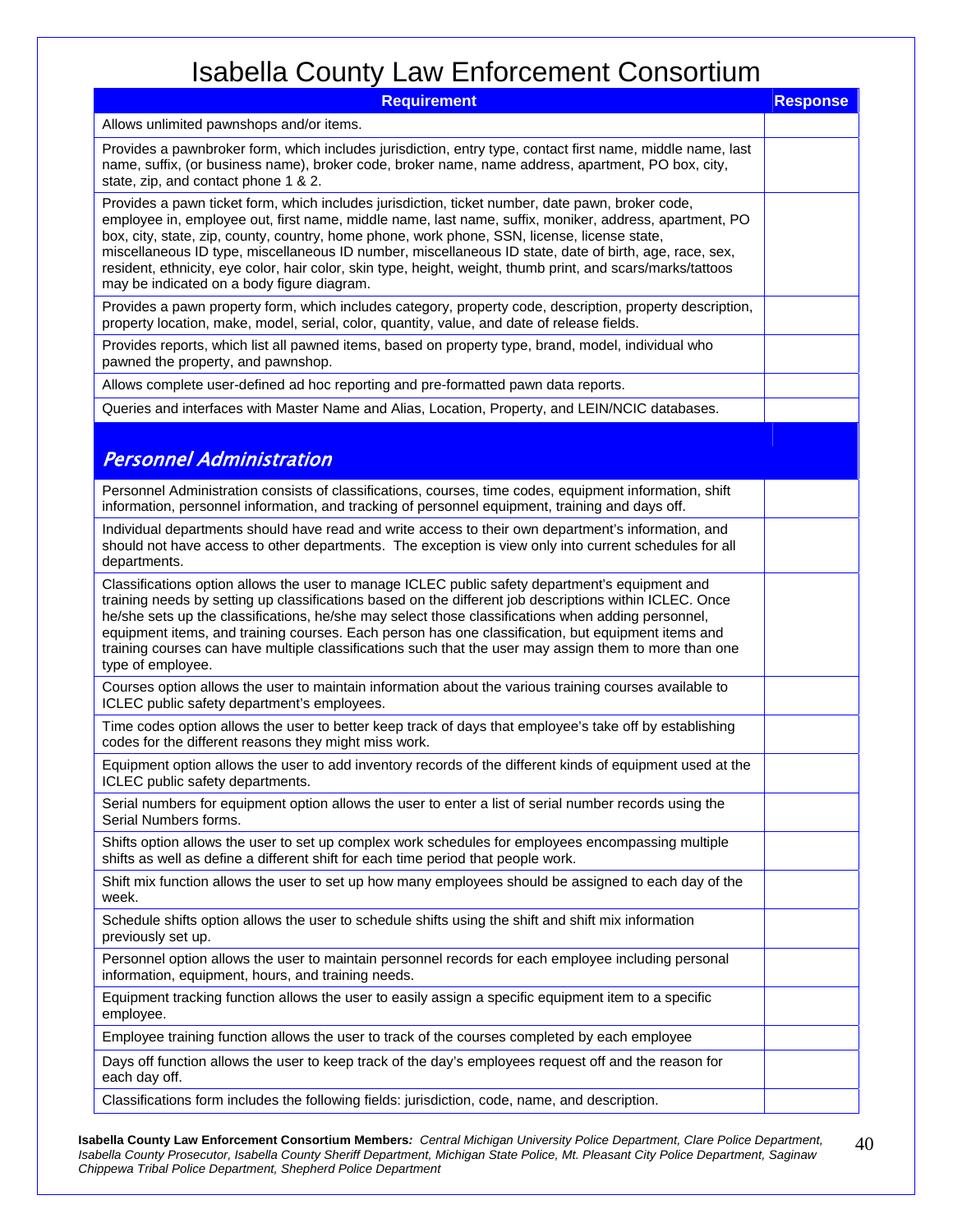# Isabella County Law Enforcement Consortium

| Requirement | Response |
| --- | --- |
| Allows unlimited pawnshops and/or items. | |
| Provides a pawnbroker form, which includes jurisdiction, entry type, contact first name, middle name, last name, suffix, (or business name), broker code, broker name, name address, apartment, PO box, city, state, zip, and contact phone 1 & 2. | |
| Provides a pawn ticket form, which includes jurisdiction, ticket number, date pawn, broker code, employee in, employee out, first name, middle name, last name, suffix, moniker, address, apartment, PO box, city, state, zip, county, country, home phone, work phone, SSN, license, license state, miscellaneous ID type, miscellaneous ID number, miscellaneous ID state, date of birth, age, race, sex, resident, ethnicity, eye color, hair color, skin type, height, weight, thumb print, and scars/marks/tattoos may be indicated on a body figure diagram. | |
| Provides a pawn property form, which includes category, property code, description, property description, property location, make, model, serial, color, quantity, value, and date of release fields. | |
| Provides reports, which list all pawned items, based on property type, brand, model, individual who pawned the property, and pawnshop. | |
| Allows complete user-defined ad hoc reporting and pre-formatted pawn data reports. | |
| Queries and interfaces with Master Name and Alias, Location, Property, and LEIN/NCIC databases. | |
| ***Personnel Administration*** | |
| Personnel Administration consists of classifications, courses, time codes, equipment information, shift information, personnel information, and tracking of personnel equipment, training and days off. | |
| Individual departments should have read and write access to their own department's information, and should not have access to other departments. The exception is view only into current schedules for all departments. | |
| Classifications option allows the user to manage ICLEC public safety department's equipment and training needs by setting up classifications based on the different job descriptions within ICLEC. Once he/she sets up the classifications, he/she may select those classifications when adding personnel, equipment items, and training courses. Each person has one classification, but equipment items and training courses can have multiple classifications such that the user may assign them to more than one type of employee. | |
| Courses option allows the user to maintain information about the various training courses available to ICLEC public safety department's employees. | |
| Time codes option allows the user to better keep track of days that employee's take off by establishing codes for the different reasons they might miss work. | |
| Equipment option allows the user to add inventory records of the different kinds of equipment used at the ICLEC public safety departments. | |
| Serial numbers for equipment option allows the user to enter a list of serial number records using the Serial Numbers forms. | |
| Shifts option allows the user to set up complex work schedules for employees encompassing multiple shifts as well as define a different shift for each time period that people work. | |
| Shift mix function allows the user to set up how many employees should be assigned to each day of the week. | |
| Schedule shifts option allows the user to schedule shifts using the shift and shift mix information previously set up. | |
| Personnel option allows the user to maintain personnel records for each employee including personal information, equipment, hours, and training needs. | |
| Equipment tracking function allows the user to easily assign a specific equipment item to a specific employee. | |
| Employee training function allows the user to track of the courses completed by each employee | |
| Days off function allows the user to keep track of the day's employees request off and the reason for each day off. | |
| Classifications form includes the following fields: jurisdiction, code, name, and description. | |

**Isabella County Law Enforcement Consortium Members***: Central Michigan University Police Department, Clare Police Department, Isabella County Prosecutor, Isabella County Sheriff Department, Michigan State Police, Mt. Pleasant City Police Department, Saginaw Chippewa Tribal Police Department, Shepherd Police Department*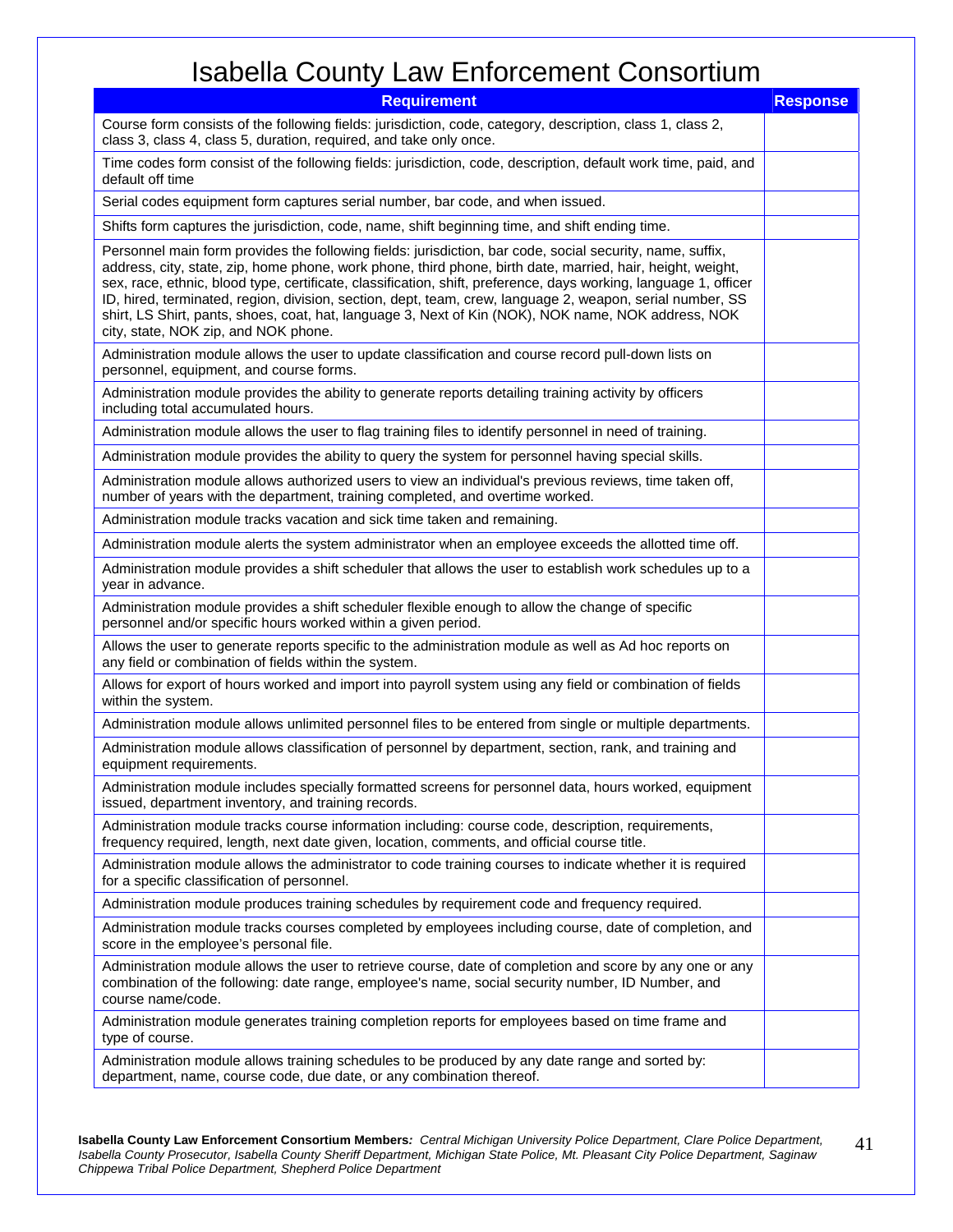# Isabella County Law Enforcement Consortium

| Requirement | Response |
|---|---|
| Course form consists of the following fields: jurisdiction, code, category, description, class 1, class 2, class 3, class 4, class 5, duration, required, and take only once. | |
| Time codes form consist of the following fields: jurisdiction, code, description, default work time, paid, and default off time | |
| Serial codes equipment form captures serial number, bar code, and when issued. | |
| Shifts form captures the jurisdiction, code, name, shift beginning time, and shift ending time. | |
| Personnel main form provides the following fields: jurisdiction, bar code, social security, name, suffix, address, city, state, zip, home phone, work phone, third phone, birth date, married, hair, height, weight, sex, race, ethnic, blood type, certificate, classification, shift, preference, days working, language 1, officer ID, hired, terminated, region, division, section, dept, team, crew, language 2, weapon, serial number, SS shirt, LS Shirt, pants, shoes, coat, hat, language 3, Next of Kin (NOK), NOK name, NOK address, NOK city, state, NOK zip, and NOK phone. | |
| Administration module allows the user to update classification and course record pull-down lists on personnel, equipment, and course forms. | |
| Administration module provides the ability to generate reports detailing training activity by officers including total accumulated hours. | |
| Administration module allows the user to flag training files to identify personnel in need of training. | |
| Administration module provides the ability to query the system for personnel having special skills. | |
| Administration module allows authorized users to view an individual's previous reviews, time taken off, number of years with the department, training completed, and overtime worked. | |
| Administration module tracks vacation and sick time taken and remaining. | |
| Administration module alerts the system administrator when an employee exceeds the allotted time off. | |
| Administration module provides a shift scheduler that allows the user to establish work schedules up to a year in advance. | |
| Administration module provides a shift scheduler flexible enough to allow the change of specific personnel and/or specific hours worked within a given period. | |
| Allows the user to generate reports specific to the administration module as well as Ad hoc reports on any field or combination of fields within the system. | |
| Allows for export of hours worked and import into payroll system using any field or combination of fields within the system. | |
| Administration module allows unlimited personnel files to be entered from single or multiple departments. | |
| Administration module allows classification of personnel by department, section, rank, and training and equipment requirements. | |
| Administration module includes specially formatted screens for personnel data, hours worked, equipment issued, department inventory, and training records. | |
| Administration module tracks course information including: course code, description, requirements, frequency required, length, next date given, location, comments, and official course title. | |
| Administration module allows the administrator to code training courses to indicate whether it is required for a specific classification of personnel. | |
| Administration module produces training schedules by requirement code and frequency required. | |
| Administration module tracks courses completed by employees including course, date of completion, and score in the employee's personal file. | |
| Administration module allows the user to retrieve course, date of completion and score by any one or any combination of the following: date range, employee's name, social security number, ID Number, and course name/code. | |
| Administration module generates training completion reports for employees based on time frame and type of course. | |
| Administration module allows training schedules to be produced by any date range and sorted by: department, name, course code, due date, or any combination thereof. | |

**Isabella County Law Enforcement Consortium Members***: Central Michigan University Police Department, Clare Police Department, Isabella County Prosecutor, Isabella County Sheriff Department, Michigan State Police, Mt. Pleasant City Police Department, Saginaw Chippewa Tribal Police Department, Shepherd Police Department*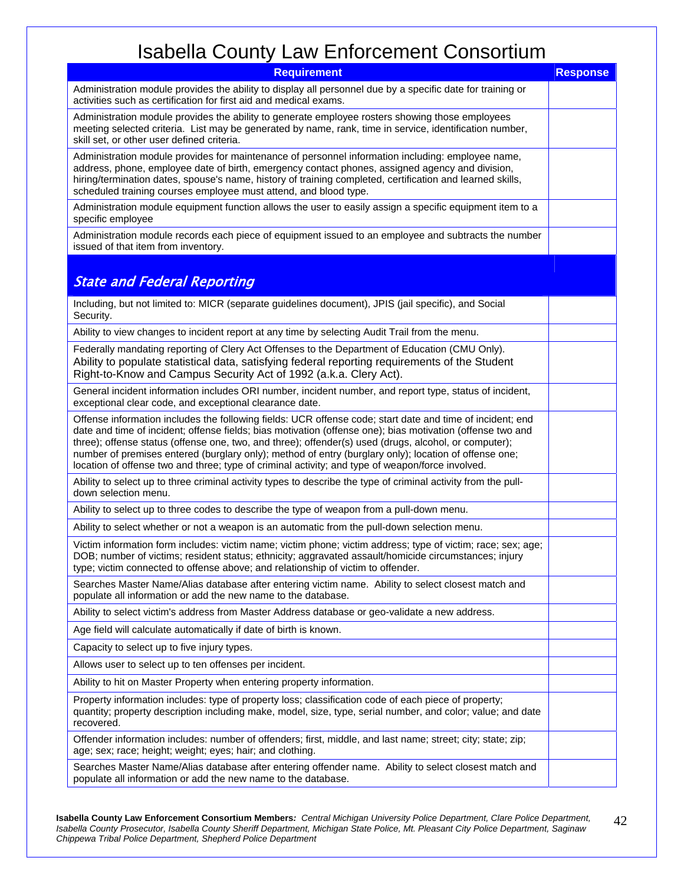# Isabella County Law Enforcement Consortium

| Requirement | Response |
|---|---|
| Administration module provides the ability to display all personnel due by a specific date for training or activities such as certification for first aid and medical exams. | |
| Administration module provides the ability to generate employee rosters showing those employees meeting selected criteria. List may be generated by name, rank, time in service, identification number, skill set, or other user defined criteria. | |
| Administration module provides for maintenance of personnel information including: employee name, address, phone, employee date of birth, emergency contact phones, assigned agency and division, hiring/termination dates, spouse's name, history of training completed, certification and learned skills, scheduled training courses employee must attend, and blood type. | |
| Administration module equipment function allows the user to easily assign a specific equipment item to a specific employee | |
| Administration module records each piece of equipment issued to an employee and subtracts the number issued of that item from inventory. | |
| ***State and Federal Reporting*** | |
| Including, but not limited to: MICR (separate guidelines document), JPIS (jail specific), and Social Security. | |
| Ability to view changes to incident report at any time by selecting Audit Trail from the menu. | |
| Federally mandating reporting of Clery Act Offenses to the Department of Education (CMU Only). Ability to populate statistical data, satisfying federal reporting requirements of the Student Right-to-Know and Campus Security Act of 1992 (a.k.a. Clery Act). | |
| General incident information includes ORI number, incident number, and report type, status of incident, exceptional clear code, and exceptional clearance date. | |
| Offense information includes the following fields: UCR offense code; start date and time of incident; end date and time of incident; offense fields; bias motivation (offense one); bias motivation (offense two and three); offense status (offense one, two, and three); offender(s) used (drugs, alcohol, or computer); number of premises entered (burglary only); method of entry (burglary only); location of offense one; location of offense two and three; type of criminal activity; and type of weapon/force involved. | |
| Ability to select up to three criminal activity types to describe the type of criminal activity from the pull-down selection menu. | |
| Ability to select up to three codes to describe the type of weapon from a pull-down menu. | |
| Ability to select whether or not a weapon is an automatic from the pull-down selection menu. | |
| Victim information form includes: victim name; victim phone; victim address; type of victim; race; sex; age; DOB; number of victims; resident status; ethnicity; aggravated assault/homicide circumstances; injury type; victim connected to offense above; and relationship of victim to offender. | |
| Searches Master Name/Alias database after entering victim name. Ability to select closest match and populate all information or add the new name to the database. | |
| Ability to select victim's address from Master Address database or geo-validate a new address. | |
| Age field will calculate automatically if date of birth is known. | |
| Capacity to select up to five injury types. | |
| Allows user to select up to ten offenses per incident. | |
| Ability to hit on Master Property when entering property information. | |
| Property information includes: type of property loss; classification code of each piece of property; quantity; property description including make, model, size, type, serial number, and color; value; and date recovered. | |
| Offender information includes: number of offenders; first, middle, and last name; street; city; state; zip; age; sex; race; height; weight; eyes; hair; and clothing. | |
| Searches Master Name/Alias database after entering offender name. Ability to select closest match and populate all information or add the new name to the database. | |

**Isabella County Law Enforcement Consortium Members***: Central Michigan University Police Department, Clare Police Department, Isabella County Prosecutor, Isabella County Sheriff Department, Michigan State Police, Mt. Pleasant City Police Department, Saginaw Chippewa Tribal Police Department, Shepherd Police Department*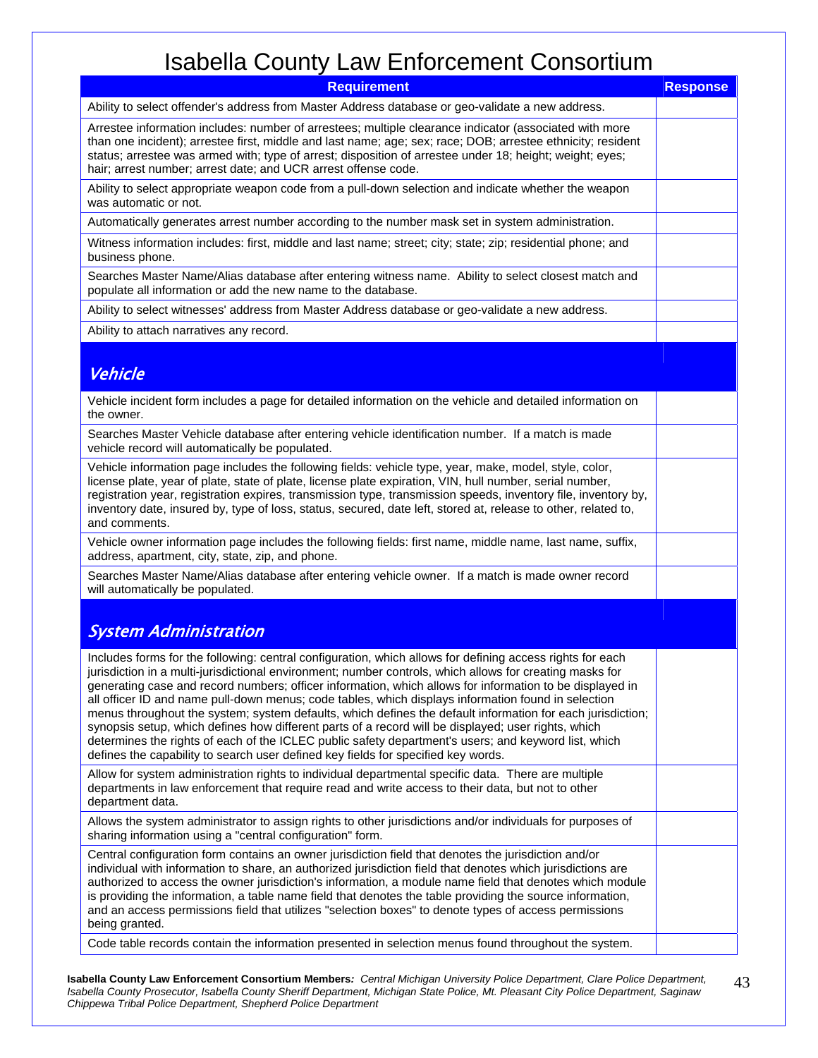# Isabella County Law Enforcement Consortium

| Requirement | Response |
|---|---|
| Ability to select offender's address from Master Address database or geo-validate a new address. | |
| Arrestee information includes: number of arrestees; multiple clearance indicator (associated with more than one incident); arrestee first, middle and last name; age; sex; race; DOB; arrestee ethnicity; resident status; arrestee was armed with; type of arrest; disposition of arrestee under 18; height; weight; eyes; hair; arrest number; arrest date; and UCR arrest offense code. | |
| Ability to select appropriate weapon code from a pull-down selection and indicate whether the weapon was automatic or not. | |
| Automatically generates arrest number according to the number mask set in system administration. | |
| Witness information includes: first, middle and last name; street; city; state; zip; residential phone; and business phone. | |
| Searches Master Name/Alias database after entering witness name. Ability to select closest match and populate all information or add the new name to the database. | |
| Ability to select witnesses' address from Master Address database or geo-validate a new address. | |
| Ability to attach narratives any record. | |
| ***Vehicle*** | |
| Vehicle incident form includes a page for detailed information on the vehicle and detailed information on the owner. | |
| Searches Master Vehicle database after entering vehicle identification number. If a match is made vehicle record will automatically be populated. | |
| Vehicle information page includes the following fields: vehicle type, year, make, model, style, color, license plate, year of plate, state of plate, license plate expiration, VIN, hull number, serial number, registration year, registration expires, transmission type, transmission speeds, inventory file, inventory by, inventory date, insured by, type of loss, status, secured, date left, stored at, release to other, related to, and comments. | |
| Vehicle owner information page includes the following fields: first name, middle name, last name, suffix, address, apartment, city, state, zip, and phone. | |
| Searches Master Name/Alias database after entering vehicle owner. If a match is made owner record will automatically be populated. | |
| ***System Administration*** | |
| Includes forms for the following: central configuration, which allows for defining access rights for each jurisdiction in a multi-jurisdictional environment; number controls, which allows for creating masks for generating case and record numbers; officer information, which allows for information to be displayed in all officer ID and name pull-down menus; code tables, which displays information found in selection menus throughout the system; system defaults, which defines the default information for each jurisdiction; synopsis setup, which defines how different parts of a record will be displayed; user rights, which determines the rights of each of the ICLEC public safety department's users; and keyword list, which defines the capability to search user defined key fields for specified key words. | |
| Allow for system administration rights to individual departmental specific data. There are multiple departments in law enforcement that require read and write access to their data, but not to other department data. | |
| Allows the system administrator to assign rights to other jurisdictions and/or individuals for purposes of sharing information using a "central configuration" form. | |
| Central configuration form contains an owner jurisdiction field that denotes the jurisdiction and/or individual with information to share, an authorized jurisdiction field that denotes which jurisdictions are authorized to access the owner jurisdiction's information, a module name field that denotes which module is providing the information, a table name field that denotes the table providing the source information, and an access permissions field that utilizes "selection boxes" to denote types of access permissions being granted. | |
| Code table records contain the information presented in selection menus found throughout the system. | |

**Isabella County Law Enforcement Consortium Members***: Central Michigan University Police Department, Clare Police Department, Isabella County Prosecutor, Isabella County Sheriff Department, Michigan State Police, Mt. Pleasant City Police Department, Saginaw Chippewa Tribal Police Department, Shepherd Police Department*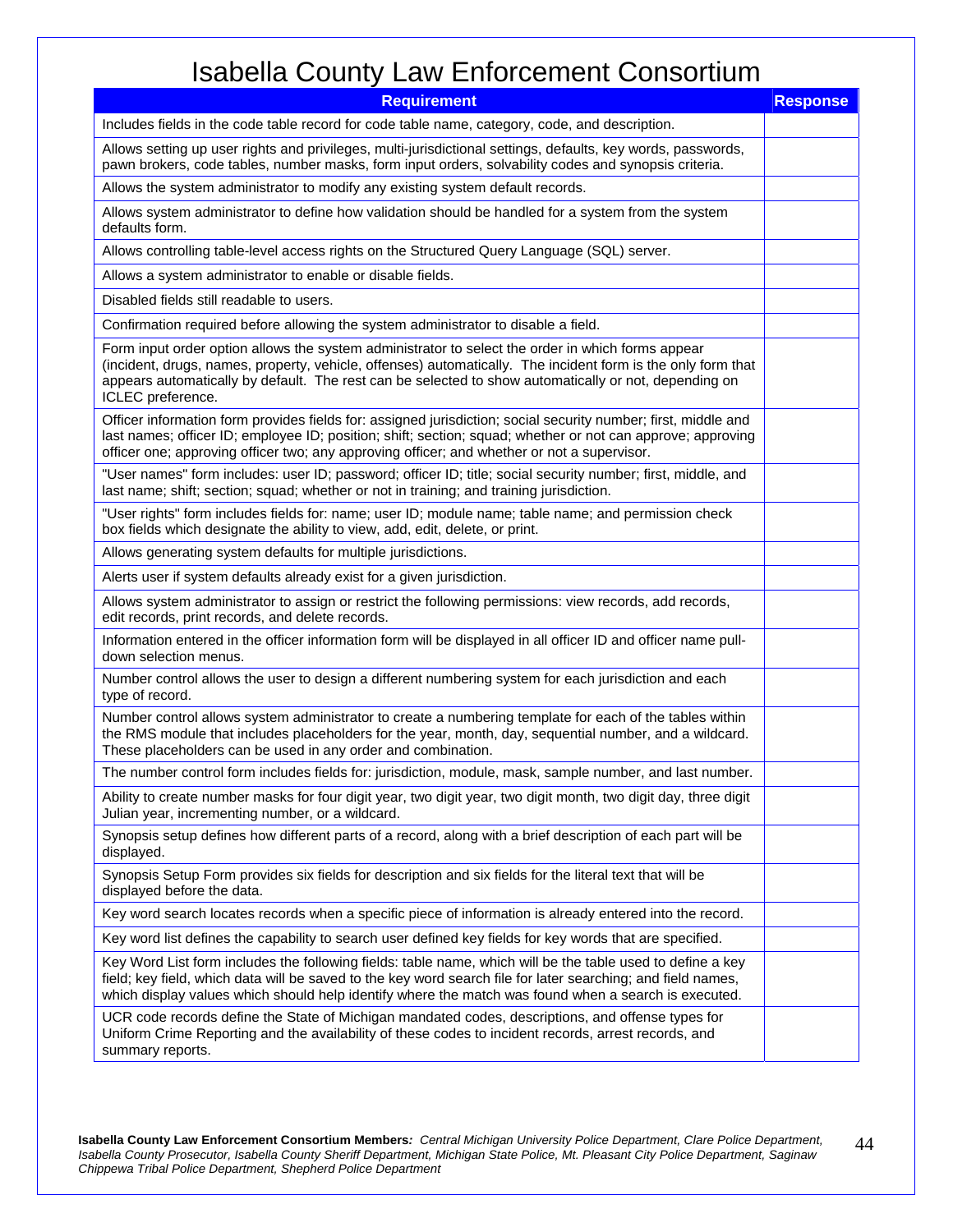# Isabella County Law Enforcement Consortium

| Requirement | Response |
|---|---|
| Includes fields in the code table record for code table name, category, code, and description. | |
| Allows setting up user rights and privileges, multi-jurisdictional settings, defaults, key words, passwords, pawn brokers, code tables, number masks, form input orders, solvability codes and synopsis criteria. | |
| Allows the system administrator to modify any existing system default records. | |
| Allows system administrator to define how validation should be handled for a system from the system defaults form. | |
| Allows controlling table-level access rights on the Structured Query Language (SQL) server. | |
| Allows a system administrator to enable or disable fields. | |
| Disabled fields still readable to users. | |
| Confirmation required before allowing the system administrator to disable a field. | |
| Form input order option allows the system administrator to select the order in which forms appear (incident, drugs, names, property, vehicle, offenses) automatically. The incident form is the only form that appears automatically by default. The rest can be selected to show automatically or not, depending on ICLEC preference. | |
| Officer information form provides fields for: assigned jurisdiction; social security number; first, middle and last names; officer ID; employee ID; position; shift; section; squad; whether or not can approve; approving officer one; approving officer two; any approving officer; and whether or not a supervisor. | |
| "User names" form includes: user ID; password; officer ID; title; social security number; first, middle, and last name; shift; section; squad; whether or not in training; and training jurisdiction. | |
| "User rights" form includes fields for: name; user ID; module name; table name; and permission check box fields which designate the ability to view, add, edit, delete, or print. | |
| Allows generating system defaults for multiple jurisdictions. | |
| Alerts user if system defaults already exist for a given jurisdiction. | |
| Allows system administrator to assign or restrict the following permissions: view records, add records, edit records, print records, and delete records. | |
| Information entered in the officer information form will be displayed in all officer ID and officer name pull-down selection menus. | |
| Number control allows the user to design a different numbering system for each jurisdiction and each type of record. | |
| Number control allows system administrator to create a numbering template for each of the tables within the RMS module that includes placeholders for the year, month, day, sequential number, and a wildcard. These placeholders can be used in any order and combination. | |
| The number control form includes fields for: jurisdiction, module, mask, sample number, and last number. | |
| Ability to create number masks for four digit year, two digit year, two digit month, two digit day, three digit Julian year, incrementing number, or a wildcard. | |
| Synopsis setup defines how different parts of a record, along with a brief description of each part will be displayed. | |
| Synopsis Setup Form provides six fields for description and six fields for the literal text that will be displayed before the data. | |
| Key word search locates records when a specific piece of information is already entered into the record. | |
| Key word list defines the capability to search user defined key fields for key words that are specified. | |
| Key Word List form includes the following fields: table name, which will be the table used to define a key field; key field, which data will be saved to the key word search file for later searching; and field names, which display values which should help identify where the match was found when a search is executed. | |
| UCR code records define the State of Michigan mandated codes, descriptions, and offense types for Uniform Crime Reporting and the availability of these codes to incident records, arrest records, and summary reports. | |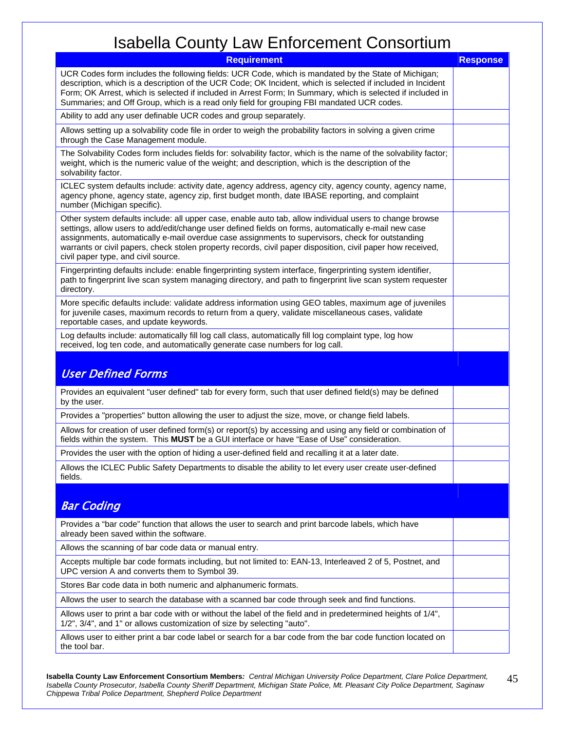# Isabella County Law Enforcement Consortium

| Requirement | Response |
|---|---|
| UCR Codes form includes the following fields: UCR Code, which is mandated by the State of Michigan; description, which is a description of the UCR Code; OK Incident, which is selected if included in Incident Form; OK Arrest, which is selected if included in Arrest Form; In Summary, which is selected if included in Summaries; and Off Group, which is a read only field for grouping FBI mandated UCR codes. | |
| Ability to add any user definable UCR codes and group separately. | |
| Allows setting up a solvability code file in order to weigh the probability factors in solving a given crime through the Case Management module. | |
| The Solvability Codes form includes fields for: solvability factor, which is the name of the solvability factor; weight, which is the numeric value of the weight; and description, which is the description of the solvability factor. | |
| ICLEC system defaults include: activity date, agency address, agency city, agency county, agency name, agency phone, agency state, agency zip, first budget month, date IBASE reporting, and complaint number (Michigan specific). | |
| Other system defaults include: all upper case, enable auto tab, allow individual users to change browse settings, allow users to add/edit/change user defined fields on forms, automatically e-mail new case assignments, automatically e-mail overdue case assignments to supervisors, check for outstanding warrants or civil papers, check stolen property records, civil paper disposition, civil paper how received, civil paper type, and civil source. | |
| Fingerprinting defaults include: enable fingerprinting system interface, fingerprinting system identifier, path to fingerprint live scan system managing directory, and path to fingerprint live scan system requester directory. | |
| More specific defaults include: validate address information using GEO tables, maximum age of juveniles for juvenile cases, maximum records to return from a query, validate miscellaneous cases, validate reportable cases, and update keywords. | |
| Log defaults include: automatically fill log call class, automatically fill log complaint type, log how received, log ten code, and automatically generate case numbers for log call. | |
| ***User Defined Forms*** | |
| Provides an equivalent "user defined" tab for every form, such that user defined field(s) may be defined by the user. | |
| Provides a "properties" button allowing the user to adjust the size, move, or change field labels. | |
| Allows for creation of user defined form(s) or report(s) by accessing and using any field or combination of fields within the system. This **MUST** be a GUI interface or have "Ease of Use" consideration. | |
| Provides the user with the option of hiding a user-defined field and recalling it at a later date. | |
| Allows the ICLEC Public Safety Departments to disable the ability to let every user create user-defined fields. | |
| ***Bar Coding*** | |
| Provides a "bar code" function that allows the user to search and print barcode labels, which have already been saved within the software. | |
| Allows the scanning of bar code data or manual entry. | |
| Accepts multiple bar code formats including, but not limited to: EAN-13, Interleaved 2 of 5, Postnet, and UPC version A and converts them to Symbol 39. | |
| Stores Bar code data in both numeric and alphanumeric formats. | |
| Allows the user to search the database with a scanned bar code through seek and find functions. | |
| Allows user to print a bar code with or without the label of the field and in predetermined heights of 1/4", 1/2", 3/4", and 1" or allows customization of size by selecting "auto". | |
| Allows user to either print a bar code label or search for a bar code from the bar code function located on the tool bar. | |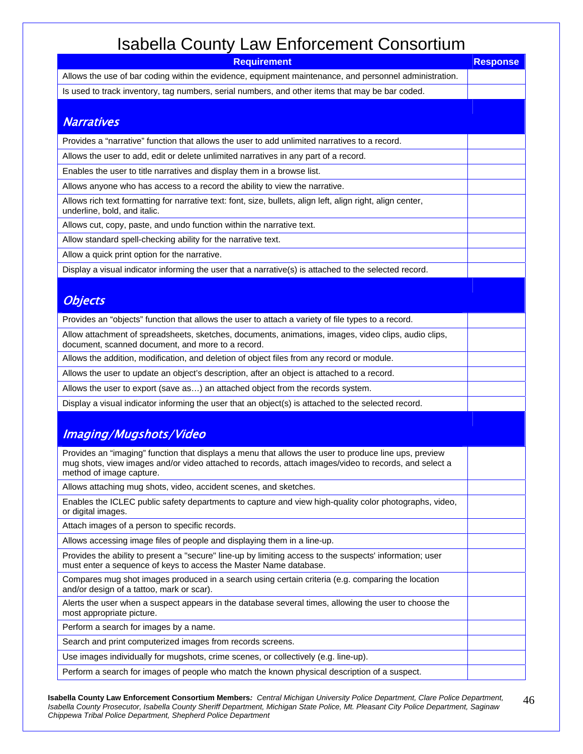# Isabella County Law Enforcement Consortium

| Requirement | Response |
|---|---|
| Allows the use of bar coding within the evidence, equipment maintenance, and personnel administration. | |
| Is used to track inventory, tag numbers, serial numbers, and other items that may be bar coded. | |
| ***Narratives*** | |
| Provides a “narrative” function that allows the user to add unlimited narratives to a record. | |
| Allows the user to add, edit or delete unlimited narratives in any part of a record. | |
| Enables the user to title narratives and display them in a browse list. | |
| Allows anyone who has access to a record the ability to view the narrative. | |
| Allows rich text formatting for narrative text: font, size, bullets, align left, align right, align center, underline, bold, and italic. | |
| Allows cut, copy, paste, and undo function within the narrative text. | |
| Allow standard spell-checking ability for the narrative text. | |
| Allow a quick print option for the narrative. | |
| Display a visual indicator informing the user that a narrative(s) is attached to the selected record. | |
| ***Objects*** | |
| Provides an “objects” function that allows the user to attach a variety of file types to a record. | |
| Allow attachment of spreadsheets, sketches, documents, animations, images, video clips, audio clips, document, scanned document, and more to a record. | |
| Allows the addition, modification, and deletion of object files from any record or module. | |
| Allows the user to update an object’s description, after an object is attached to a record. | |
| Allows the user to export (save as…) an attached object from the records system. | |
| Display a visual indicator informing the user that an object(s) is attached to the selected record. | |
| ***Imaging/Mugshots/Video*** | |
| Provides an “imaging” function that displays a menu that allows the user to produce line ups, preview mug shots, view images and/or video attached to records, attach images/video to records, and select a method of image capture. | |
| Allows attaching mug shots, video, accident scenes, and sketches. | |
| Enables the ICLEC public safety departments to capture and view high-quality color photographs, video, or digital images. | |
| Attach images of a person to specific records. | |
| Allows accessing image files of people and displaying them in a line-up. | |
| Provides the ability to present a "secure" line-up by limiting access to the suspects' information; user must enter a sequence of keys to access the Master Name database. | |
| Compares mug shot images produced in a search using certain criteria (e.g. comparing the location and/or design of a tattoo, mark or scar). | |
| Alerts the user when a suspect appears in the database several times, allowing the user to choose the most appropriate picture. | |
| Perform a search for images by a name. | |
| Search and print computerized images from records screens. | |
| Use images individually for mugshots, crime scenes, or collectively (e.g. line-up). | |
| Perform a search for images of people who match the known physical description of a suspect. | |

**Isabella County Law Enforcement Consortium Members***: Central Michigan University Police Department, Clare Police Department, Isabella County Prosecutor, Isabella County Sheriff Department, Michigan State Police, Mt. Pleasant City Police Department, Saginaw Chippewa Tribal Police Department, Shepherd Police Department*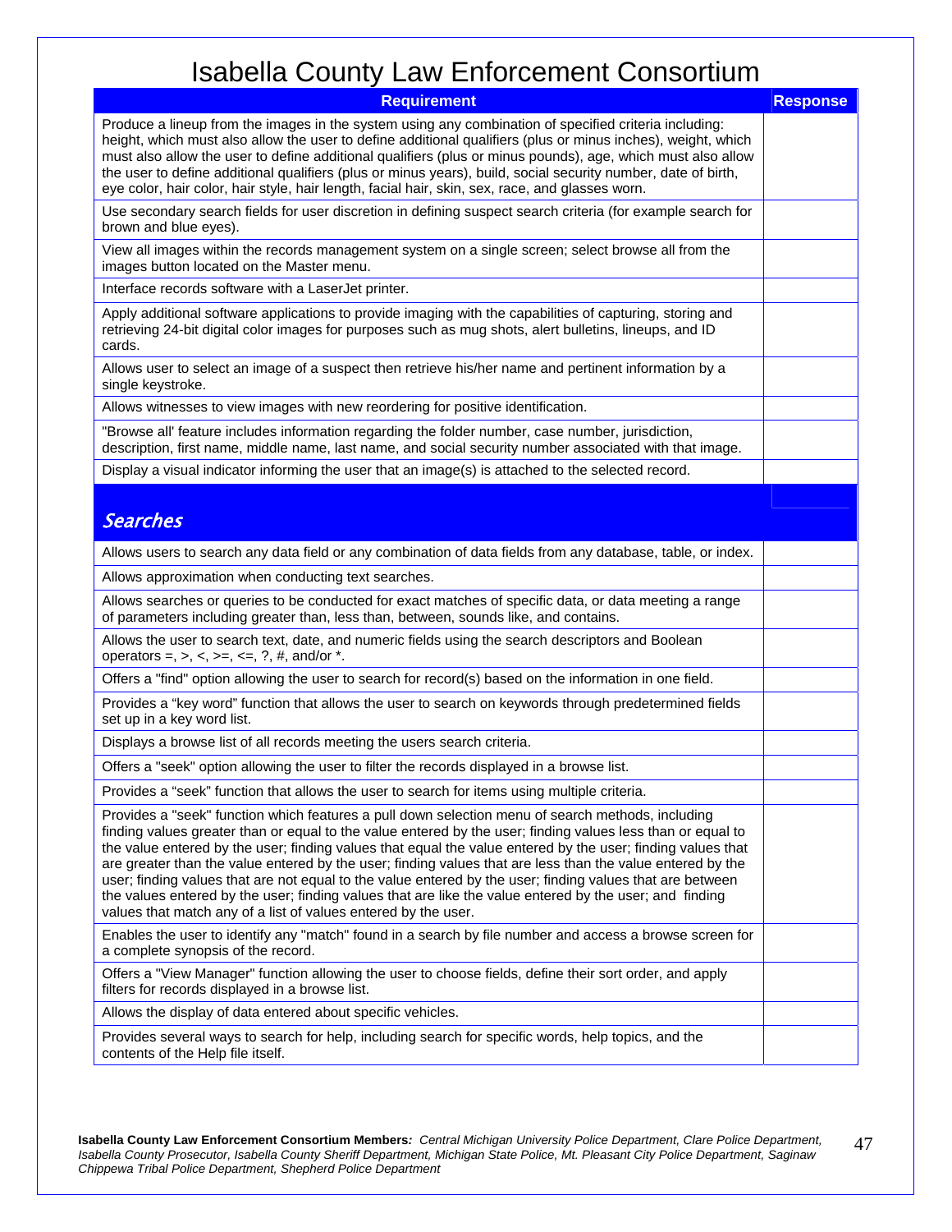# Isabella County Law Enforcement Consortium

| Requirement | Response |
| --- | --- |
| Produce a lineup from the images in the system using any combination of specified criteria including: height, which must also allow the user to define additional qualifiers (plus or minus inches), weight, which must also allow the user to define additional qualifiers (plus or minus pounds), age, which must also allow the user to define additional qualifiers (plus or minus years), build, social security number, date of birth, eye color, hair color, hair style, hair length, facial hair, skin, sex, race, and glasses worn. | |
| Use secondary search fields for user discretion in defining suspect search criteria (for example search for brown and blue eyes). | |
| View all images within the records management system on a single screen; select browse all from the images button located on the Master menu. | |
| Interface records software with a LaserJet printer. | |
| Apply additional software applications to provide imaging with the capabilities of capturing, storing and retrieving 24-bit digital color images for purposes such as mug shots, alert bulletins, lineups, and ID cards. | |
| Allows user to select an image of a suspect then retrieve his/her name and pertinent information by a single keystroke. | |
| Allows witnesses to view images with new reordering for positive identification. | |
| "Browse all' feature includes information regarding the folder number, case number, jurisdiction, description, first name, middle name, last name, and social security number associated with that image. | |
| Display a visual indicator informing the user that an image(s) is attached to the selected record. | |
| ***Searches*** | |
| Allows users to search any data field or any combination of data fields from any database, table, or index. | |
| Allows approximation when conducting text searches. | |
| Allows searches or queries to be conducted for exact matches of specific data, or data meeting a range of parameters including greater than, less than, between, sounds like, and contains. | |
| Allows the user to search text, date, and numeric fields using the search descriptors and Boolean operators =, >, <, >=, <=, ?, #, and/or *. | |
| Offers a "find" option allowing the user to search for record(s) based on the information in one field. | |
| Provides a "key word" function that allows the user to search on keywords through predetermined fields set up in a key word list. | |
| Displays a browse list of all records meeting the users search criteria. | |
| Offers a "seek" option allowing the user to filter the records displayed in a browse list. | |
| Provides a "seek" function that allows the user to search for items using multiple criteria. | |
| Provides a "seek" function which features a pull down selection menu of search methods, including finding values greater than or equal to the value entered by the user; finding values less than or equal to the value entered by the user; finding values that equal the value entered by the user; finding values that are greater than the value entered by the user; finding values that are less than the value entered by the user; finding values that are not equal to the value entered by the user; finding values that are between the values entered by the user; finding values that are like the value entered by the user; and finding values that match any of a list of values entered by the user. | |
| Enables the user to identify any "match" found in a search by file number and access a browse screen for a complete synopsis of the record. | |
| Offers a "View Manager" function allowing the user to choose fields, define their sort order, and apply filters for records displayed in a browse list. | |
| Allows the display of data entered about specific vehicles. | |
| Provides several ways to search for help, including search for specific words, help topics, and the contents of the Help file itself. | |

**Isabella County Law Enforcement Consortium Members***: Central Michigan University Police Department, Clare Police Department, Isabella County Prosecutor, Isabella County Sheriff Department, Michigan State Police, Mt. Pleasant City Police Department, Saginaw Chippewa Tribal Police Department, Shepherd Police Department*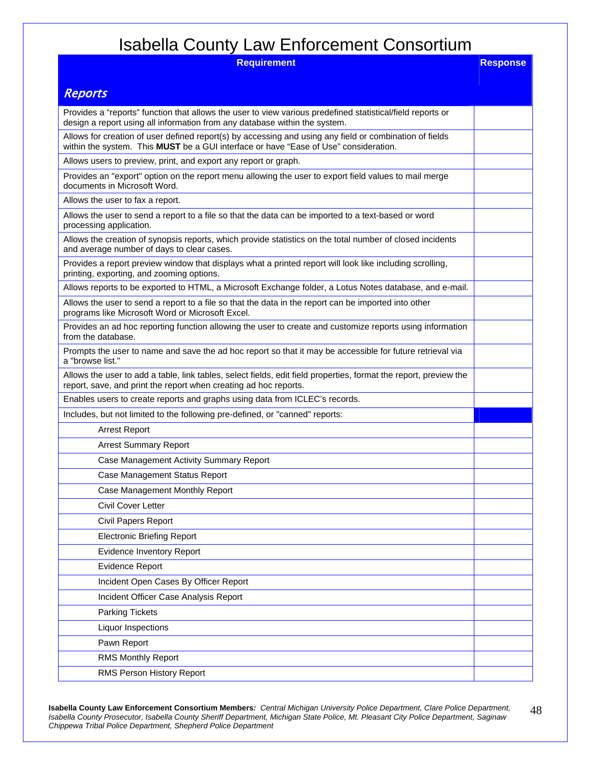# Isabella County Law Enforcement Consortium

| Requirement | Response |
|---|---|
| ***Reports*** | |
| Provides a "reports" function that allows the user to view various predefined statistical/field reports or design a report using all information from any database within the system. | |
| Allows for creation of user defined report(s) by accessing and using any field or combination of fields within the system. This **MUST** be a GUI interface or have "Ease of Use" consideration. | |
| Allows users to preview, print, and export any report or graph. | |
| Provides an "export" option on the report menu allowing the user to export field values to mail merge documents in Microsoft Word. | |
| Allows the user to fax a report. | |
| Allows the user to send a report to a file so that the data can be imported to a text-based or word processing application. | |
| Allows the creation of synopsis reports, which provide statistics on the total number of closed incidents and average number of days to clear cases. | |
| Provides a report preview window that displays what a printed report will look like including scrolling, printing, exporting, and zooming options. | |
| Allows reports to be exported to HTML, a Microsoft Exchange folder, a Lotus Notes database, and e-mail. | |
| Allows the user to send a report to a file so that the data in the report can be imported into other programs like Microsoft Word or Microsoft Excel. | |
| Provides an ad hoc reporting function allowing the user to create and customize reports using information from the database. | |
| Prompts the user to name and save the ad hoc report so that it may be accessible for future retrieval via a "browse list." | |
| Allows the user to add a table, link tables, select fields, edit field properties, format the report, preview the report, save, and print the report when creating ad hoc reports. | |
| Enables users to create reports and graphs using data from ICLEC's records. | |
| Includes, but not limited to the following pre-defined, or "canned" reports: | |
| Arrest Report | |
| Arrest Summary Report | |
| Case Management Activity Summary Report | |
| Case Management Status Report | |
| Case Management Monthly Report | |
| Civil Cover Letter | |
| Civil Papers Report | |
| Electronic Briefing Report | |
| Evidence Inventory Report | |
| Evidence Report | |
| Incident Open Cases By Officer Report | |
| Incident Officer Case Analysis Report | |
| Parking Tickets | |
| Liquor Inspections | |
| Pawn Report | |
| RMS Monthly Report | |
| RMS Person History Report | |

**Isabella County Law Enforcement Consortium Members:** *Central Michigan University Police Department, Clare Police Department, Isabella County Prosecutor, Isabella County Sheriff Department, Michigan State Police, Mt. Pleasant City Police Department, Saginaw Chippewa Tribal Police Department, Shepherd Police Department*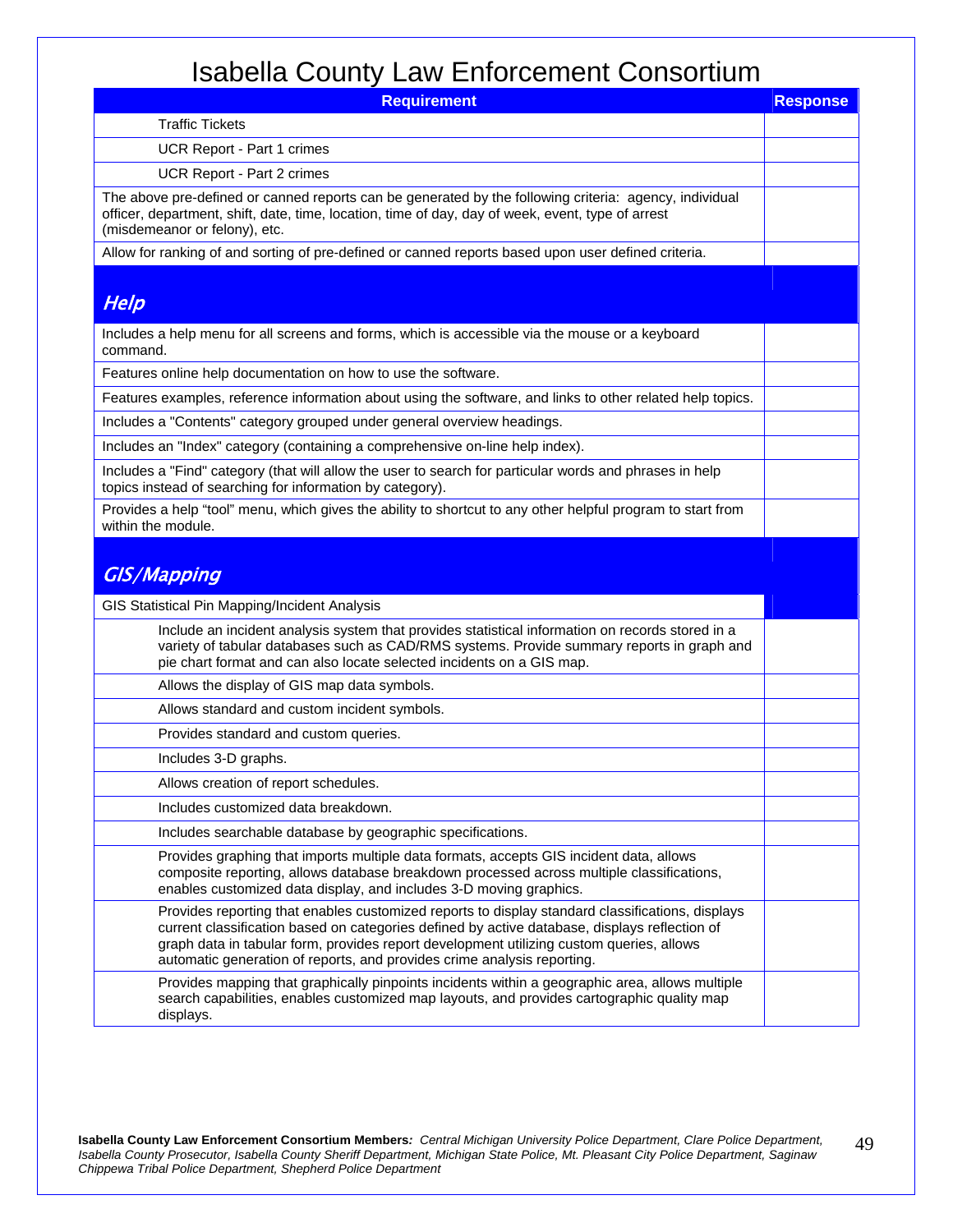# Isabella County Law Enforcement Consortium

| Requirement | Response |
|---|---|
| Traffic Tickets | |
| UCR Report - Part 1 crimes | |
| UCR Report - Part 2 crimes | |
| The above pre-defined or canned reports can be generated by the following criteria: agency, individual officer, department, shift, date, time, location, time of day, day of week, event, type of arrest (misdemeanor or felony), etc. | |
| Allow for ranking of and sorting of pre-defined or canned reports based upon user defined criteria. | |
| ***Help*** | |
| Includes a help menu for all screens and forms, which is accessible via the mouse or a keyboard command. | |
| Features online help documentation on how to use the software. | |
| Features examples, reference information about using the software, and links to other related help topics. | |
| Includes a "Contents" category grouped under general overview headings. | |
| Includes an "Index" category (containing a comprehensive on-line help index). | |
| Includes a "Find" category (that will allow the user to search for particular words and phrases in help topics instead of searching for information by category). | |
| Provides a help "tool" menu, which gives the ability to shortcut to any other helpful program to start from within the module. | |
| ***GIS/Mapping*** | |
| GIS Statistical Pin Mapping/Incident Analysis | |
| Include an incident analysis system that provides statistical information on records stored in a variety of tabular databases such as CAD/RMS systems. Provide summary reports in graph and pie chart format and can also locate selected incidents on a GIS map. | |
| Allows the display of GIS map data symbols. | |
| Allows standard and custom incident symbols. | |
| Provides standard and custom queries. | |
| Includes 3-D graphs. | |
| Allows creation of report schedules. | |
| Includes customized data breakdown. | |
| Includes searchable database by geographic specifications. | |
| Provides graphing that imports multiple data formats, accepts GIS incident data, allows composite reporting, allows database breakdown processed across multiple classifications, enables customized data display, and includes 3-D moving graphics. | |
| Provides reporting that enables customized reports to display standard classifications, displays current classification based on categories defined by active database, displays reflection of graph data in tabular form, provides report development utilizing custom queries, allows automatic generation of reports, and provides crime analysis reporting. | |
| Provides mapping that graphically pinpoints incidents within a geographic area, allows multiple search capabilities, enables customized map layouts, and provides cartographic quality map displays. | |

**Isabella County Law Enforcement Consortium Members***: Central Michigan University Police Department, Clare Police Department, Isabella County Prosecutor, Isabella County Sheriff Department, Michigan State Police, Mt. Pleasant City Police Department, Saginaw Chippewa Tribal Police Department, Shepherd Police Department*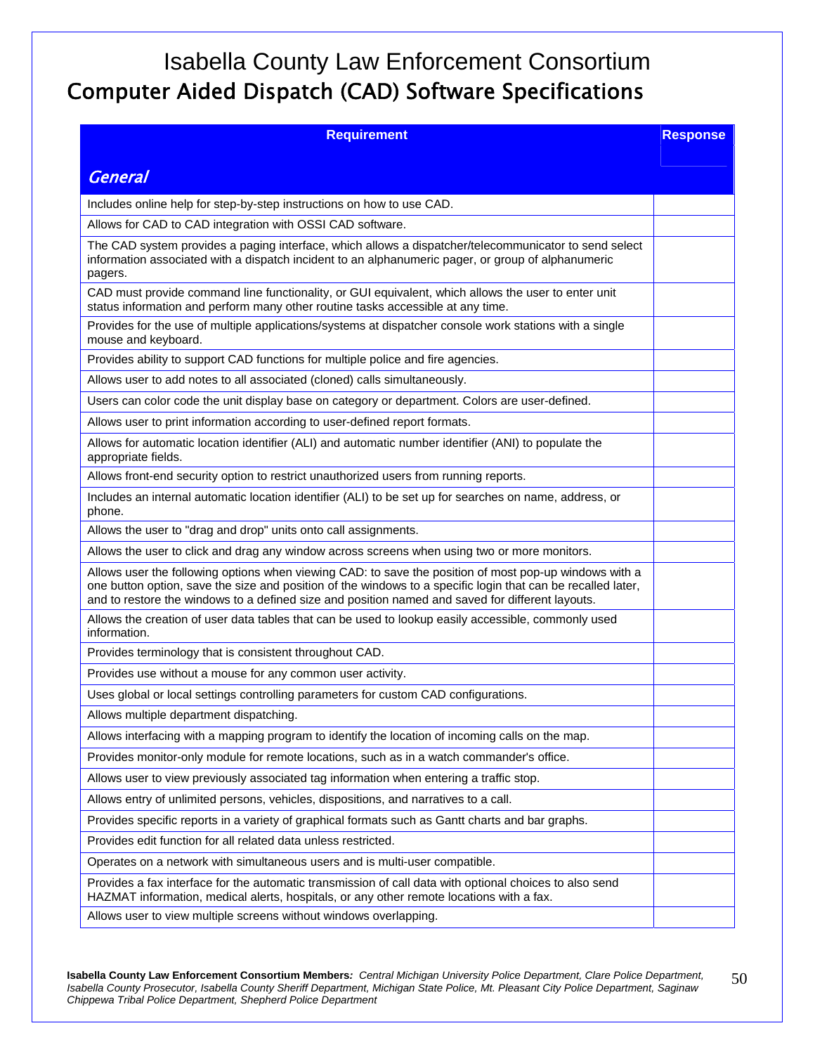# Isabella County Law Enforcement Consortium

## Computer Aided Dispatch (CAD) Software Specifications

| Requirement | Response |
|---|---|
| ***General*** | |
| Includes online help for step-by-step instructions on how to use CAD. | |
| Allows for CAD to CAD integration with OSSI CAD software. | |
| The CAD system provides a paging interface, which allows a dispatcher/telecommunicator to send select information associated with a dispatch incident to an alphanumeric pager, or group of alphanumeric pagers. | |
| CAD must provide command line functionality, or GUI equivalent, which allows the user to enter unit status information and perform many other routine tasks accessible at any time. | |
| Provides for the use of multiple applications/systems at dispatcher console work stations with a single mouse and keyboard. | |
| Provides ability to support CAD functions for multiple police and fire agencies. | |
| Allows user to add notes to all associated (cloned) calls simultaneously. | |
| Users can color code the unit display base on category or department. Colors are user-defined. | |
| Allows user to print information according to user-defined report formats. | |
| Allows for automatic location identifier (ALI) and automatic number identifier (ANI) to populate the appropriate fields. | |
| Allows front-end security option to restrict unauthorized users from running reports. | |
| Includes an internal automatic location identifier (ALI) to be set up for searches on name, address, or phone. | |
| Allows the user to "drag and drop" units onto call assignments. | |
| Allows the user to click and drag any window across screens when using two or more monitors. | |
| Allows user the following options when viewing CAD: to save the position of most pop-up windows with a one button option, save the size and position of the windows to a specific login that can be recalled later, and to restore the windows to a defined size and position named and saved for different layouts. | |
| Allows the creation of user data tables that can be used to lookup easily accessible, commonly used information. | |
| Provides terminology that is consistent throughout CAD. | |
| Provides use without a mouse for any common user activity. | |
| Uses global or local settings controlling parameters for custom CAD configurations. | |
| Allows multiple department dispatching. | |
| Allows interfacing with a mapping program to identify the location of incoming calls on the map. | |
| Provides monitor-only module for remote locations, such as in a watch commander's office. | |
| Allows user to view previously associated tag information when entering a traffic stop. | |
| Allows entry of unlimited persons, vehicles, dispositions, and narratives to a call. | |
| Provides specific reports in a variety of graphical formats such as Gantt charts and bar graphs. | |
| Provides edit function for all related data unless restricted. | |
| Operates on a network with simultaneous users and is multi-user compatible. | |
| Provides a fax interface for the automatic transmission of call data with optional choices to also send HAZMAT information, medical alerts, hospitals, or any other remote locations with a fax. | |
| Allows user to view multiple screens without windows overlapping. | |

**Isabella County Law Enforcement Consortium Members:** *Central Michigan University Police Department, Clare Police Department, Isabella County Prosecutor, Isabella County Sheriff Department, Michigan State Police, Mt. Pleasant City Police Department, Saginaw Chippewa Tribal Police Department, Shepherd Police Department*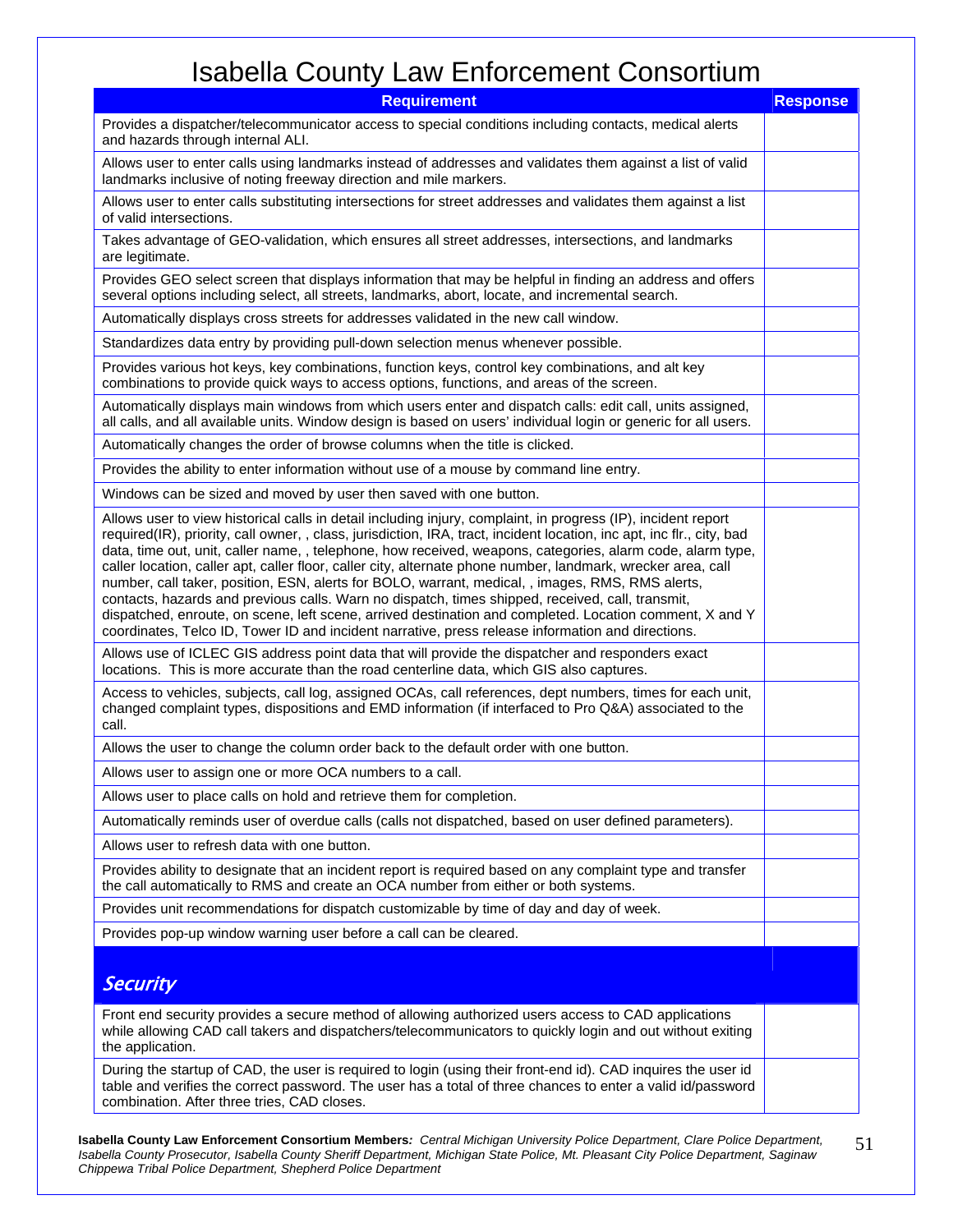# Isabella County Law Enforcement Consortium

| Requirement | Response |
|---|---|
| Provides a dispatcher/telecommunicator access to special conditions including contacts, medical alerts and hazards through internal ALI. | |
| Allows user to enter calls using landmarks instead of addresses and validates them against a list of valid landmarks inclusive of noting freeway direction and mile markers. | |
| Allows user to enter calls substituting intersections for street addresses and validates them against a list of valid intersections. | |
| Takes advantage of GEO-validation, which ensures all street addresses, intersections, and landmarks are legitimate. | |
| Provides GEO select screen that displays information that may be helpful in finding an address and offers several options including select, all streets, landmarks, abort, locate, and incremental search. | |
| Automatically displays cross streets for addresses validated in the new call window. | |
| Standardizes data entry by providing pull-down selection menus whenever possible. | |
| Provides various hot keys, key combinations, function keys, control key combinations, and alt key combinations to provide quick ways to access options, functions, and areas of the screen. | |
| Automatically displays main windows from which users enter and dispatch calls: edit call, units assigned, all calls, and all available units. Window design is based on users' individual login or generic for all users. | |
| Automatically changes the order of browse columns when the title is clicked. | |
| Provides the ability to enter information without use of a mouse by command line entry. | |
| Windows can be sized and moved by user then saved with one button. | |
| Allows user to view historical calls in detail including injury, complaint, in progress (IP), incident report required(IR), priority, call owner, , class, jurisdiction, IRA, tract, incident location, inc apt, inc flr., city, bad data, time out, unit, caller name, , telephone, how received, weapons, categories, alarm code, alarm type, caller location, caller apt, caller floor, caller city, alternate phone number, landmark, wrecker area, call number, call taker, position, ESN, alerts for BOLO, warrant, medical, , images, RMS, RMS alerts, contacts, hazards and previous calls. Warn no dispatch, times shipped, received, call, transmit, dispatched, enroute, on scene, left scene, arrived destination and completed. Location comment, X and Y coordinates, Telco ID, Tower ID and incident narrative, press release information and directions. | |
| Allows use of ICLEC GIS address point data that will provide the dispatcher and responders exact locations. This is more accurate than the road centerline data, which GIS also captures. | |
| Access to vehicles, subjects, call log, assigned OCAs, call references, dept numbers, times for each unit, changed complaint types, dispositions and EMD information (if interfaced to Pro Q&A) associated to the call. | |
| Allows the user to change the column order back to the default order with one button. | |
| Allows user to assign one or more OCA numbers to a call. | |
| Allows user to place calls on hold and retrieve them for completion. | |
| Automatically reminds user of overdue calls (calls not dispatched, based on user defined parameters). | |
| Allows user to refresh data with one button. | |
| Provides ability to designate that an incident report is required based on any complaint type and transfer the call automatically to RMS and create an OCA number from either or both systems. | |
| Provides unit recommendations for dispatch customizable by time of day and day of week. | |
| Provides pop-up window warning user before a call can be cleared. | |
| ***Security*** | |
| Front end security provides a secure method of allowing authorized users access to CAD applications while allowing CAD call takers and dispatchers/telecommunicators to quickly login and out without exiting the application. | |
| During the startup of CAD, the user is required to login (using their front-end id). CAD inquires the user id table and verifies the correct password. The user has a total of three chances to enter a valid id/password combination. After three tries, CAD closes. | |

**Isabella County Law Enforcement Consortium Members***: Central Michigan University Police Department, Clare Police Department, Isabella County Prosecutor, Isabella County Sheriff Department, Michigan State Police, Mt. Pleasant City Police Department, Saginaw Chippewa Tribal Police Department, Shepherd Police Department*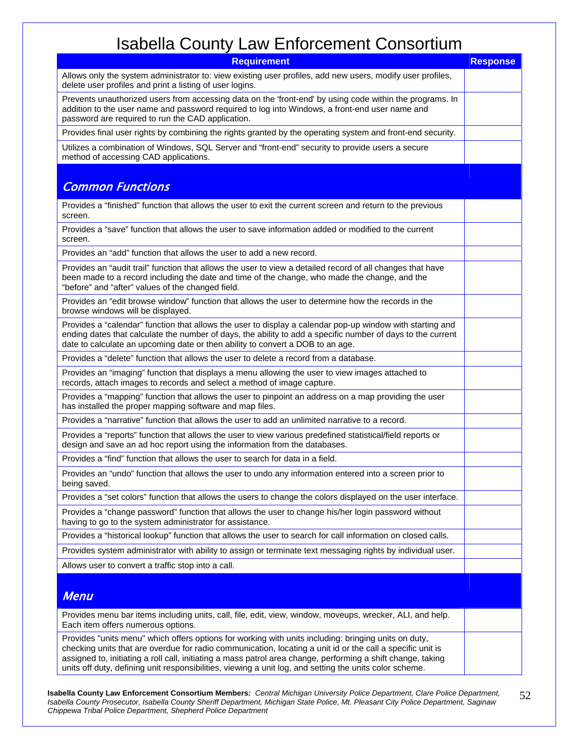# Isabella County Law Enforcement Consortium

| Requirement | Response |
|---|---|
| Allows only the system administrator to: view existing user profiles, add new users, modify user profiles, delete user profiles and print a listing of user logins. | |
| Prevents unauthorized users from accessing data on the 'front-end' by using code within the programs. In addition to the user name and password required to log into Windows, a front-end user name and password are required to run the CAD application. | |
| Provides final user rights by combining the rights granted by the operating system and front-end security. | |
| Utilizes a combination of Windows, SQL Server and "front-end" security to provide users a secure method of accessing CAD applications. | |
| ***Common Functions*** | |
| Provides a "finished" function that allows the user to exit the current screen and return to the previous screen. | |
| Provides a "save" function that allows the user to save information added or modified to the current screen. | |
| Provides an "add" function that allows the user to add a new record. | |
| Provides an "audit trail" function that allows the user to view a detailed record of all changes that have been made to a record including the date and time of the change, who made the change, and the "before" and "after" values of the changed field. | |
| Provides an "edit browse window" function that allows the user to determine how the records in the browse windows will be displayed. | |
| Provides a "calendar" function that allows the user to display a calendar pop-up window with starting and ending dates that calculate the number of days, the ability to add a specific number of days to the current date to calculate an upcoming date or then ability to convert a DOB to an age. | |
| Provides a "delete" function that allows the user to delete a record from a database. | |
| Provides an "imaging" function that displays a menu allowing the user to view images attached to records, attach images to records and select a method of image capture. | |
| Provides a "mapping" function that allows the user to pinpoint an address on a map providing the user has installed the proper mapping software and map files. | |
| Provides a "narrative" function that allows the user to add an unlimited narrative to a record. | |
| Provides a "reports" function that allows the user to view various predefined statistical/field reports or design and save an ad hoc report using the information from the databases. | |
| Provides a "find" function that allows the user to search for data in a field. | |
| Provides an "undo" function that allows the user to undo any information entered into a screen prior to being saved. | |
| Provides a "set colors" function that allows the users to change the colors displayed on the user interface. | |
| Provides a "change password" function that allows the user to change his/her login password without having to go to the system administrator for assistance. | |
| Provides a "historical lookup" function that allows the user to search for call information on closed calls. | |
| Provides system administrator with ability to assign or terminate text messaging rights by individual user. | |
| Allows user to convert a traffic stop into a call. | |
| ***Menu*** | |
| Provides menu bar items including units, call, file, edit, view, window, moveups, wrecker, ALI, and help. Each item offers numerous options. | |
| Provides "units menu" which offers options for working with units including: bringing units on duty, checking units that are overdue for radio communication, locating a unit id or the call a specific unit is assigned to, initiating a roll call, initiating a mass patrol area change, performing a shift change, taking units off duty, defining unit responsibilities, viewing a unit log, and setting the units color scheme. | |

**Isabella County Law Enforcement Consortium Members***: Central Michigan University Police Department, Clare Police Department, Isabella County Prosecutor, Isabella County Sheriff Department, Michigan State Police, Mt. Pleasant City Police Department, Saginaw Chippewa Tribal Police Department, Shepherd Police Department*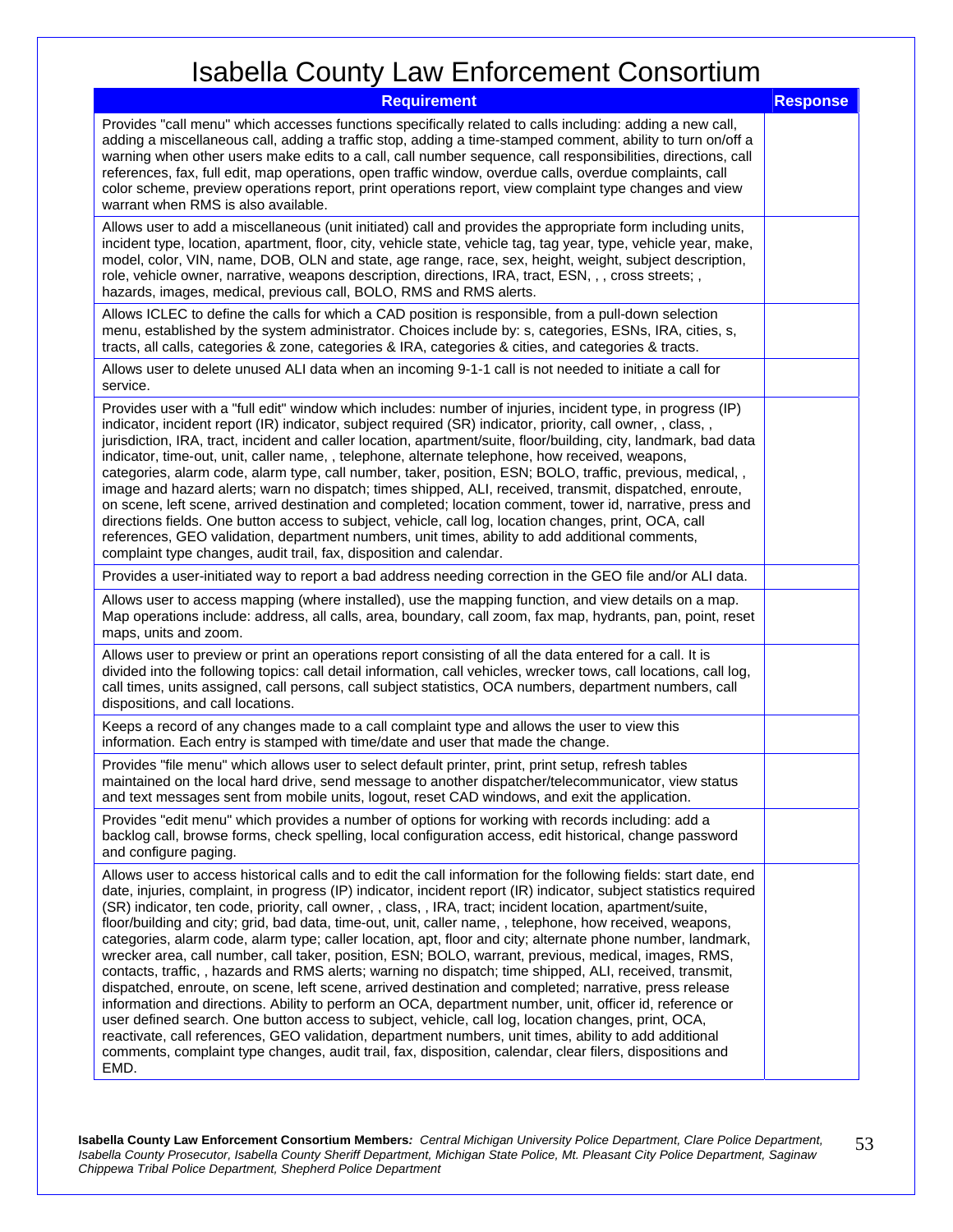# Isabella County Law Enforcement Consortium

| Requirement | Response |
|---|---|
| Provides "call menu" which accesses functions specifically related to calls including: adding a new call, adding a miscellaneous call, adding a traffic stop, adding a time-stamped comment, ability to turn on/off a warning when other users make edits to a call, call number sequence, call responsibilities, directions, call references, fax, full edit, map operations, open traffic window, overdue calls, overdue complaints, call color scheme, preview operations report, print operations report, view complaint type changes and view warrant when RMS is also available. | |
| Allows user to add a miscellaneous (unit initiated) call and provides the appropriate form including units, incident type, location, apartment, floor, city, vehicle state, vehicle tag, tag year, type, vehicle year, make, model, color, VIN, name, DOB, OLN and state, age range, race, sex, height, weight, subject description, role, vehicle owner, narrative, weapons description, directions, IRA, tract, ESN, , , cross streets; , hazards, images, medical, previous call, BOLO, RMS and RMS alerts. | |
| Allows ICLEC to define the calls for which a CAD position is responsible, from a pull-down selection menu, established by the system administrator. Choices include by: s, categories, ESNs, IRA, cities, s, tracts, all calls, categories & zone, categories & IRA, categories & cities, and categories & tracts. | |
| Allows user to delete unused ALI data when an incoming 9-1-1 call is not needed to initiate a call for service. | |
| Provides user with a "full edit" window which includes: number of injuries, incident type, in progress (IP) indicator, incident report (IR) indicator, subject required (SR) indicator, priority, call owner, , class, , jurisdiction, IRA, tract, incident and caller location, apartment/suite, floor/building, city, landmark, bad data indicator, time-out, unit, caller name, , telephone, alternate telephone, how received, weapons, categories, alarm code, alarm type, call number, taker, position, ESN; BOLO, traffic, previous, medical, , image and hazard alerts; warn no dispatch; times shipped, ALI, received, transmit, dispatched, enroute, on scene, left scene, arrived destination and completed; location comment, tower id, narrative, press and directions fields. One button access to subject, vehicle, call log, location changes, print, OCA, call references, GEO validation, department numbers, unit times, ability to add additional comments, complaint type changes, audit trail, fax, disposition and calendar. | |
| Provides a user-initiated way to report a bad address needing correction in the GEO file and/or ALI data. | |
| Allows user to access mapping (where installed), use the mapping function, and view details on a map. Map operations include: address, all calls, area, boundary, call zoom, fax map, hydrants, pan, point, reset maps, units and zoom. | |
| Allows user to preview or print an operations report consisting of all the data entered for a call. It is divided into the following topics: call detail information, call vehicles, wrecker tows, call locations, call log, call times, units assigned, call persons, call subject statistics, OCA numbers, department numbers, call dispositions, and call locations. | |
| Keeps a record of any changes made to a call complaint type and allows the user to view this information. Each entry is stamped with time/date and user that made the change. | |
| Provides "file menu" which allows user to select default printer, print, print setup, refresh tables maintained on the local hard drive, send message to another dispatcher/telecommunicator, view status and text messages sent from mobile units, logout, reset CAD windows, and exit the application. | |
| Provides "edit menu" which provides a number of options for working with records including: add a backlog call, browse forms, check spelling, local configuration access, edit historical, change password and configure paging. | |
| Allows user to access historical calls and to edit the call information for the following fields: start date, end date, injuries, complaint, in progress (IP) indicator, incident report (IR) indicator, subject statistics required (SR) indicator, ten code, priority, call owner, , class, , IRA, tract; incident location, apartment/suite, floor/building and city; grid, bad data, time-out, unit, caller name, , telephone, how received, weapons, categories, alarm code, alarm type; caller location, apt, floor and city; alternate phone number, landmark, wrecker area, call number, call taker, position, ESN; BOLO, warrant, previous, medical, images, RMS, contacts, traffic, , hazards and RMS alerts; warning no dispatch; time shipped, ALI, received, transmit, dispatched, enroute, on scene, left scene, arrived destination and completed; narrative, press release information and directions. Ability to perform an OCA, department number, unit, officer id, reference or user defined search. One button access to subject, vehicle, call log, location changes, print, OCA, reactivate, call references, GEO validation, department numbers, unit times, ability to add additional comments, complaint type changes, audit trail, fax, disposition, calendar, clear filers, dispositions and EMD. | |

**Isabella County Law Enforcement Consortium Members***: Central Michigan University Police Department, Clare Police Department, Isabella County Prosecutor, Isabella County Sheriff Department, Michigan State Police, Mt. Pleasant City Police Department, Saginaw Chippewa Tribal Police Department, Shepherd Police Department*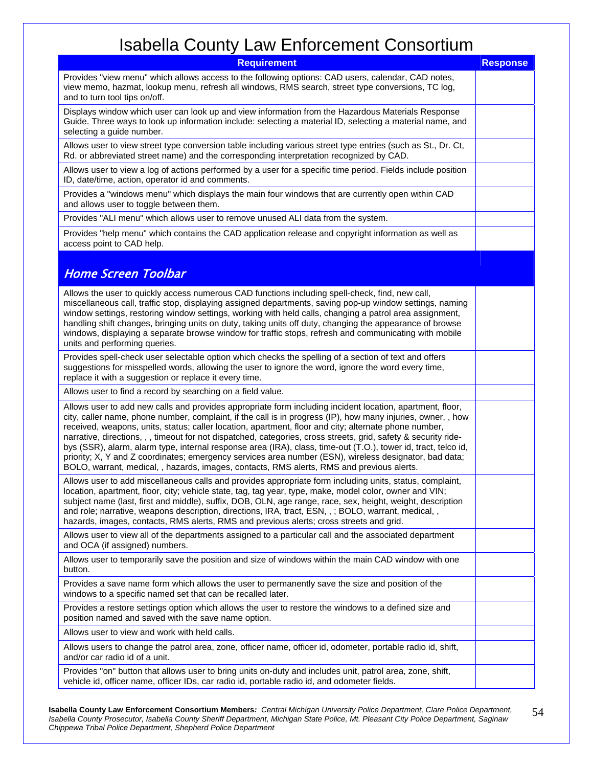# Isabella County Law Enforcement Consortium

| Requirement | Response |
| --- | --- |
| Provides "view menu" which allows access to the following options: CAD users, calendar, CAD notes, view memo, hazmat, lookup menu, refresh all windows, RMS search, street type conversions, TC log, and to turn tool tips on/off. | |
| Displays window which user can look up and view information from the Hazardous Materials Response Guide. Three ways to look up information include: selecting a material ID, selecting a material name, and selecting a guide number. | |
| Allows user to view street type conversion table including various street type entries (such as St., Dr. Ct, Rd. or abbreviated street name) and the corresponding interpretation recognized by CAD. | |
| Allows user to view a log of actions performed by a user for a specific time period. Fields include position ID, date/time, action, operator id and comments. | |
| Provides a "windows menu" which displays the main four windows that are currently open within CAD and allows user to toggle between them. | |
| Provides "ALI menu" which allows user to remove unused ALI data from the system. | |
| Provides "help menu" which contains the CAD application release and copyright information as well as access point to CAD help. | |
| ***Home Screen Toolbar*** | |
| Allows the user to quickly access numerous CAD functions including spell-check, find, new call, miscellaneous call, traffic stop, displaying assigned departments, saving pop-up window settings, naming window settings, restoring window settings, working with held calls, changing a patrol area assignment, handling shift changes, bringing units on duty, taking units off duty, changing the appearance of browse windows, displaying a separate browse window for traffic stops, refresh and communicating with mobile units and performing queries. | |
| Provides spell-check user selectable option which checks the spelling of a section of text and offers suggestions for misspelled words, allowing the user to ignore the word, ignore the word every time, replace it with a suggestion or replace it every time. | |
| Allows user to find a record by searching on a field value. | |
| Allows user to add new calls and provides appropriate form including incident location, apartment, floor, city, caller name, phone number, complaint, if the call is in progress (IP), how many injuries, owner, , how received, weapons, units, status; caller location, apartment, floor and city; alternate phone number, narrative, directions, , , timeout for not dispatched, categories, cross streets, grid, safety & security ride-bys (SSR), alarm, alarm type, internal response area (IRA), class, time-out (T.O.), tower id, tract, telco id, priority; X, Y and Z coordinates; emergency services area number (ESN), wireless designator, bad data; BOLO, warrant, medical, , hazards, images, contacts, RMS alerts, RMS and previous alerts. | |
| Allows user to add miscellaneous calls and provides appropriate form including units, status, complaint, location, apartment, floor, city; vehicle state, tag, tag year, type, make, model color, owner and VIN; subject name (last, first and middle), suffix, DOB, OLN, age range, race, sex, height, weight, description and role; narrative, weapons description, directions, IRA, tract, ESN, , ; BOLO, warrant, medical, , hazards, images, contacts, RMS alerts, RMS and previous alerts; cross streets and grid. | |
| Allows user to view all of the departments assigned to a particular call and the associated department and OCA (if assigned) numbers. | |
| Allows user to temporarily save the position and size of windows within the main CAD window with one button. | |
| Provides a save name form which allows the user to permanently save the size and position of the windows to a specific named set that can be recalled later. | |
| Provides a restore settings option which allows the user to restore the windows to a defined size and position named and saved with the save name option. | |
| Allows user to view and work with held calls. | |
| Allows users to change the patrol area, zone, officer name, officer id, odometer, portable radio id, shift, and/or car radio id of a unit. | |
| Provides "on" button that allows user to bring units on-duty and includes unit, patrol area, zone, shift, vehicle id, officer name, officer IDs, car radio id, portable radio id, and odometer fields. | |

**Isabella County Law Enforcement Consortium Members***: Central Michigan University Police Department, Clare Police Department, Isabella County Prosecutor, Isabella County Sheriff Department, Michigan State Police, Mt. Pleasant City Police Department, Saginaw Chippewa Tribal Police Department, Shepherd Police Department*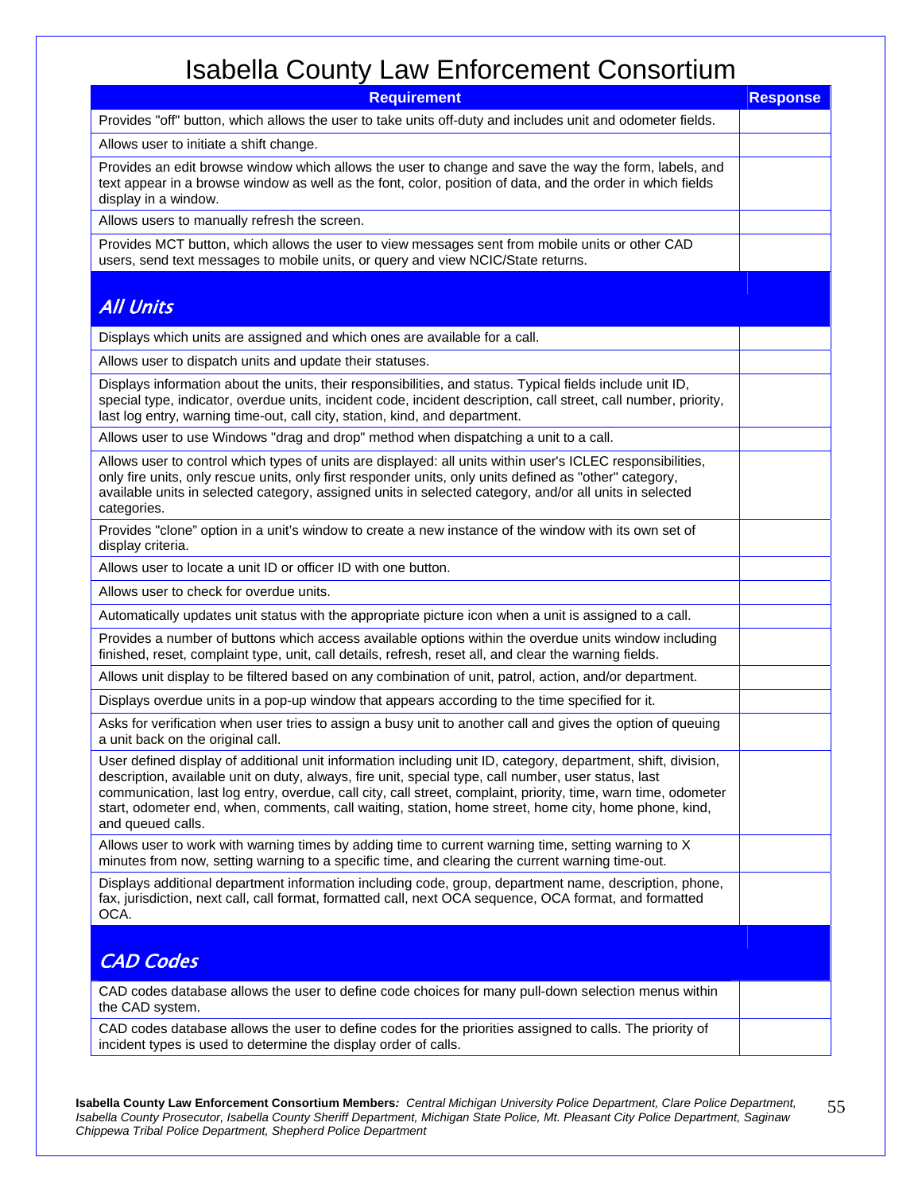# Isabella County Law Enforcement Consortium

| Requirement | Response |
|---|---|
| Provides "off" button, which allows the user to take units off-duty and includes unit and odometer fields. | |
| Allows user to initiate a shift change. | |
| Provides an edit browse window which allows the user to change and save the way the form, labels, and text appear in a browse window as well as the font, color, position of data, and the order in which fields display in a window. | |
| Allows users to manually refresh the screen. | |
| Provides MCT button, which allows the user to view messages sent from mobile units or other CAD users, send text messages to mobile units, or query and view NCIC/State returns. | |
| ***All Units*** | |
| Displays which units are assigned and which ones are available for a call. | |
| Allows user to dispatch units and update their statuses. | |
| Displays information about the units, their responsibilities, and status. Typical fields include unit ID, special type, indicator, overdue units, incident code, incident description, call street, call number, priority, last log entry, warning time-out, call city, station, kind, and department. | |
| Allows user to use Windows "drag and drop" method when dispatching a unit to a call. | |
| Allows user to control which types of units are displayed: all units within user's ICLEC responsibilities, only fire units, only rescue units, only first responder units, only units defined as "other" category, available units in selected category, assigned units in selected category, and/or all units in selected categories. | |
| Provides "clone" option in a unit's window to create a new instance of the window with its own set of display criteria. | |
| Allows user to locate a unit ID or officer ID with one button. | |
| Allows user to check for overdue units. | |
| Automatically updates unit status with the appropriate picture icon when a unit is assigned to a call. | |
| Provides a number of buttons which access available options within the overdue units window including finished, reset, complaint type, unit, call details, refresh, reset all, and clear the warning fields. | |
| Allows unit display to be filtered based on any combination of unit, patrol, action, and/or department. | |
| Displays overdue units in a pop-up window that appears according to the time specified for it. | |
| Asks for verification when user tries to assign a busy unit to another call and gives the option of queuing a unit back on the original call. | |
| User defined display of additional unit information including unit ID, category, department, shift, division, description, available unit on duty, always, fire unit, special type, call number, user status, last communication, last log entry, overdue, call city, call street, complaint, priority, time, warn time, odometer start, odometer end, when, comments, call waiting, station, home street, home city, home phone, kind, and queued calls. | |
| Allows user to work with warning times by adding time to current warning time, setting warning to X minutes from now, setting warning to a specific time, and clearing the current warning time-out. | |
| Displays additional department information including code, group, department name, description, phone, fax, jurisdiction, next call, call format, formatted call, next OCA sequence, OCA format, and formatted OCA. | |
| ***CAD Codes*** | |
| CAD codes database allows the user to define code choices for many pull-down selection menus within the CAD system. | |
| CAD codes database allows the user to define codes for the priorities assigned to calls. The priority of incident types is used to determine the display order of calls. | |

**Isabella County Law Enforcement Consortium Members***: Central Michigan University Police Department, Clare Police Department, Isabella County Prosecutor, Isabella County Sheriff Department, Michigan State Police, Mt. Pleasant City Police Department, Saginaw Chippewa Tribal Police Department, Shepherd Police Department*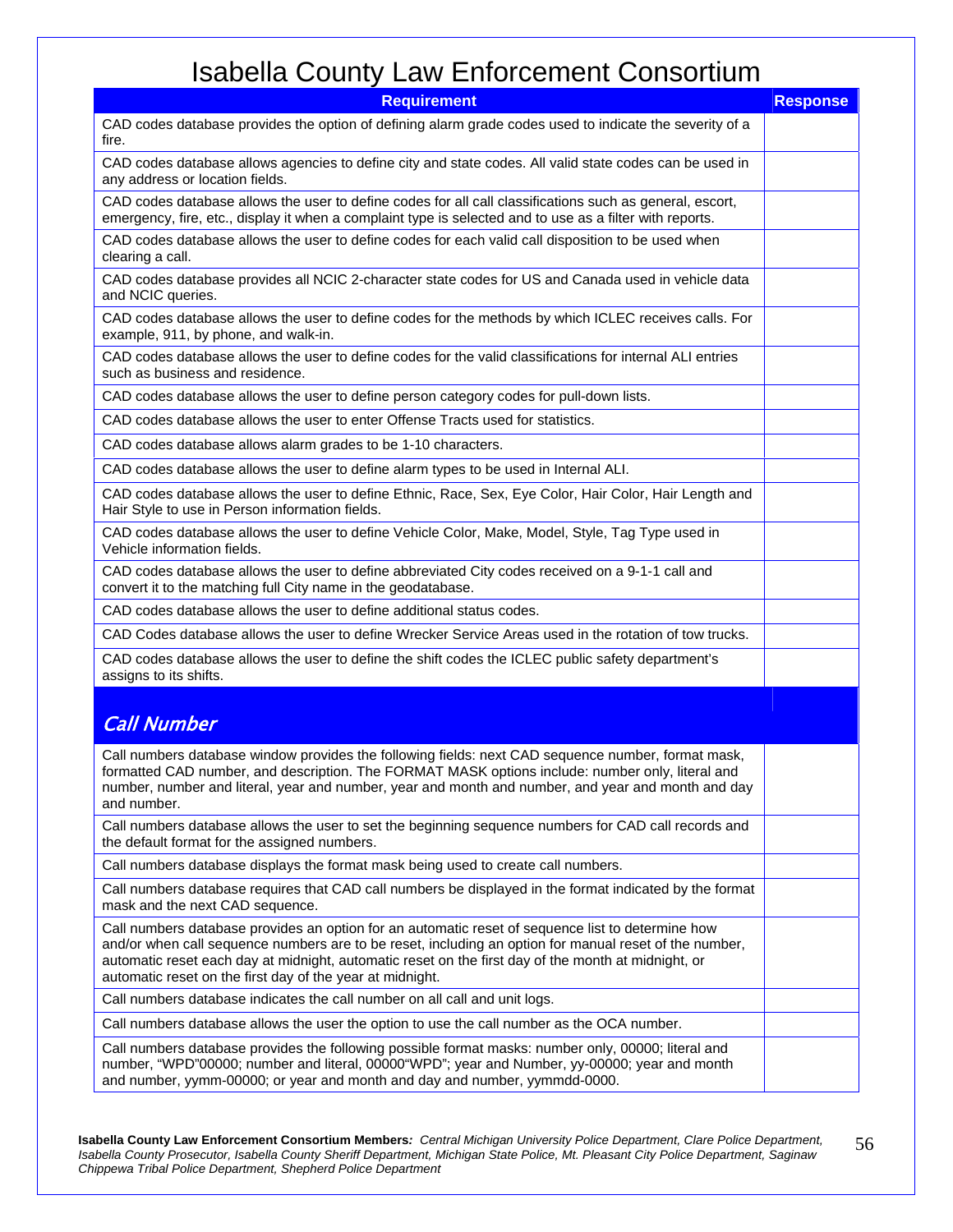# Isabella County Law Enforcement Consortium

| Requirement | Response |
|---|---|
| CAD codes database provides the option of defining alarm grade codes used to indicate the severity of a fire. | |
| CAD codes database allows agencies to define city and state codes. All valid state codes can be used in any address or location fields. | |
| CAD codes database allows the user to define codes for all call classifications such as general, escort, emergency, fire, etc., display it when a complaint type is selected and to use as a filter with reports. | |
| CAD codes database allows the user to define codes for each valid call disposition to be used when clearing a call. | |
| CAD codes database provides all NCIC 2-character state codes for US and Canada used in vehicle data and NCIC queries. | |
| CAD codes database allows the user to define codes for the methods by which ICLEC receives calls. For example, 911, by phone, and walk-in. | |
| CAD codes database allows the user to define codes for the valid classifications for internal ALI entries such as business and residence. | |
| CAD codes database allows the user to define person category codes for pull-down lists. | |
| CAD codes database allows the user to enter Offense Tracts used for statistics. | |
| CAD codes database allows alarm grades to be 1-10 characters. | |
| CAD codes database allows the user to define alarm types to be used in Internal ALI. | |
| CAD codes database allows the user to define Ethnic, Race, Sex, Eye Color, Hair Color, Hair Length and Hair Style to use in Person information fields. | |
| CAD codes database allows the user to define Vehicle Color, Make, Model, Style, Tag Type used in Vehicle information fields. | |
| CAD codes database allows the user to define abbreviated City codes received on a 9-1-1 call and convert it to the matching full City name in the geodatabase. | |
| CAD codes database allows the user to define additional status codes. | |
| CAD Codes database allows the user to define Wrecker Service Areas used in the rotation of tow trucks. | |
| CAD codes database allows the user to define the shift codes the ICLEC public safety department's assigns to its shifts. | |
| ***Call Number*** | |
| Call numbers database window provides the following fields: next CAD sequence number, format mask, formatted CAD number, and description. The FORMAT MASK options include: number only, literal and number, number and literal, year and number, year and month and number, and year and month and day and number. | |
| Call numbers database allows the user to set the beginning sequence numbers for CAD call records and the default format for the assigned numbers. | |
| Call numbers database displays the format mask being used to create call numbers. | |
| Call numbers database requires that CAD call numbers be displayed in the format indicated by the format mask and the next CAD sequence. | |
| Call numbers database provides an option for an automatic reset of sequence list to determine how and/or when call sequence numbers are to be reset, including an option for manual reset of the number, automatic reset each day at midnight, automatic reset on the first day of the month at midnight, or automatic reset on the first day of the year at midnight. | |
| Call numbers database indicates the call number on all call and unit logs. | |
| Call numbers database allows the user the option to use the call number as the OCA number. | |
| Call numbers database provides the following possible format masks: number only, 00000; literal and number, "WPD"00000; number and literal, 00000"WPD"; year and Number, yy-00000; year and month and number, yymm-00000; or year and month and day and number, yymmdd-0000. | |

**Isabella County Law Enforcement Consortium Members***:* *Central Michigan University Police Department, Clare Police Department, Isabella County Prosecutor, Isabella County Sheriff Department, Michigan State Police, Mt. Pleasant City Police Department, Saginaw Chippewa Tribal Police Department, Shepherd Police Department*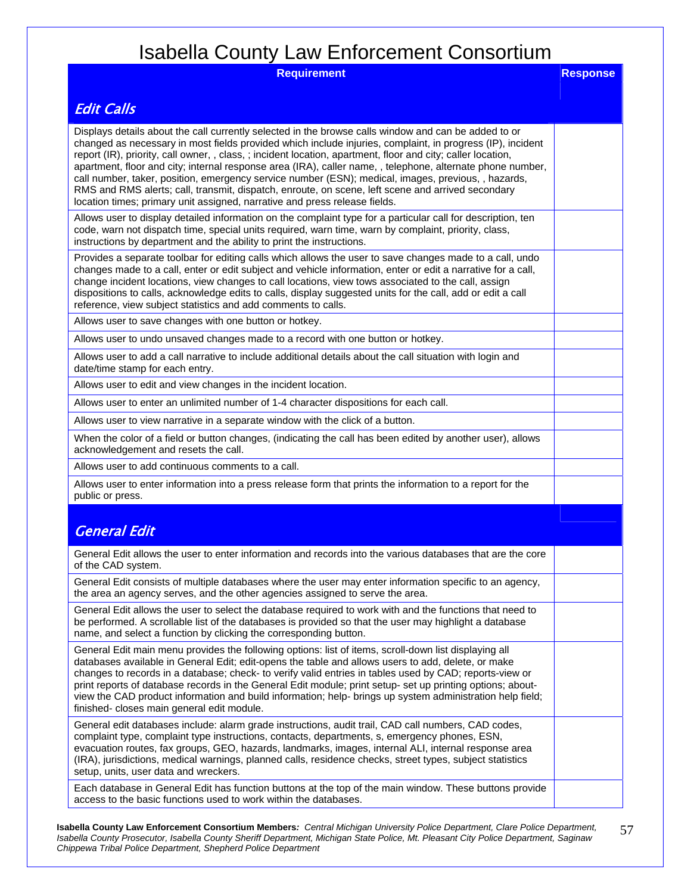# Isabella County Law Enforcement Consortium

| Requirement | Response |
|---|---|
| ***Edit Calls*** | |
| Displays details about the call currently selected in the browse calls window and can be added to or changed as necessary in most fields provided which include injuries, complaint, in progress (IP), incident report (IR), priority, call owner, , class, ; incident location, apartment, floor and city; caller location, apartment, floor and city; internal response area (IRA), caller name, , telephone, alternate phone number, call number, taker, position, emergency service number (ESN); medical, images, previous, , hazards, RMS and RMS alerts; call, transmit, dispatch, enroute, on scene, left scene and arrived secondary location times; primary unit assigned, narrative and press release fields. | |
| Allows user to display detailed information on the complaint type for a particular call for description, ten code, warn not dispatch time, special units required, warn time, warn by complaint, priority, class, instructions by department and the ability to print the instructions. | |
| Provides a separate toolbar for editing calls which allows the user to save changes made to a call, undo changes made to a call, enter or edit subject and vehicle information, enter or edit a narrative for a call, change incident locations, view changes to call locations, view tows associated to the call, assign dispositions to calls, acknowledge edits to calls, display suggested units for the call, add or edit a call reference, view subject statistics and add comments to calls. | |
| Allows user to save changes with one button or hotkey. | |
| Allows user to undo unsaved changes made to a record with one button or hotkey. | |
| Allows user to add a call narrative to include additional details about the call situation with login and date/time stamp for each entry. | |
| Allows user to edit and view changes in the incident location. | |
| Allows user to enter an unlimited number of 1-4 character dispositions for each call. | |
| Allows user to view narrative in a separate window with the click of a button. | |
| When the color of a field or button changes, (indicating the call has been edited by another user), allows acknowledgement and resets the call. | |
| Allows user to add continuous comments to a call. | |
| Allows user to enter information into a press release form that prints the information to a report for the public or press. | |
| ***General Edit*** | |
| General Edit allows the user to enter information and records into the various databases that are the core of the CAD system. | |
| General Edit consists of multiple databases where the user may enter information specific to an agency, the area an agency serves, and the other agencies assigned to serve the area. | |
| General Edit allows the user to select the database required to work with and the functions that need to be performed. A scrollable list of the databases is provided so that the user may highlight a database name, and select a function by clicking the corresponding button. | |
| General Edit main menu provides the following options: list of items, scroll-down list displaying all databases available in General Edit; edit-opens the table and allows users to add, delete, or make changes to records in a database; check- to verify valid entries in tables used by CAD; reports-view or print reports of database records in the General Edit module; print setup- set up printing options; about- view the CAD product information and build information; help- brings up system administration help field; finished- closes main general edit module. | |
| General edit databases include: alarm grade instructions, audit trail, CAD call numbers, CAD codes, complaint type, complaint type instructions, contacts, departments, s, emergency phones, ESN, evacuation routes, fax groups, GEO, hazards, landmarks, images, internal ALI, internal response area (IRA), jurisdictions, medical warnings, planned calls, residence checks, street types, subject statistics setup, units, user data and wreckers. | |
| Each database in General Edit has function buttons at the top of the main window. These buttons provide access to the basic functions used to work within the databases. | |

**Isabella County Law Enforcement Consortium Members***: Central Michigan University Police Department, Clare Police Department, Isabella County Prosecutor, Isabella County Sheriff Department, Michigan State Police, Mt. Pleasant City Police Department, Saginaw Chippewa Tribal Police Department, Shepherd Police Department*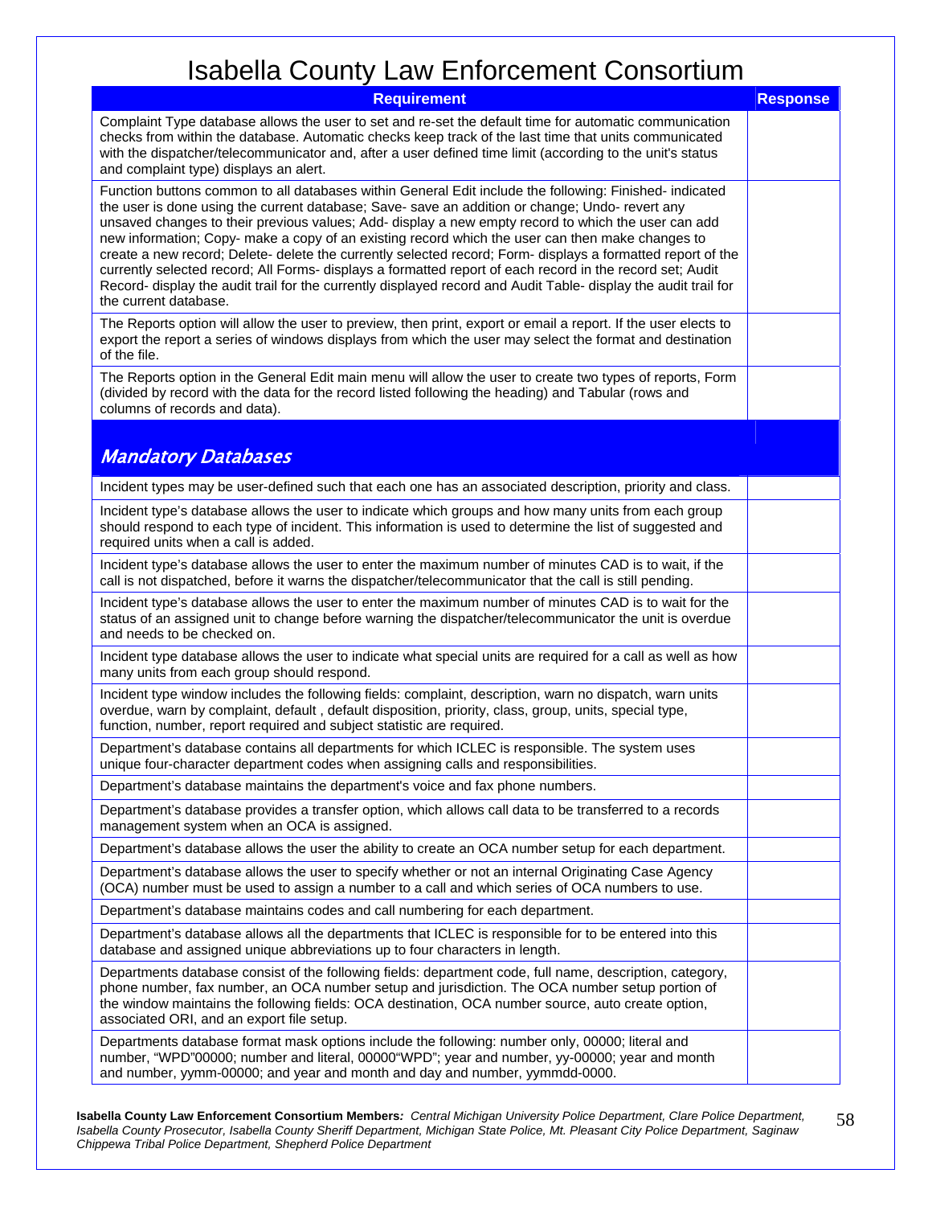# Isabella County Law Enforcement Consortium

| Requirement | Response |
|---|---|
| Complaint Type database allows the user to set and re-set the default time for automatic communication checks from within the database. Automatic checks keep track of the last time that units communicated with the dispatcher/telecommunicator and, after a user defined time limit (according to the unit's status and complaint type) displays an alert. | |
| Function buttons common to all databases within General Edit include the following: Finished- indicated the user is done using the current database; Save- save an addition or change; Undo- revert any unsaved changes to their previous values; Add- display a new empty record to which the user can add new information; Copy- make a copy of an existing record which the user can then make changes to create a new record; Delete- delete the currently selected record; Form- displays a formatted report of the currently selected record; All Forms- displays a formatted report of each record in the record set; Audit Record- display the audit trail for the currently displayed record and Audit Table- display the audit trail for the current database. | |
| The Reports option will allow the user to preview, then print, export or email a report. If the user elects to export the report a series of windows displays from which the user may select the format and destination of the file. | |
| The Reports option in the General Edit main menu will allow the user to create two types of reports, Form (divided by record with the data for the record listed following the heading) and Tabular (rows and columns of records and data). | |
| ***Mandatory Databases*** | |
| Incident types may be user-defined such that each one has an associated description, priority and class. | |
| Incident type's database allows the user to indicate which groups and how many units from each group should respond to each type of incident. This information is used to determine the list of suggested and required units when a call is added. | |
| Incident type's database allows the user to enter the maximum number of minutes CAD is to wait, if the call is not dispatched, before it warns the dispatcher/telecommunicator that the call is still pending. | |
| Incident type's database allows the user to enter the maximum number of minutes CAD is to wait for the status of an assigned unit to change before warning the dispatcher/telecommunicator the unit is overdue and needs to be checked on. | |
| Incident type database allows the user to indicate what special units are required for a call as well as how many units from each group should respond. | |
| Incident type window includes the following fields: complaint, description, warn no dispatch, warn units overdue, warn by complaint, default , default disposition, priority, class, group, units, special type, function, number, report required and subject statistic are required. | |
| Department's database contains all departments for which ICLEC is responsible. The system uses unique four-character department codes when assigning calls and responsibilities. | |
| Department's database maintains the department's voice and fax phone numbers. | |
| Department's database provides a transfer option, which allows call data to be transferred to a records management system when an OCA is assigned. | |
| Department's database allows the user the ability to create an OCA number setup for each department. | |
| Department's database allows the user to specify whether or not an internal Originating Case Agency (OCA) number must be used to assign a number to a call and which series of OCA numbers to use. | |
| Department's database maintains codes and call numbering for each department. | |
| Department's database allows all the departments that ICLEC is responsible for to be entered into this database and assigned unique abbreviations up to four characters in length. | |
| Departments database consist of the following fields: department code, full name, description, category, phone number, fax number, an OCA number setup and jurisdiction. The OCA number setup portion of the window maintains the following fields: OCA destination, OCA number source, auto create option, associated ORI, and an export file setup. | |
| Departments database format mask options include the following: number only, 00000; literal and number, "WPD"00000; number and literal, 00000"WPD"; year and number, yy-00000; year and month and number, yymm-00000; and year and month and day and number, yymmdd-0000. | |

**Isabella County Law Enforcement Consortium Members***: Central Michigan University Police Department, Clare Police Department, Isabella County Prosecutor, Isabella County Sheriff Department, Michigan State Police, Mt. Pleasant City Police Department, Saginaw Chippewa Tribal Police Department, Shepherd Police Department*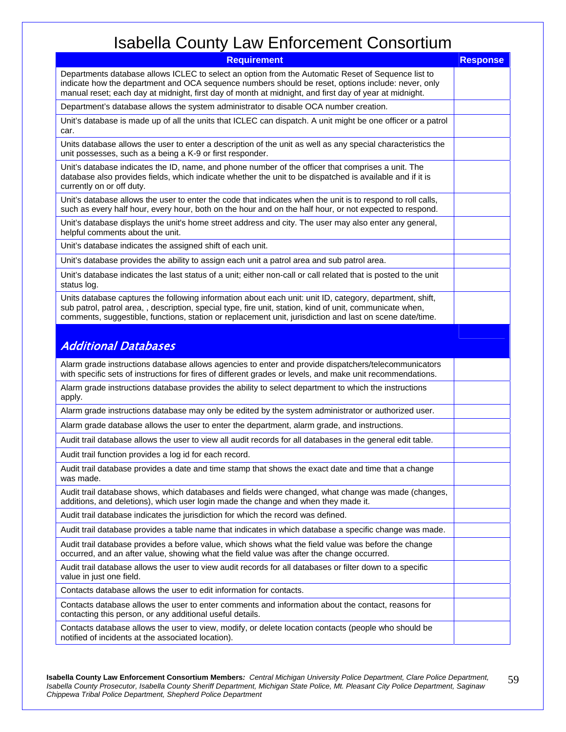# Isabella County Law Enforcement Consortium

| Requirement | Response |
|---|---|
| Departments database allows ICLEC to select an option from the Automatic Reset of Sequence list to indicate how the department and OCA sequence numbers should be reset, options include: never, only manual reset; each day at midnight, first day of month at midnight, and first day of year at midnight. | |
| Department's database allows the system administrator to disable OCA number creation. | |
| Unit's database is made up of all the units that ICLEC can dispatch. A unit might be one officer or a patrol car. | |
| Units database allows the user to enter a description of the unit as well as any special characteristics the unit possesses, such as a being a K-9 or first responder. | |
| Unit's database indicates the ID, name, and phone number of the officer that comprises a unit. The database also provides fields, which indicate whether the unit to be dispatched is available and if it is currently on or off duty. | |
| Unit's database allows the user to enter the code that indicates when the unit is to respond to roll calls, such as every half hour, every hour, both on the hour and on the half hour, or not expected to respond. | |
| Unit's database displays the unit's home street address and city. The user may also enter any general, helpful comments about the unit. | |
| Unit's database indicates the assigned shift of each unit. | |
| Unit's database provides the ability to assign each unit a patrol area and sub patrol area. | |
| Unit's database indicates the last status of a unit; either non-call or call related that is posted to the unit status log. | |
| Units database captures the following information about each unit: unit ID, category, department, shift, sub patrol, patrol area, , description, special type, fire unit, station, kind of unit, communicate when, comments, suggestible, functions, station or replacement unit, jurisdiction and last on scene date/time. | |
| ***Additional Databases*** | |
| Alarm grade instructions database allows agencies to enter and provide dispatchers/telecommunicators with specific sets of instructions for fires of different grades or levels, and make unit recommendations. | |
| Alarm grade instructions database provides the ability to select department to which the instructions apply. | |
| Alarm grade instructions database may only be edited by the system administrator or authorized user. | |
| Alarm grade database allows the user to enter the department, alarm grade, and instructions. | |
| Audit trail database allows the user to view all audit records for all databases in the general edit table. | |
| Audit trail function provides a log id for each record. | |
| Audit trail database provides a date and time stamp that shows the exact date and time that a change was made. | |
| Audit trail database shows, which databases and fields were changed, what change was made (changes, additions, and deletions), which user login made the change and when they made it. | |
| Audit trail database indicates the jurisdiction for which the record was defined. | |
| Audit trail database provides a table name that indicates in which database a specific change was made. | |
| Audit trail database provides a before value, which shows what the field value was before the change occurred, and an after value, showing what the field value was after the change occurred. | |
| Audit trail database allows the user to view audit records for all databases or filter down to a specific value in just one field. | |
| Contacts database allows the user to edit information for contacts. | |
| Contacts database allows the user to enter comments and information about the contact, reasons for contacting this person, or any additional useful details. | |
| Contacts database allows the user to view, modify, or delete location contacts (people who should be notified of incidents at the associated location). | |

**Isabella County Law Enforcement Consortium Members***: Central Michigan University Police Department, Clare Police Department, Isabella County Prosecutor, Isabella County Sheriff Department, Michigan State Police, Mt. Pleasant City Police Department, Saginaw Chippewa Tribal Police Department, Shepherd Police Department*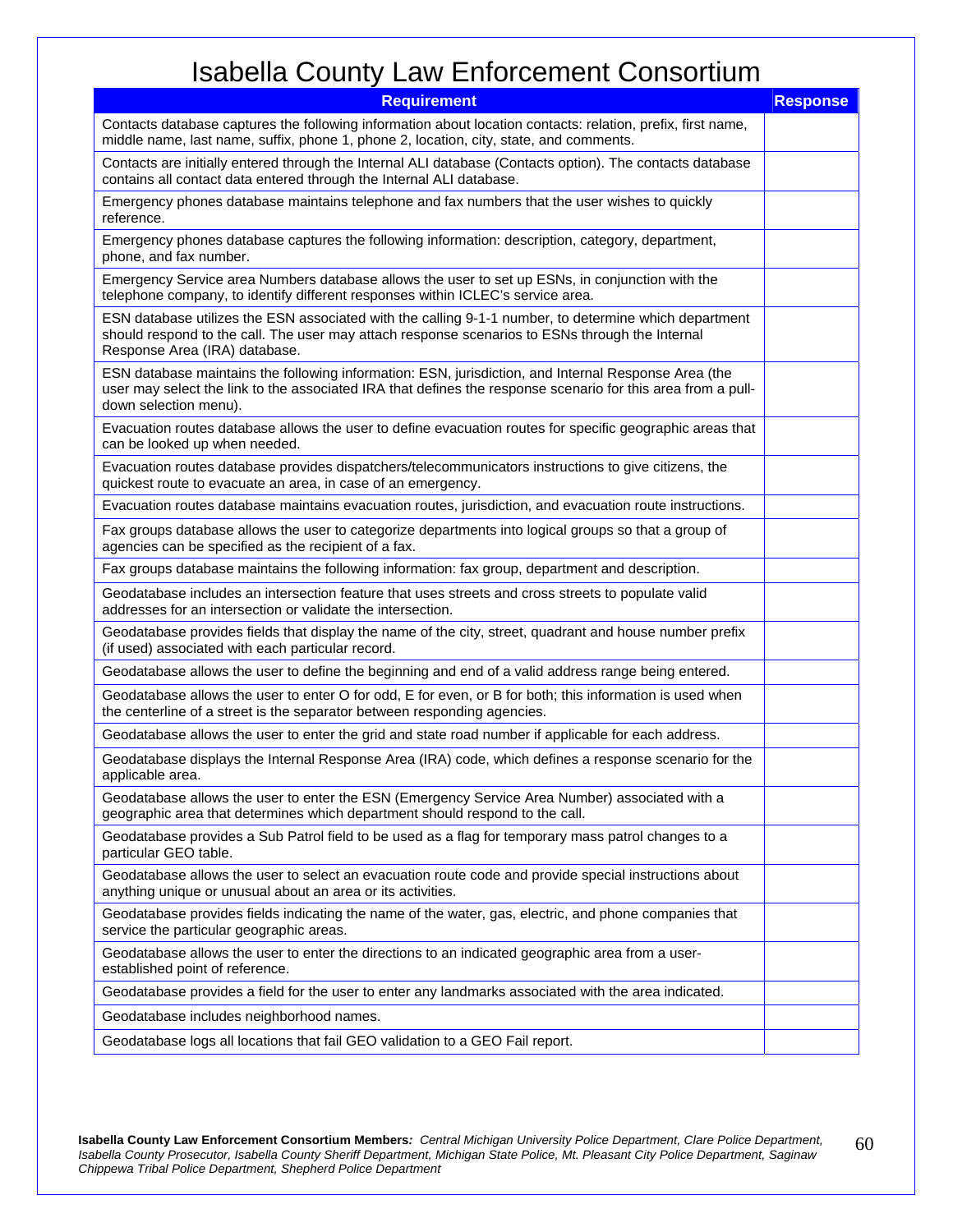# Isabella County Law Enforcement Consortium

| Requirement | Response |
|---|---|
| Contacts database captures the following information about location contacts: relation, prefix, first name, middle name, last name, suffix, phone 1, phone 2, location, city, state, and comments. | |
| Contacts are initially entered through the Internal ALI database (Contacts option). The contacts database contains all contact data entered through the Internal ALI database. | |
| Emergency phones database maintains telephone and fax numbers that the user wishes to quickly reference. | |
| Emergency phones database captures the following information: description, category, department, phone, and fax number. | |
| Emergency Service area Numbers database allows the user to set up ESNs, in conjunction with the telephone company, to identify different responses within ICLEC's service area. | |
| ESN database utilizes the ESN associated with the calling 9-1-1 number, to determine which department should respond to the call. The user may attach response scenarios to ESNs through the Internal Response Area (IRA) database. | |
| ESN database maintains the following information: ESN, jurisdiction, and Internal Response Area (the user may select the link to the associated IRA that defines the response scenario for this area from a pull-down selection menu). | |
| Evacuation routes database allows the user to define evacuation routes for specific geographic areas that can be looked up when needed. | |
| Evacuation routes database provides dispatchers/telecommunicators instructions to give citizens, the quickest route to evacuate an area, in case of an emergency. | |
| Evacuation routes database maintains evacuation routes, jurisdiction, and evacuation route instructions. | |
| Fax groups database allows the user to categorize departments into logical groups so that a group of agencies can be specified as the recipient of a fax. | |
| Fax groups database maintains the following information: fax group, department and description. | |
| Geodatabase includes an intersection feature that uses streets and cross streets to populate valid addresses for an intersection or validate the intersection. | |
| Geodatabase provides fields that display the name of the city, street, quadrant and house number prefix (if used) associated with each particular record. | |
| Geodatabase allows the user to define the beginning and end of a valid address range being entered. | |
| Geodatabase allows the user to enter O for odd, E for even, or B for both; this information is used when the centerline of a street is the separator between responding agencies. | |
| Geodatabase allows the user to enter the grid and state road number if applicable for each address. | |
| Geodatabase displays the Internal Response Area (IRA) code, which defines a response scenario for the applicable area. | |
| Geodatabase allows the user to enter the ESN (Emergency Service Area Number) associated with a geographic area that determines which department should respond to the call. | |
| Geodatabase provides a Sub Patrol field to be used as a flag for temporary mass patrol changes to a particular GEO table. | |
| Geodatabase allows the user to select an evacuation route code and provide special instructions about anything unique or unusual about an area or its activities. | |
| Geodatabase provides fields indicating the name of the water, gas, electric, and phone companies that service the particular geographic areas. | |
| Geodatabase allows the user to enter the directions to an indicated geographic area from a user-established point of reference. | |
| Geodatabase provides a field for the user to enter any landmarks associated with the area indicated. | |
| Geodatabase includes neighborhood names. | |
| Geodatabase logs all locations that fail GEO validation to a GEO Fail report. | |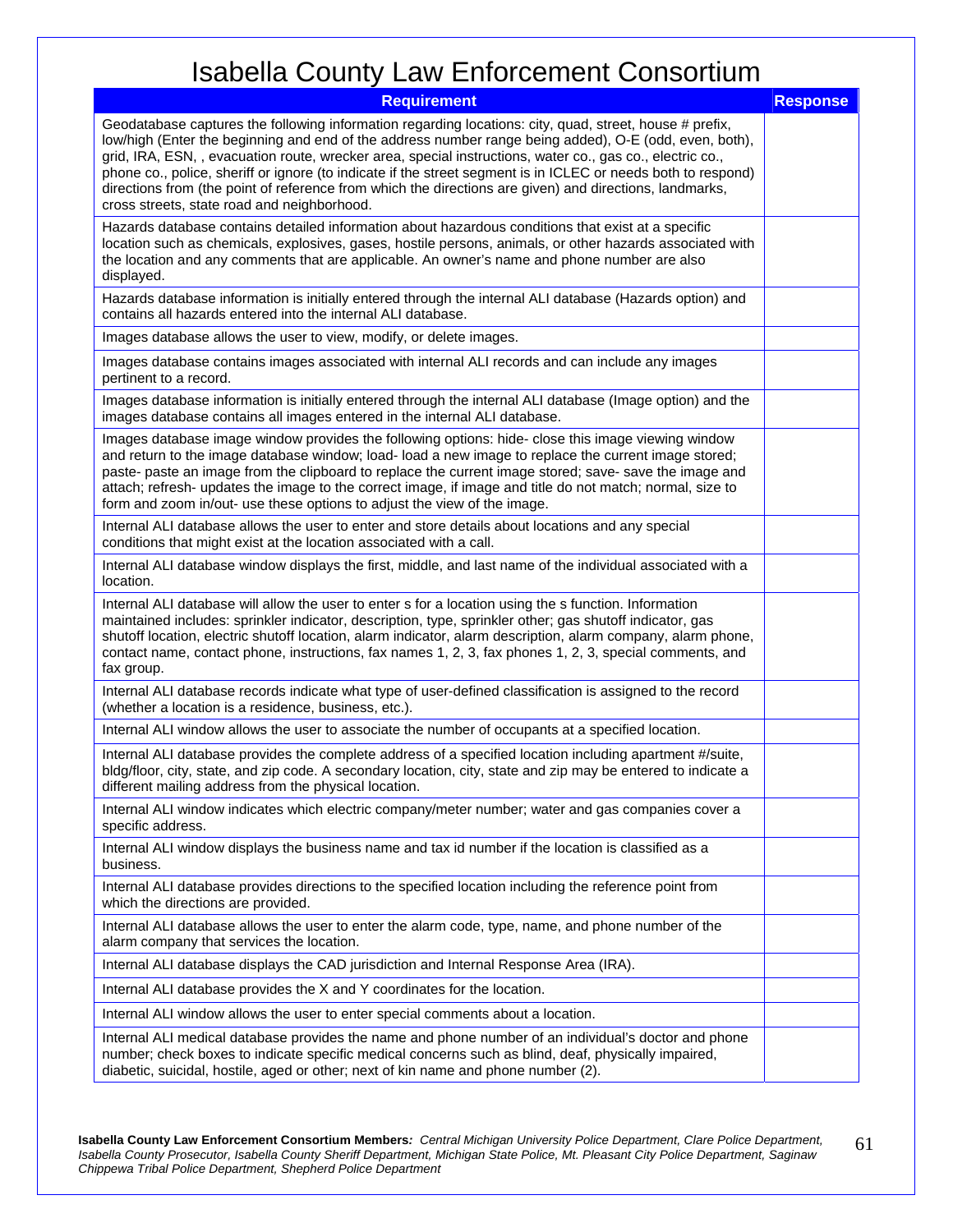# Isabella County Law Enforcement Consortium

| Requirement | Response |
|---|---|
| Geodatabase captures the following information regarding locations: city, quad, street, house # prefix, low/high (Enter the beginning and end of the address number range being added), O-E (odd, even, both), grid, IRA, ESN, , evacuation route, wrecker area, special instructions, water co., gas co., electric co., phone co., police, sheriff or ignore (to indicate if the street segment is in ICLEC or needs both to respond) directions from (the point of reference from which the directions are given) and directions, landmarks, cross streets, state road and neighborhood. | |
| Hazards database contains detailed information about hazardous conditions that exist at a specific location such as chemicals, explosives, gases, hostile persons, animals, or other hazards associated with the location and any comments that are applicable. An owner's name and phone number are also displayed. | |
| Hazards database information is initially entered through the internal ALI database (Hazards option) and contains all hazards entered into the internal ALI database. | |
| Images database allows the user to view, modify, or delete images. | |
| Images database contains images associated with internal ALI records and can include any images pertinent to a record. | |
| Images database information is initially entered through the internal ALI database (Image option) and the images database contains all images entered in the internal ALI database. | |
| Images database image window provides the following options: hide- close this image viewing window and return to the image database window; load- load a new image to replace the current image stored; paste- paste an image from the clipboard to replace the current image stored; save- save the image and attach; refresh- updates the image to the correct image, if image and title do not match; normal, size to form and zoom in/out- use these options to adjust the view of the image. | |
| Internal ALI database allows the user to enter and store details about locations and any special conditions that might exist at the location associated with a call. | |
| Internal ALI database window displays the first, middle, and last name of the individual associated with a location. | |
| Internal ALI database will allow the user to enter s for a location using the s function. Information maintained includes: sprinkler indicator, description, type, sprinkler other; gas shutoff indicator, gas shutoff location, electric shutoff location, alarm indicator, alarm description, alarm company, alarm phone, contact name, contact phone, instructions, fax names 1, 2, 3, fax phones 1, 2, 3, special comments, and fax group. | |
| Internal ALI database records indicate what type of user-defined classification is assigned to the record (whether a location is a residence, business, etc.). | |
| Internal ALI window allows the user to associate the number of occupants at a specified location. | |
| Internal ALI database provides the complete address of a specified location including apartment #/suite, bldg/floor, city, state, and zip code. A secondary location, city, state and zip may be entered to indicate a different mailing address from the physical location. | |
| Internal ALI window indicates which electric company/meter number; water and gas companies cover a specific address. | |
| Internal ALI window displays the business name and tax id number if the location is classified as a business. | |
| Internal ALI database provides directions to the specified location including the reference point from which the directions are provided. | |
| Internal ALI database allows the user to enter the alarm code, type, name, and phone number of the alarm company that services the location. | |
| Internal ALI database displays the CAD jurisdiction and Internal Response Area (IRA). | |
| Internal ALI database provides the X and Y coordinates for the location. | |
| Internal ALI window allows the user to enter special comments about a location. | |
| Internal ALI medical database provides the name and phone number of an individual's doctor and phone number; check boxes to indicate specific medical concerns such as blind, deaf, physically impaired, diabetic, suicidal, hostile, aged or other; next of kin name and phone number (2). | |

**Isabella County Law Enforcement Consortium Members***: Central Michigan University Police Department, Clare Police Department, Isabella County Prosecutor, Isabella County Sheriff Department, Michigan State Police, Mt. Pleasant City Police Department, Saginaw Chippewa Tribal Police Department, Shepherd Police Department*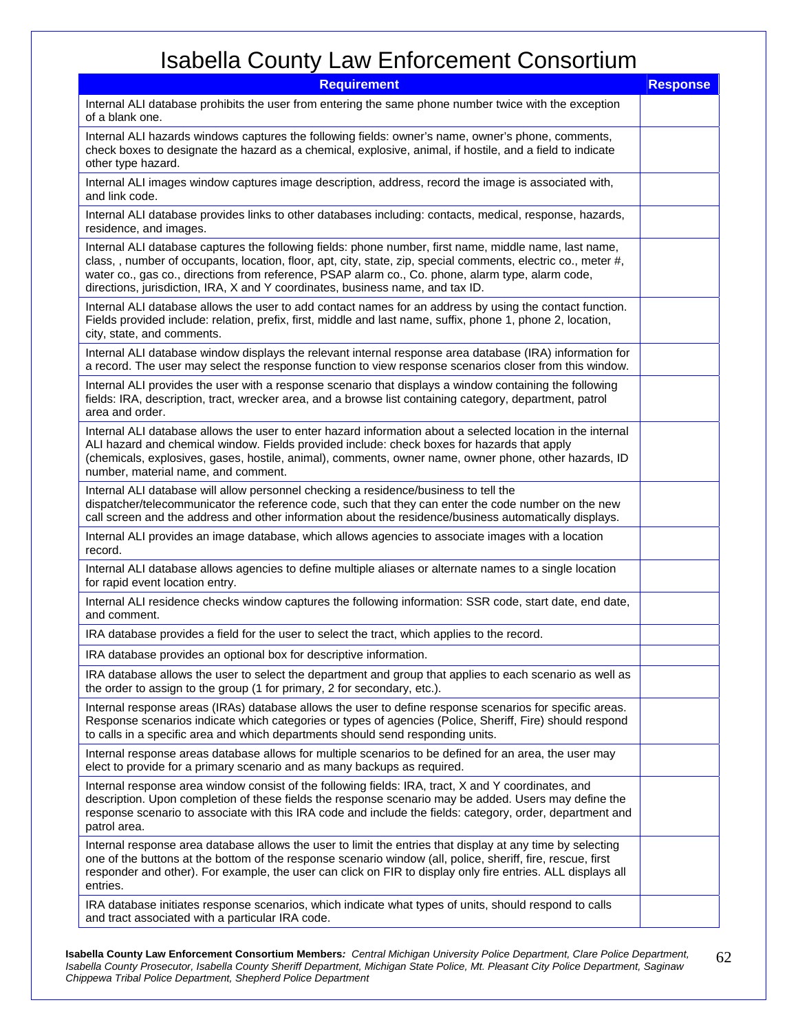# Isabella County Law Enforcement Consortium

| Requirement | Response |
|---|---|
| Internal ALI database prohibits the user from entering the same phone number twice with the exception of a blank one. | |
| Internal ALI hazards windows captures the following fields: owner's name, owner's phone, comments, check boxes to designate the hazard as a chemical, explosive, animal, if hostile, and a field to indicate other type hazard. | |
| Internal ALI images window captures image description, address, record the image is associated with, and link code. | |
| Internal ALI database provides links to other databases including: contacts, medical, response, hazards, residence, and images. | |
| Internal ALI database captures the following fields: phone number, first name, middle name, last name, class, , number of occupants, location, floor, apt, city, state, zip, special comments, electric co., meter #, water co., gas co., directions from reference, PSAP alarm co., Co. phone, alarm type, alarm code, directions, jurisdiction, IRA, X and Y coordinates, business name, and tax ID. | |
| Internal ALI database allows the user to add contact names for an address by using the contact function. Fields provided include: relation, prefix, first, middle and last name, suffix, phone 1, phone 2, location, city, state, and comments. | |
| Internal ALI database window displays the relevant internal response area database (IRA) information for a record. The user may select the response function to view response scenarios closer from this window. | |
| Internal ALI provides the user with a response scenario that displays a window containing the following fields: IRA, description, tract, wrecker area, and a browse list containing category, department, patrol area and order. | |
| Internal ALI database allows the user to enter hazard information about a selected location in the internal ALI hazard and chemical window. Fields provided include: check boxes for hazards that apply (chemicals, explosives, gases, hostile, animal), comments, owner name, owner phone, other hazards, ID number, material name, and comment. | |
| Internal ALI database will allow personnel checking a residence/business to tell the dispatcher/telecommunicator the reference code, such that they can enter the code number on the new call screen and the address and other information about the residence/business automatically displays. | |
| Internal ALI provides an image database, which allows agencies to associate images with a location record. | |
| Internal ALI database allows agencies to define multiple aliases or alternate names to a single location for rapid event location entry. | |
| Internal ALI residence checks window captures the following information: SSR code, start date, end date, and comment. | |
| IRA database provides a field for the user to select the tract, which applies to the record. | |
| IRA database provides an optional box for descriptive information. | |
| IRA database allows the user to select the department and group that applies to each scenario as well as the order to assign to the group (1 for primary, 2 for secondary, etc.). | |
| Internal response areas (IRAs) database allows the user to define response scenarios for specific areas. Response scenarios indicate which categories or types of agencies (Police, Sheriff, Fire) should respond to calls in a specific area and which departments should send responding units. | |
| Internal response areas database allows for multiple scenarios to be defined for an area, the user may elect to provide for a primary scenario and as many backups as required. | |
| Internal response area window consist of the following fields: IRA, tract, X and Y coordinates, and description. Upon completion of these fields the response scenario may be added. Users may define the response scenario to associate with this IRA code and include the fields: category, order, department and patrol area. | |
| Internal response area database allows the user to limit the entries that display at any time by selecting one of the buttons at the bottom of the response scenario window (all, police, sheriff, fire, rescue, first responder and other). For example, the user can click on FIR to display only fire entries. ALL displays all entries. | |
| IRA database initiates response scenarios, which indicate what types of units, should respond to calls and tract associated with a particular IRA code. | |

**Isabella County Law Enforcement Consortium Members***: Central Michigan University Police Department, Clare Police Department, Isabella County Prosecutor, Isabella County Sheriff Department, Michigan State Police, Mt. Pleasant City Police Department, Saginaw Chippewa Tribal Police Department, Shepherd Police Department*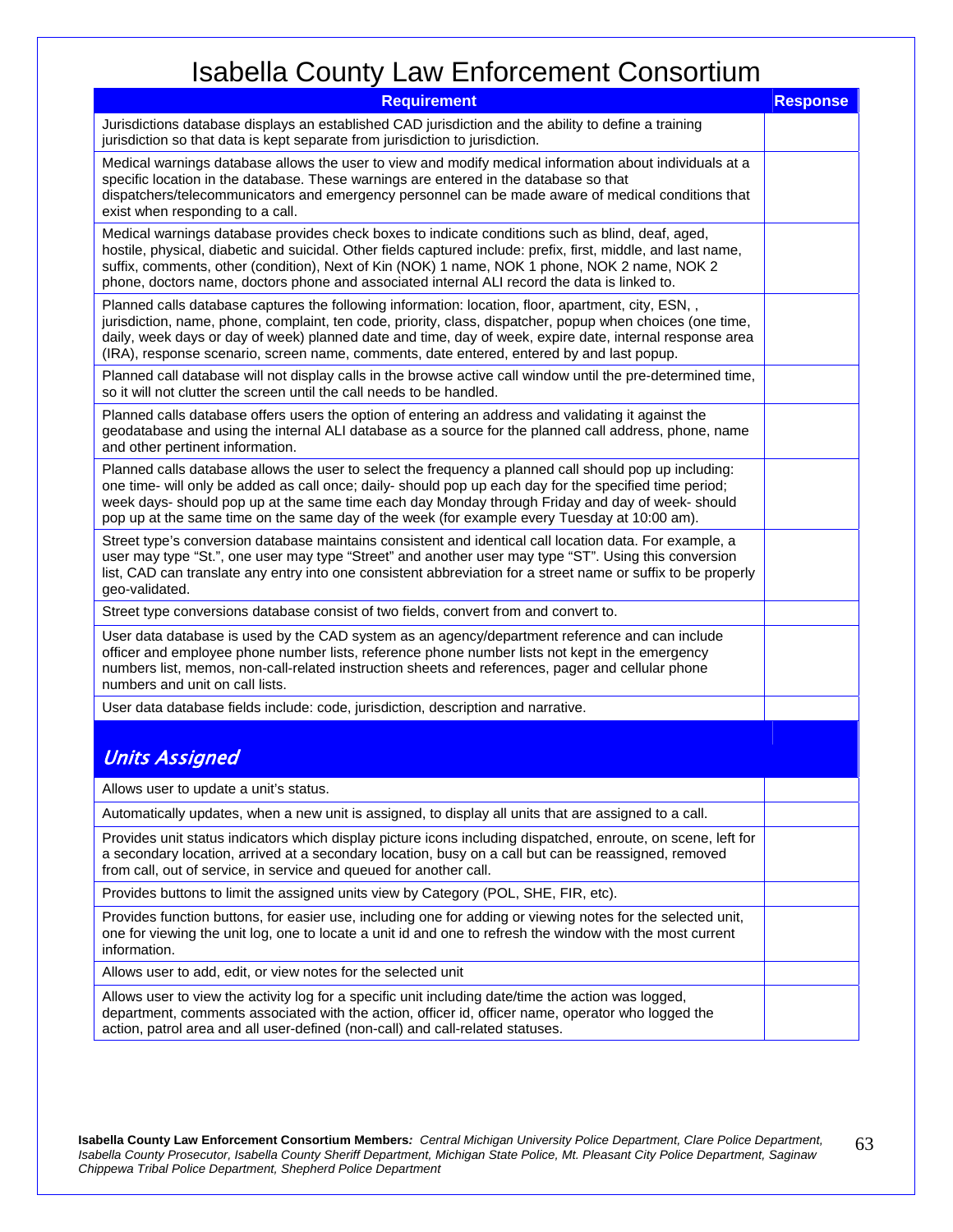# Isabella County Law Enforcement Consortium

| Requirement | Response |
|---|---|
| Jurisdictions database displays an established CAD jurisdiction and the ability to define a training jurisdiction so that data is kept separate from jurisdiction to jurisdiction. | |
| Medical warnings database allows the user to view and modify medical information about individuals at a specific location in the database. These warnings are entered in the database so that dispatchers/telecommunicators and emergency personnel can be made aware of medical conditions that exist when responding to a call. | |
| Medical warnings database provides check boxes to indicate conditions such as blind, deaf, aged, hostile, physical, diabetic and suicidal. Other fields captured include: prefix, first, middle, and last name, suffix, comments, other (condition), Next of Kin (NOK) 1 name, NOK 1 phone, NOK 2 name, NOK 2 phone, doctors name, doctors phone and associated internal ALI record the data is linked to. | |
| Planned calls database captures the following information: location, floor, apartment, city, ESN, , jurisdiction, name, phone, complaint, ten code, priority, class, dispatcher, popup when choices (one time, daily, week days or day of week) planned date and time, day of week, expire date, internal response area (IRA), response scenario, screen name, comments, date entered, entered by and last popup. | |
| Planned call database will not display calls in the browse active call window until the pre-determined time, so it will not clutter the screen until the call needs to be handled. | |
| Planned calls database offers users the option of entering an address and validating it against the geodatabase and using the internal ALI database as a source for the planned call address, phone, name and other pertinent information. | |
| Planned calls database allows the user to select the frequency a planned call should pop up including: one time- will only be added as call once; daily- should pop up each day for the specified time period; week days- should pop up at the same time each day Monday through Friday and day of week- should pop up at the same time on the same day of the week (for example every Tuesday at 10:00 am). | |
| Street type's conversion database maintains consistent and identical call location data. For example, a user may type "St.", one user may type "Street" and another user may type "ST". Using this conversion list, CAD can translate any entry into one consistent abbreviation for a street name or suffix to be properly geo-validated. | |
| Street type conversions database consist of two fields, convert from and convert to. | |
| User data database is used by the CAD system as an agency/department reference and can include officer and employee phone number lists, reference phone number lists not kept in the emergency numbers list, memos, non-call-related instruction sheets and references, pager and cellular phone numbers and unit on call lists. | |
| User data database fields include: code, jurisdiction, description and narrative. | |
| ***Units Assigned*** | |
| Allows user to update a unit's status. | |
| Automatically updates, when a new unit is assigned, to display all units that are assigned to a call. | |
| Provides unit status indicators which display picture icons including dispatched, enroute, on scene, left for a secondary location, arrived at a secondary location, busy on a call but can be reassigned, removed from call, out of service, in service and queued for another call. | |
| Provides buttons to limit the assigned units view by Category (POL, SHE, FIR, etc). | |
| Provides function buttons, for easier use, including one for adding or viewing notes for the selected unit, one for viewing the unit log, one to locate a unit id and one to refresh the window with the most current information. | |
| Allows user to add, edit, or view notes for the selected unit | |
| Allows user to view the activity log for a specific unit including date/time the action was logged, department, comments associated with the action, officer id, officer name, operator who logged the action, patrol area and all user-defined (non-call) and call-related statuses. | |

**Isabella County Law Enforcement Consortium Members***: Central Michigan University Police Department, Clare Police Department, Isabella County Prosecutor, Isabella County Sheriff Department, Michigan State Police, Mt. Pleasant City Police Department, Saginaw Chippewa Tribal Police Department, Shepherd Police Department*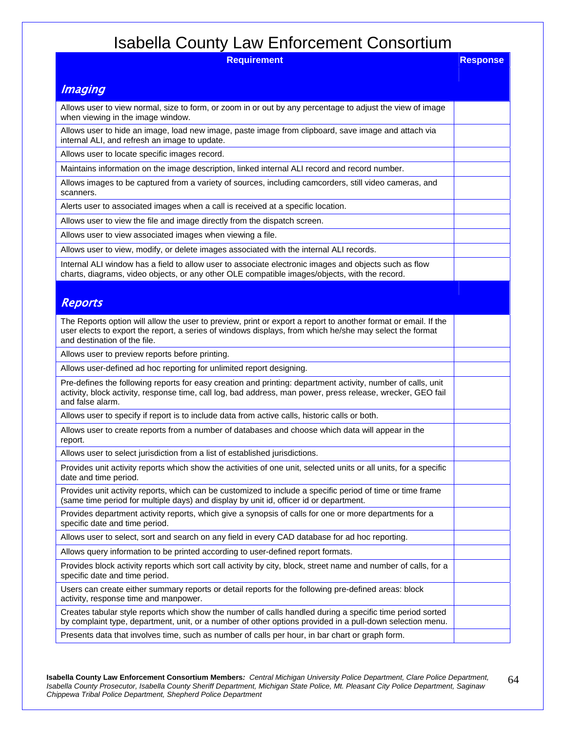# Isabella County Law Enforcement Consortium

| Requirement | Response |
|---|---|
| ***Imaging*** | |
| Allows user to view normal, size to form, or zoom in or out by any percentage to adjust the view of image when viewing in the image window. | |
| Allows user to hide an image, load new image, paste image from clipboard, save image and attach via internal ALI, and refresh an image to update. | |
| Allows user to locate specific images record. | |
| Maintains information on the image description, linked internal ALI record and record number. | |
| Allows images to be captured from a variety of sources, including camcorders, still video cameras, and scanners. | |
| Alerts user to associated images when a call is received at a specific location. | |
| Allows user to view the file and image directly from the dispatch screen. | |
| Allows user to view associated images when viewing a file. | |
| Allows user to view, modify, or delete images associated with the internal ALI records. | |
| Internal ALI window has a field to allow user to associate electronic images and objects such as flow charts, diagrams, video objects, or any other OLE compatible images/objects, with the record. | |
| ***Reports*** | |
| The Reports option will allow the user to preview, print or export a report to another format or email. If the user elects to export the report, a series of windows displays, from which he/she may select the format and destination of the file. | |
| Allows user to preview reports before printing. | |
| Allows user-defined ad hoc reporting for unlimited report designing. | |
| Pre-defines the following reports for easy creation and printing: department activity, number of calls, unit activity, block activity, response time, call log, bad address, man power, press release, wrecker, GEO fail and false alarm. | |
| Allows user to specify if report is to include data from active calls, historic calls or both. | |
| Allows user to create reports from a number of databases and choose which data will appear in the report. | |
| Allows user to select jurisdiction from a list of established jurisdictions. | |
| Provides unit activity reports which show the activities of one unit, selected units or all units, for a specific date and time period. | |
| Provides unit activity reports, which can be customized to include a specific period of time or time frame (same time period for multiple days) and display by unit id, officer id or department. | |
| Provides department activity reports, which give a synopsis of calls for one or more departments for a specific date and time period. | |
| Allows user to select, sort and search on any field in every CAD database for ad hoc reporting. | |
| Allows query information to be printed according to user-defined report formats. | |
| Provides block activity reports which sort call activity by city, block, street name and number of calls, for a specific date and time period. | |
| Users can create either summary reports or detail reports for the following pre-defined areas: block activity, response time and manpower. | |
| Creates tabular style reports which show the number of calls handled during a specific time period sorted by complaint type, department, unit, or a number of other options provided in a pull-down selection menu. | |
| Presents data that involves time, such as number of calls per hour, in bar chart or graph form. | |

**Isabella County Law Enforcement Consortium Members***: Central Michigan University Police Department, Clare Police Department, Isabella County Prosecutor, Isabella County Sheriff Department, Michigan State Police, Mt. Pleasant City Police Department, Saginaw Chippewa Tribal Police Department, Shepherd Police Department*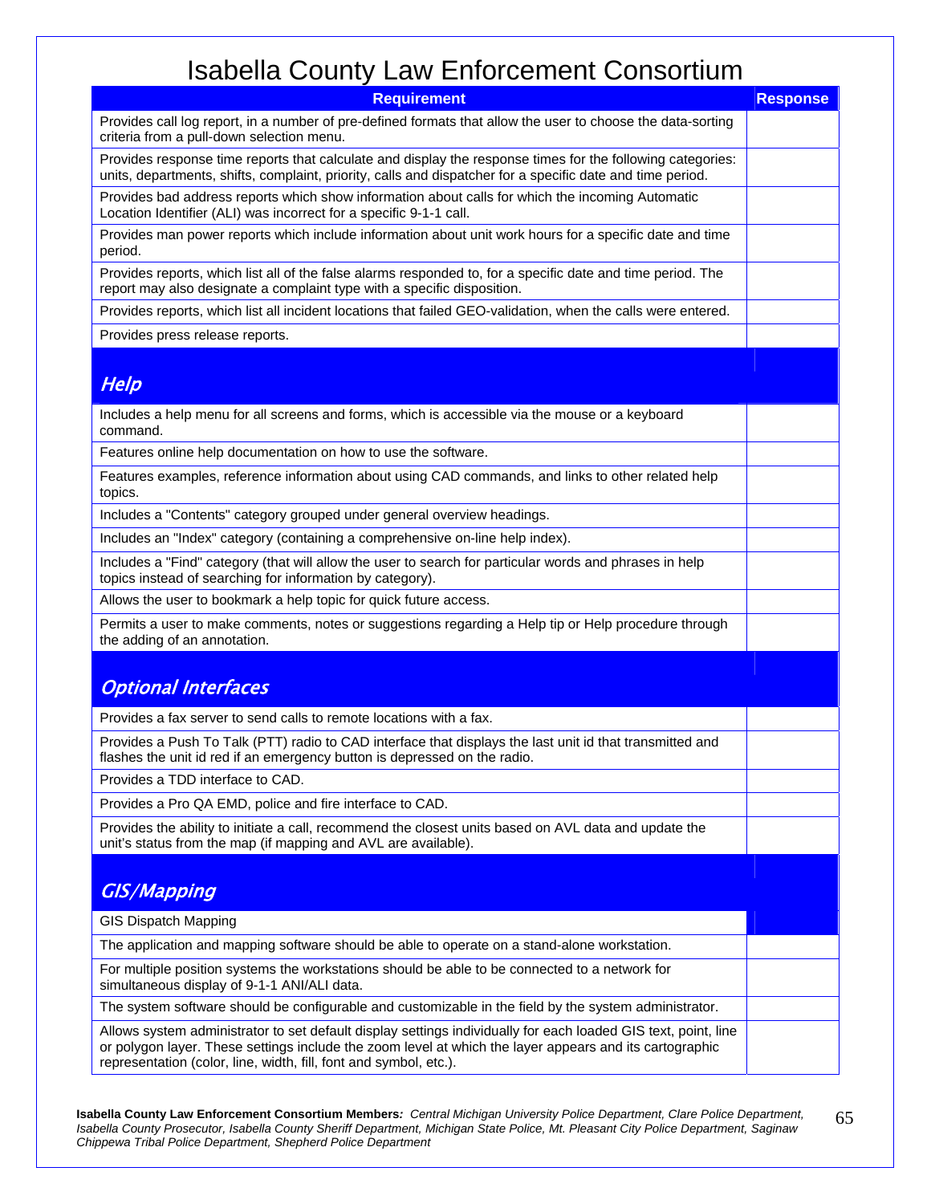# Isabella County Law Enforcement Consortium

| Requirement | Response |
|---|---|
| Provides call log report, in a number of pre-defined formats that allow the user to choose the data-sorting criteria from a pull-down selection menu. | |
| Provides response time reports that calculate and display the response times for the following categories: units, departments, shifts, complaint, priority, calls and dispatcher for a specific date and time period. | |
| Provides bad address reports which show information about calls for which the incoming Automatic Location Identifier (ALI) was incorrect for a specific 9-1-1 call. | |
| Provides man power reports which include information about unit work hours for a specific date and time period. | |
| Provides reports, which list all of the false alarms responded to, for a specific date and time period. The report may also designate a complaint type with a specific disposition. | |
| Provides reports, which list all incident locations that failed GEO-validation, when the calls were entered. | |
| Provides press release reports. | |
| ***Help*** | |
| Includes a help menu for all screens and forms, which is accessible via the mouse or a keyboard command. | |
| Features online help documentation on how to use the software. | |
| Features examples, reference information about using CAD commands, and links to other related help topics. | |
| Includes a "Contents" category grouped under general overview headings. | |
| Includes an "Index" category (containing a comprehensive on-line help index). | |
| Includes a "Find" category (that will allow the user to search for particular words and phrases in help topics instead of searching for information by category). | |
| Allows the user to bookmark a help topic for quick future access. | |
| Permits a user to make comments, notes or suggestions regarding a Help tip or Help procedure through the adding of an annotation. | |
| ***Optional Interfaces*** | |
| Provides a fax server to send calls to remote locations with a fax. | |
| Provides a Push To Talk (PTT) radio to CAD interface that displays the last unit id that transmitted and flashes the unit id red if an emergency button is depressed on the radio. | |
| Provides a TDD interface to CAD. | |
| Provides a Pro QA EMD, police and fire interface to CAD. | |
| Provides the ability to initiate a call, recommend the closest units based on AVL data and update the unit's status from the map (if mapping and AVL are available). | |
| ***GIS/Mapping*** | |
| GIS Dispatch Mapping | |
| The application and mapping software should be able to operate on a stand-alone workstation. | |
| For multiple position systems the workstations should be able to be connected to a network for simultaneous display of 9-1-1 ANI/ALI data. | |
| The system software should be configurable and customizable in the field by the system administrator. | |
| Allows system administrator to set default display settings individually for each loaded GIS text, point, line or polygon layer. These settings include the zoom level at which the layer appears and its cartographic representation (color, line, width, fill, font and symbol, etc.). | |

**Isabella County Law Enforcement Consortium Members:** *Central Michigan University Police Department, Clare Police Department, Isabella County Prosecutor, Isabella County Sheriff Department, Michigan State Police, Mt. Pleasant City Police Department, Saginaw Chippewa Tribal Police Department, Shepherd Police Department*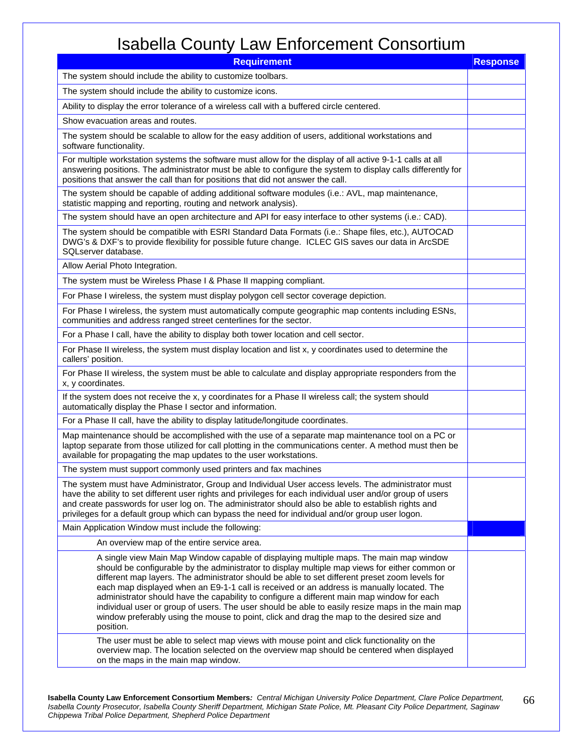# Isabella County Law Enforcement Consortium

| Requirement | Response |
|---|---|
| The system should include the ability to customize toolbars. | |
| The system should include the ability to customize icons. | |
| Ability to display the error tolerance of a wireless call with a buffered circle centered. | |
| Show evacuation areas and routes. | |
| The system should be scalable to allow for the easy addition of users, additional workstations and software functionality. | |
| For multiple workstation systems the software must allow for the display of all active 9-1-1 calls at all answering positions. The administrator must be able to configure the system to display calls differently for positions that answer the call than for positions that did not answer the call. | |
| The system should be capable of adding additional software modules (i.e.: AVL, map maintenance, statistic mapping and reporting, routing and network analysis). | |
| The system should have an open architecture and API for easy interface to other systems (i.e.: CAD). | |
| The system should be compatible with ESRI Standard Data Formats (i.e.: Shape files, etc.), AUTOCAD DWG's & DXF's to provide flexibility for possible future change. ICLEC GIS saves our data in ArcSDE SQLserver database. | |
| Allow Aerial Photo Integration. | |
| The system must be Wireless Phase I & Phase II mapping compliant. | |
| For Phase I wireless, the system must display polygon cell sector coverage depiction. | |
| For Phase I wireless, the system must automatically compute geographic map contents including ESNs, communities and address ranged street centerlines for the sector. | |
| For a Phase I call, have the ability to display both tower location and cell sector. | |
| For Phase II wireless, the system must display location and list x, y coordinates used to determine the callers' position. | |
| For Phase II wireless, the system must be able to calculate and display appropriate responders from the x, y coordinates. | |
| If the system does not receive the x, y coordinates for a Phase II wireless call; the system should automatically display the Phase I sector and information. | |
| For a Phase II call, have the ability to display latitude/longitude coordinates. | |
| Map maintenance should be accomplished with the use of a separate map maintenance tool on a PC or laptop separate from those utilized for call plotting in the communications center. A method must then be available for propagating the map updates to the user workstations. | |
| The system must support commonly used printers and fax machines | |
| The system must have Administrator, Group and Individual User access levels. The administrator must have the ability to set different user rights and privileges for each individual user and/or group of users and create passwords for user log on. The administrator should also be able to establish rights and privileges for a default group which can bypass the need for individual and/or group user logon. | |
| Main Application Window must include the following: | |
| An overview map of the entire service area. | |
| A single view Main Map Window capable of displaying multiple maps. The main map window should be configurable by the administrator to display multiple map views for either common or different map layers. The administrator should be able to set different preset zoom levels for each map displayed when an E9-1-1 call is received or an address is manually located. The administrator should have the capability to configure a different main map window for each individual user or group of users. The user should be able to easily resize maps in the main map window preferably using the mouse to point, click and drag the map to the desired size and position. | |
| The user must be able to select map views with mouse point and click functionality on the overview map. The location selected on the overview map should be centered when displayed on the maps in the main map window. | |

**Isabella County Law Enforcement Consortium Members***: Central Michigan University Police Department, Clare Police Department, Isabella County Prosecutor, Isabella County Sheriff Department, Michigan State Police, Mt. Pleasant City Police Department, Saginaw Chippewa Tribal Police Department, Shepherd Police Department*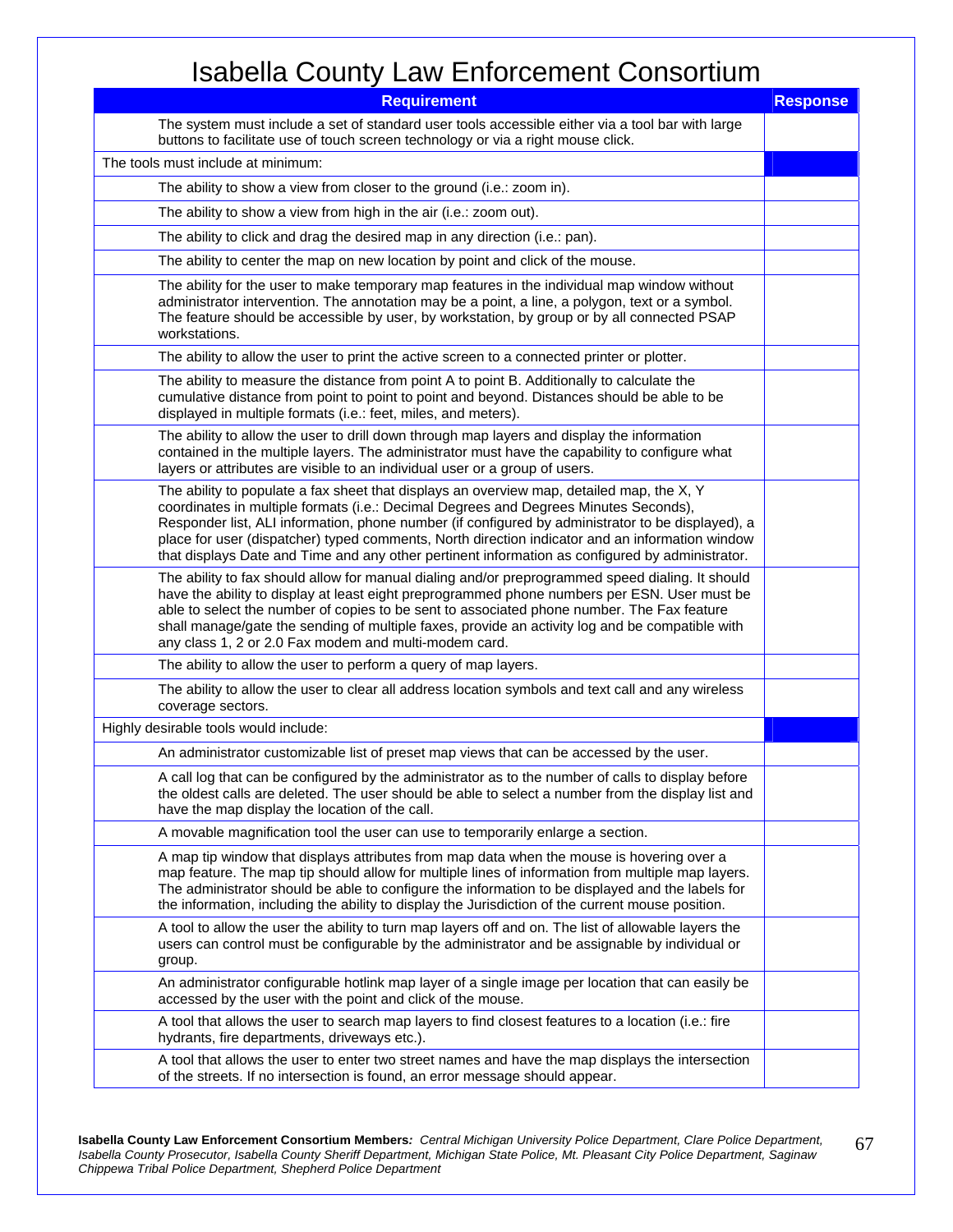# Isabella County Law Enforcement Consortium

| Requirement | Response |
|---|---|
| The system must include a set of standard user tools accessible either via a tool bar with large buttons to facilitate use of touch screen technology or via a right mouse click. | |
| The tools must include at minimum: | |
| The ability to show a view from closer to the ground (i.e.: zoom in). | |
| The ability to show a view from high in the air (i.e.: zoom out). | |
| The ability to click and drag the desired map in any direction (i.e.: pan). | |
| The ability to center the map on new location by point and click of the mouse. | |
| The ability for the user to make temporary map features in the individual map window without administrator intervention. The annotation may be a point, a line, a polygon, text or a symbol. The feature should be accessible by user, by workstation, by group or by all connected PSAP workstations. | |
| The ability to allow the user to print the active screen to a connected printer or plotter. | |
| The ability to measure the distance from point A to point B. Additionally to calculate the cumulative distance from point to point to point and beyond. Distances should be able to be displayed in multiple formats (i.e.: feet, miles, and meters). | |
| The ability to allow the user to drill down through map layers and display the information contained in the multiple layers. The administrator must have the capability to configure what layers or attributes are visible to an individual user or a group of users. | |
| The ability to populate a fax sheet that displays an overview map, detailed map, the X, Y coordinates in multiple formats (i.e.: Decimal Degrees and Degrees Minutes Seconds), Responder list, ALI information, phone number (if configured by administrator to be displayed), a place for user (dispatcher) typed comments, North direction indicator and an information window that displays Date and Time and any other pertinent information as configured by administrator. | |
| The ability to fax should allow for manual dialing and/or preprogrammed speed dialing. It should have the ability to display at least eight preprogrammed phone numbers per ESN. User must be able to select the number of copies to be sent to associated phone number. The Fax feature shall manage/gate the sending of multiple faxes, provide an activity log and be compatible with any class 1, 2 or 2.0 Fax modem and multi-modem card. | |
| The ability to allow the user to perform a query of map layers. | |
| The ability to allow the user to clear all address location symbols and text call and any wireless coverage sectors. | |
| Highly desirable tools would include: | |
| An administrator customizable list of preset map views that can be accessed by the user. | |
| A call log that can be configured by the administrator as to the number of calls to display before the oldest calls are deleted. The user should be able to select a number from the display list and have the map display the location of the call. | |
| A movable magnification tool the user can use to temporarily enlarge a section. | |
| A map tip window that displays attributes from map data when the mouse is hovering over a map feature. The map tip should allow for multiple lines of information from multiple map layers. The administrator should be able to configure the information to be displayed and the labels for the information, including the ability to display the Jurisdiction of the current mouse position. | |
| A tool to allow the user the ability to turn map layers off and on. The list of allowable layers the users can control must be configurable by the administrator and be assignable by individual or group. | |
| An administrator configurable hotlink map layer of a single image per location that can easily be accessed by the user with the point and click of the mouse. | |
| A tool that allows the user to search map layers to find closest features to a location (i.e.: fire hydrants, fire departments, driveways etc.). | |
| A tool that allows the user to enter two street names and have the map displays the intersection of the streets. If no intersection is found, an error message should appear. | |

**Isabella County Law Enforcement Consortium Members***: Central Michigan University Police Department, Clare Police Department, Isabella County Prosecutor, Isabella County Sheriff Department, Michigan State Police, Mt. Pleasant City Police Department, Saginaw Chippewa Tribal Police Department, Shepherd Police Department*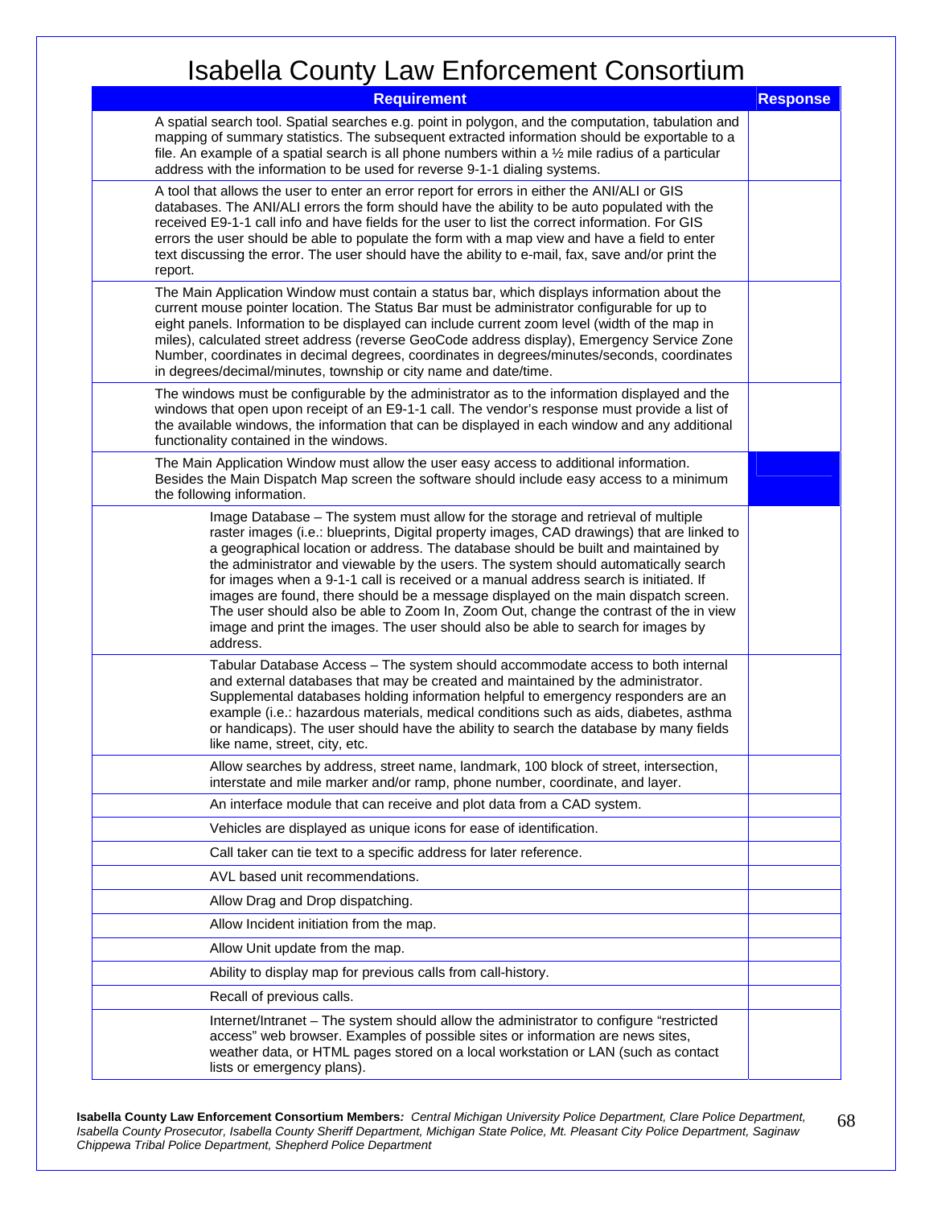# Isabella County Law Enforcement Consortium

| Requirement | Response |
|---|---|
| A spatial search tool. Spatial searches e.g. point in polygon, and the computation, tabulation and mapping of summary statistics. The subsequent extracted information should be exportable to a file. An example of a spatial search is all phone numbers within a ½ mile radius of a particular address with the information to be used for reverse 9-1-1 dialing systems. | |
| A tool that allows the user to enter an error report for errors in either the ANI/ALI or GIS databases. The ANI/ALI errors the form should have the ability to be auto populated with the received E9-1-1 call info and have fields for the user to list the correct information. For GIS errors the user should be able to populate the form with a map view and have a field to enter text discussing the error. The user should have the ability to e-mail, fax, save and/or print the report. | |
| The Main Application Window must contain a status bar, which displays information about the current mouse pointer location. The Status Bar must be administrator configurable for up to eight panels. Information to be displayed can include current zoom level (width of the map in miles), calculated street address (reverse GeoCode address display), Emergency Service Zone Number, coordinates in decimal degrees, coordinates in degrees/minutes/seconds, coordinates in degrees/decimal/minutes, township or city name and date/time. | |
| The windows must be configurable by the administrator as to the information displayed and the windows that open upon receipt of an E9-1-1 call. The vendor's response must provide a list of the available windows, the information that can be displayed in each window and any additional functionality contained in the windows. | |
| The Main Application Window must allow the user easy access to additional information. Besides the Main Dispatch Map screen the software should include easy access to a minimum the following information. | |
| Image Database – The system must allow for the storage and retrieval of multiple raster images (i.e.: blueprints, Digital property images, CAD drawings) that are linked to a geographical location or address. The database should be built and maintained by the administrator and viewable by the users. The system should automatically search for images when a 9-1-1 call is received or a manual address search is initiated. If images are found, there should be a message displayed on the main dispatch screen. The user should also be able to Zoom In, Zoom Out, change the contrast of the in view image and print the images. The user should also be able to search for images by address. | |
| Tabular Database Access – The system should accommodate access to both internal and external databases that may be created and maintained by the administrator. Supplemental databases holding information helpful to emergency responders are an example (i.e.: hazardous materials, medical conditions such as aids, diabetes, asthma or handicaps). The user should have the ability to search the database by many fields like name, street, city, etc. | |
| Allow searches by address, street name, landmark, 100 block of street, intersection, interstate and mile marker and/or ramp, phone number, coordinate, and layer. | |
| An interface module that can receive and plot data from a CAD system. | |
| Vehicles are displayed as unique icons for ease of identification. | |
| Call taker can tie text to a specific address for later reference. | |
| AVL based unit recommendations. | |
| Allow Drag and Drop dispatching. | |
| Allow Incident initiation from the map. | |
| Allow Unit update from the map. | |
| Ability to display map for previous calls from call-history. | |
| Recall of previous calls. | |
| Internet/Intranet – The system should allow the administrator to configure "restricted access" web browser. Examples of possible sites or information are news sites, weather data, or HTML pages stored on a local workstation or LAN (such as contact lists or emergency plans). | |

**Isabella County Law Enforcement Consortium Members***: Central Michigan University Police Department, Clare Police Department, Isabella County Prosecutor, Isabella County Sheriff Department, Michigan State Police, Mt. Pleasant City Police Department, Saginaw Chippewa Tribal Police Department, Shepherd Police Department*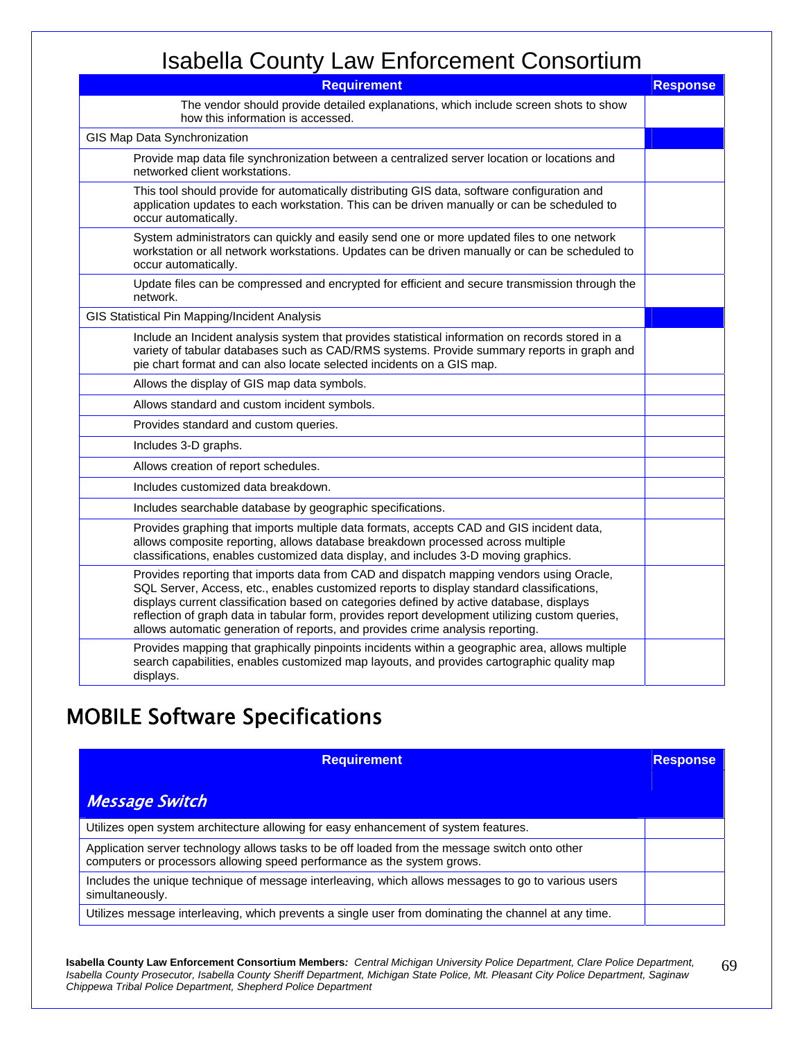# Isabella County Law Enforcement Consortium

| Requirement | Response |
|---|---|
| The vendor should provide detailed explanations, which include screen shots to show how this information is accessed. | |
| GIS Map Data Synchronization | |
| Provide map data file synchronization between a centralized server location or locations and networked client workstations. | |
| This tool should provide for automatically distributing GIS data, software configuration and application updates to each workstation. This can be driven manually or can be scheduled to occur automatically. | |
| System administrators can quickly and easily send one or more updated files to one network workstation or all network workstations. Updates can be driven manually or can be scheduled to occur automatically. | |
| Update files can be compressed and encrypted for efficient and secure transmission through the network. | |
| GIS Statistical Pin Mapping/Incident Analysis | |
| Include an Incident analysis system that provides statistical information on records stored in a variety of tabular databases such as CAD/RMS systems. Provide summary reports in graph and pie chart format and can also locate selected incidents on a GIS map. | |
| Allows the display of GIS map data symbols. | |
| Allows standard and custom incident symbols. | |
| Provides standard and custom queries. | |
| Includes 3-D graphs. | |
| Allows creation of report schedules. | |
| Includes customized data breakdown. | |
| Includes searchable database by geographic specifications. | |
| Provides graphing that imports multiple data formats, accepts CAD and GIS incident data, allows composite reporting, allows database breakdown processed across multiple classifications, enables customized data display, and includes 3-D moving graphics. | |
| Provides reporting that imports data from CAD and dispatch mapping vendors using Oracle, SQL Server, Access, etc., enables customized reports to display standard classifications, displays current classification based on categories defined by active database, displays reflection of graph data in tabular form, provides report development utilizing custom queries, allows automatic generation of reports, and provides crime analysis reporting. | |
| Provides mapping that graphically pinpoints incidents within a geographic area, allows multiple search capabilities, enables customized map layouts, and provides cartographic quality map displays. | |

## MOBILE Software Specifications

| Requirement | Response |
|---|---|
| ***Message Switch*** | |
| Utilizes open system architecture allowing for easy enhancement of system features. | |
| Application server technology allows tasks to be off loaded from the message switch onto other computers or processors allowing speed performance as the system grows. | |
| Includes the unique technique of message interleaving, which allows messages to go to various users simultaneously. | |
| Utilizes message interleaving, which prevents a single user from dominating the channel at any time. | |

**Isabella County Law Enforcement Consortium Members***: Central Michigan University Police Department, Clare Police Department, Isabella County Prosecutor, Isabella County Sheriff Department, Michigan State Police, Mt. Pleasant City Police Department, Saginaw Chippewa Tribal Police Department, Shepherd Police Department*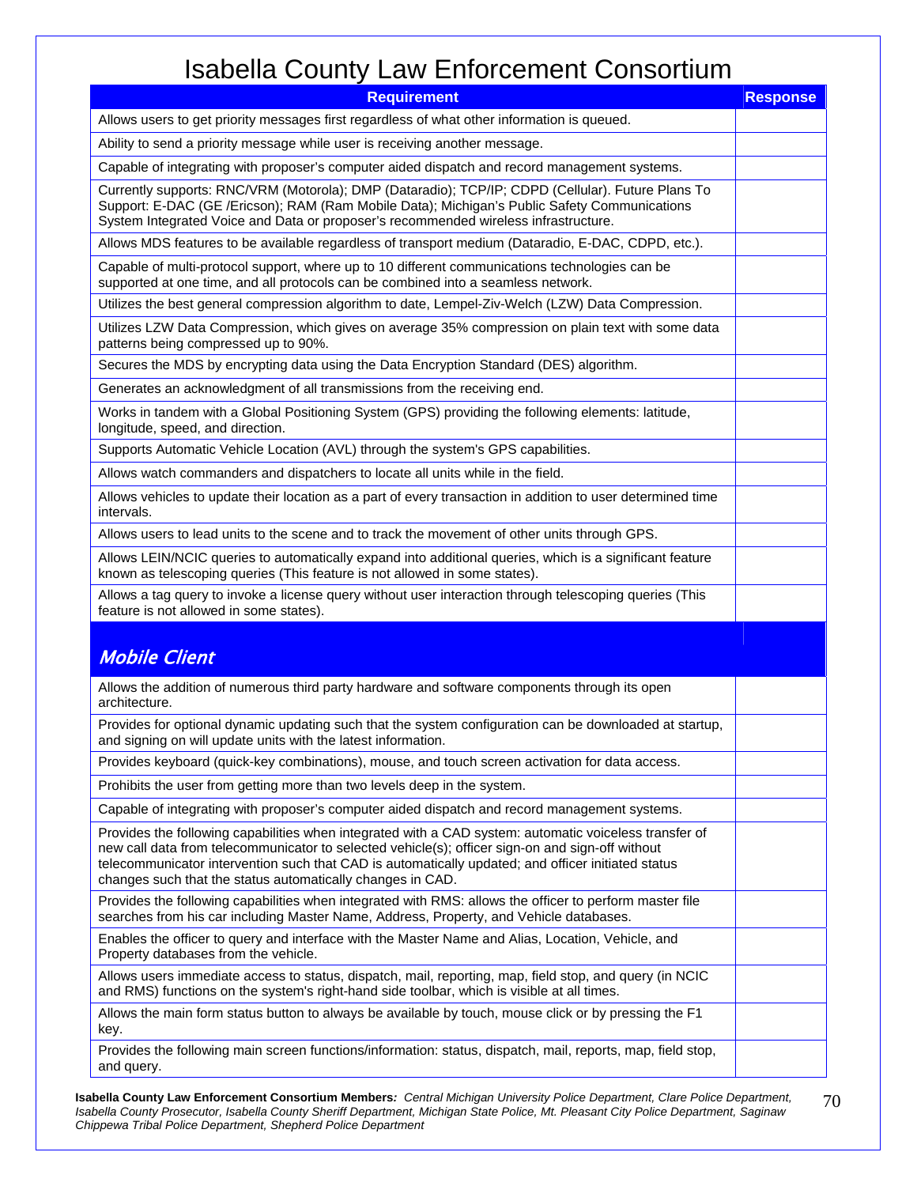# Isabella County Law Enforcement Consortium

| Requirement | Response |
|---|---|
| Allows users to get priority messages first regardless of what other information is queued. | |
| Ability to send a priority message while user is receiving another message. | |
| Capable of integrating with proposer's computer aided dispatch and record management systems. | |
| Currently supports: RNC/VRM (Motorola); DMP (Dataradio); TCP/IP; CDPD (Cellular). Future Plans To Support: E-DAC (GE /Ericson); RAM (Ram Mobile Data); Michigan's Public Safety Communications System Integrated Voice and Data or proposer's recommended wireless infrastructure. | |
| Allows MDS features to be available regardless of transport medium (Dataradio, E-DAC, CDPD, etc.). | |
| Capable of multi-protocol support, where up to 10 different communications technologies can be supported at one time, and all protocols can be combined into a seamless network. | |
| Utilizes the best general compression algorithm to date, Lempel-Ziv-Welch (LZW) Data Compression. | |
| Utilizes LZW Data Compression, which gives on average 35% compression on plain text with some data patterns being compressed up to 90%. | |
| Secures the MDS by encrypting data using the Data Encryption Standard (DES) algorithm. | |
| Generates an acknowledgment of all transmissions from the receiving end. | |
| Works in tandem with a Global Positioning System (GPS) providing the following elements: latitude, longitude, speed, and direction. | |
| Supports Automatic Vehicle Location (AVL) through the system's GPS capabilities. | |
| Allows watch commanders and dispatchers to locate all units while in the field. | |
| Allows vehicles to update their location as a part of every transaction in addition to user determined time intervals. | |
| Allows users to lead units to the scene and to track the movement of other units through GPS. | |
| Allows LEIN/NCIC queries to automatically expand into additional queries, which is a significant feature known as telescoping queries (This feature is not allowed in some states). | |
| Allows a tag query to invoke a license query without user interaction through telescoping queries (This feature is not allowed in some states). | |
| ***Mobile Client*** | |
| Allows the addition of numerous third party hardware and software components through its open architecture. | |
| Provides for optional dynamic updating such that the system configuration can be downloaded at startup, and signing on will update units with the latest information. | |
| Provides keyboard (quick-key combinations), mouse, and touch screen activation for data access. | |
| Prohibits the user from getting more than two levels deep in the system. | |
| Capable of integrating with proposer's computer aided dispatch and record management systems. | |
| Provides the following capabilities when integrated with a CAD system: automatic voiceless transfer of new call data from telecommunicator to selected vehicle(s); officer sign-on and sign-off without telecommunicator intervention such that CAD is automatically updated; and officer initiated status changes such that the status automatically changes in CAD. | |
| Provides the following capabilities when integrated with RMS: allows the officer to perform master file searches from his car including Master Name, Address, Property, and Vehicle databases. | |
| Enables the officer to query and interface with the Master Name and Alias, Location, Vehicle, and Property databases from the vehicle. | |
| Allows users immediate access to status, dispatch, mail, reporting, map, field stop, and query (in NCIC and RMS) functions on the system's right-hand side toolbar, which is visible at all times. | |
| Allows the main form status button to always be available by touch, mouse click or by pressing the F1 key. | |
| Provides the following main screen functions/information: status, dispatch, mail, reports, map, field stop, and query. | |

**Isabella County Law Enforcement Consortium Members***: Central Michigan University Police Department, Clare Police Department, Isabella County Prosecutor, Isabella County Sheriff Department, Michigan State Police, Mt. Pleasant City Police Department, Saginaw Chippewa Tribal Police Department, Shepherd Police Department*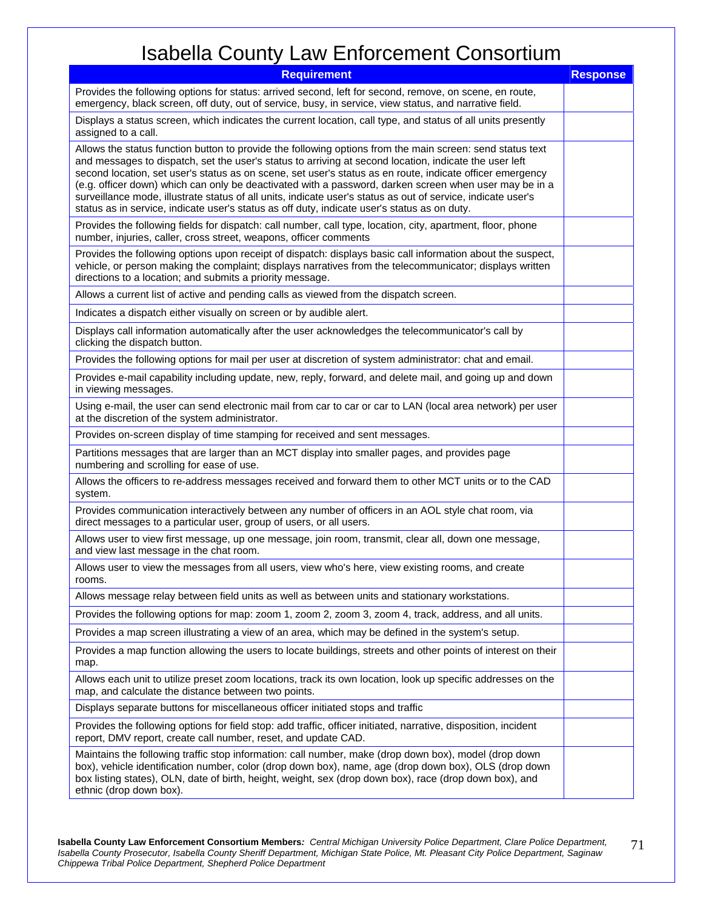# Isabella County Law Enforcement Consortium

| Requirement | Response |
|---|---|
| Provides the following options for status: arrived second, left for second, remove, on scene, en route, emergency, black screen, off duty, out of service, busy, in service, view status, and narrative field. | |
| Displays a status screen, which indicates the current location, call type, and status of all units presently assigned to a call. | |
| Allows the status function button to provide the following options from the main screen: send status text and messages to dispatch, set the user's status to arriving at second location, indicate the user left second location, set user's status as on scene, set user's status as en route, indicate officer emergency (e.g. officer down) which can only be deactivated with a password, darken screen when user may be in a surveillance mode, illustrate status of all units, indicate user's status as out of service, indicate user's status as in service, indicate user's status as off duty, indicate user's status as on duty. | |
| Provides the following fields for dispatch: call number, call type, location, city, apartment, floor, phone number, injuries, caller, cross street, weapons, officer comments | |
| Provides the following options upon receipt of dispatch: displays basic call information about the suspect, vehicle, or person making the complaint; displays narratives from the telecommunicator; displays written directions to a location; and submits a priority message. | |
| Allows a current list of active and pending calls as viewed from the dispatch screen. | |
| Indicates a dispatch either visually on screen or by audible alert. | |
| Displays call information automatically after the user acknowledges the telecommunicator's call by clicking the dispatch button. | |
| Provides the following options for mail per user at discretion of system administrator: chat and email. | |
| Provides e-mail capability including update, new, reply, forward, and delete mail, and going up and down in viewing messages. | |
| Using e-mail, the user can send electronic mail from car to car or car to LAN (local area network) per user at the discretion of the system administrator. | |
| Provides on-screen display of time stamping for received and sent messages. | |
| Partitions messages that are larger than an MCT display into smaller pages, and provides page numbering and scrolling for ease of use. | |
| Allows the officers to re-address messages received and forward them to other MCT units or to the CAD system. | |
| Provides communication interactively between any number of officers in an AOL style chat room, via direct messages to a particular user, group of users, or all users. | |
| Allows user to view first message, up one message, join room, transmit, clear all, down one message, and view last message in the chat room. | |
| Allows user to view the messages from all users, view who's here, view existing rooms, and create rooms. | |
| Allows message relay between field units as well as between units and stationary workstations. | |
| Provides the following options for map: zoom 1, zoom 2, zoom 3, zoom 4, track, address, and all units. | |
| Provides a map screen illustrating a view of an area, which may be defined in the system's setup. | |
| Provides a map function allowing the users to locate buildings, streets and other points of interest on their map. | |
| Allows each unit to utilize preset zoom locations, track its own location, look up specific addresses on the map, and calculate the distance between two points. | |
| Displays separate buttons for miscellaneous officer initiated stops and traffic | |
| Provides the following options for field stop: add traffic, officer initiated, narrative, disposition, incident report, DMV report, create call number, reset, and update CAD. | |
| Maintains the following traffic stop information: call number, make (drop down box), model (drop down box), vehicle identification number, color (drop down box), name, age (drop down box), OLS (drop down box listing states), OLN, date of birth, height, weight, sex (drop down box), race (drop down box), and ethnic (drop down box). | |

**Isabella County Law Enforcement Consortium Members***: Central Michigan University Police Department, Clare Police Department, Isabella County Prosecutor, Isabella County Sheriff Department, Michigan State Police, Mt. Pleasant City Police Department, Saginaw Chippewa Tribal Police Department, Shepherd Police Department*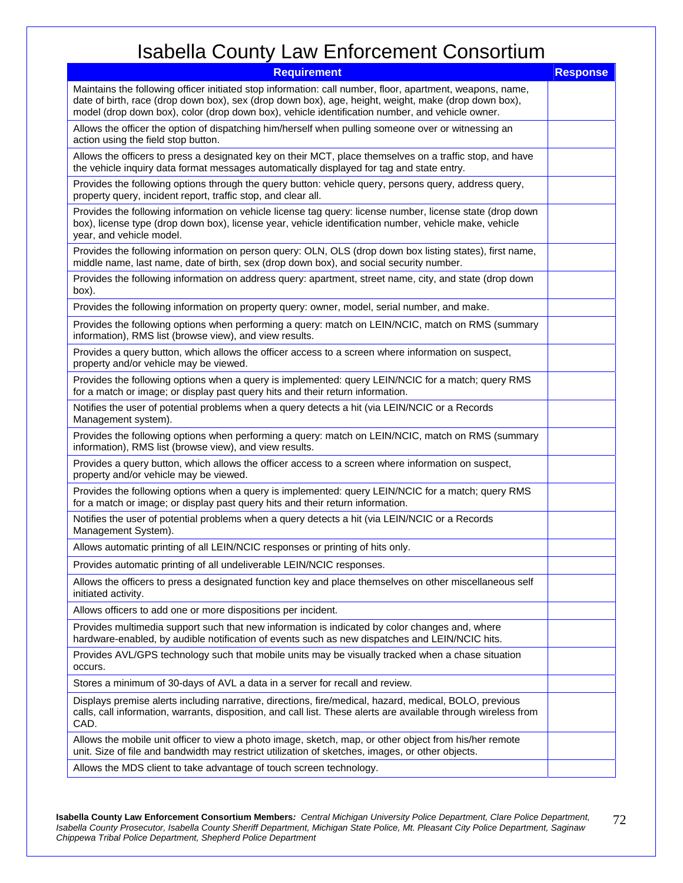# Isabella County Law Enforcement Consortium

| Requirement | Response |
|---|---|
| Maintains the following officer initiated stop information: call number, floor, apartment, weapons, name, date of birth, race (drop down box), sex (drop down box), age, height, weight, make (drop down box), model (drop down box), color (drop down box), vehicle identification number, and vehicle owner. | |
| Allows the officer the option of dispatching him/herself when pulling someone over or witnessing an action using the field stop button. | |
| Allows the officers to press a designated key on their MCT, place themselves on a traffic stop, and have the vehicle inquiry data format messages automatically displayed for tag and state entry. | |
| Provides the following options through the query button: vehicle query, persons query, address query, property query, incident report, traffic stop, and clear all. | |
| Provides the following information on vehicle license tag query: license number, license state (drop down box), license type (drop down box), license year, vehicle identification number, vehicle make, vehicle year, and vehicle model. | |
| Provides the following information on person query: OLN, OLS (drop down box listing states), first name, middle name, last name, date of birth, sex (drop down box), and social security number. | |
| Provides the following information on address query: apartment, street name, city, and state (drop down box). | |
| Provides the following information on property query: owner, model, serial number, and make. | |
| Provides the following options when performing a query: match on LEIN/NCIC, match on RMS (summary information), RMS list (browse view), and view results. | |
| Provides a query button, which allows the officer access to a screen where information on suspect, property and/or vehicle may be viewed. | |
| Provides the following options when a query is implemented: query LEIN/NCIC for a match; query RMS for a match or image; or display past query hits and their return information. | |
| Notifies the user of potential problems when a query detects a hit (via LEIN/NCIC or a Records Management system). | |
| Provides the following options when performing a query: match on LEIN/NCIC, match on RMS (summary information), RMS list (browse view), and view results. | |
| Provides a query button, which allows the officer access to a screen where information on suspect, property and/or vehicle may be viewed. | |
| Provides the following options when a query is implemented: query LEIN/NCIC for a match; query RMS for a match or image; or display past query hits and their return information. | |
| Notifies the user of potential problems when a query detects a hit (via LEIN/NCIC or a Records Management System). | |
| Allows automatic printing of all LEIN/NCIC responses or printing of hits only. | |
| Provides automatic printing of all undeliverable LEIN/NCIC responses. | |
| Allows the officers to press a designated function key and place themselves on other miscellaneous self initiated activity. | |
| Allows officers to add one or more dispositions per incident. | |
| Provides multimedia support such that new information is indicated by color changes and, where hardware-enabled, by audible notification of events such as new dispatches and LEIN/NCIC hits. | |
| Provides AVL/GPS technology such that mobile units may be visually tracked when a chase situation occurs. | |
| Stores a minimum of 30-days of AVL a data in a server for recall and review. | |
| Displays premise alerts including narrative, directions, fire/medical, hazard, medical, BOLO, previous calls, call information, warrants, disposition, and call list. These alerts are available through wireless from CAD. | |
| Allows the mobile unit officer to view a photo image, sketch, map, or other object from his/her remote unit. Size of file and bandwidth may restrict utilization of sketches, images, or other objects. | |
| Allows the MDS client to take advantage of touch screen technology. | |

**Isabella County Law Enforcement Consortium Members***: Central Michigan University Police Department, Clare Police Department, Isabella County Prosecutor, Isabella County Sheriff Department, Michigan State Police, Mt. Pleasant City Police Department, Saginaw Chippewa Tribal Police Department, Shepherd Police Department*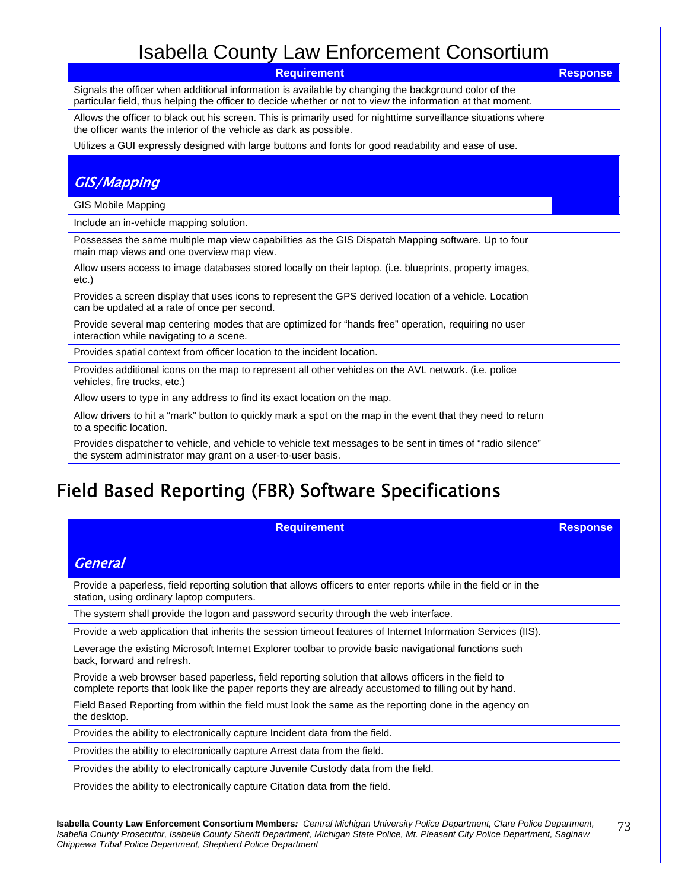# Isabella County Law Enforcement Consortium

| Requirement | Response |
|---|---|
| Signals the officer when additional information is available by changing the background color of the particular field, thus helping the officer to decide whether or not to view the information at that moment. | |
| Allows the officer to black out his screen. This is primarily used for nighttime surveillance situations where the officer wants the interior of the vehicle as dark as possible. | |
| Utilizes a GUI expressly designed with large buttons and fonts for good readability and ease of use. | |
| ***GIS/Mapping*** | |
| GIS Mobile Mapping | |
| Include an in-vehicle mapping solution. | |
| Possesses the same multiple map view capabilities as the GIS Dispatch Mapping software. Up to four main map views and one overview map view. | |
| Allow users access to image databases stored locally on their laptop. (i.e. blueprints, property images, etc.) | |
| Provides a screen display that uses icons to represent the GPS derived location of a vehicle. Location can be updated at a rate of once per second. | |
| Provide several map centering modes that are optimized for "hands free" operation, requiring no user interaction while navigating to a scene. | |
| Provides spatial context from officer location to the incident location. | |
| Provides additional icons on the map to represent all other vehicles on the AVL network. (i.e. police vehicles, fire trucks, etc.) | |
| Allow users to type in any address to find its exact location on the map. | |
| Allow drivers to hit a "mark" button to quickly mark a spot on the map in the event that they need to return to a specific location. | |
| Provides dispatcher to vehicle, and vehicle to vehicle text messages to be sent in times of "radio silence" the system administrator may grant on a user-to-user basis. | |

## Field Based Reporting (FBR) Software Specifications

| Requirement | Response |
|---|---|
| ***General*** | |
| Provide a paperless, field reporting solution that allows officers to enter reports while in the field or in the station, using ordinary laptop computers. | |
| The system shall provide the logon and password security through the web interface. | |
| Provide a web application that inherits the session timeout features of Internet Information Services (IIS). | |
| Leverage the existing Microsoft Internet Explorer toolbar to provide basic navigational functions such back, forward and refresh. | |
| Provide a web browser based paperless, field reporting solution that allows officers in the field to complete reports that look like the paper reports they are already accustomed to filling out by hand. | |
| Field Based Reporting from within the field must look the same as the reporting done in the agency on the desktop. | |
| Provides the ability to electronically capture Incident data from the field. | |
| Provides the ability to electronically capture Arrest data from the field. | |
| Provides the ability to electronically capture Juvenile Custody data from the field. | |
| Provides the ability to electronically capture Citation data from the field. | |

**Isabella County Law Enforcement Consortium Members***: Central Michigan University Police Department, Clare Police Department, Isabella County Prosecutor, Isabella County Sheriff Department, Michigan State Police, Mt. Pleasant City Police Department, Saginaw Chippewa Tribal Police Department, Shepherd Police Department*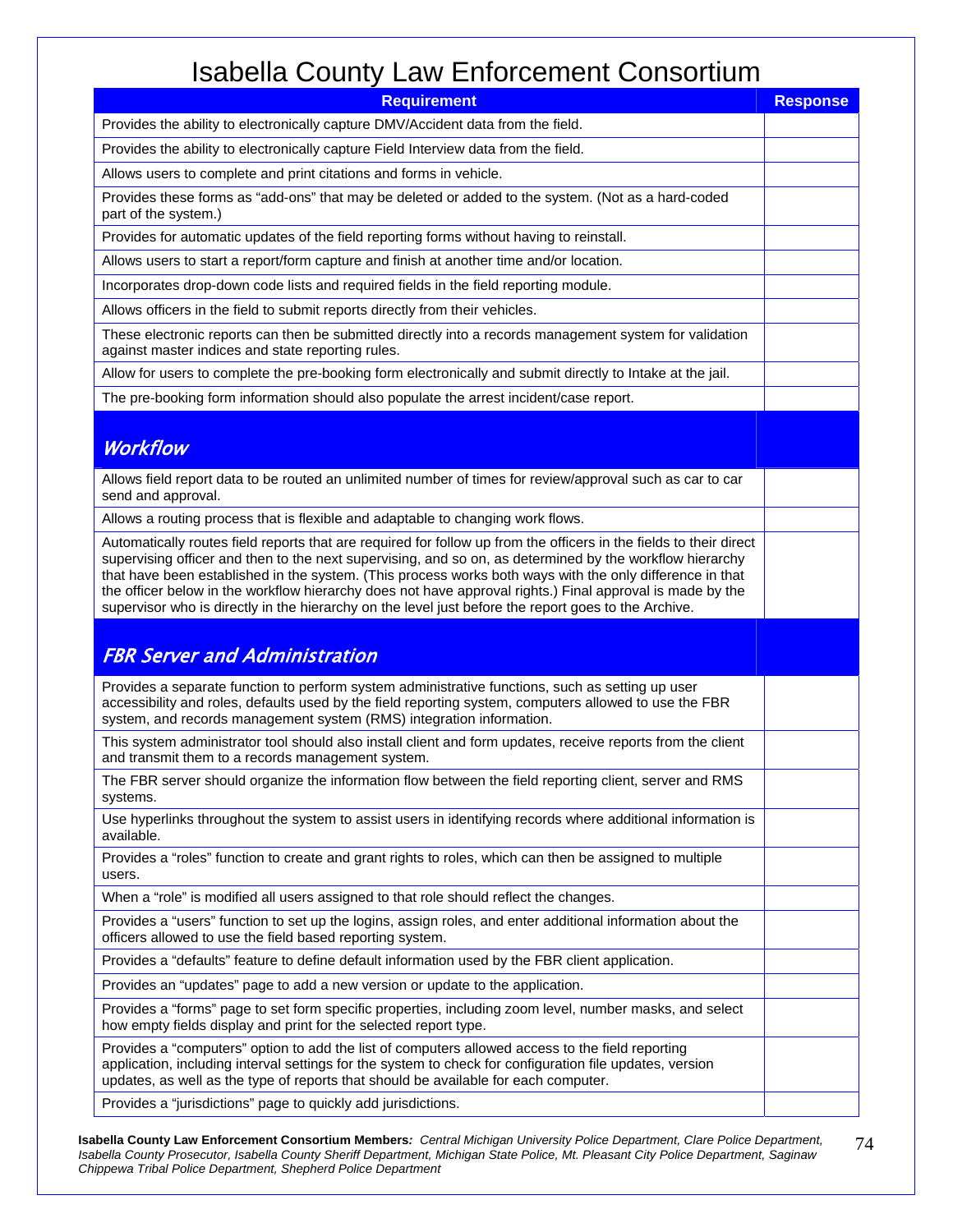# Isabella County Law Enforcement Consortium

| Requirement | Response |
|---|---|
| Provides the ability to electronically capture DMV/Accident data from the field. | |
| Provides the ability to electronically capture Field Interview data from the field. | |
| Allows users to complete and print citations and forms in vehicle. | |
| Provides these forms as "add-ons" that may be deleted or added to the system. (Not as a hard-coded part of the system.) | |
| Provides for automatic updates of the field reporting forms without having to reinstall. | |
| Allows users to start a report/form capture and finish at another time and/or location. | |
| Incorporates drop-down code lists and required fields in the field reporting module. | |
| Allows officers in the field to submit reports directly from their vehicles. | |
| These electronic reports can then be submitted directly into a records management system for validation against master indices and state reporting rules. | |
| Allow for users to complete the pre-booking form electronically and submit directly to Intake at the jail. | |
| The pre-booking form information should also populate the arrest incident/case report. | |
| ***Workflow*** | |
| Allows field report data to be routed an unlimited number of times for review/approval such as car to car send and approval. | |
| Allows a routing process that is flexible and adaptable to changing work flows. | |
| Automatically routes field reports that are required for follow up from the officers in the fields to their direct supervising officer and then to the next supervising, and so on, as determined by the workflow hierarchy that have been established in the system. (This process works both ways with the only difference in that the officer below in the workflow hierarchy does not have approval rights.) Final approval is made by the supervisor who is directly in the hierarchy on the level just before the report goes to the Archive. | |
| ***FBR Server and Administration*** | |
| Provides a separate function to perform system administrative functions, such as setting up user accessibility and roles, defaults used by the field reporting system, computers allowed to use the FBR system, and records management system (RMS) integration information. | |
| This system administrator tool should also install client and form updates, receive reports from the client and transmit them to a records management system. | |
| The FBR server should organize the information flow between the field reporting client, server and RMS systems. | |
| Use hyperlinks throughout the system to assist users in identifying records where additional information is available. | |
| Provides a "roles" function to create and grant rights to roles, which can then be assigned to multiple users. | |
| When a "role" is modified all users assigned to that role should reflect the changes. | |
| Provides a "users" function to set up the logins, assign roles, and enter additional information about the officers allowed to use the field based reporting system. | |
| Provides a "defaults" feature to define default information used by the FBR client application. | |
| Provides an "updates" page to add a new version or update to the application. | |
| Provides a "forms" page to set form specific properties, including zoom level, number masks, and select how empty fields display and print for the selected report type. | |
| Provides a "computers" option to add the list of computers allowed access to the field reporting application, including interval settings for the system to check for configuration file updates, version updates, as well as the type of reports that should be available for each computer. | |
| Provides a "jurisdictions" page to quickly add jurisdictions. | |

**Isabella County Law Enforcement Consortium Members***: Central Michigan University Police Department, Clare Police Department, Isabella County Prosecutor, Isabella County Sheriff Department, Michigan State Police, Mt. Pleasant City Police Department, Saginaw Chippewa Tribal Police Department, Shepherd Police Department*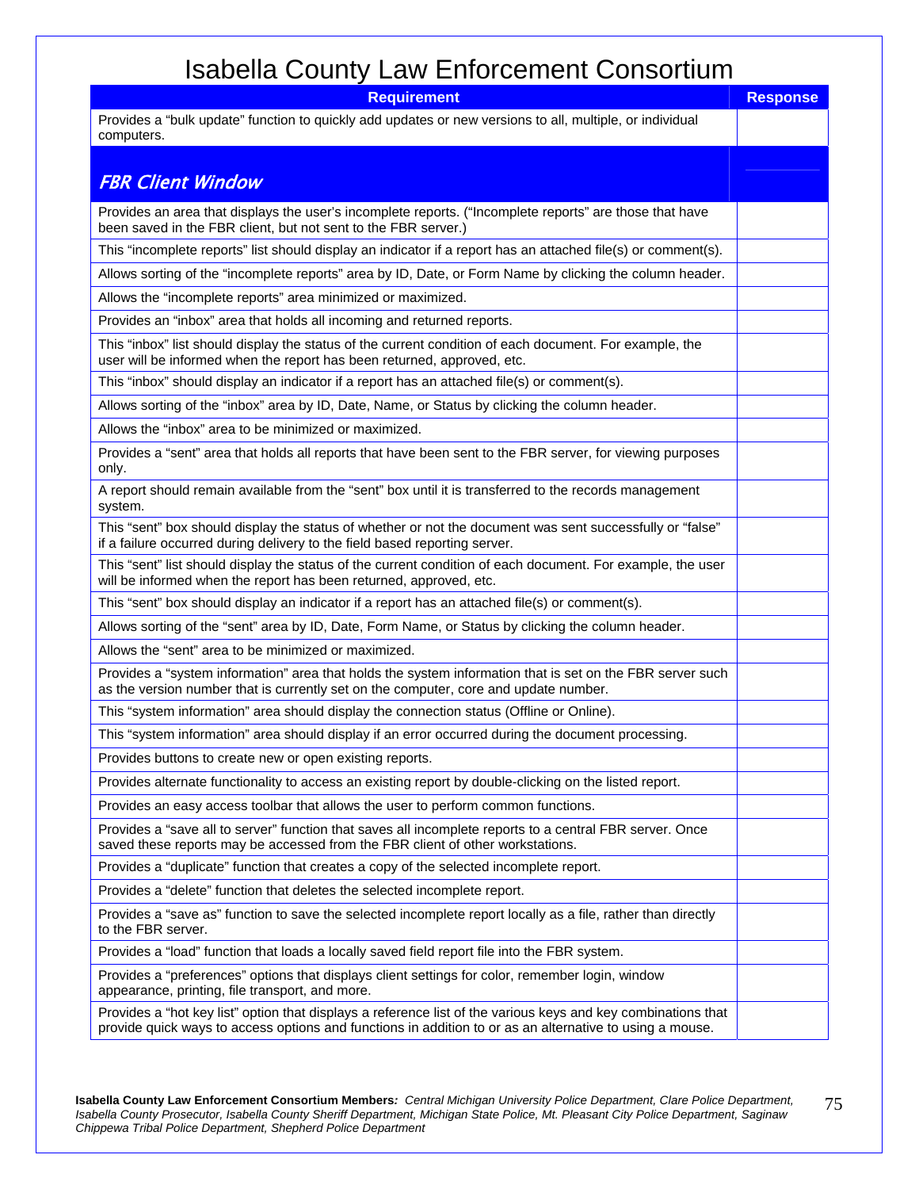# Isabella County Law Enforcement Consortium

| Requirement | Response |
|---|---|
| Provides a "bulk update" function to quickly add updates or new versions to all, multiple, or individual computers. | |
| ***FBR Client Window*** | |
| Provides an area that displays the user's incomplete reports. ("Incomplete reports" are those that have been saved in the FBR client, but not sent to the FBR server.) | |
| This "incomplete reports" list should display an indicator if a report has an attached file(s) or comment(s). | |
| Allows sorting of the "incomplete reports" area by ID, Date, or Form Name by clicking the column header. | |
| Allows the "incomplete reports" area minimized or maximized. | |
| Provides an "inbox" area that holds all incoming and returned reports. | |
| This "inbox" list should display the status of the current condition of each document. For example, the user will be informed when the report has been returned, approved, etc. | |
| This "inbox" should display an indicator if a report has an attached file(s) or comment(s). | |
| Allows sorting of the "inbox" area by ID, Date, Name, or Status by clicking the column header. | |
| Allows the "inbox" area to be minimized or maximized. | |
| Provides a "sent" area that holds all reports that have been sent to the FBR server, for viewing purposes only. | |
| A report should remain available from the "sent" box until it is transferred to the records management system. | |
| This "sent" box should display the status of whether or not the document was sent successfully or "false" if a failure occurred during delivery to the field based reporting server. | |
| This "sent" list should display the status of the current condition of each document. For example, the user will be informed when the report has been returned, approved, etc. | |
| This "sent" box should display an indicator if a report has an attached file(s) or comment(s). | |
| Allows sorting of the "sent" area by ID, Date, Form Name, or Status by clicking the column header. | |
| Allows the "sent" area to be minimized or maximized. | |
| Provides a "system information" area that holds the system information that is set on the FBR server such as the version number that is currently set on the computer, core and update number. | |
| This "system information" area should display the connection status (Offline or Online). | |
| This "system information" area should display if an error occurred during the document processing. | |
| Provides buttons to create new or open existing reports. | |
| Provides alternate functionality to access an existing report by double-clicking on the listed report. | |
| Provides an easy access toolbar that allows the user to perform common functions. | |
| Provides a "save all to server" function that saves all incomplete reports to a central FBR server. Once saved these reports may be accessed from the FBR client of other workstations. | |
| Provides a "duplicate" function that creates a copy of the selected incomplete report. | |
| Provides a "delete" function that deletes the selected incomplete report. | |
| Provides a "save as" function to save the selected incomplete report locally as a file, rather than directly to the FBR server. | |
| Provides a "load" function that loads a locally saved field report file into the FBR system. | |
| Provides a "preferences" options that displays client settings for color, remember login, window appearance, printing, file transport, and more. | |
| Provides a "hot key list" option that displays a reference list of the various keys and key combinations that provide quick ways to access options and functions in addition to or as an alternative to using a mouse. | |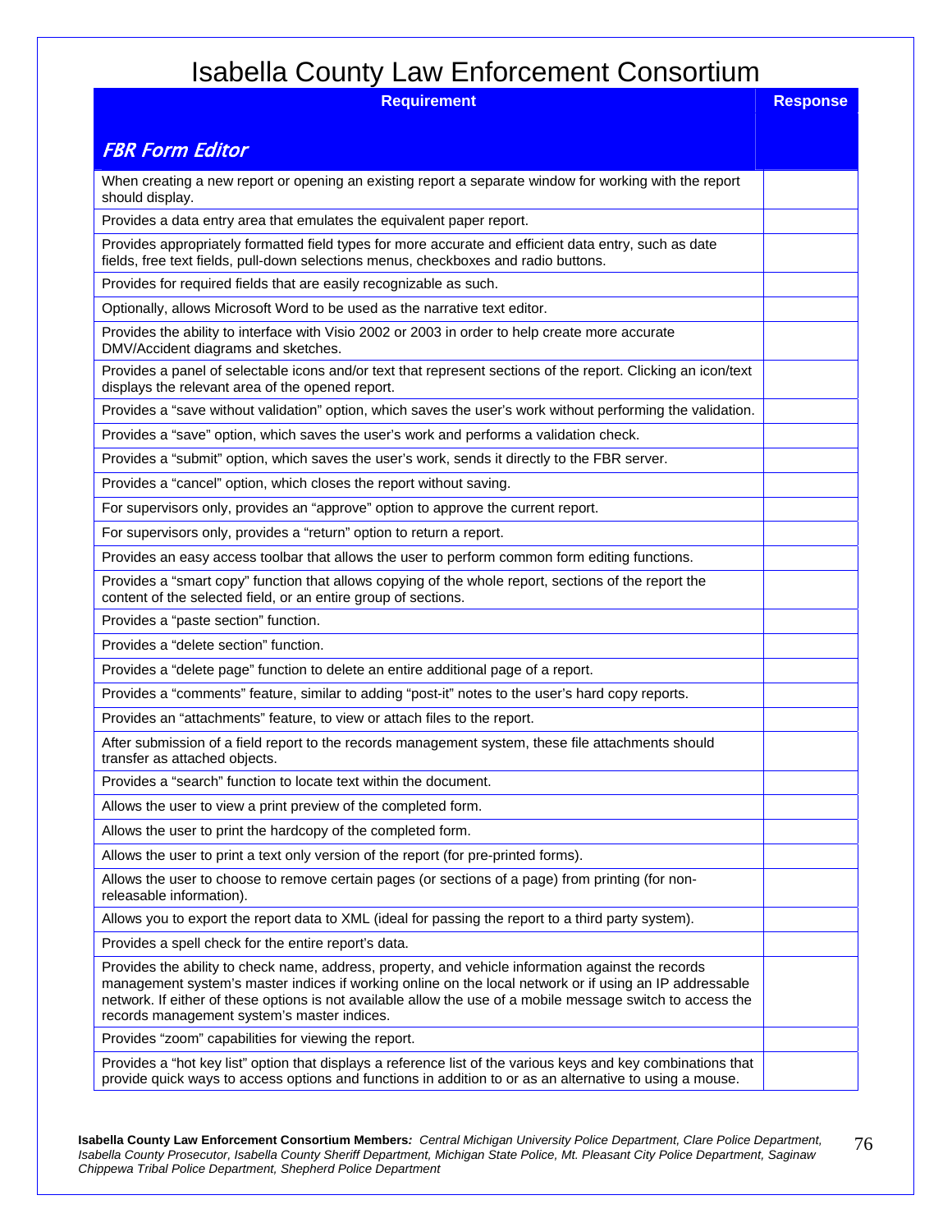# Isabella County Law Enforcement Consortium

| Requirement | Response |
|---|---|
| ***FBR Form Editor*** | |
| When creating a new report or opening an existing report a separate window for working with the report should display. | |
| Provides a data entry area that emulates the equivalent paper report. | |
| Provides appropriately formatted field types for more accurate and efficient data entry, such as date fields, free text fields, pull-down selections menus, checkboxes and radio buttons. | |
| Provides for required fields that are easily recognizable as such. | |
| Optionally, allows Microsoft Word to be used as the narrative text editor. | |
| Provides the ability to interface with Visio 2002 or 2003 in order to help create more accurate DMV/Accident diagrams and sketches. | |
| Provides a panel of selectable icons and/or text that represent sections of the report. Clicking an icon/text displays the relevant area of the opened report. | |
| Provides a "save without validation" option, which saves the user's work without performing the validation. | |
| Provides a "save" option, which saves the user's work and performs a validation check. | |
| Provides a "submit" option, which saves the user's work, sends it directly to the FBR server. | |
| Provides a "cancel" option, which closes the report without saving. | |
| For supervisors only, provides an "approve" option to approve the current report. | |
| For supervisors only, provides a "return" option to return a report. | |
| Provides an easy access toolbar that allows the user to perform common form editing functions. | |
| Provides a "smart copy" function that allows copying of the whole report, sections of the report the content of the selected field, or an entire group of sections. | |
| Provides a "paste section" function. | |
| Provides a "delete section" function. | |
| Provides a "delete page" function to delete an entire additional page of a report. | |
| Provides a "comments" feature, similar to adding "post-it" notes to the user's hard copy reports. | |
| Provides an "attachments" feature, to view or attach files to the report. | |
| After submission of a field report to the records management system, these file attachments should transfer as attached objects. | |
| Provides a "search" function to locate text within the document. | |
| Allows the user to view a print preview of the completed form. | |
| Allows the user to print the hardcopy of the completed form. | |
| Allows the user to print a text only version of the report (for pre-printed forms). | |
| Allows the user to choose to remove certain pages (or sections of a page) from printing (for non-releasable information). | |
| Allows you to export the report data to XML (ideal for passing the report to a third party system). | |
| Provides a spell check for the entire report's data. | |
| Provides the ability to check name, address, property, and vehicle information against the records management system's master indices if working online on the local network or if using an IP addressable network. If either of these options is not available allow the use of a mobile message switch to access the records management system's master indices. | |
| Provides "zoom" capabilities for viewing the report. | |
| Provides a "hot key list" option that displays a reference list of the various keys and key combinations that provide quick ways to access options and functions in addition to or as an alternative to using a mouse. | |

**Isabella County Law Enforcement Consortium Members***: Central Michigan University Police Department, Clare Police Department, Isabella County Prosecutor, Isabella County Sheriff Department, Michigan State Police, Mt. Pleasant City Police Department, Saginaw Chippewa Tribal Police Department, Shepherd Police Department*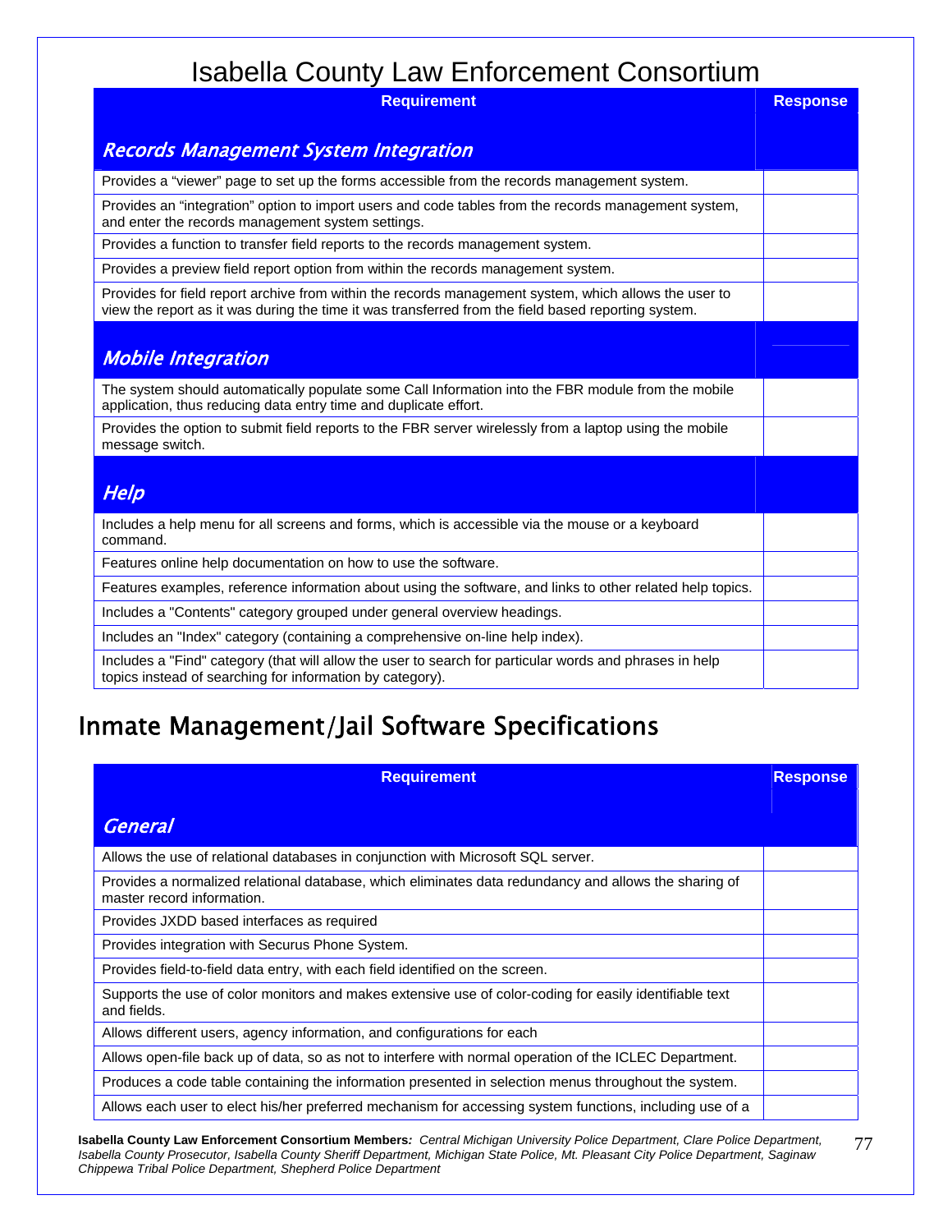# Isabella County Law Enforcement Consortium

| Requirement | Response |
|---|---|
| ***Records Management System Integration*** | |
| Provides a "viewer" page to set up the forms accessible from the records management system. | |
| Provides an "integration" option to import users and code tables from the records management system, and enter the records management system settings. | |
| Provides a function to transfer field reports to the records management system. | |
| Provides a preview field report option from within the records management system. | |
| Provides for field report archive from within the records management system, which allows the user to view the report as it was during the time it was transferred from the field based reporting system. | |
| ***Mobile Integration*** | |
| The system should automatically populate some Call Information into the FBR module from the mobile application, thus reducing data entry time and duplicate effort. | |
| Provides the option to submit field reports to the FBR server wirelessly from a laptop using the mobile message switch. | |
| ***Help*** | |
| Includes a help menu for all screens and forms, which is accessible via the mouse or a keyboard command. | |
| Features online help documentation on how to use the software. | |
| Features examples, reference information about using the software, and links to other related help topics. | |
| Includes a "Contents" category grouped under general overview headings. | |
| Includes an "Index" category (containing a comprehensive on-line help index). | |
| Includes a "Find" category (that will allow the user to search for particular words and phrases in help topics instead of searching for information by category). | |

## Inmate Management/Jail Software Specifications

| Requirement | Response |
|---|---|
| ***General*** | |
| Allows the use of relational databases in conjunction with Microsoft SQL server. | |
| Provides a normalized relational database, which eliminates data redundancy and allows the sharing of master record information. | |
| Provides JXDD based interfaces as required | |
| Provides integration with Securus Phone System. | |
| Provides field-to-field data entry, with each field identified on the screen. | |
| Supports the use of color monitors and makes extensive use of color-coding for easily identifiable text and fields. | |
| Allows different users, agency information, and configurations for each | |
| Allows open-file back up of data, so as not to interfere with normal operation of the ICLEC Department. | |
| Produces a code table containing the information presented in selection menus throughout the system. | |
| Allows each user to elect his/her preferred mechanism for accessing system functions, including use of a | |

**Isabella County Law Enforcement Consortium Members***: Central Michigan University Police Department, Clare Police Department, Isabella County Prosecutor, Isabella County Sheriff Department, Michigan State Police, Mt. Pleasant City Police Department, Saginaw Chippewa Tribal Police Department, Shepherd Police Department*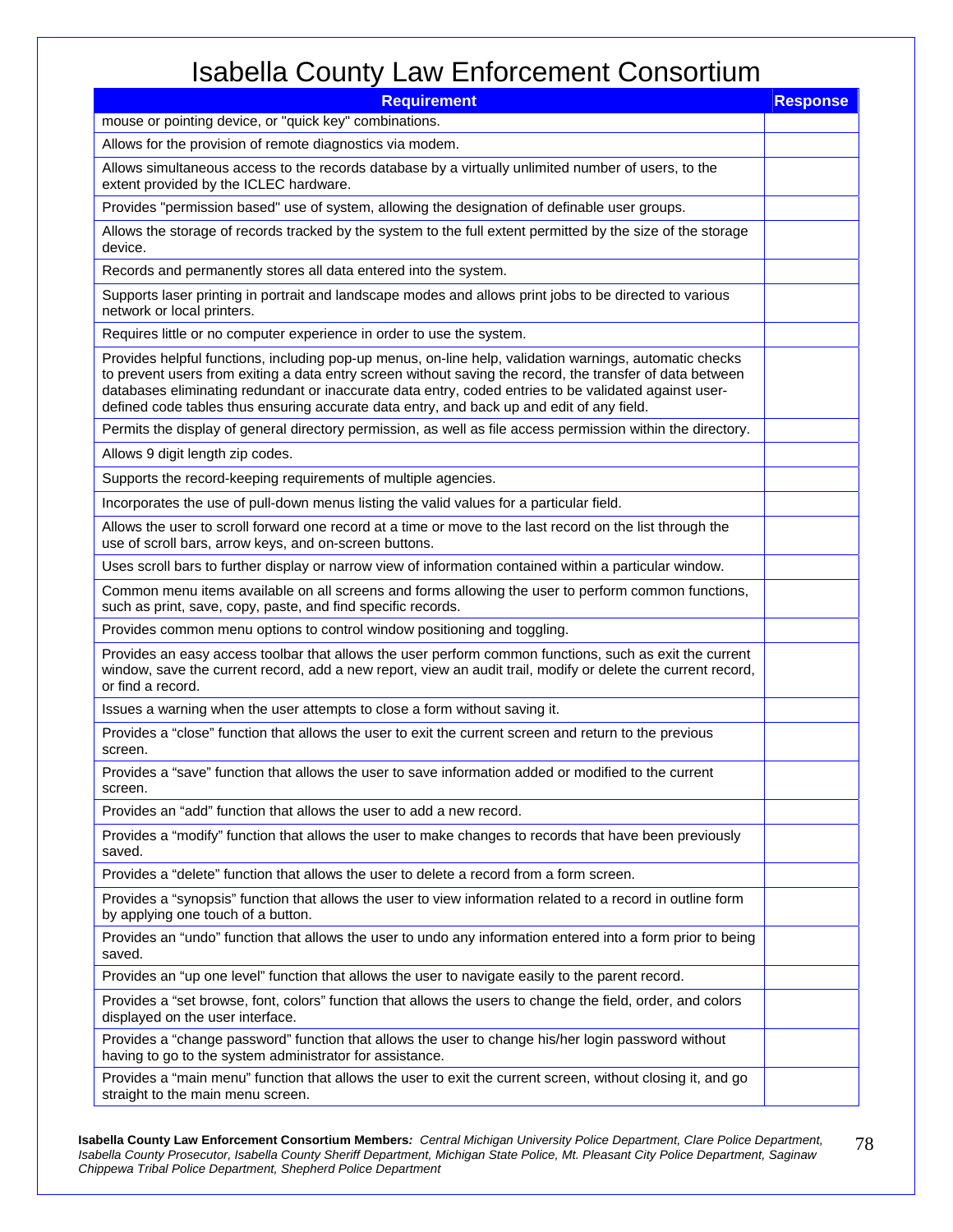# Isabella County Law Enforcement Consortium

| Requirement | Response |
|---|---|
| mouse or pointing device, or "quick key" combinations. | |
| Allows for the provision of remote diagnostics via modem. | |
| Allows simultaneous access to the records database by a virtually unlimited number of users, to the extent provided by the ICLEC hardware. | |
| Provides "permission based" use of system, allowing the designation of definable user groups. | |
| Allows the storage of records tracked by the system to the full extent permitted by the size of the storage device. | |
| Records and permanently stores all data entered into the system. | |
| Supports laser printing in portrait and landscape modes and allows print jobs to be directed to various network or local printers. | |
| Requires little or no computer experience in order to use the system. | |
| Provides helpful functions, including pop-up menus, on-line help, validation warnings, automatic checks to prevent users from exiting a data entry screen without saving the record, the transfer of data between databases eliminating redundant or inaccurate data entry, coded entries to be validated against user-defined code tables thus ensuring accurate data entry, and back up and edit of any field. | |
| Permits the display of general directory permission, as well as file access permission within the directory. | |
| Allows 9 digit length zip codes. | |
| Supports the record-keeping requirements of multiple agencies. | |
| Incorporates the use of pull-down menus listing the valid values for a particular field. | |
| Allows the user to scroll forward one record at a time or move to the last record on the list through the use of scroll bars, arrow keys, and on-screen buttons. | |
| Uses scroll bars to further display or narrow view of information contained within a particular window. | |
| Common menu items available on all screens and forms allowing the user to perform common functions, such as print, save, copy, paste, and find specific records. | |
| Provides common menu options to control window positioning and toggling. | |
| Provides an easy access toolbar that allows the user perform common functions, such as exit the current window, save the current record, add a new report, view an audit trail, modify or delete the current record, or find a record. | |
| Issues a warning when the user attempts to close a form without saving it. | |
| Provides a “close” function that allows the user to exit the current screen and return to the previous screen. | |
| Provides a “save” function that allows the user to save information added or modified to the current screen. | |
| Provides an “add” function that allows the user to add a new record. | |
| Provides a “modify” function that allows the user to make changes to records that have been previously saved. | |
| Provides a “delete” function that allows the user to delete a record from a form screen. | |
| Provides a “synopsis” function that allows the user to view information related to a record in outline form by applying one touch of a button. | |
| Provides an “undo” function that allows the user to undo any information entered into a form prior to being saved. | |
| Provides an “up one level” function that allows the user to navigate easily to the parent record. | |
| Provides a “set browse, font, colors” function that allows the users to change the field, order, and colors displayed on the user interface. | |
| Provides a “change password” function that allows the user to change his/her login password without having to go to the system administrator for assistance. | |
| Provides a “main menu” function that allows the user to exit the current screen, without closing it, and go straight to the main menu screen. | |

**Isabella County Law Enforcement Consortium Members***:* *Central Michigan University Police Department, Clare Police Department, Isabella County Prosecutor, Isabella County Sheriff Department, Michigan State Police, Mt. Pleasant City Police Department, Saginaw Chippewa Tribal Police Department, Shepherd Police Department*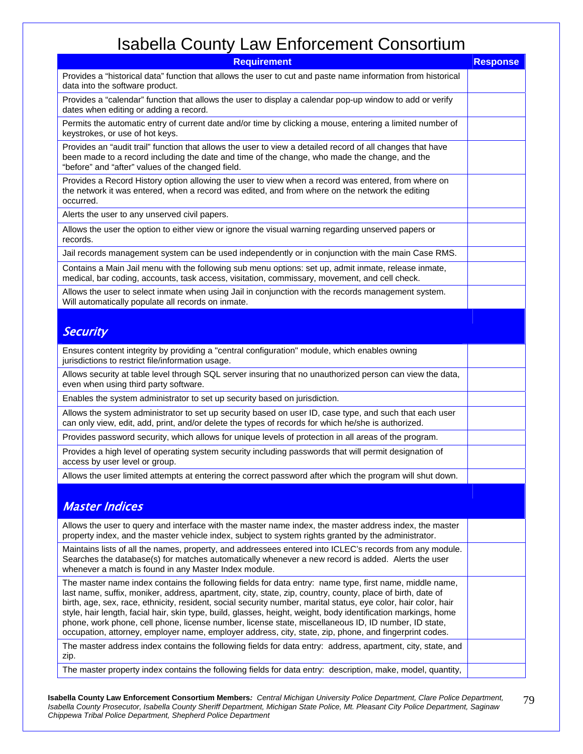# Isabella County Law Enforcement Consortium

| Requirement | Response |
|---|---|
| Provides a "historical data" function that allows the user to cut and paste name information from historical data into the software product. | |
| Provides a "calendar" function that allows the user to display a calendar pop-up window to add or verify dates when editing or adding a record. | |
| Permits the automatic entry of current date and/or time by clicking a mouse, entering a limited number of keystrokes, or use of hot keys. | |
| Provides an "audit trail" function that allows the user to view a detailed record of all changes that have been made to a record including the date and time of the change, who made the change, and the "before" and "after" values of the changed field. | |
| Provides a Record History option allowing the user to view when a record was entered, from where on the network it was entered, when a record was edited, and from where on the network the editing occurred. | |
| Alerts the user to any unserved civil papers. | |
| Allows the user the option to either view or ignore the visual warning regarding unserved papers or records. | |
| Jail records management system can be used independently or in conjunction with the main Case RMS. | |
| Contains a Main Jail menu with the following sub menu options: set up, admit inmate, release inmate, medical, bar coding, accounts, task access, visitation, commissary, movement, and cell check. | |
| Allows the user to select inmate when using Jail in conjunction with the records management system. Will automatically populate all records on inmate. | |
| ***Security*** | |
| Ensures content integrity by providing a "central configuration" module, which enables owning jurisdictions to restrict file/information usage. | |
| Allows security at table level through SQL server insuring that no unauthorized person can view the data, even when using third party software. | |
| Enables the system administrator to set up security based on jurisdiction. | |
| Allows the system administrator to set up security based on user ID, case type, and such that each user can only view, edit, add, print, and/or delete the types of records for which he/she is authorized. | |
| Provides password security, which allows for unique levels of protection in all areas of the program. | |
| Provides a high level of operating system security including passwords that will permit designation of access by user level or group. | |
| Allows the user limited attempts at entering the correct password after which the program will shut down. | |
| ***Master Indices*** | |
| Allows the user to query and interface with the master name index, the master address index, the master property index, and the master vehicle index, subject to system rights granted by the administrator. | |
| Maintains lists of all the names, property, and addressees entered into ICLEC's records from any module. Searches the database(s) for matches automatically whenever a new record is added. Alerts the user whenever a match is found in any Master Index module. | |
| The master name index contains the following fields for data entry: name type, first name, middle name, last name, suffix, moniker, address, apartment, city, state, zip, country, county, place of birth, date of birth, age, sex, race, ethnicity, resident, social security number, marital status, eye color, hair color, hair style, hair length, facial hair, skin type, build, glasses, height, weight, body identification markings, home phone, work phone, cell phone, license number, license state, miscellaneous ID, ID number, ID state, occupation, attorney, employer name, employer address, city, state, zip, phone, and fingerprint codes. | |
| The master address index contains the following fields for data entry: address, apartment, city, state, and zip. | |
| The master property index contains the following fields for data entry: description, make, model, quantity, | |

**Isabella County Law Enforcement Consortium Members***: Central Michigan University Police Department, Clare Police Department, Isabella County Prosecutor, Isabella County Sheriff Department, Michigan State Police, Mt. Pleasant City Police Department, Saginaw Chippewa Tribal Police Department, Shepherd Police Department*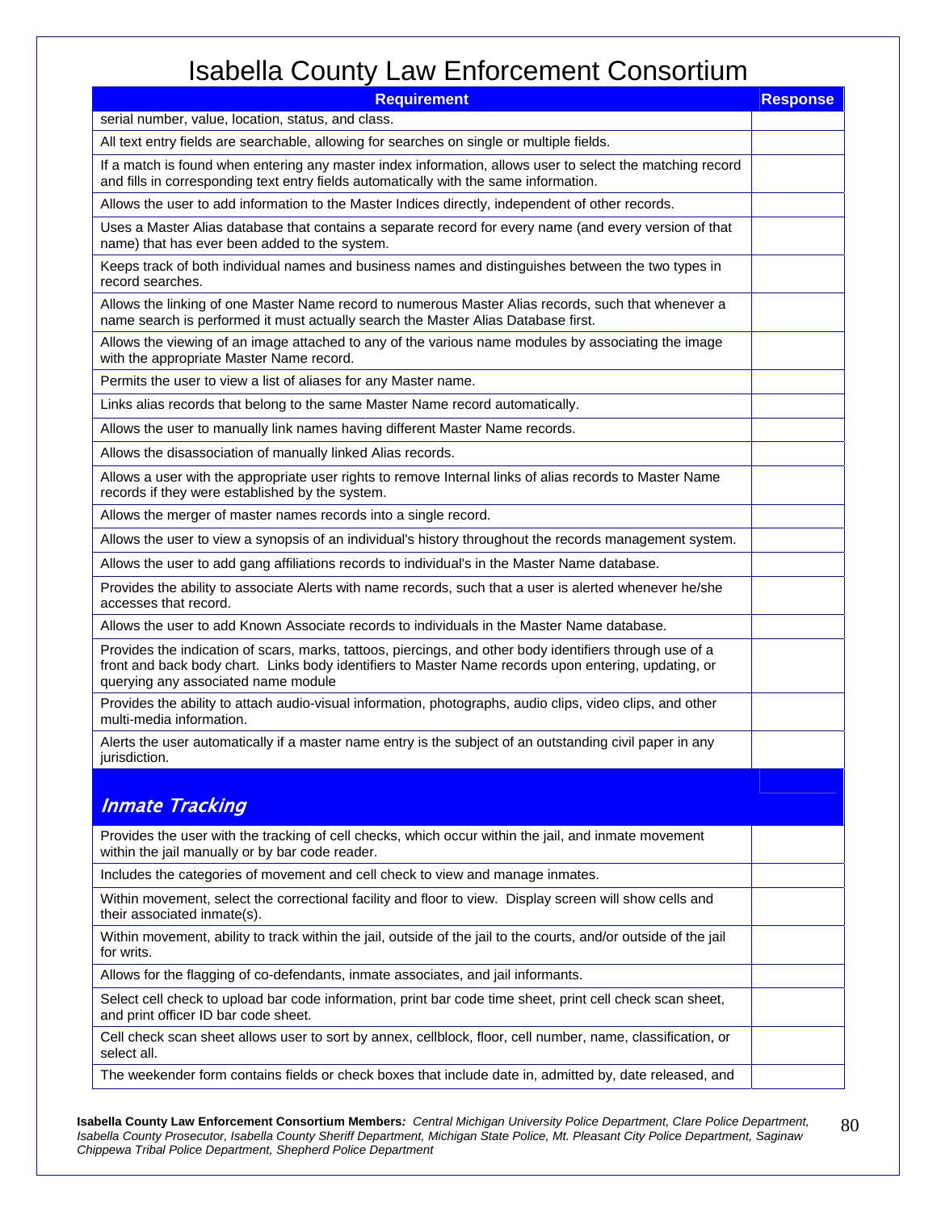# Isabella County Law Enforcement Consortium

| Requirement | Response |
|---|---|
| serial number, value, location, status, and class. | |
| All text entry fields are searchable, allowing for searches on single or multiple fields. | |
| If a match is found when entering any master index information, allows user to select the matching record and fills in corresponding text entry fields automatically with the same information. | |
| Allows the user to add information to the Master Indices directly, independent of other records. | |
| Uses a Master Alias database that contains a separate record for every name (and every version of that name) that has ever been added to the system. | |
| Keeps track of both individual names and business names and distinguishes between the two types in record searches. | |
| Allows the linking of one Master Name record to numerous Master Alias records, such that whenever a name search is performed it must actually search the Master Alias Database first. | |
| Allows the viewing of an image attached to any of the various name modules by associating the image with the appropriate Master Name record. | |
| Permits the user to view a list of aliases for any Master name. | |
| Links alias records that belong to the same Master Name record automatically. | |
| Allows the user to manually link names having different Master Name records. | |
| Allows the disassociation of manually linked Alias records. | |
| Allows a user with the appropriate user rights to remove Internal links of alias records to Master Name records if they were established by the system. | |
| Allows the merger of master names records into a single record. | |
| Allows the user to view a synopsis of an individual's history throughout the records management system. | |
| Allows the user to add gang affiliations records to individual's in the Master Name database. | |
| Provides the ability to associate Alerts with name records, such that a user is alerted whenever he/she accesses that record. | |
| Allows the user to add Known Associate records to individuals in the Master Name database. | |
| Provides the indication of scars, marks, tattoos, piercings, and other body identifiers through use of a front and back body chart. Links body identifiers to Master Name records upon entering, updating, or querying any associated name module | |
| Provides the ability to attach audio-visual information, photographs, audio clips, video clips, and other multi-media information. | |
| Alerts the user automatically if a master name entry is the subject of an outstanding civil paper in any jurisdiction. | |
| ***Inmate Tracking*** | |
| Provides the user with the tracking of cell checks, which occur within the jail, and inmate movement within the jail manually or by bar code reader. | |
| Includes the categories of movement and cell check to view and manage inmates. | |
| Within movement, select the correctional facility and floor to view. Display screen will show cells and their associated inmate(s). | |
| Within movement, ability to track within the jail, outside of the jail to the courts, and/or outside of the jail for writs. | |
| Allows for the flagging of co-defendants, inmate associates, and jail informants. | |
| Select cell check to upload bar code information, print bar code time sheet, print cell check scan sheet, and print officer ID bar code sheet. | |
| Cell check scan sheet allows user to sort by annex, cellblock, floor, cell number, name, classification, or select all. | |
| The weekender form contains fields or check boxes that include date in, admitted by, date released, and | |

**Isabella County Law Enforcement Consortium Members***: Central Michigan University Police Department, Clare Police Department, Isabella County Prosecutor, Isabella County Sheriff Department, Michigan State Police, Mt. Pleasant City Police Department, Saginaw Chippewa Tribal Police Department, Shepherd Police Department*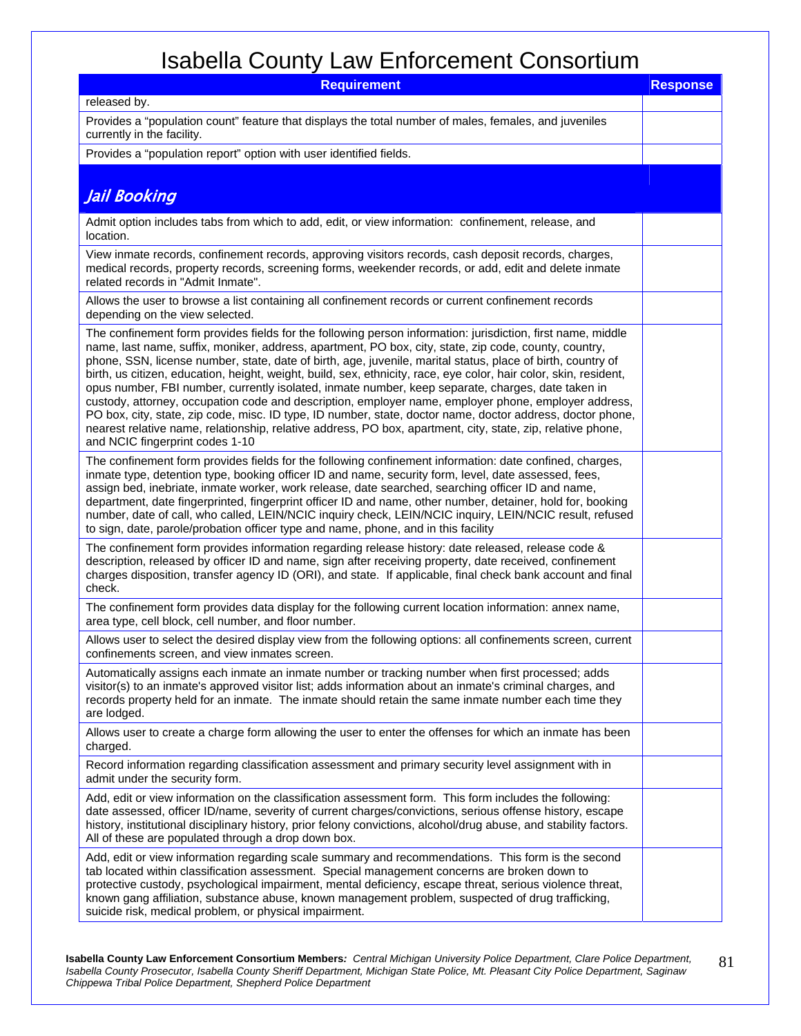# Isabella County Law Enforcement Consortium

| Requirement | Response |
|---|---|
| released by. | |
| Provides a "population count" feature that displays the total number of males, females, and juveniles currently in the facility. | |
| Provides a "population report" option with user identified fields. | |
| ***Jail Booking*** | |
| Admit option includes tabs from which to add, edit, or view information: confinement, release, and location. | |
| View inmate records, confinement records, approving visitors records, cash deposit records, charges, medical records, property records, screening forms, weekender records, or add, edit and delete inmate related records in "Admit Inmate". | |
| Allows the user to browse a list containing all confinement records or current confinement records depending on the view selected. | |
| The confinement form provides fields for the following person information: jurisdiction, first name, middle name, last name, suffix, moniker, address, apartment, PO box, city, state, zip code, county, country, phone, SSN, license number, state, date of birth, age, juvenile, marital status, place of birth, country of birth, us citizen, education, height, weight, build, sex, ethnicity, race, eye color, hair color, skin, resident, opus number, FBI number, currently isolated, inmate number, keep separate, charges, date taken in custody, attorney, occupation code and description, employer name, employer phone, employer address, PO box, city, state, zip code, misc. ID type, ID number, state, doctor name, doctor address, doctor phone, nearest relative name, relationship, relative address, PO box, apartment, city, state, zip, relative phone, and NCIC fingerprint codes 1-10 | |
| The confinement form provides fields for the following confinement information: date confined, charges, inmate type, detention type, booking officer ID and name, security form, level, date assessed, fees, assign bed, inebriate, inmate worker, work release, date searched, searching officer ID and name, department, date fingerprinted, fingerprint officer ID and name, other number, detainer, hold for, booking number, date of call, who called, LEIN/NCIC inquiry check, LEIN/NCIC inquiry, LEIN/NCIC result, refused to sign, date, parole/probation officer type and name, phone, and in this facility | |
| The confinement form provides information regarding release history: date released, release code & description, released by officer ID and name, sign after receiving property, date received, confinement charges disposition, transfer agency ID (ORI), and state. If applicable, final check bank account and final check. | |
| The confinement form provides data display for the following current location information: annex name, area type, cell block, cell number, and floor number. | |
| Allows user to select the desired display view from the following options: all confinements screen, current confinements screen, and view inmates screen. | |
| Automatically assigns each inmate an inmate number or tracking number when first processed; adds visitor(s) to an inmate's approved visitor list; adds information about an inmate's criminal charges, and records property held for an inmate. The inmate should retain the same inmate number each time they are lodged. | |
| Allows user to create a charge form allowing the user to enter the offenses for which an inmate has been charged. | |
| Record information regarding classification assessment and primary security level assignment with in admit under the security form. | |
| Add, edit or view information on the classification assessment form. This form includes the following: date assessed, officer ID/name, severity of current charges/convictions, serious offense history, escape history, institutional disciplinary history, prior felony convictions, alcohol/drug abuse, and stability factors. All of these are populated through a drop down box. | |
| Add, edit or view information regarding scale summary and recommendations. This form is the second tab located within classification assessment. Special management concerns are broken down to protective custody, psychological impairment, mental deficiency, escape threat, serious violence threat, known gang affiliation, substance abuse, known management problem, suspected of drug trafficking, suicide risk, medical problem, or physical impairment. | |

**Isabella County Law Enforcement Consortium Members***: Central Michigan University Police Department, Clare Police Department, Isabella County Prosecutor, Isabella County Sheriff Department, Michigan State Police, Mt. Pleasant City Police Department, Saginaw Chippewa Tribal Police Department, Shepherd Police Department*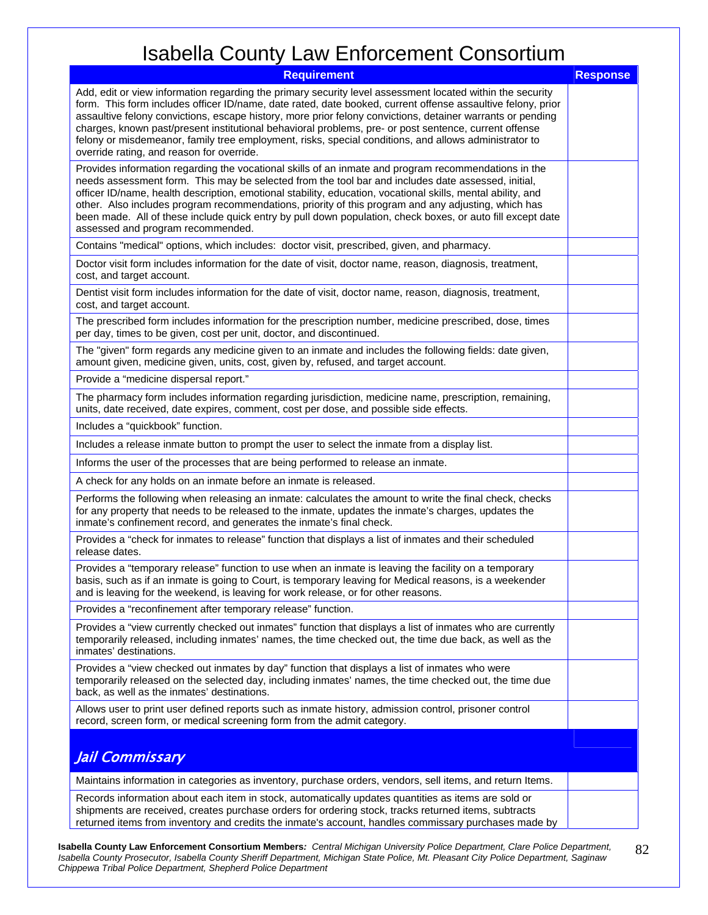# Isabella County Law Enforcement Consortium

| Requirement | Response |
|---|---|
| Add, edit or view information regarding the primary security level assessment located within the security form. This form includes officer ID/name, date rated, date booked, current offense assaultive felony, prior assaultive felony convictions, escape history, more prior felony convictions, detainer warrants or pending charges, known past/present institutional behavioral problems, pre- or post sentence, current offense felony or misdemeanor, family tree employment, risks, special conditions, and allows administrator to override rating, and reason for override. | |
| Provides information regarding the vocational skills of an inmate and program recommendations in the needs assessment form. This may be selected from the tool bar and includes date assessed, initial, officer ID/name, health description, emotional stability, education, vocational skills, mental ability, and other. Also includes program recommendations, priority of this program and any adjusting, which has been made. All of these include quick entry by pull down population, check boxes, or auto fill except date assessed and program recommended. | |
| Contains "medical" options, which includes: doctor visit, prescribed, given, and pharmacy. | |
| Doctor visit form includes information for the date of visit, doctor name, reason, diagnosis, treatment, cost, and target account. | |
| Dentist visit form includes information for the date of visit, doctor name, reason, diagnosis, treatment, cost, and target account. | |
| The prescribed form includes information for the prescription number, medicine prescribed, dose, times per day, times to be given, cost per unit, doctor, and discontinued. | |
| The "given" form regards any medicine given to an inmate and includes the following fields: date given, amount given, medicine given, units, cost, given by, refused, and target account. | |
| Provide a "medicine dispersal report." | |
| The pharmacy form includes information regarding jurisdiction, medicine name, prescription, remaining, units, date received, date expires, comment, cost per dose, and possible side effects. | |
| Includes a "quickbook" function. | |
| Includes a release inmate button to prompt the user to select the inmate from a display list. | |
| Informs the user of the processes that are being performed to release an inmate. | |
| A check for any holds on an inmate before an inmate is released. | |
| Performs the following when releasing an inmate: calculates the amount to write the final check, checks for any property that needs to be released to the inmate, updates the inmate's charges, updates the inmate's confinement record, and generates the inmate's final check. | |
| Provides a "check for inmates to release" function that displays a list of inmates and their scheduled release dates. | |
| Provides a "temporary release" function to use when an inmate is leaving the facility on a temporary basis, such as if an inmate is going to Court, is temporary leaving for Medical reasons, is a weekender and is leaving for the weekend, is leaving for work release, or for other reasons. | |
| Provides a "reconfinement after temporary release" function. | |
| Provides a "view currently checked out inmates" function that displays a list of inmates who are currently temporarily released, including inmates' names, the time checked out, the time due back, as well as the inmates' destinations. | |
| Provides a "view checked out inmates by day" function that displays a list of inmates who were temporarily released on the selected day, including inmates' names, the time checked out, the time due back, as well as the inmates' destinations. | |
| Allows user to print user defined reports such as inmate history, admission control, prisoner control record, screen form, or medical screening form from the admit category. | |
| ***Jail Commissary*** | |
| Maintains information in categories as inventory, purchase orders, vendors, sell items, and return Items. | |
| Records information about each item in stock, automatically updates quantities as items are sold or shipments are received, creates purchase orders for ordering stock, tracks returned items, subtracts returned items from inventory and credits the inmate's account, handles commissary purchases made by | |

**Isabella County Law Enforcement Consortium Members***: Central Michigan University Police Department, Clare Police Department, Isabella County Prosecutor, Isabella County Sheriff Department, Michigan State Police, Mt. Pleasant City Police Department, Saginaw Chippewa Tribal Police Department, Shepherd Police Department*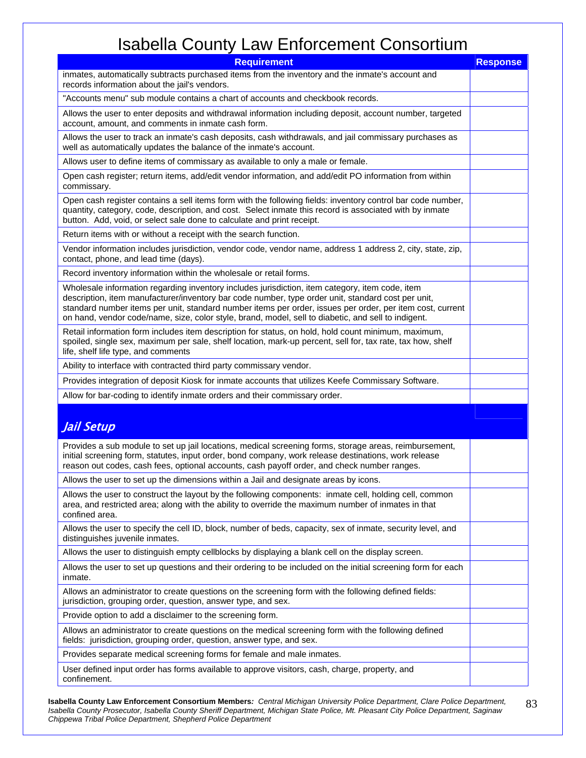# Isabella County Law Enforcement Consortium

| Requirement | Response |
|---|---|
| inmates, automatically subtracts purchased items from the inventory and the inmate's account and records information about the jail's vendors. | |
| "Accounts menu" sub module contains a chart of accounts and checkbook records. | |
| Allows the user to enter deposits and withdrawal information including deposit, account number, targeted account, amount, and comments in inmate cash form. | |
| Allows the user to track an inmate's cash deposits, cash withdrawals, and jail commissary purchases as well as automatically updates the balance of the inmate's account. | |
| Allows user to define items of commissary as available to only a male or female. | |
| Open cash register; return items, add/edit vendor information, and add/edit PO information from within commissary. | |
| Open cash register contains a sell items form with the following fields: inventory control bar code number, quantity, category, code, description, and cost. Select inmate this record is associated with by inmate button. Add, void, or select sale done to calculate and print receipt. | |
| Return items with or without a receipt with the search function. | |
| Vendor information includes jurisdiction, vendor code, vendor name, address 1 address 2, city, state, zip, contact, phone, and lead time (days). | |
| Record inventory information within the wholesale or retail forms. | |
| Wholesale information regarding inventory includes jurisdiction, item category, item code, item description, item manufacturer/inventory bar code number, type order unit, standard cost per unit, standard number items per unit, standard number items per order, issues per order, per item cost, current on hand, vendor code/name, size, color style, brand, model, sell to diabetic, and sell to indigent. | |
| Retail information form includes item description for status, on hold, hold count minimum, maximum, spoiled, single sex, maximum per sale, shelf location, mark-up percent, sell for, tax rate, tax how, shelf life, shelf life type, and comments | |
| Ability to interface with contracted third party commissary vendor. | |
| Provides integration of deposit Kiosk for inmate accounts that utilizes Keefe Commissary Software. | |
| Allow for bar-coding to identify inmate orders and their commissary order. | |
| ***Jail Setup*** | |
| Provides a sub module to set up jail locations, medical screening forms, storage areas, reimbursement, initial screening form, statutes, input order, bond company, work release destinations, work release reason out codes, cash fees, optional accounts, cash payoff order, and check number ranges. | |
| Allows the user to set up the dimensions within a Jail and designate areas by icons. | |
| Allows the user to construct the layout by the following components: inmate cell, holding cell, common area, and restricted area; along with the ability to override the maximum number of inmates in that confined area. | |
| Allows the user to specify the cell ID, block, number of beds, capacity, sex of inmate, security level, and distinguishes juvenile inmates. | |
| Allows the user to distinguish empty cellblocks by displaying a blank cell on the display screen. | |
| Allows the user to set up questions and their ordering to be included on the initial screening form for each inmate. | |
| Allows an administrator to create questions on the screening form with the following defined fields: jurisdiction, grouping order, question, answer type, and sex. | |
| Provide option to add a disclaimer to the screening form. | |
| Allows an administrator to create questions on the medical screening form with the following defined fields: jurisdiction, grouping order, question, answer type, and sex. | |
| Provides separate medical screening forms for female and male inmates. | |
| User defined input order has forms available to approve visitors, cash, charge, property, and confinement. | |

**Isabella County Law Enforcement Consortium Members***: Central Michigan University Police Department, Clare Police Department, Isabella County Prosecutor, Isabella County Sheriff Department, Michigan State Police, Mt. Pleasant City Police Department, Saginaw Chippewa Tribal Police Department, Shepherd Police Department*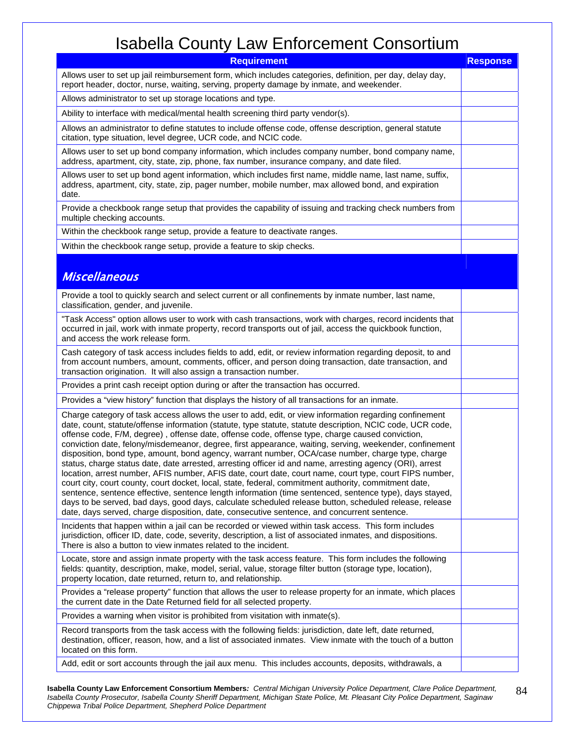# Isabella County Law Enforcement Consortium

| Requirement | Response |
|---|---|
| Allows user to set up jail reimbursement form, which includes categories, definition, per day, delay day, report header, doctor, nurse, waiting, serving, property damage by inmate, and weekender. | |
| Allows administrator to set up storage locations and type. | |
| Ability to interface with medical/mental health screening third party vendor(s). | |
| Allows an administrator to define statutes to include offense code, offense description, general statute citation, type situation, level degree, UCR code, and NCIC code. | |
| Allows user to set up bond company information, which includes company number, bond company name, address, apartment, city, state, zip, phone, fax number, insurance company, and date filed. | |
| Allows user to set up bond agent information, which includes first name, middle name, last name, suffix, address, apartment, city, state, zip, pager number, mobile number, max allowed bond, and expiration date. | |
| Provide a checkbook range setup that provides the capability of issuing and tracking check numbers from multiple checking accounts. | |
| Within the checkbook range setup, provide a feature to deactivate ranges. | |
| Within the checkbook range setup, provide a feature to skip checks. | |
| ***Miscellaneous*** | |
| Provide a tool to quickly search and select current or all confinements by inmate number, last name, classification, gender, and juvenile. | |
| "Task Access" option allows user to work with cash transactions, work with charges, record incidents that occurred in jail, work with inmate property, record transports out of jail, access the quickbook function, and access the work release form. | |
| Cash category of task access includes fields to add, edit, or review information regarding deposit, to and from account numbers, amount, comments, officer, and person doing transaction, date transaction, and transaction origination. It will also assign a transaction number. | |
| Provides a print cash receipt option during or after the transaction has occurred. | |
| Provides a "view history" function that displays the history of all transactions for an inmate. | |
| Charge category of task access allows the user to add, edit, or view information regarding confinement date, count, statute/offense information (statute, type statute, statute description, NCIC code, UCR code, offense code, F/M, degree) , offense date, offense code, offense type, charge caused conviction, conviction date, felony/misdemeanor, degree, first appearance, waiting, serving, weekender, confinement disposition, bond type, amount, bond agency, warrant number, OCA/case number, charge type, charge status, charge status date, date arrested, arresting officer id and name, arresting agency (ORI), arrest location, arrest number, AFIS number, AFIS date, court date, court name, court type, court FIPS number, court city, court county, court docket, local, state, federal, commitment authority, commitment date, sentence, sentence effective, sentence length information (time sentenced, sentence type), days stayed, days to be served, bad days, good days, calculate scheduled release button, scheduled release, release date, days served, charge disposition, date, consecutive sentence, and concurrent sentence. | |
| Incidents that happen within a jail can be recorded or viewed within task access. This form includes jurisdiction, officer ID, date, code, severity, description, a list of associated inmates, and dispositions. There is also a button to view inmates related to the incident. | |
| Locate, store and assign inmate property with the task access feature. This form includes the following fields: quantity, description, make, model, serial, value, storage filter button (storage type, location), property location, date returned, return to, and relationship. | |
| Provides a "release property" function that allows the user to release property for an inmate, which places the current date in the Date Returned field for all selected property. | |
| Provides a warning when visitor is prohibited from visitation with inmate(s). | |
| Record transports from the task access with the following fields: jurisdiction, date left, date returned, destination, officer, reason, how, and a list of associated inmates. View inmate with the touch of a button located on this form. | |
| Add, edit or sort accounts through the jail aux menu. This includes accounts, deposits, withdrawals, a | |

**Isabella County Law Enforcement Consortium Members***: Central Michigan University Police Department, Clare Police Department, Isabella County Prosecutor, Isabella County Sheriff Department, Michigan State Police, Mt. Pleasant City Police Department, Saginaw Chippewa Tribal Police Department, Shepherd Police Department*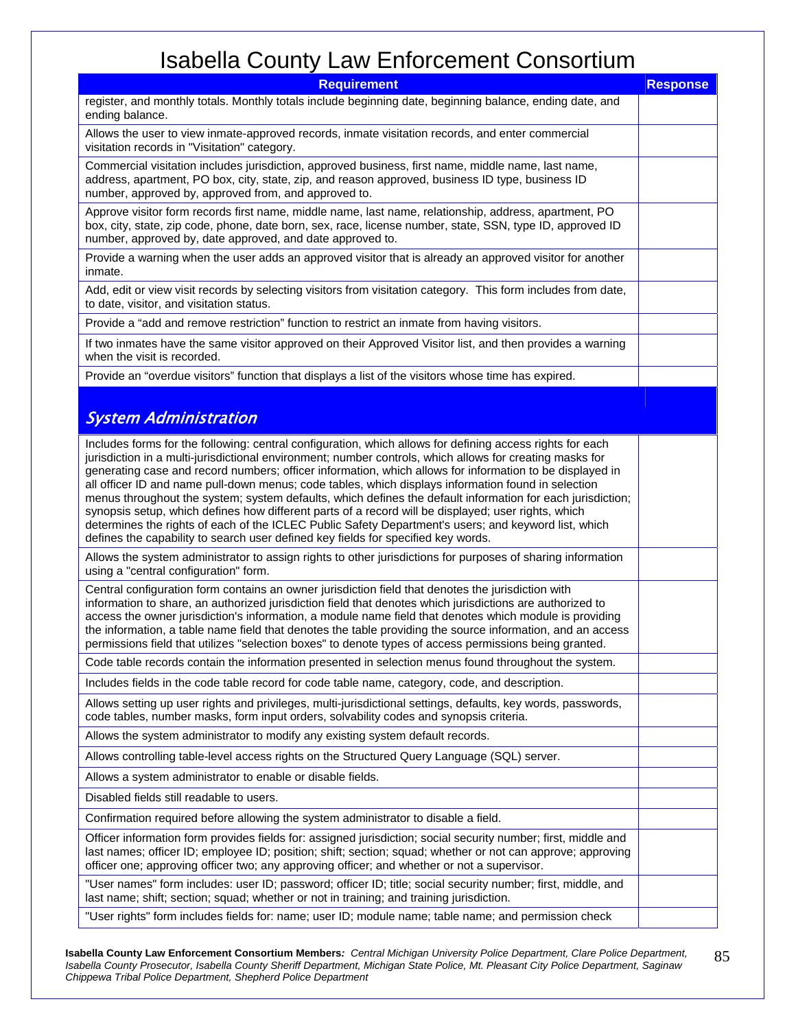# Isabella County Law Enforcement Consortium

| Requirement | Response |
|---|---|
| register, and monthly totals. Monthly totals include beginning date, beginning balance, ending date, and ending balance. | |
| Allows the user to view inmate-approved records, inmate visitation records, and enter commercial visitation records in "Visitation" category. | |
| Commercial visitation includes jurisdiction, approved business, first name, middle name, last name, address, apartment, PO box, city, state, zip, and reason approved, business ID type, business ID number, approved by, approved from, and approved to. | |
| Approve visitor form records first name, middle name, last name, relationship, address, apartment, PO box, city, state, zip code, phone, date born, sex, race, license number, state, SSN, type ID, approved ID number, approved by, date approved, and date approved to. | |
| Provide a warning when the user adds an approved visitor that is already an approved visitor for another inmate. | |
| Add, edit or view visit records by selecting visitors from visitation category. This form includes from date, to date, visitor, and visitation status. | |
| Provide a "add and remove restriction" function to restrict an inmate from having visitors. | |
| If two inmates have the same visitor approved on their Approved Visitor list, and then provides a warning when the visit is recorded. | |
| Provide an "overdue visitors" function that displays a list of the visitors whose time has expired. | |
| ***System Administration*** | |
| Includes forms for the following: central configuration, which allows for defining access rights for each jurisdiction in a multi-jurisdictional environment; number controls, which allows for creating masks for generating case and record numbers; officer information, which allows for information to be displayed in all officer ID and name pull-down menus; code tables, which displays information found in selection menus throughout the system; system defaults, which defines the default information for each jurisdiction; synopsis setup, which defines how different parts of a record will be displayed; user rights, which determines the rights of each of the ICLEC Public Safety Department's users; and keyword list, which defines the capability to search user defined key fields for specified key words. | |
| Allows the system administrator to assign rights to other jurisdictions for purposes of sharing information using a "central configuration" form. | |
| Central configuration form contains an owner jurisdiction field that denotes the jurisdiction with information to share, an authorized jurisdiction field that denotes which jurisdictions are authorized to access the owner jurisdiction's information, a module name field that denotes which module is providing the information, a table name field that denotes the table providing the source information, and an access permissions field that utilizes "selection boxes" to denote types of access permissions being granted. | |
| Code table records contain the information presented in selection menus found throughout the system. | |
| Includes fields in the code table record for code table name, category, code, and description. | |
| Allows setting up user rights and privileges, multi-jurisdictional settings, defaults, key words, passwords, code tables, number masks, form input orders, solvability codes and synopsis criteria. | |
| Allows the system administrator to modify any existing system default records. | |
| Allows controlling table-level access rights on the Structured Query Language (SQL) server. | |
| Allows a system administrator to enable or disable fields. | |
| Disabled fields still readable to users. | |
| Confirmation required before allowing the system administrator to disable a field. | |
| Officer information form provides fields for: assigned jurisdiction; social security number; first, middle and last names; officer ID; employee ID; position; shift; section; squad; whether or not can approve; approving officer one; approving officer two; any approving officer; and whether or not a supervisor. | |
| "User names" form includes: user ID; password; officer ID; title; social security number; first, middle, and last name; shift; section; squad; whether or not in training; and training jurisdiction. | |
| "User rights" form includes fields for: name; user ID; module name; table name; and permission check | |

**Isabella County Law Enforcement Consortium Members***: Central Michigan University Police Department, Clare Police Department, Isabella County Prosecutor, Isabella County Sheriff Department, Michigan State Police, Mt. Pleasant City Police Department, Saginaw Chippewa Tribal Police Department, Shepherd Police Department*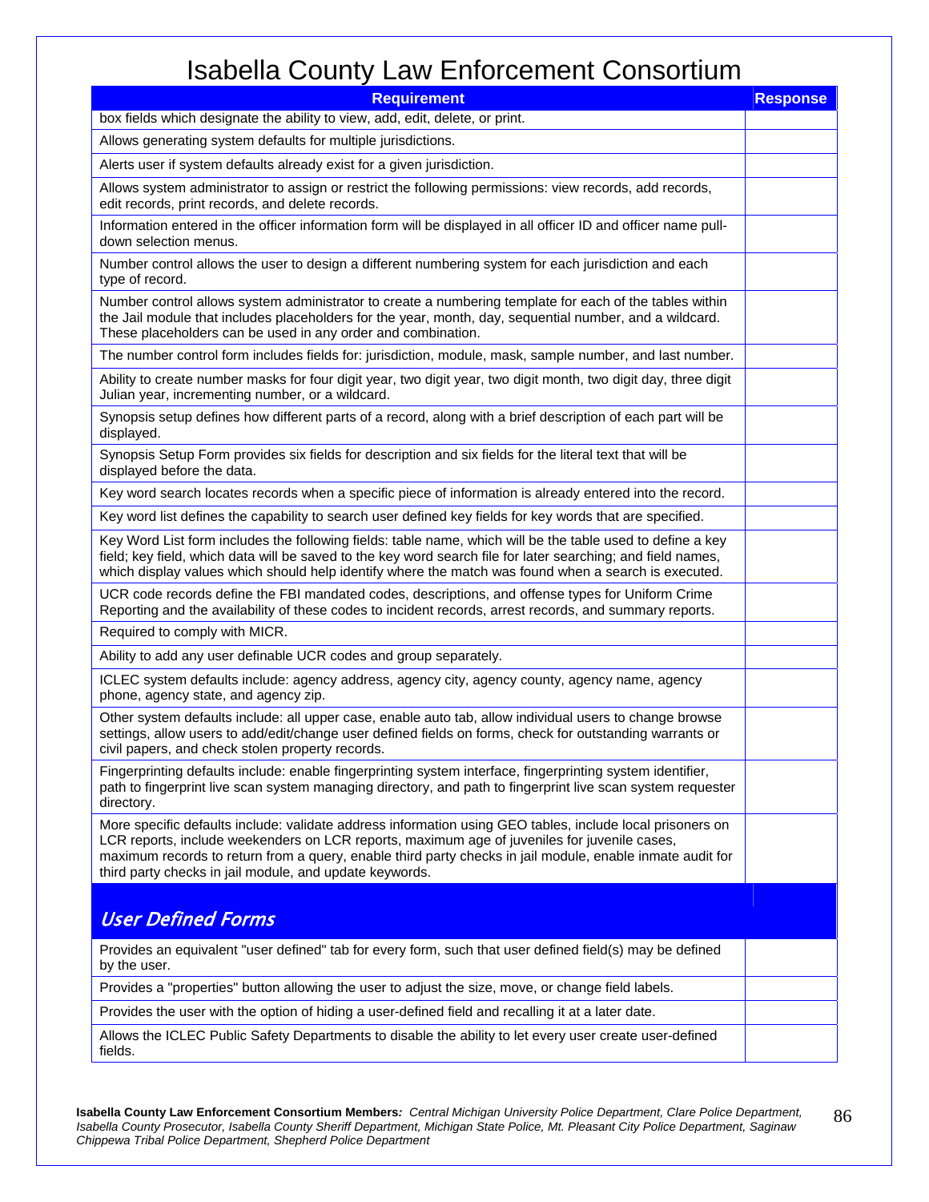# Isabella County Law Enforcement Consortium

| Requirement | Response |
|---|---|
| box fields which designate the ability to view, add, edit, delete, or print. | |
| Allows generating system defaults for multiple jurisdictions. | |
| Alerts user if system defaults already exist for a given jurisdiction. | |
| Allows system administrator to assign or restrict the following permissions: view records, add records, edit records, print records, and delete records. | |
| Information entered in the officer information form will be displayed in all officer ID and officer name pull-down selection menus. | |
| Number control allows the user to design a different numbering system for each jurisdiction and each type of record. | |
| Number control allows system administrator to create a numbering template for each of the tables within the Jail module that includes placeholders for the year, month, day, sequential number, and a wildcard. These placeholders can be used in any order and combination. | |
| The number control form includes fields for: jurisdiction, module, mask, sample number, and last number. | |
| Ability to create number masks for four digit year, two digit year, two digit month, two digit day, three digit Julian year, incrementing number, or a wildcard. | |
| Synopsis setup defines how different parts of a record, along with a brief description of each part will be displayed. | |
| Synopsis Setup Form provides six fields for description and six fields for the literal text that will be displayed before the data. | |
| Key word search locates records when a specific piece of information is already entered into the record. | |
| Key word list defines the capability to search user defined key fields for key words that are specified. | |
| Key Word List form includes the following fields: table name, which will be the table used to define a key field; key field, which data will be saved to the key word search file for later searching; and field names, which display values which should help identify where the match was found when a search is executed. | |
| UCR code records define the FBI mandated codes, descriptions, and offense types for Uniform Crime Reporting and the availability of these codes to incident records, arrest records, and summary reports. | |
| Required to comply with MICR. | |
| Ability to add any user definable UCR codes and group separately. | |
| ICLEC system defaults include: agency address, agency city, agency county, agency name, agency phone, agency state, and agency zip. | |
| Other system defaults include: all upper case, enable auto tab, allow individual users to change browse settings, allow users to add/edit/change user defined fields on forms, check for outstanding warrants or civil papers, and check stolen property records. | |
| Fingerprinting defaults include: enable fingerprinting system interface, fingerprinting system identifier, path to fingerprint live scan system managing directory, and path to fingerprint live scan system requester directory. | |
| More specific defaults include: validate address information using GEO tables, include local prisoners on LCR reports, include weekenders on LCR reports, maximum age of juveniles for juvenile cases, maximum records to return from a query, enable third party checks in jail module, enable inmate audit for third party checks in jail module, and update keywords. | |
| ***User Defined Forms*** | |
| Provides an equivalent "user defined" tab for every form, such that user defined field(s) may be defined by the user. | |
| Provides a "properties" button allowing the user to adjust the size, move, or change field labels. | |
| Provides the user with the option of hiding a user-defined field and recalling it at a later date. | |
| Allows the ICLEC Public Safety Departments to disable the ability to let every user create user-defined fields. | |

**Isabella County Law Enforcement Consortium Members***:* *Central Michigan University Police Department, Clare Police Department, Isabella County Prosecutor, Isabella County Sheriff Department, Michigan State Police, Mt. Pleasant City Police Department, Saginaw Chippewa Tribal Police Department, Shepherd Police Department*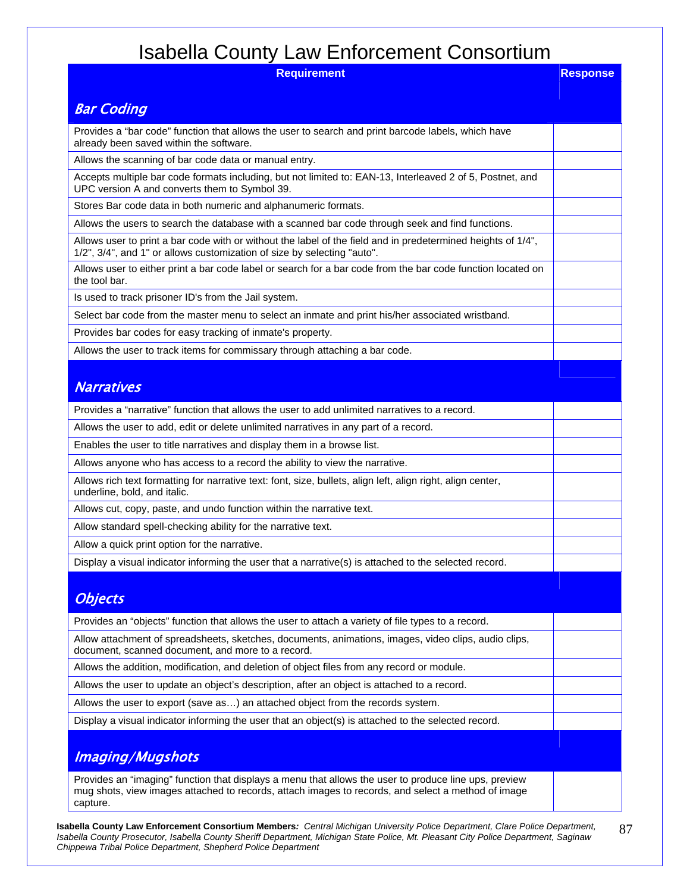# Isabella County Law Enforcement Consortium

| Requirement | Response |
|---|---|
| ***Bar Coding*** | |
| Provides a "bar code" function that allows the user to search and print barcode labels, which have already been saved within the software. | |
| Allows the scanning of bar code data or manual entry. | |
| Accepts multiple bar code formats including, but not limited to: EAN-13, Interleaved 2 of 5, Postnet, and UPC version A and converts them to Symbol 39. | |
| Stores Bar code data in both numeric and alphanumeric formats. | |
| Allows the users to search the database with a scanned bar code through seek and find functions. | |
| Allows user to print a bar code with or without the label of the field and in predetermined heights of 1/4", 1/2", 3/4", and 1" or allows customization of size by selecting "auto". | |
| Allows user to either print a bar code label or search for a bar code from the bar code function located on the tool bar. | |
| Is used to track prisoner ID's from the Jail system. | |
| Select bar code from the master menu to select an inmate and print his/her associated wristband. | |
| Provides bar codes for easy tracking of inmate's property. | |
| Allows the user to track items for commissary through attaching a bar code. | |
| ***Narratives*** | |
| Provides a "narrative" function that allows the user to add unlimited narratives to a record. | |
| Allows the user to add, edit or delete unlimited narratives in any part of a record. | |
| Enables the user to title narratives and display them in a browse list. | |
| Allows anyone who has access to a record the ability to view the narrative. | |
| Allows rich text formatting for narrative text: font, size, bullets, align left, align right, align center, underline, bold, and italic. | |
| Allows cut, copy, paste, and undo function within the narrative text. | |
| Allow standard spell-checking ability for the narrative text. | |
| Allow a quick print option for the narrative. | |
| Display a visual indicator informing the user that a narrative(s) is attached to the selected record. | |
| ***Objects*** | |
| Provides an "objects" function that allows the user to attach a variety of file types to a record. | |
| Allow attachment of spreadsheets, sketches, documents, animations, images, video clips, audio clips, document, scanned document, and more to a record. | |
| Allows the addition, modification, and deletion of object files from any record or module. | |
| Allows the user to update an object's description, after an object is attached to a record. | |
| Allows the user to export (save as…) an attached object from the records system. | |
| Display a visual indicator informing the user that an object(s) is attached to the selected record. | |
| ***Imaging/Mugshots*** | |
| Provides an "imaging" function that displays a menu that allows the user to produce line ups, preview mug shots, view images attached to records, attach images to records, and select a method of image capture. | |

**Isabella County Law Enforcement Consortium Members***: Central Michigan University Police Department, Clare Police Department, Isabella County Prosecutor, Isabella County Sheriff Department, Michigan State Police, Mt. Pleasant City Police Department, Saginaw Chippewa Tribal Police Department, Shepherd Police Department*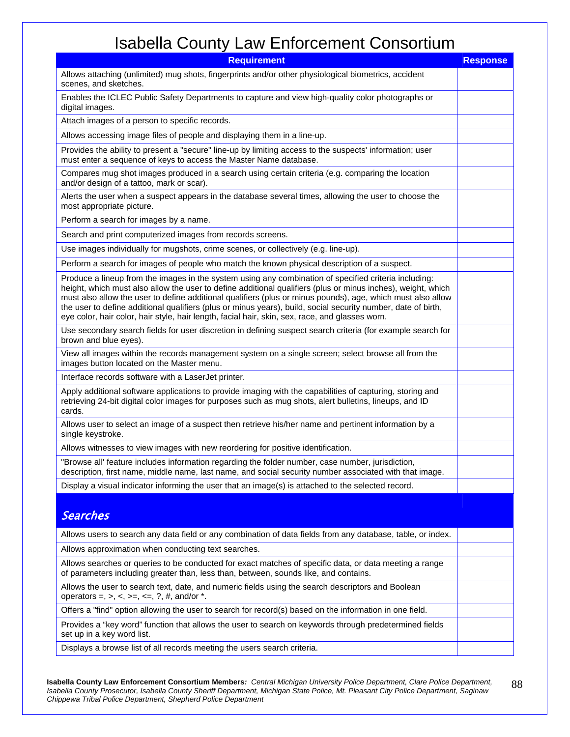# Isabella County Law Enforcement Consortium

| Requirement | Response |
|---|---|
| Allows attaching (unlimited) mug shots, fingerprints and/or other physiological biometrics, accident scenes, and sketches. | |
| Enables the ICLEC Public Safety Departments to capture and view high-quality color photographs or digital images. | |
| Attach images of a person to specific records. | |
| Allows accessing image files of people and displaying them in a line-up. | |
| Provides the ability to present a "secure" line-up by limiting access to the suspects' information; user must enter a sequence of keys to access the Master Name database. | |
| Compares mug shot images produced in a search using certain criteria (e.g. comparing the location and/or design of a tattoo, mark or scar). | |
| Alerts the user when a suspect appears in the database several times, allowing the user to choose the most appropriate picture. | |
| Perform a search for images by a name. | |
| Search and print computerized images from records screens. | |
| Use images individually for mugshots, crime scenes, or collectively (e.g. line-up). | |
| Perform a search for images of people who match the known physical description of a suspect. | |
| Produce a lineup from the images in the system using any combination of specified criteria including: height, which must also allow the user to define additional qualifiers (plus or minus inches), weight, which must also allow the user to define additional qualifiers (plus or minus pounds), age, which must also allow the user to define additional qualifiers (plus or minus years), build, social security number, date of birth, eye color, hair color, hair style, hair length, facial hair, skin, sex, race, and glasses worn. | |
| Use secondary search fields for user discretion in defining suspect search criteria (for example search for brown and blue eyes). | |
| View all images within the records management system on a single screen; select browse all from the images button located on the Master menu. | |
| Interface records software with a LaserJet printer. | |
| Apply additional software applications to provide imaging with the capabilities of capturing, storing and retrieving 24-bit digital color images for purposes such as mug shots, alert bulletins, lineups, and ID cards. | |
| Allows user to select an image of a suspect then retrieve his/her name and pertinent information by a single keystroke. | |
| Allows witnesses to view images with new reordering for positive identification. | |
| "Browse all' feature includes information regarding the folder number, case number, jurisdiction, description, first name, middle name, last name, and social security number associated with that image. | |
| Display a visual indicator informing the user that an image(s) is attached to the selected record. | |
| ***Searches*** | |
| Allows users to search any data field or any combination of data fields from any database, table, or index. | |
| Allows approximation when conducting text searches. | |
| Allows searches or queries to be conducted for exact matches of specific data, or data meeting a range of parameters including greater than, less than, between, sounds like, and contains. | |
| Allows the user to search text, date, and numeric fields using the search descriptors and Boolean operators =, >, <, >=, <=, ?, #, and/or *. | |
| Offers a "find" option allowing the user to search for record(s) based on the information in one field. | |
| Provides a "key word" function that allows the user to search on keywords through predetermined fields set up in a key word list. | |
| Displays a browse list of all records meeting the users search criteria. | |

**Isabella County Law Enforcement Consortium Members***: Central Michigan University Police Department, Clare Police Department, Isabella County Prosecutor, Isabella County Sheriff Department, Michigan State Police, Mt. Pleasant City Police Department, Saginaw Chippewa Tribal Police Department, Shepherd Police Department*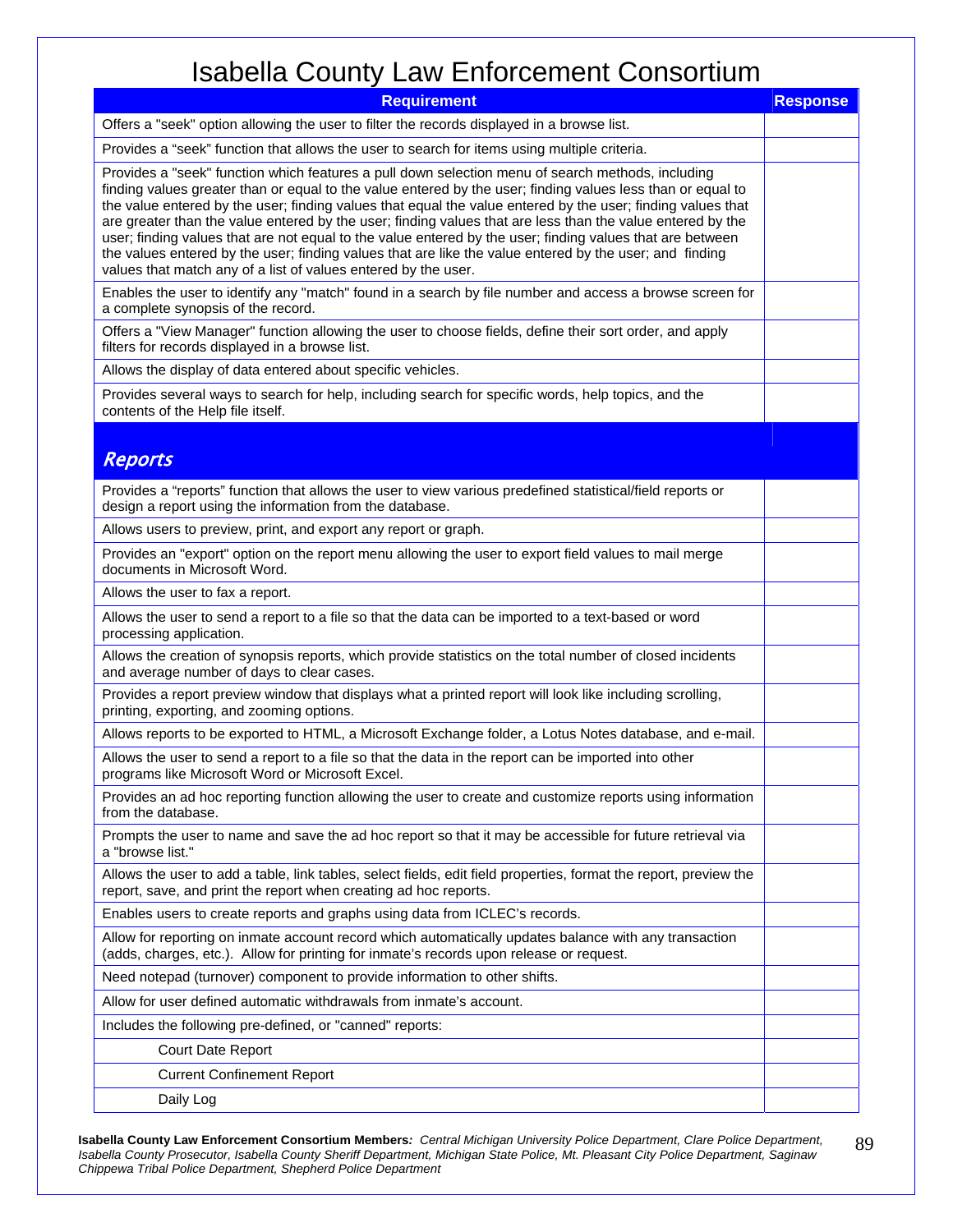# Isabella County Law Enforcement Consortium

| Requirement | Response |
|---|---|
| Offers a "seek" option allowing the user to filter the records displayed in a browse list. | |
| Provides a "seek" function that allows the user to search for items using multiple criteria. | |
| Provides a "seek" function which features a pull down selection menu of search methods, including finding values greater than or equal to the value entered by the user; finding values less than or equal to the value entered by the user; finding values that equal the value entered by the user; finding values that are greater than the value entered by the user; finding values that are less than the value entered by the user; finding values that are not equal to the value entered by the user; finding values that are between the values entered by the user; finding values that are like the value entered by the user; and finding values that match any of a list of values entered by the user. | |
| Enables the user to identify any "match" found in a search by file number and access a browse screen for a complete synopsis of the record. | |
| Offers a "View Manager" function allowing the user to choose fields, define their sort order, and apply filters for records displayed in a browse list. | |
| Allows the display of data entered about specific vehicles. | |
| Provides several ways to search for help, including search for specific words, help topics, and the contents of the Help file itself. | |
| ***Reports*** | |
| Provides a "reports" function that allows the user to view various predefined statistical/field reports or design a report using the information from the database. | |
| Allows users to preview, print, and export any report or graph. | |
| Provides an "export" option on the report menu allowing the user to export field values to mail merge documents in Microsoft Word. | |
| Allows the user to fax a report. | |
| Allows the user to send a report to a file so that the data can be imported to a text-based or word processing application. | |
| Allows the creation of synopsis reports, which provide statistics on the total number of closed incidents and average number of days to clear cases. | |
| Provides a report preview window that displays what a printed report will look like including scrolling, printing, exporting, and zooming options. | |
| Allows reports to be exported to HTML, a Microsoft Exchange folder, a Lotus Notes database, and e-mail. | |
| Allows the user to send a report to a file so that the data in the report can be imported into other programs like Microsoft Word or Microsoft Excel. | |
| Provides an ad hoc reporting function allowing the user to create and customize reports using information from the database. | |
| Prompts the user to name and save the ad hoc report so that it may be accessible for future retrieval via a "browse list." | |
| Allows the user to add a table, link tables, select fields, edit field properties, format the report, preview the report, save, and print the report when creating ad hoc reports. | |
| Enables users to create reports and graphs using data from ICLEC's records. | |
| Allow for reporting on inmate account record which automatically updates balance with any transaction (adds, charges, etc.). Allow for printing for inmate's records upon release or request. | |
| Need notepad (turnover) component to provide information to other shifts. | |
| Allow for user defined automatic withdrawals from inmate's account. | |
| Includes the following pre-defined, or "canned" reports: | |
| Court Date Report | |
| Current Confinement Report | |
| Daily Log | |

**Isabella County Law Enforcement Consortium Members***: Central Michigan University Police Department, Clare Police Department, Isabella County Prosecutor, Isabella County Sheriff Department, Michigan State Police, Mt. Pleasant City Police Department, Saginaw Chippewa Tribal Police Department, Shepherd Police Department*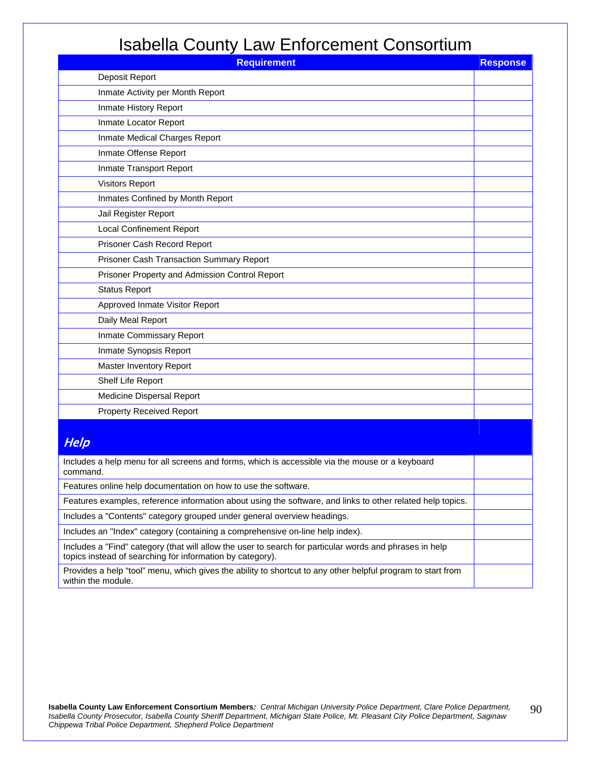# Isabella County Law Enforcement Consortium

| Requirement | Response |
|---|---|
| Deposit Report | |
| Inmate Activity per Month Report | |
| Inmate History Report | |
| Inmate Locator Report | |
| Inmate Medical Charges Report | |
| Inmate Offense Report | |
| Inmate Transport Report | |
| Visitors Report | |
| Inmates Confined by Month Report | |
| Jail Register Report | |
| Local Confinement Report | |
| Prisoner Cash Record Report | |
| Prisoner Cash Transaction Summary Report | |
| Prisoner Property and Admission Control Report | |
| Status Report | |
| Approved Inmate Visitor Report | |
| Daily Meal Report | |
| Inmate Commissary Report | |
| Inmate Synopsis Report | |
| Master Inventory Report | |
| Shelf Life Report | |
| Medicine Dispersal Report | |
| Property Received Report | |
| ***Help*** | |
| Includes a help menu for all screens and forms, which is accessible via the mouse or a keyboard command. | |
| Features online help documentation on how to use the software. | |
| Features examples, reference information about using the software, and links to other related help topics. | |
| Includes a "Contents" category grouped under general overview headings. | |
| Includes an "Index" category (containing a comprehensive on-line help index). | |
| Includes a "Find" category (that will allow the user to search for particular words and phrases in help topics instead of searching for information by category). | |
| Provides a help "tool" menu, which gives the ability to shortcut to any other helpful program to start from within the module. | |

**Isabella County Law Enforcement Consortium Members***: Central Michigan University Police Department, Clare Police Department, Isabella County Prosecutor, Isabella County Sheriff Department, Michigan State Police, Mt. Pleasant City Police Department, Saginaw Chippewa Tribal Police Department, Shepherd Police Department*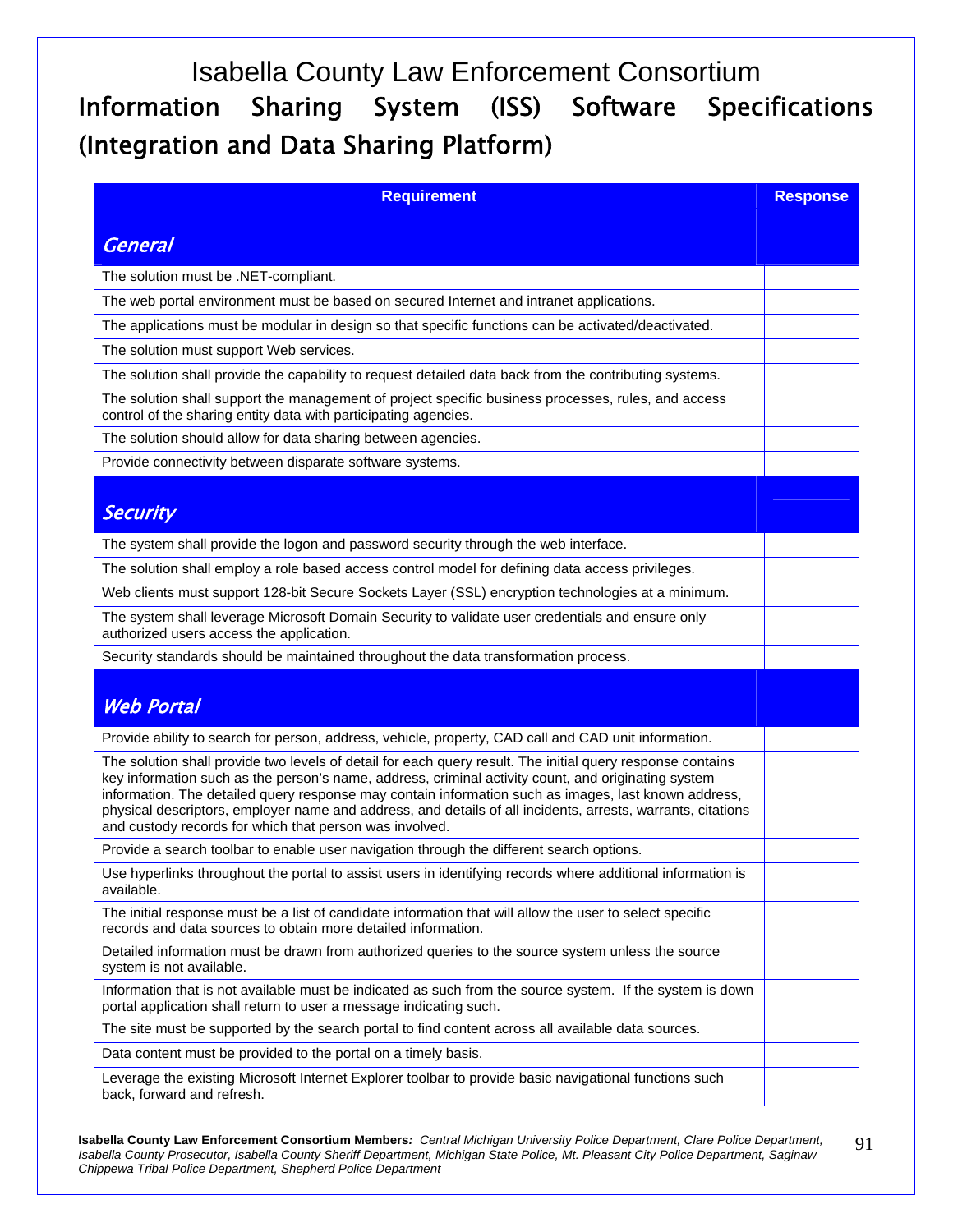# Isabella County Law Enforcement Consortium

## Information Sharing System (ISS) Software Specifications (Integration and Data Sharing Platform)

| Requirement | Response |
|---|---|
| ***General*** | |
| The solution must be .NET-compliant. | |
| The web portal environment must be based on secured Internet and intranet applications. | |
| The applications must be modular in design so that specific functions can be activated/deactivated. | |
| The solution must support Web services. | |
| The solution shall provide the capability to request detailed data back from the contributing systems. | |
| The solution shall support the management of project specific business processes, rules, and access control of the sharing entity data with participating agencies. | |
| The solution should allow for data sharing between agencies. | |
| Provide connectivity between disparate software systems. | |
| ***Security*** | |
| The system shall provide the logon and password security through the web interface. | |
| The solution shall employ a role based access control model for defining data access privileges. | |
| Web clients must support 128-bit Secure Sockets Layer (SSL) encryption technologies at a minimum. | |
| The system shall leverage Microsoft Domain Security to validate user credentials and ensure only authorized users access the application. | |
| Security standards should be maintained throughout the data transformation process. | |
| ***Web Portal*** | |
| Provide ability to search for person, address, vehicle, property, CAD call and CAD unit information. | |
| The solution shall provide two levels of detail for each query result. The initial query response contains key information such as the person's name, address, criminal activity count, and originating system information. The detailed query response may contain information such as images, last known address, physical descriptors, employer name and address, and details of all incidents, arrests, warrants, citations and custody records for which that person was involved. | |
| Provide a search toolbar to enable user navigation through the different search options. | |
| Use hyperlinks throughout the portal to assist users in identifying records where additional information is available. | |
| The initial response must be a list of candidate information that will allow the user to select specific records and data sources to obtain more detailed information. | |
| Detailed information must be drawn from authorized queries to the source system unless the source system is not available. | |
| Information that is not available must be indicated as such from the source system. If the system is down portal application shall return to user a message indicating such. | |
| The site must be supported by the search portal to find content across all available data sources. | |
| Data content must be provided to the portal on a timely basis. | |
| Leverage the existing Microsoft Internet Explorer toolbar to provide basic navigational functions such back, forward and refresh. | |

**Isabella County Law Enforcement Consortium Members***: Central Michigan University Police Department, Clare Police Department, Isabella County Prosecutor, Isabella County Sheriff Department, Michigan State Police, Mt. Pleasant City Police Department, Saginaw Chippewa Tribal Police Department, Shepherd Police Department*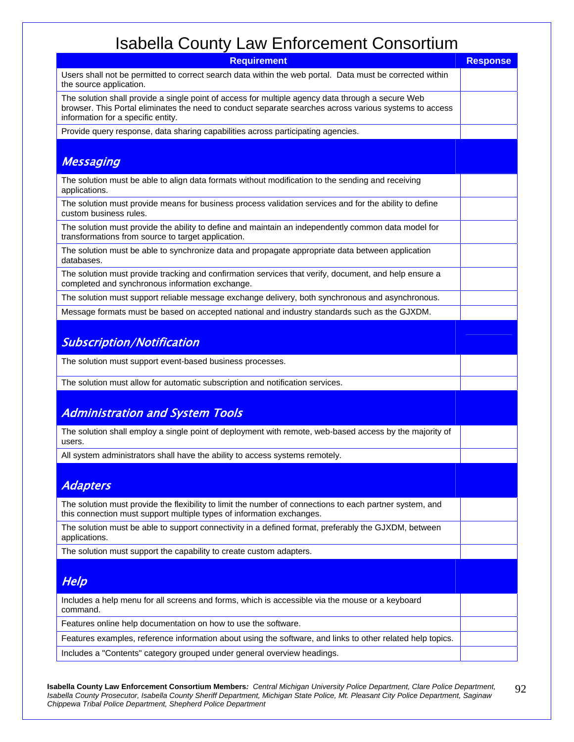# Isabella County Law Enforcement Consortium

| Requirement | Response |
|---|---|
| Users shall not be permitted to correct search data within the web portal. Data must be corrected within the source application. | |
| The solution shall provide a single point of access for multiple agency data through a secure Web browser. This Portal eliminates the need to conduct separate searches across various systems to access information for a specific entity. | |
| Provide query response, data sharing capabilities across participating agencies. | |
| ***Messaging*** | |
| The solution must be able to align data formats without modification to the sending and receiving applications. | |
| The solution must provide means for business process validation services and for the ability to define custom business rules. | |
| The solution must provide the ability to define and maintain an independently common data model for transformations from source to target application. | |
| The solution must be able to synchronize data and propagate appropriate data between application databases. | |
| The solution must provide tracking and confirmation services that verify, document, and help ensure a completed and synchronous information exchange. | |
| The solution must support reliable message exchange delivery, both synchronous and asynchronous. | |
| Message formats must be based on accepted national and industry standards such as the GJXDM. | |
| ***Subscription/Notification*** | |
| The solution must support event-based business processes. | |
| The solution must allow for automatic subscription and notification services. | |
| ***Administration and System Tools*** | |
| The solution shall employ a single point of deployment with remote, web-based access by the majority of users. | |
| All system administrators shall have the ability to access systems remotely. | |
| ***Adapters*** | |
| The solution must provide the flexibility to limit the number of connections to each partner system, and this connection must support multiple types of information exchanges. | |
| The solution must be able to support connectivity in a defined format, preferably the GJXDM, between applications. | |
| The solution must support the capability to create custom adapters. | |
| ***Help*** | |
| Includes a help menu for all screens and forms, which is accessible via the mouse or a keyboard command. | |
| Features online help documentation on how to use the software. | |
| Features examples, reference information about using the software, and links to other related help topics. | |
| Includes a "Contents" category grouped under general overview headings. | |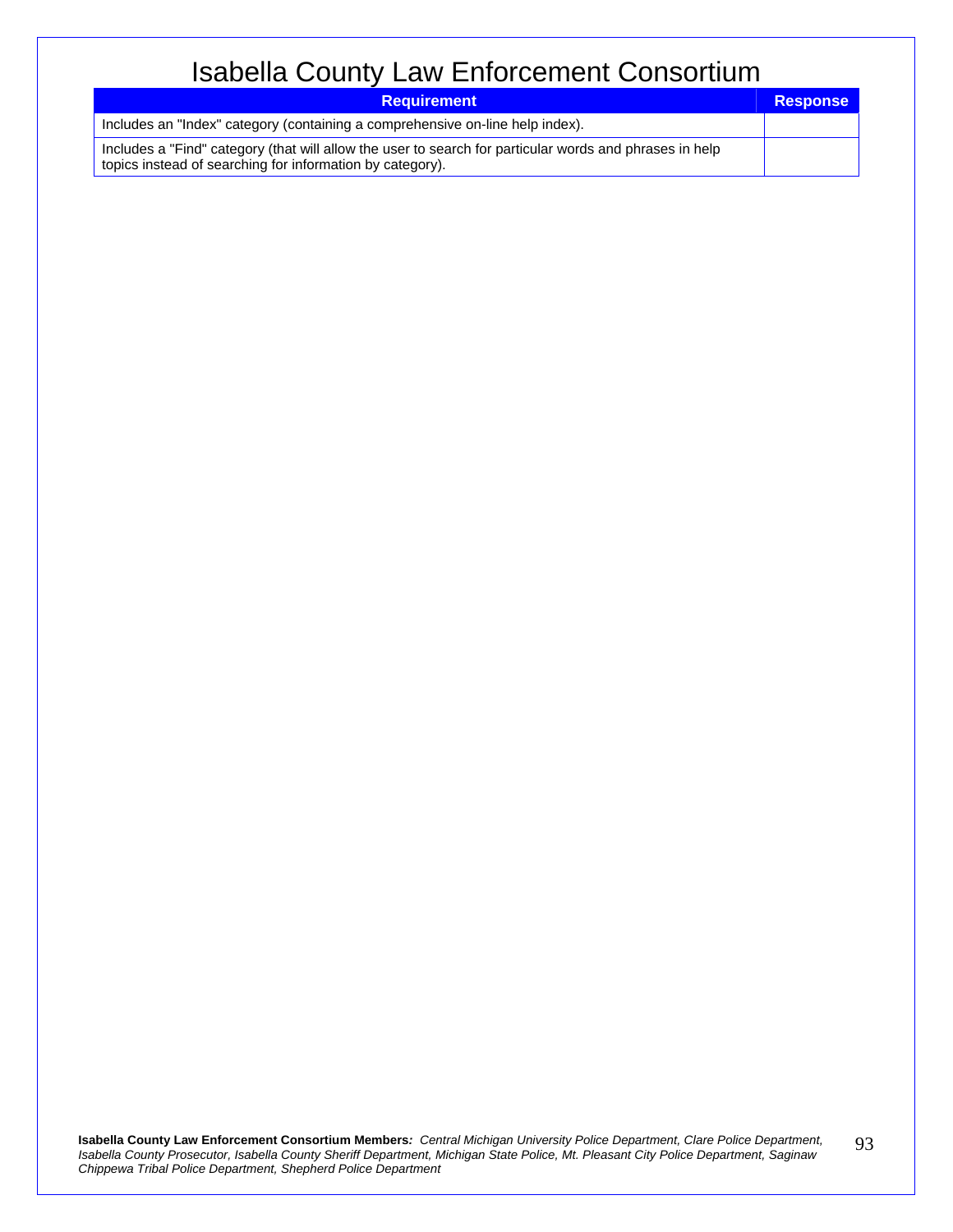# Isabella County Law Enforcement Consortium

| Requirement | Response |
| --- | --- |
| Includes an "Index" category (containing a comprehensive on-line help index). | |
| Includes a "Find" category (that will allow the user to search for particular words and phrases in help topics instead of searching for information by category). | |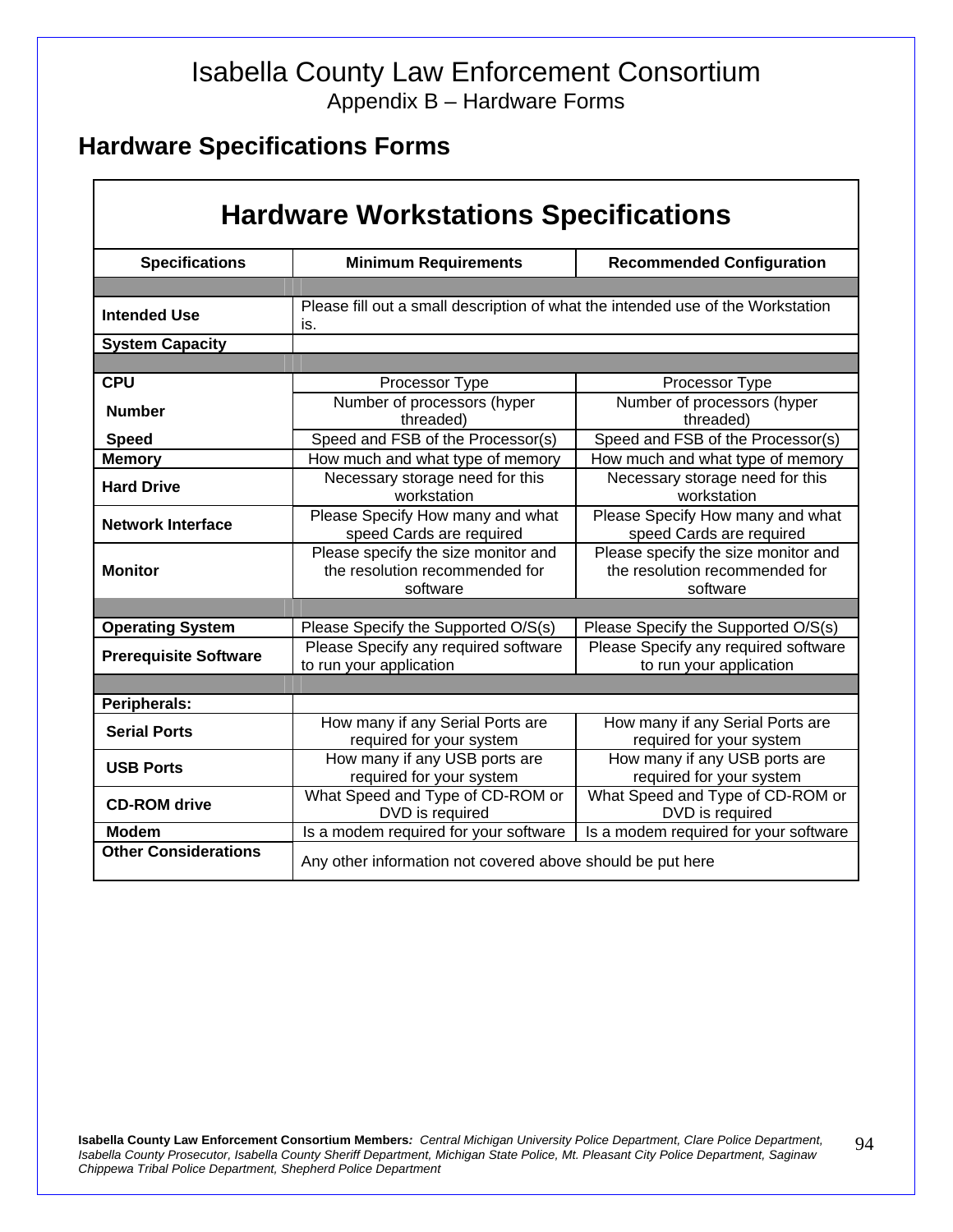# Isabella County Law Enforcement Consortium

Appendix B – Hardware Forms

## Hardware Specifications Forms

| Hardware Workstations Specifications | | |
|---|---|---|
| **Specifications** | **Minimum Requirements** | **Recommended Configuration** |
| | | |
| **Intended Use** | Please fill out a small description of what the intended use of the Workstation is. | |
| **System Capacity** | | |
| | | |
| **CPU** | Processor Type | Processor Type |
| **Number** | Number of processors (hyper threaded) | Number of processors (hyper threaded) |
| **Speed** | Speed and FSB of the Processor(s) | Speed and FSB of the Processor(s) |
| **Memory** | How much and what type of memory | How much and what type of memory |
| **Hard Drive** | Necessary storage need for this workstation | Necessary storage need for this workstation |
| **Network Interface** | Please Specify How many and what speed Cards are required | Please Specify How many and what speed Cards are required |
| **Monitor** | Please specify the size monitor and the resolution recommended for software | Please specify the size monitor and the resolution recommended for software |
| | | |
| **Operating System** | Please Specify the Supported O/S(s) | Please Specify the Supported O/S(s) |
| **Prerequisite Software** | Please Specify any required software to run your application | Please Specify any required software to run your application |
| | | |
| **Peripherals:** | | |
| **Serial Ports** | How many if any Serial Ports are required for your system | How many if any Serial Ports are required for your system |
| **USB Ports** | How many if any USB ports are required for your system | How many if any USB ports are required for your system |
| **CD-ROM drive** | What Speed and Type of CD-ROM or DVD is required | What Speed and Type of CD-ROM or DVD is required |
| **Modem** | Is a modem required for your software | Is a modem required for your software |
| **Other Considerations** | Any other information not covered above should be put here | |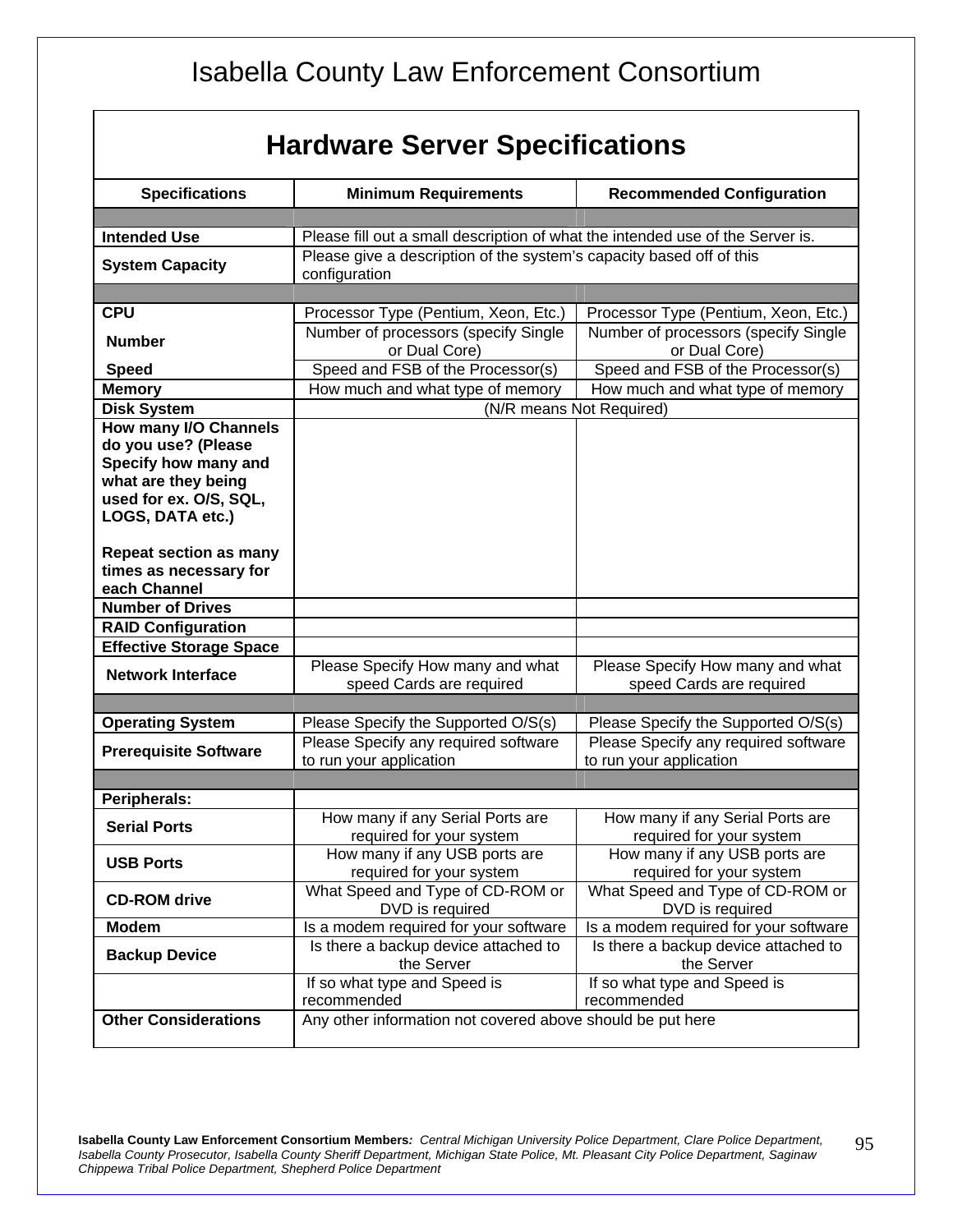# Isabella County Law Enforcement Consortium

## Hardware Server Specifications

| Specifications | Minimum Requirements | Recommended Configuration |
|---|---|---|
| | | |
| **Intended Use** | Please fill out a small description of what the intended use of the Server is. | |
| **System Capacity** | Please give a description of the system's capacity based off of this configuration | |
| | | |
| **CPU** | Processor Type (Pentium, Xeon, Etc.) | Processor Type (Pentium, Xeon, Etc.) |
| **Number** | Number of processors (specify Single or Dual Core) | Number of processors (specify Single or Dual Core) |
| **Speed** | Speed and FSB of the Processor(s) | Speed and FSB of the Processor(s) |
| **Memory** | How much and what type of memory | How much and what type of memory |
| **Disk System** | (N/R means Not Required) | |
| **How many I/O Channels do you use? (Please Specify how many and what are they being used for ex. O/S, SQL, LOGS, DATA etc.)** <br><br> **Repeat section as many times as necessary for each Channel** | | |
| **Number of Drives** | | |
| **RAID Configuration** | | |
| **Effective Storage Space** | | |
| **Network Interface** | Please Specify How many and what speed Cards are required | Please Specify How many and what speed Cards are required |
| | | |
| **Operating System** | Please Specify the Supported O/S(s) | Please Specify the Supported O/S(s) |
| **Prerequisite Software** | Please Specify any required software to run your application | Please Specify any required software to run your application |
| | | |
| **Peripherals:** | | |
| **Serial Ports** | How many if any Serial Ports are required for your system | How many if any Serial Ports are required for your system |
| **USB Ports** | How many if any USB ports are required for your system | How many if any USB ports are required for your system |
| **CD-ROM drive** | What Speed and Type of CD-ROM or DVD is required | What Speed and Type of CD-ROM or DVD is required |
| **Modem** | Is a modem required for your software | Is a modem required for your software |
| **Backup Device** | Is there a backup device attached to the Server | Is there a backup device attached to the Server |
| | If so what type and Speed is recommended | If so what type and Speed is recommended |
| **Other Considerations** | Any other information not covered above should be put here | |

**Isabella County Law Enforcement Consortium Members***: Central Michigan University Police Department, Clare Police Department, Isabella County Prosecutor, Isabella County Sheriff Department, Michigan State Police, Mt. Pleasant City Police Department, Saginaw Chippewa Tribal Police Department, Shepherd Police Department*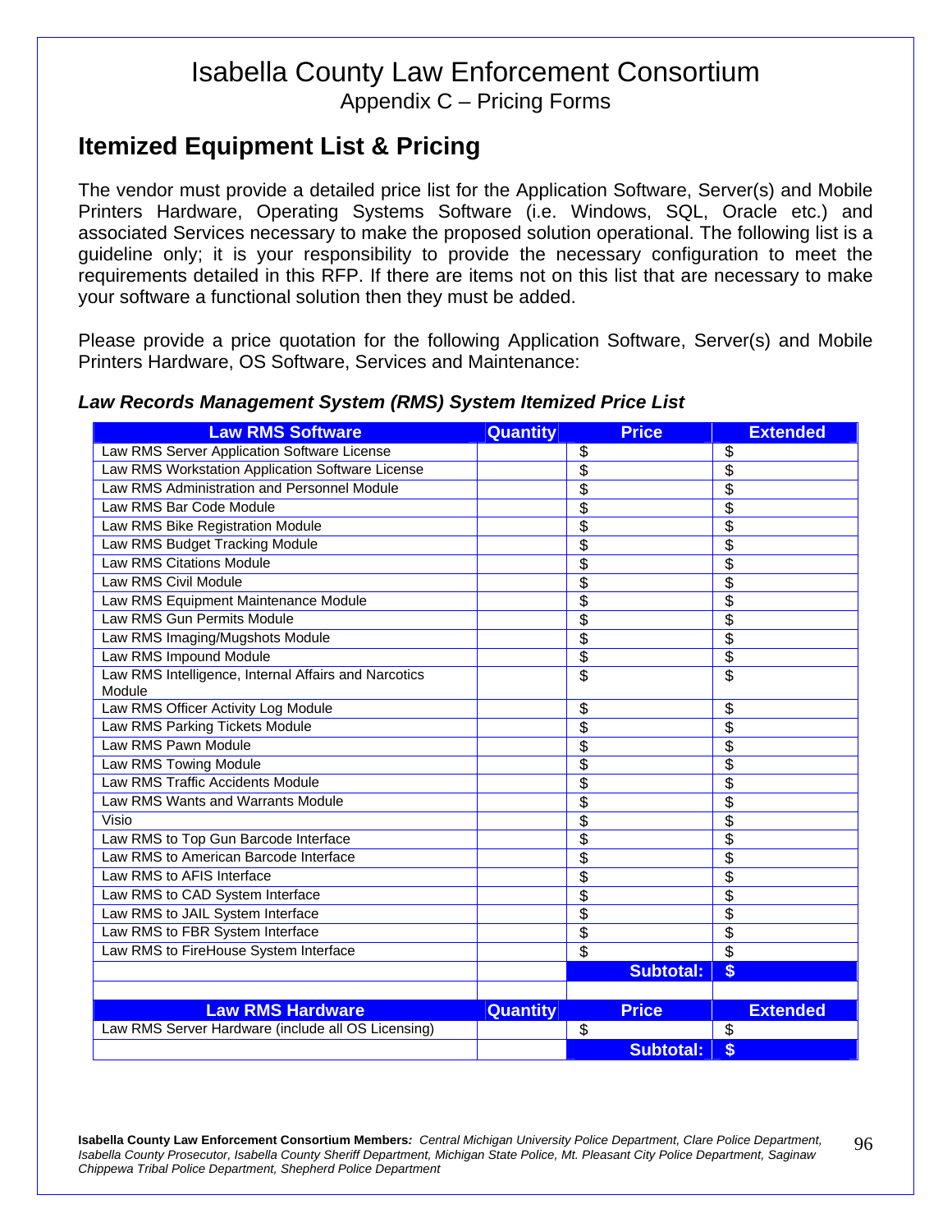# Isabella County Law Enforcement Consortium

Appendix C – Pricing Forms

## Itemized Equipment List & Pricing

The vendor must provide a detailed price list for the Application Software, Server(s) and Mobile Printers Hardware, Operating Systems Software (i.e. Windows, SQL, Oracle etc.) and associated Services necessary to make the proposed solution operational. The following list is a guideline only; it is your responsibility to provide the necessary configuration to meet the requirements detailed in this RFP. If there are items not on this list that are necessary to make your software a functional solution then they must be added.

Please provide a price quotation for the following Application Software, Server(s) and Mobile Printers Hardware, OS Software, Services and Maintenance:

### *Law Records Management System (RMS) System Itemized Price List*

| Law RMS Software | Quantity | Price | Extended |
|---|---|---|---|
| Law RMS Server Application Software License | | $ | $ |
| Law RMS Workstation Application Software License | | $ | $ |
| Law RMS Administration and Personnel Module | | $ | $ |
| Law RMS Bar Code Module | | $ | $ |
| Law RMS Bike Registration Module | | $ | $ |
| Law RMS Budget Tracking Module | | $ | $ |
| Law RMS Citations Module | | $ | $ |
| Law RMS Civil Module | | $ | $ |
| Law RMS Equipment Maintenance Module | | $ | $ |
| Law RMS Gun Permits Module | | $ | $ |
| Law RMS Imaging/Mugshots Module | | $ | $ |
| Law RMS Impound Module | | $ | $ |
| Law RMS Intelligence, Internal Affairs and Narcotics Module | | $ | $ |
| Law RMS Officer Activity Log Module | | $ | $ |
| Law RMS Parking Tickets Module | | $ | $ |
| Law RMS Pawn Module | | $ | $ |
| Law RMS Towing Module | | $ | $ |
| Law RMS Traffic Accidents Module | | $ | $ |
| Law RMS Wants and Warrants Module | | $ | $ |
| Visio | | $ | $ |
| Law RMS to Top Gun Barcode Interface | | $ | $ |
| Law RMS to American Barcode Interface | | $ | $ |
| Law RMS to AFIS Interface | | $ | $ |
| Law RMS to CAD System Interface | | $ | $ |
| Law RMS to JAIL System Interface | | $ | $ |
| Law RMS to FBR System Interface | | $ | $ |
| Law RMS to FireHouse System Interface | | $ | $ |
| | | **Subtotal:** | **$** |
| | | | |
| **Law RMS Hardware** | **Quantity** | **Price** | **Extended** |
| Law RMS Server Hardware (include all OS Licensing) | | $ | $ |
| | | **Subtotal:** | **$** |

**Isabella County Law Enforcement Consortium Members:** *Central Michigan University Police Department, Clare Police Department, Isabella County Prosecutor, Isabella County Sheriff Department, Michigan State Police, Mt. Pleasant City Police Department, Saginaw Chippewa Tribal Police Department, Shepherd Police Department*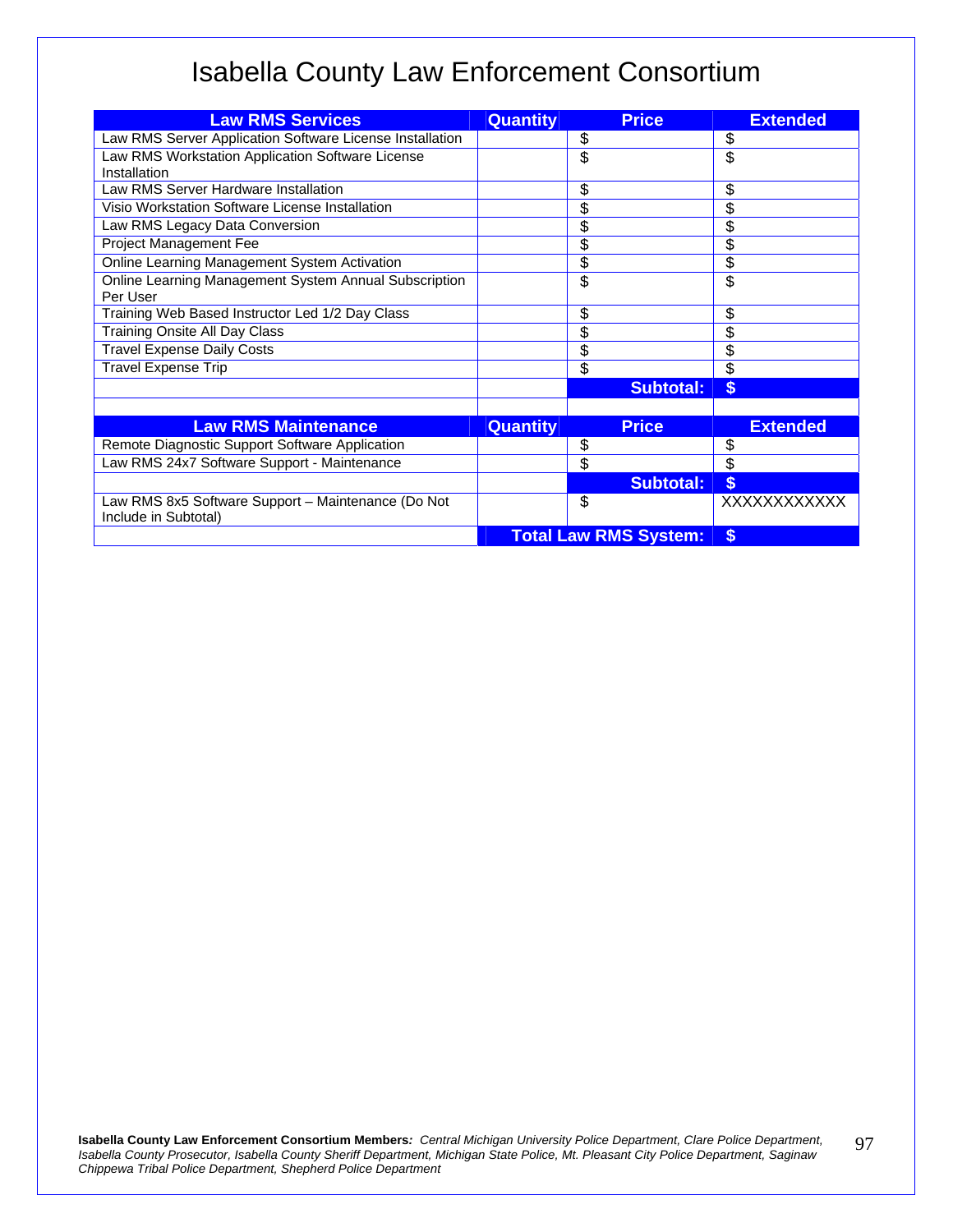# Isabella County Law Enforcement Consortium

| Law RMS Services | Quantity | Price | Extended |
|---|---|---|---|
| Law RMS Server Application Software License Installation | | $ | $ |
| Law RMS Workstation Application Software License Installation | | $ | $ |
| Law RMS Server Hardware Installation | | $ | $ |
| Visio Workstation Software License Installation | | $ | $ |
| Law RMS Legacy Data Conversion | | $ | $ |
| Project Management Fee | | $ | $ |
| Online Learning Management System Activation | | $ | $ |
| Online Learning Management System Annual Subscription Per User | | $ | $ |
| Training Web Based Instructor Led 1/2 Day Class | | $ | $ |
| Training Onsite All Day Class | | $ | $ |
| Travel Expense Daily Costs | | $ | $ |
| Travel Expense Trip | | $ | $ |
| | | **Subtotal:** | **$** |
| | | | |
| **Law RMS Maintenance** | **Quantity** | **Price** | **Extended** |
| Remote Diagnostic Support Software Application | | $ | $ |
| Law RMS 24x7 Software Support - Maintenance | | $ | $ |
| | | **Subtotal:** | **$** |
| Law RMS 8x5 Software Support – Maintenance (Do Not Include in Subtotal) | | $ | XXXXXXXXXXX |
| | **Total Law RMS System:** | | **$** |

**Isabella County Law Enforcement Consortium Members***: Central Michigan University Police Department, Clare Police Department, Isabella County Prosecutor, Isabella County Sheriff Department, Michigan State Police, Mt. Pleasant City Police Department, Saginaw Chippewa Tribal Police Department, Shepherd Police Department*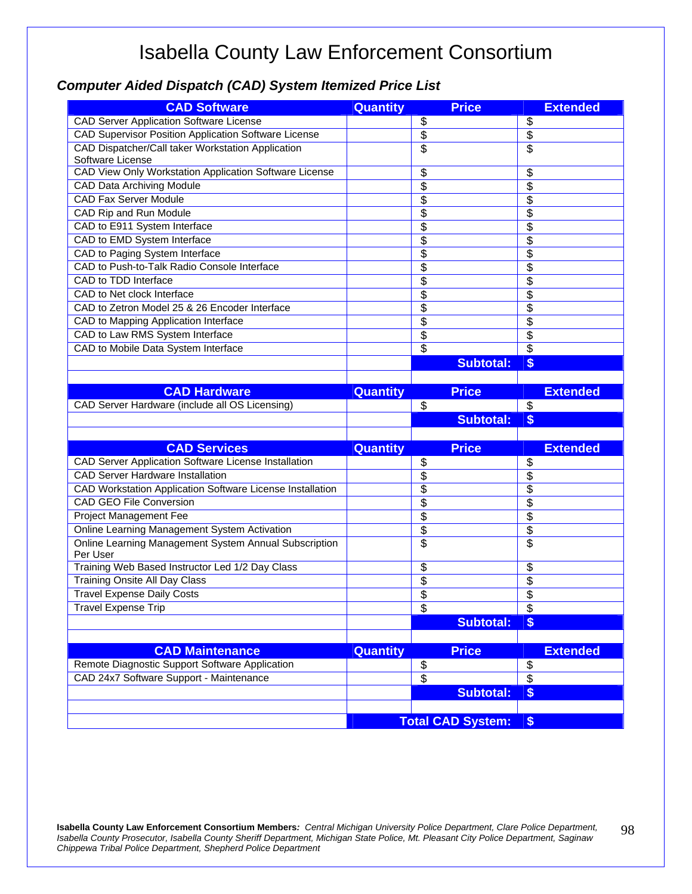# Isabella County Law Enforcement Consortium

### *Computer Aided Dispatch (CAD) System Itemized Price List*

| CAD Software | Quantity | Price | Extended |
|---|---|---|---|
| CAD Server Application Software License | | $ | $ |
| CAD Supervisor Position Application Software License | | $ | $ |
| CAD Dispatcher/Call taker Workstation Application Software License | | $ | $ |
| CAD View Only Workstation Application Software License | | $ | $ |
| CAD Data Archiving Module | | $ | $ |
| CAD Fax Server Module | | $ | $ |
| CAD Rip and Run Module | | $ | $ |
| CAD to E911 System Interface | | $ | $ |
| CAD to EMD System Interface | | $ | $ |
| CAD to Paging System Interface | | $ | $ |
| CAD to Push-to-Talk Radio Console Interface | | $ | $ |
| CAD to TDD Interface | | $ | $ |
| CAD to Net clock Interface | | $ | $ |
| CAD to Zetron Model 25 & 26 Encoder Interface | | $ | $ |
| CAD to Mapping Application Interface | | $ | $ |
| CAD to Law RMS System Interface | | $ | $ |
| CAD to Mobile Data System Interface | | $ | $ |
| | | **Subtotal:** | **$** |
| | | | |
| **CAD Hardware** | **Quantity** | **Price** | **Extended** |
| CAD Server Hardware (include all OS Licensing) | | $ | $ |
| | | **Subtotal:** | **$** |
| | | | |
| **CAD Services** | **Quantity** | **Price** | **Extended** |
| CAD Server Application Software License Installation | | $ | $ |
| CAD Server Hardware Installation | | $ | $ |
| CAD Workstation Application Software License Installation | | $ | $ |
| CAD GEO File Conversion | | $ | $ |
| Project Management Fee | | $ | $ |
| Online Learning Management System Activation | | $ | $ |
| Online Learning Management System Annual Subscription Per User | | $ | $ |
| Training Web Based Instructor Led 1/2 Day Class | | $ | $ |
| Training Onsite All Day Class | | $ | $ |
| Travel Expense Daily Costs | | $ | $ |
| Travel Expense Trip | | $ | $ |
| | | **Subtotal:** | **$** |
| | | | |
| **CAD Maintenance** | **Quantity** | **Price** | **Extended** |
| Remote Diagnostic Support Software Application | | $ | $ |
| CAD 24x7 Software Support - Maintenance | | $ | $ |
| | | **Subtotal:** | **$** |
| | | | |
| | | **Total CAD System:** | **$** |

**Isabella County Law Enforcement Consortium Members:** *Central Michigan University Police Department, Clare Police Department, Isabella County Prosecutor, Isabella County Sheriff Department, Michigan State Police, Mt. Pleasant City Police Department, Saginaw Chippewa Tribal Police Department, Shepherd Police Department*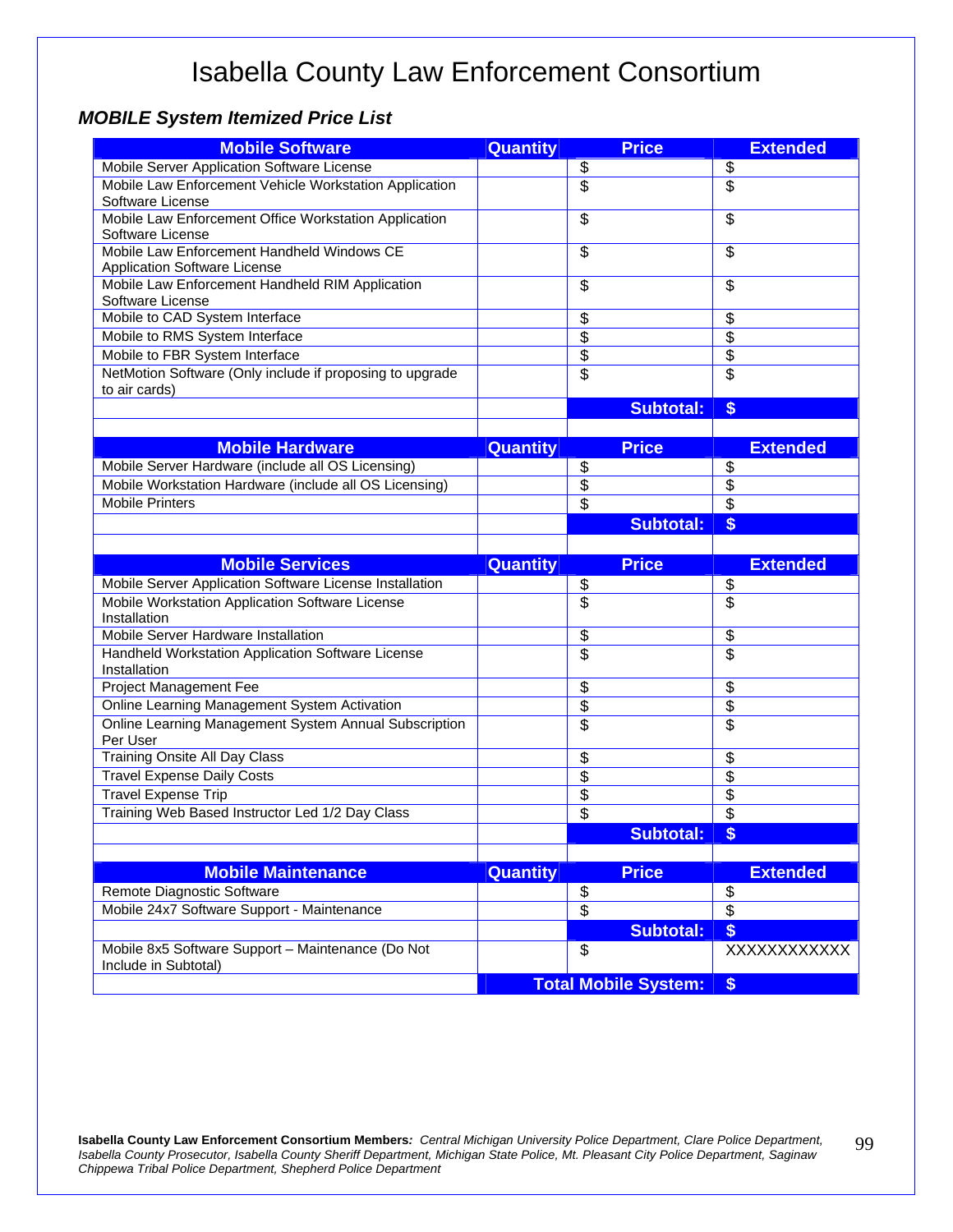# Isabella County Law Enforcement Consortium

## *MOBILE System Itemized Price List*

| Mobile Software | Quantity | Price | Extended |
|---|---|---|---|
| Mobile Server Application Software License | | $ | $ |
| Mobile Law Enforcement Vehicle Workstation Application Software License | | $ | $ |
| Mobile Law Enforcement Office Workstation Application Software License | | $ | $ |
| Mobile Law Enforcement Handheld Windows CE Application Software License | | $ | $ |
| Mobile Law Enforcement Handheld RIM Application Software License | | $ | $ |
| Mobile to CAD System Interface | | $ | $ |
| Mobile to RMS System Interface | | $ | $ |
| Mobile to FBR System Interface | | $ | $ |
| NetMotion Software (Only include if proposing to upgrade to air cards) | | $ | $ |
| | | **Subtotal:** | **$** |

| Mobile Hardware | Quantity | Price | Extended |
|---|---|---|---|
| Mobile Server Hardware (include all OS Licensing) | | $ | $ |
| Mobile Workstation Hardware (include all OS Licensing) | | $ | $ |
| Mobile Printers | | $ | $ |
| | | **Subtotal:** | **$** |

| Mobile Services | Quantity | Price | Extended |
|---|---|---|---|
| Mobile Server Application Software License Installation | | $ | $ |
| Mobile Workstation Application Software License Installation | | $ | $ |
| Mobile Server Hardware Installation | | $ | $ |
| Handheld Workstation Application Software License Installation | | $ | $ |
| Project Management Fee | | $ | $ |
| Online Learning Management System Activation | | $ | $ |
| Online Learning Management System Annual Subscription Per User | | $ | $ |
| Training Onsite All Day Class | | $ | $ |
| Travel Expense Daily Costs | | $ | $ |
| Travel Expense Trip | | $ | $ |
| Training Web Based Instructor Led 1/2 Day Class | | $ | $ |
| | | **Subtotal:** | **$** |

| Mobile Maintenance | Quantity | Price | Extended |
|---|---|---|---|
| Remote Diagnostic Software | | $ | $ |
| Mobile 24x7 Software Support - Maintenance | | $ | $ |
| | | **Subtotal:** | **$** |
| Mobile 8x5 Software Support – Maintenance (Do Not Include in Subtotal) | | $ | XXXXXXXXXXX |
| | | **Total Mobile System:** | **$** |

**Isabella County Law Enforcement Consortium Members***: Central Michigan University Police Department, Clare Police Department, Isabella County Prosecutor, Isabella County Sheriff Department, Michigan State Police, Mt. Pleasant City Police Department, Saginaw Chippewa Tribal Police Department, Shepherd Police Department*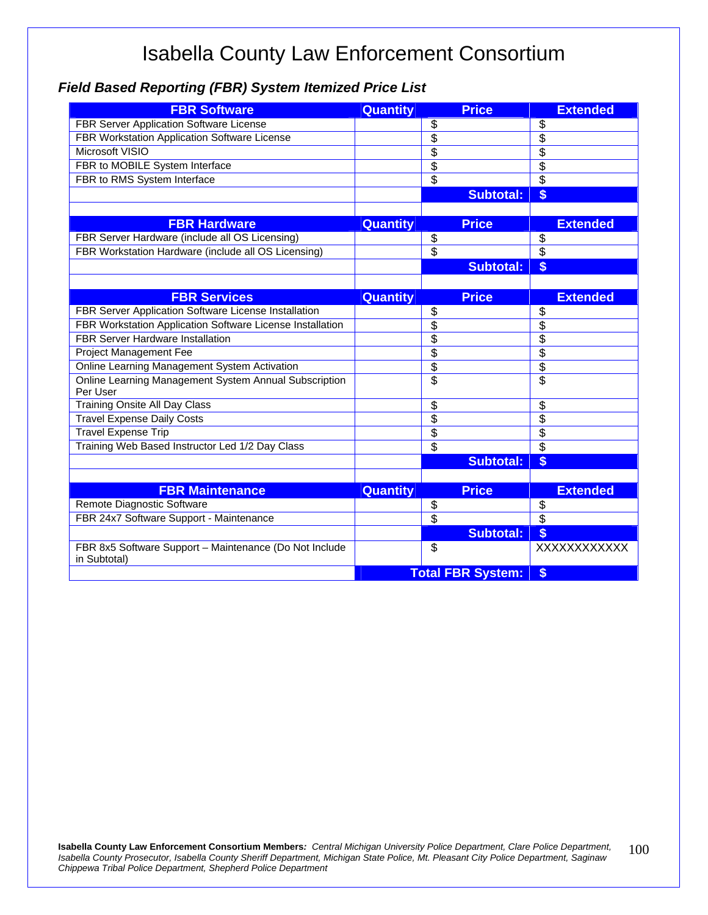# Isabella County Law Enforcement Consortium

## *Field Based Reporting (FBR) System Itemized Price List*

| FBR Software | Quantity | Price | Extended |
|---|---|---|---|
| FBR Server Application Software License | | $ | $ |
| FBR Workstation Application Software License | | $ | $ |
| Microsoft VISIO | | $ | $ |
| FBR to MOBILE System Interface | | $ | $ |
| FBR to RMS System Interface | | $ | $ |
| | | **Subtotal:** | **$** |

| FBR Hardware | Quantity | Price | Extended |
|---|---|---|---|
| FBR Server Hardware (include all OS Licensing) | | $ | $ |
| FBR Workstation Hardware (include all OS Licensing) | | $ | $ |
| | | **Subtotal:** | **$** |

| FBR Services | Quantity | Price | Extended |
|---|---|---|---|
| FBR Server Application Software License Installation | | $ | $ |
| FBR Workstation Application Software License Installation | | $ | $ |
| FBR Server Hardware Installation | | $ | $ |
| Project Management Fee | | $ | $ |
| Online Learning Management System Activation | | $ | $ |
| Online Learning Management System Annual Subscription Per User | | $ | $ |
| Training Onsite All Day Class | | $ | $ |
| Travel Expense Daily Costs | | $ | $ |
| Travel Expense Trip | | $ | $ |
| Training Web Based Instructor Led 1/2 Day Class | | $ | $ |
| | | **Subtotal:** | **$** |

| FBR Maintenance | Quantity | Price | Extended |
|---|---|---|---|
| Remote Diagnostic Software | | $ | $ |
| FBR 24x7 Software Support - Maintenance | | $ | $ |
| | | **Subtotal:** | **$** |
| FBR 8x5 Software Support – Maintenance (Do Not Include in Subtotal) | | $ | XXXXXXXXXXX |
| | | **Total FBR System:** | **$** |

**Isabella County Law Enforcement Consortium Members***: Central Michigan University Police Department, Clare Police Department, Isabella County Prosecutor, Isabella County Sheriff Department, Michigan State Police, Mt. Pleasant City Police Department, Saginaw Chippewa Tribal Police Department, Shepherd Police Department*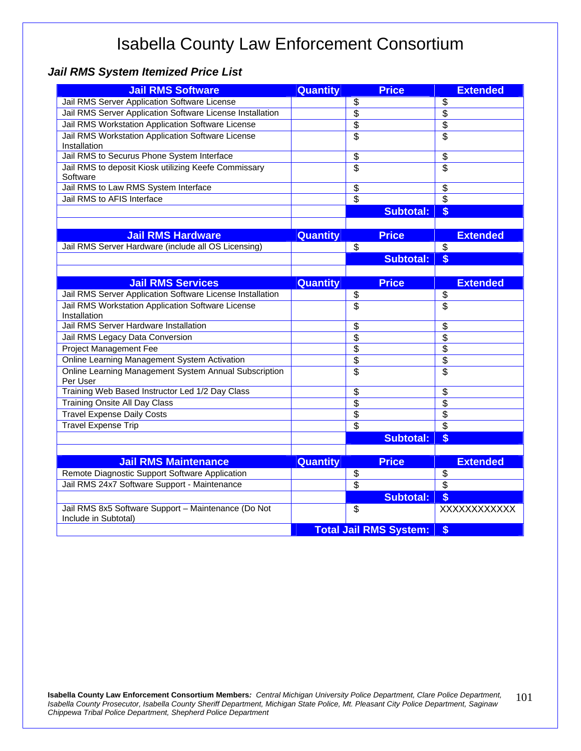# Isabella County Law Enforcement Consortium

***Jail RMS System Itemized Price List***

| Jail RMS Software | Quantity | Price | Extended |
|---|---|---|---|
| Jail RMS Server Application Software License | | $ | $ |
| Jail RMS Server Application Software License Installation | | $ | $ |
| Jail RMS Workstation Application Software License | | $ | $ |
| Jail RMS Workstation Application Software License Installation | | $ | $ |
| Jail RMS to Securus Phone System Interface | | $ | $ |
| Jail RMS to deposit Kiosk utilizing Keefe Commissary Software | | $ | $ |
| Jail RMS to Law RMS System Interface | | $ | $ |
| Jail RMS to AFIS Interface | | $ | $ |
| | | **Subtotal:** | **$** |
| | | | |
| **Jail RMS Hardware** | **Quantity** | **Price** | **Extended** |
| Jail RMS Server Hardware (include all OS Licensing) | | $ | $ |
| | | **Subtotal:** | **$** |
| | | | |
| **Jail RMS Services** | **Quantity** | **Price** | **Extended** |
| Jail RMS Server Application Software License Installation | | $ | $ |
| Jail RMS Workstation Application Software License Installation | | $ | $ |
| Jail RMS Server Hardware Installation | | $ | $ |
| Jail RMS Legacy Data Conversion | | $ | $ |
| Project Management Fee | | $ | $ |
| Online Learning Management System Activation | | $ | $ |
| Online Learning Management System Annual Subscription Per User | | $ | $ |
| Training Web Based Instructor Led 1/2 Day Class | | $ | $ |
| Training Onsite All Day Class | | $ | $ |
| Travel Expense Daily Costs | | $ | $ |
| Travel Expense Trip | | $ | $ |
| | | **Subtotal:** | **$** |
| | | | |
| **Jail RMS Maintenance** | **Quantity** | **Price** | **Extended** |
| Remote Diagnostic Support Software Application | | $ | $ |
| Jail RMS 24x7 Software Support - Maintenance | | $ | $ |
| | | **Subtotal:** | **$** |
| Jail RMS 8x5 Software Support – Maintenance (Do Not Include in Subtotal) | | $ | XXXXXXXXXXX |
| | | **Total Jail RMS System:** | **$** |

**Isabella County Law Enforcement Consortium Members***:* *Central Michigan University Police Department, Clare Police Department, Isabella County Prosecutor, Isabella County Sheriff Department, Michigan State Police, Mt. Pleasant City Police Department, Saginaw Chippewa Tribal Police Department, Shepherd Police Department*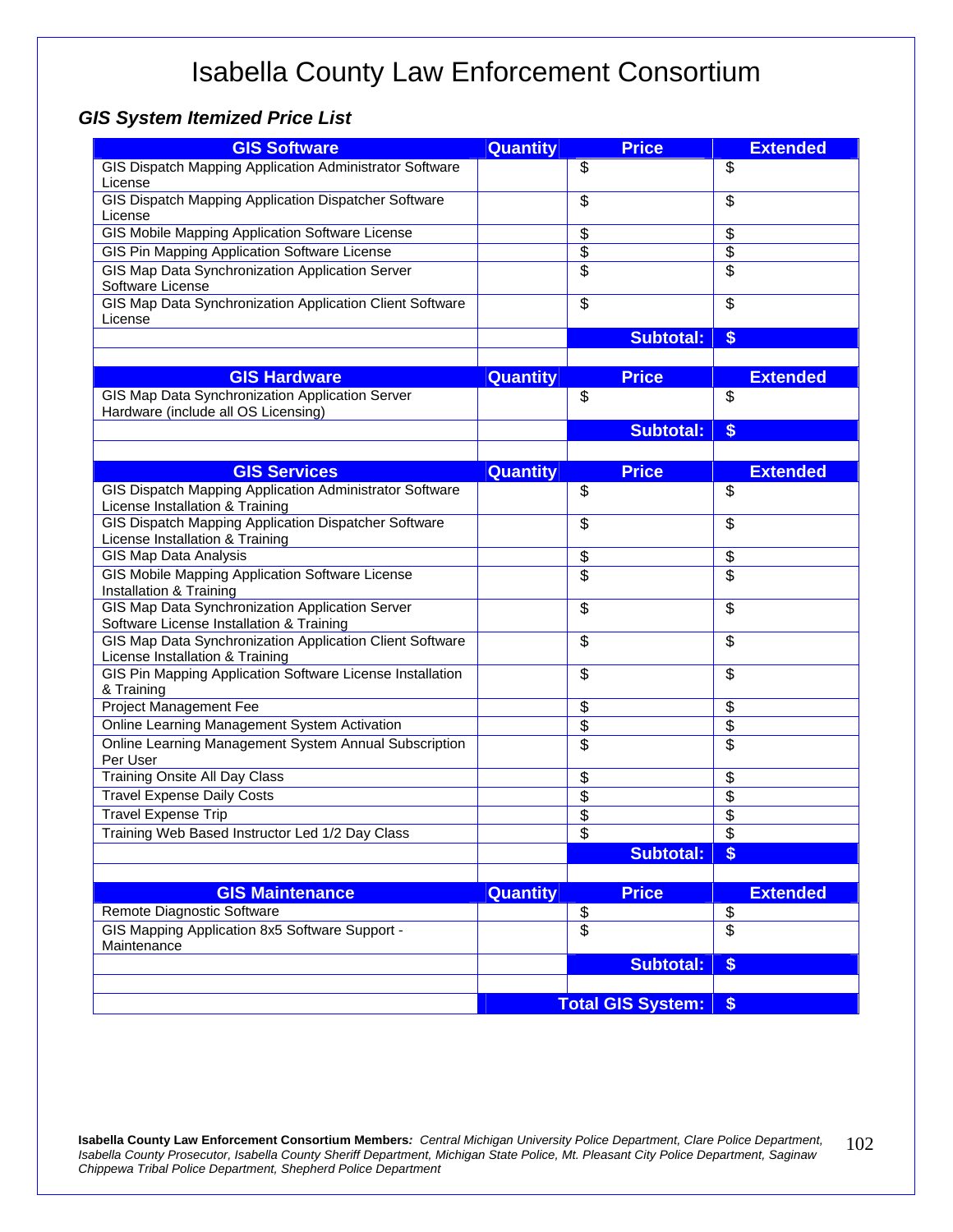# Isabella County Law Enforcement Consortium

***GIS System Itemized Price List***

| GIS Software | Quantity | Price | Extended |
|---|---|---|---|
| GIS Dispatch Mapping Application Administrator Software License | | $ | $ |
| GIS Dispatch Mapping Application Dispatcher Software License | | $ | $ |
| GIS Mobile Mapping Application Software License | | $ | $ |
| GIS Pin Mapping Application Software License | | $ | $ |
| GIS Map Data Synchronization Application Server Software License | | $ | $ |
| GIS Map Data Synchronization Application Client Software License | | $ | $ |
| | | **Subtotal:** | **$** |
| | | | |
| **GIS Hardware** | **Quantity** | **Price** | **Extended** |
| GIS Map Data Synchronization Application Server Hardware (include all OS Licensing) | | $ | $ |
| | | **Subtotal:** | **$** |
| | | | |
| **GIS Services** | **Quantity** | **Price** | **Extended** |
| GIS Dispatch Mapping Application Administrator Software License Installation & Training | | $ | $ |
| GIS Dispatch Mapping Application Dispatcher Software License Installation & Training | | $ | $ |
| GIS Map Data Analysis | | $ | $ |
| GIS Mobile Mapping Application Software License Installation & Training | | $ | $ |
| GIS Map Data Synchronization Application Server Software License Installation & Training | | $ | $ |
| GIS Map Data Synchronization Application Client Software License Installation & Training | | $ | $ |
| GIS Pin Mapping Application Software License Installation & Training | | $ | $ |
| Project Management Fee | | $ | $ |
| Online Learning Management System Activation | | $ | $ |
| Online Learning Management System Annual Subscription Per User | | $ | $ |
| Training Onsite All Day Class | | $ | $ |
| Travel Expense Daily Costs | | $ | $ |
| Travel Expense Trip | | $ | $ |
| Training Web Based Instructor Led 1/2 Day Class | | $ | $ |
| | | **Subtotal:** | **$** |
| | | | |
| **GIS Maintenance** | **Quantity** | **Price** | **Extended** |
| Remote Diagnostic Software | | $ | $ |
| GIS Mapping Application 8x5 Software Support - Maintenance | | $ | $ |
| | | **Subtotal:** | **$** |
| | | | |
| | | **Total GIS System:** | **$** |

**Isabella County Law Enforcement Consortium Members***: Central Michigan University Police Department, Clare Police Department, Isabella County Prosecutor, Isabella County Sheriff Department, Michigan State Police, Mt. Pleasant City Police Department, Saginaw Chippewa Tribal Police Department, Shepherd Police Department*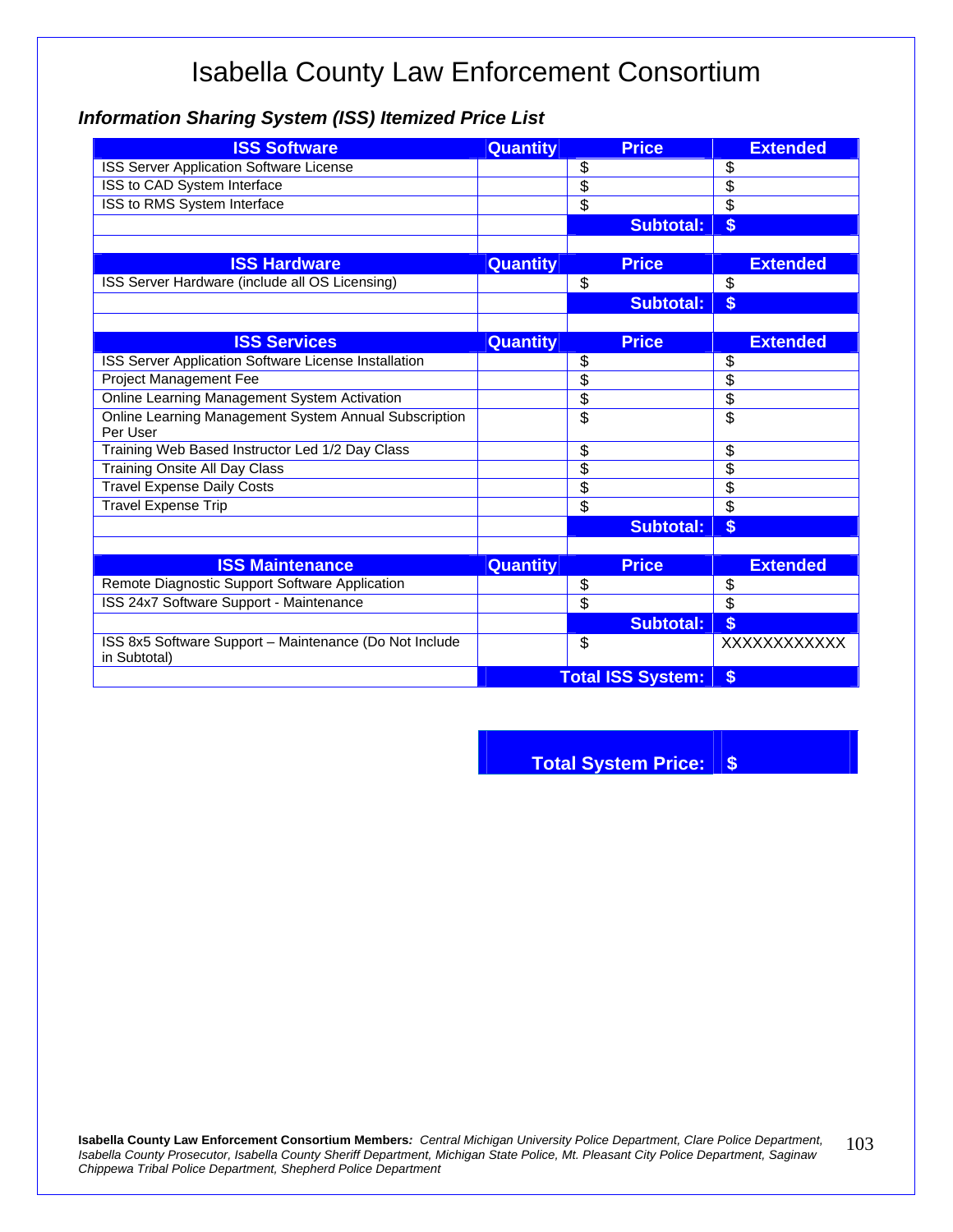# Isabella County Law Enforcement Consortium

***Information Sharing System (ISS) Itemized Price List***

| ISS Software | Quantity | Price | Extended |
|---|---|---|---|
| ISS Server Application Software License | | $ | $ |
| ISS to CAD System Interface | | $ | $ |
| ISS to RMS System Interface | | $ | $ |
| | | **Subtotal:** | **$** |
| | | | |
| **ISS Hardware** | **Quantity** | **Price** | **Extended** |
| ISS Server Hardware (include all OS Licensing) | | $ | $ |
| | | **Subtotal:** | **$** |
| | | | |
| **ISS Services** | **Quantity** | **Price** | **Extended** |
| ISS Server Application Software License Installation | | $ | $ |
| Project Management Fee | | $ | $ |
| Online Learning Management System Activation | | $ | $ |
| Online Learning Management System Annual Subscription Per User | | $ | $ |
| Training Web Based Instructor Led 1/2 Day Class | | $ | $ |
| Training Onsite All Day Class | | $ | $ |
| Travel Expense Daily Costs | | $ | $ |
| Travel Expense Trip | | $ | $ |
| | | **Subtotal:** | **$** |
| | | | |
| **ISS Maintenance** | **Quantity** | **Price** | **Extended** |
| Remote Diagnostic Support Software Application | | $ | $ |
| ISS 24x7 Software Support - Maintenance | | $ | $ |
| | | **Subtotal:** | **$** |
| ISS 8x5 Software Support – Maintenance (Do Not Include in Subtotal) | | $ | XXXXXXXXXXX |
| | | **Total ISS System:** | **$** |

| | |
|---|---|
| **Total System Price:** | **$** |

**Isabella County Law Enforcement Consortium Members:** *Central Michigan University Police Department, Clare Police Department, Isabella County Prosecutor, Isabella County Sheriff Department, Michigan State Police, Mt. Pleasant City Police Department, Saginaw Chippewa Tribal Police Department, Shepherd Police Department*